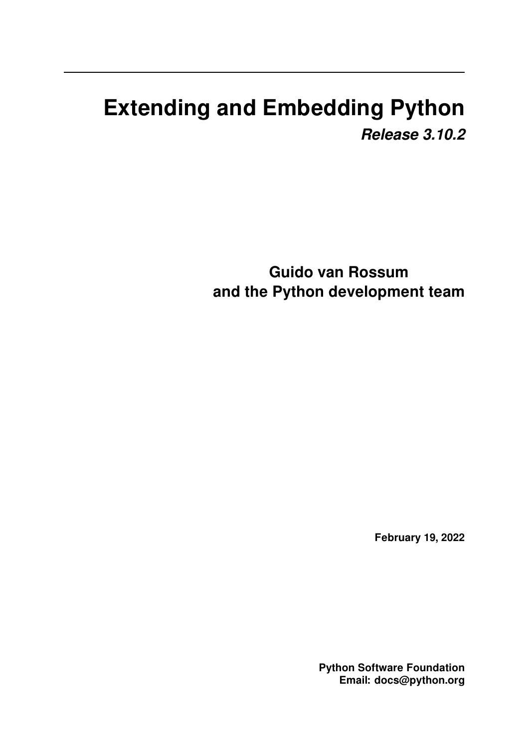# Extending and Embedding Python

***Release 3.10.2***

**Guido van Rossum**
**and the Python development team**

**February 19, 2022**

**Python Software Foundation**
**Email: docs@python.org**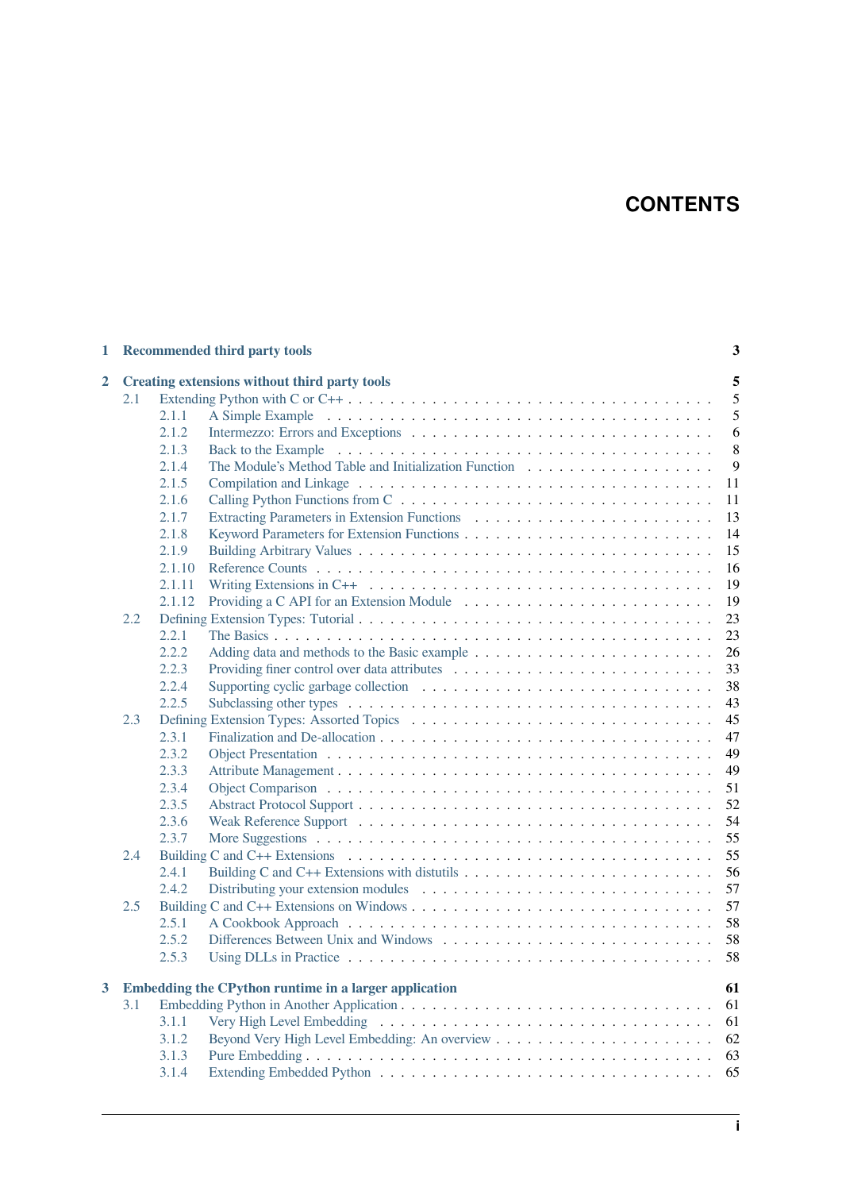# CONTENTS

**1 Recommended third party tools** **3**

**2 Creating extensions without third party tools** **5**

- 2.1 Extending Python with C or C++ . . . 5
  - 2.1.1 A Simple Example . . . 5
  - 2.1.2 Intermezzo: Errors and Exceptions . . . 6
  - 2.1.3 Back to the Example . . . 8
  - 2.1.4 The Module's Method Table and Initialization Function . . . 9
  - 2.1.5 Compilation and Linkage . . . 11
  - 2.1.6 Calling Python Functions from C . . . 11
  - 2.1.7 Extracting Parameters in Extension Functions . . . 13
  - 2.1.8 Keyword Parameters for Extension Functions . . . 14
  - 2.1.9 Building Arbitrary Values . . . 15
  - 2.1.10 Reference Counts . . . 16
  - 2.1.11 Writing Extensions in C++ . . . 19
  - 2.1.12 Providing a C API for an Extension Module . . . 19
- 2.2 Defining Extension Types: Tutorial . . . 23
  - 2.2.1 The Basics . . . 23
  - 2.2.2 Adding data and methods to the Basic example . . . 26
  - 2.2.3 Providing finer control over data attributes . . . 33
  - 2.2.4 Supporting cyclic garbage collection . . . 38
  - 2.2.5 Subclassing other types . . . 43
- 2.3 Defining Extension Types: Assorted Topics . . . 45
  - 2.3.1 Finalization and De-allocation . . . 47
  - 2.3.2 Object Presentation . . . 49
  - 2.3.3 Attribute Management . . . 49
  - 2.3.4 Object Comparison . . . 51
  - 2.3.5 Abstract Protocol Support . . . 52
  - 2.3.6 Weak Reference Support . . . 54
  - 2.3.7 More Suggestions . . . 55
- 2.4 Building C and C++ Extensions . . . 55
  - 2.4.1 Building C and C++ Extensions with distutils . . . 56
  - 2.4.2 Distributing your extension modules . . . 57
- 2.5 Building C and C++ Extensions on Windows . . . 57
  - 2.5.1 A Cookbook Approach . . . 58
  - 2.5.2 Differences Between Unix and Windows . . . 58
  - 2.5.3 Using DLLs in Practice . . . 58

**3 Embedding the CPython runtime in a larger application** **61**

- 3.1 Embedding Python in Another Application . . . 61
  - 3.1.1 Very High Level Embedding . . . 61
  - 3.1.2 Beyond Very High Level Embedding: An overview . . . 62
  - 3.1.3 Pure Embedding . . . 63
  - 3.1.4 Extending Embedded Python . . . 65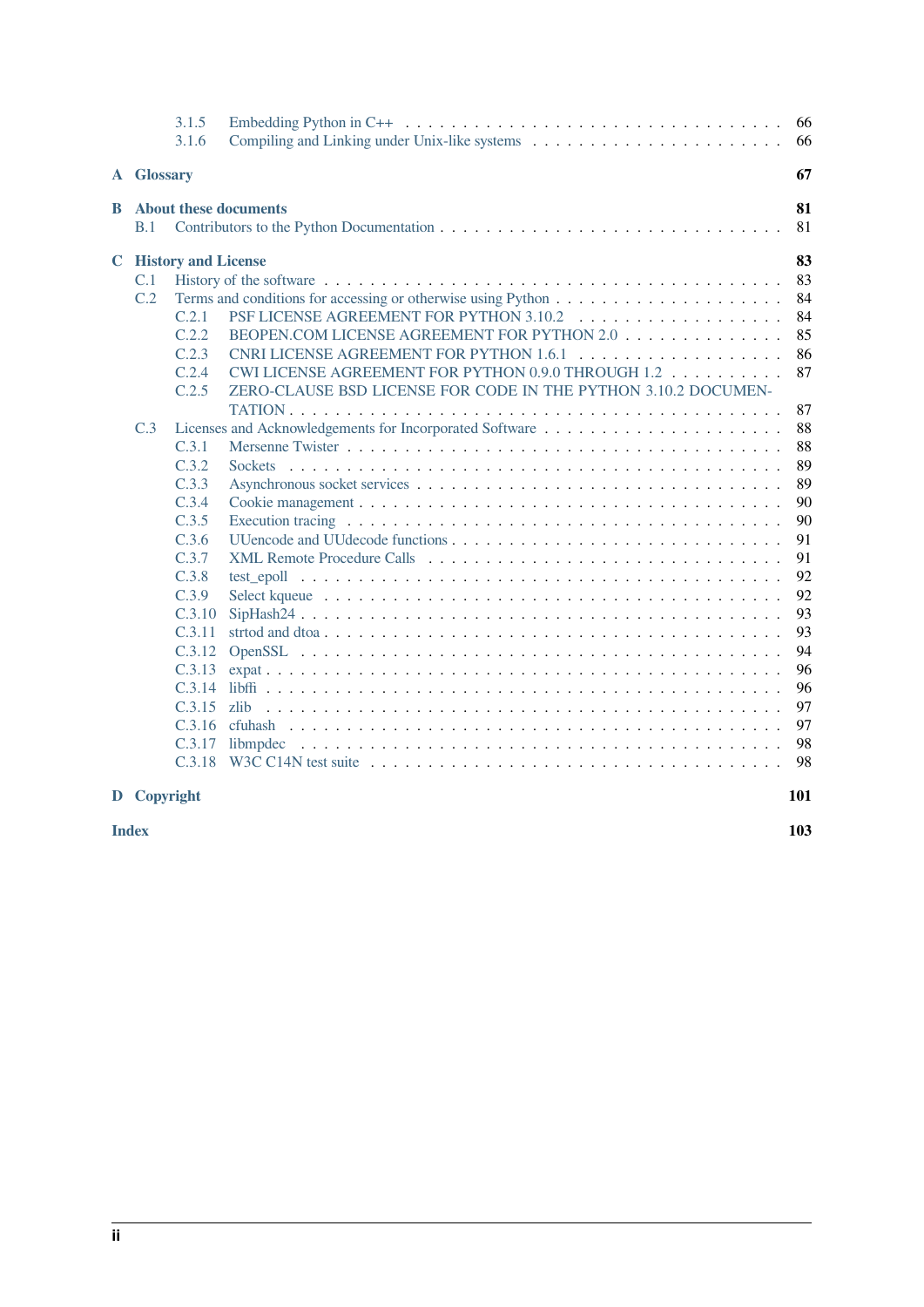- 3.1.5 Embedding Python in C++ . . . . . 66
- 3.1.6 Compiling and Linking under Unix-like systems . . . . . 66

**A Glossary** **67**

**B About these documents** **81**

- B.1 Contributors to the Python Documentation . . . . . 81

**C History and License** **83**

- C.1 History of the software . . . . . 83
- C.2 Terms and conditions for accessing or otherwise using Python . . . . . 84
  - C.2.1 PSF LICENSE AGREEMENT FOR PYTHON 3.10.2 . . . . . 84
  - C.2.2 BEOPEN.COM LICENSE AGREEMENT FOR PYTHON 2.0 . . . . . 85
  - C.2.3 CNRI LICENSE AGREEMENT FOR PYTHON 1.6.1 . . . . . 86
  - C.2.4 CWI LICENSE AGREEMENT FOR PYTHON 0.9.0 THROUGH 1.2 . . . . . 87
  - C.2.5 ZERO-CLAUSE BSD LICENSE FOR CODE IN THE PYTHON 3.10.2 DOCUMENTATION . . . . . 87
- C.3 Licenses and Acknowledgements for Incorporated Software . . . . . 88
  - C.3.1 Mersenne Twister . . . . . 88
  - C.3.2 Sockets . . . . . 89
  - C.3.3 Asynchronous socket services . . . . . 89
  - C.3.4 Cookie management . . . . . 90
  - C.3.5 Execution tracing . . . . . 90
  - C.3.6 UUencode and UUdecode functions . . . . . 91
  - C.3.7 XML Remote Procedure Calls . . . . . 91
  - C.3.8 test_epoll . . . . . 92
  - C.3.9 Select kqueue . . . . . 92
  - C.3.10 SipHash24 . . . . . 93
  - C.3.11 strtod and dtoa . . . . . 93
  - C.3.12 OpenSSL . . . . . 94
  - C.3.13 expat . . . . . 96
  - C.3.14 libffi . . . . . 96
  - C.3.15 zlib . . . . . 97
  - C.3.16 cfuhash . . . . . 97
  - C.3.17 libmpdec . . . . . 98
  - C.3.18 W3C C14N test suite . . . . . 98

**D Copyright** **101**

**Index** **103**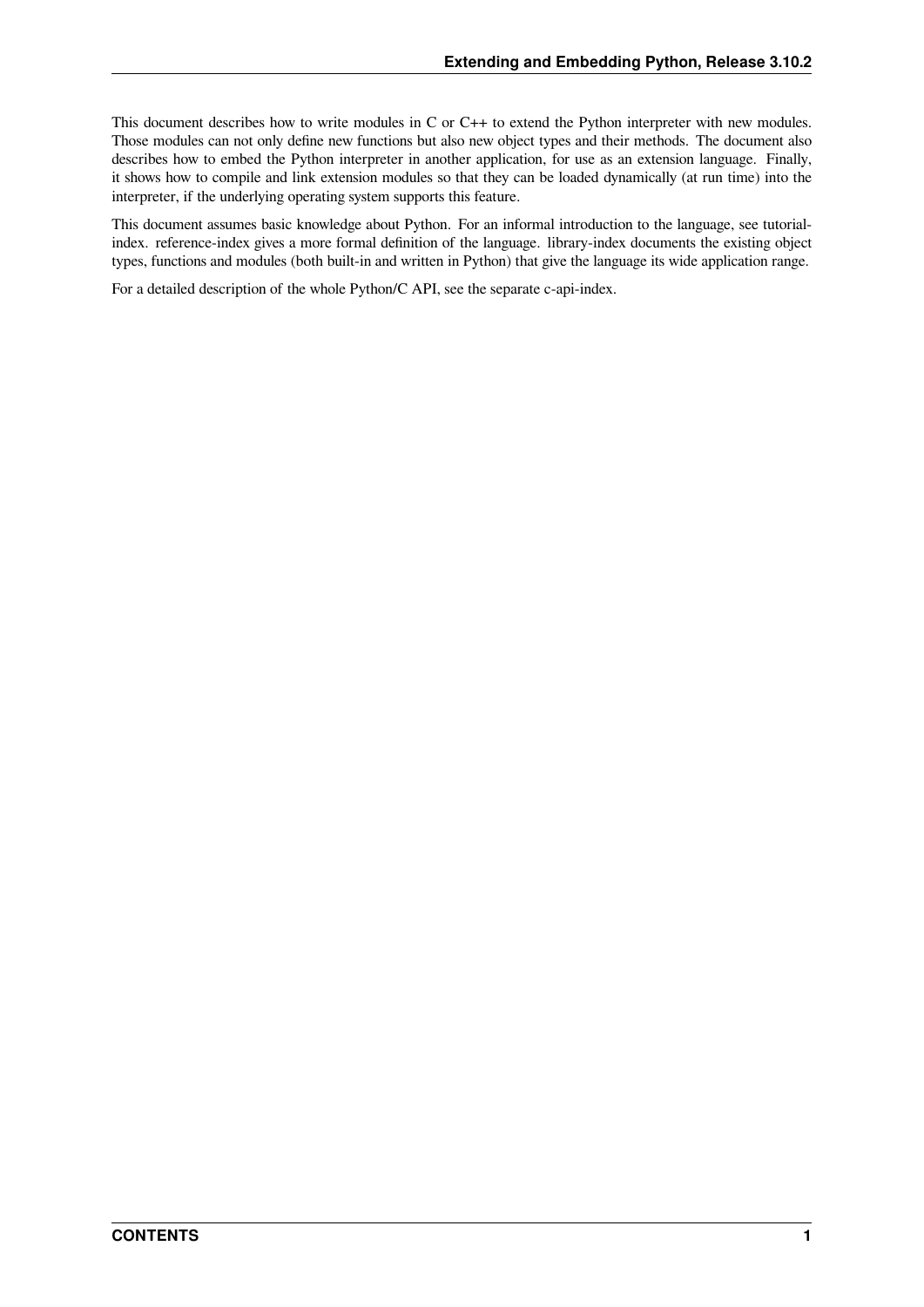This document describes how to write modules in C or C++ to extend the Python interpreter with new modules. Those modules can not only define new functions but also new object types and their methods. The document also describes how to embed the Python interpreter in another application, for use as an extension language. Finally, it shows how to compile and link extension modules so that they can be loaded dynamically (at run time) into the interpreter, if the underlying operating system supports this feature.

This document assumes basic knowledge about Python. For an informal introduction to the language, see tutorial-index. reference-index gives a more formal definition of the language. library-index documents the existing object types, functions and modules (both built-in and written in Python) that give the language its wide application range.

For a detailed description of the whole Python/C API, see the separate c-api-index.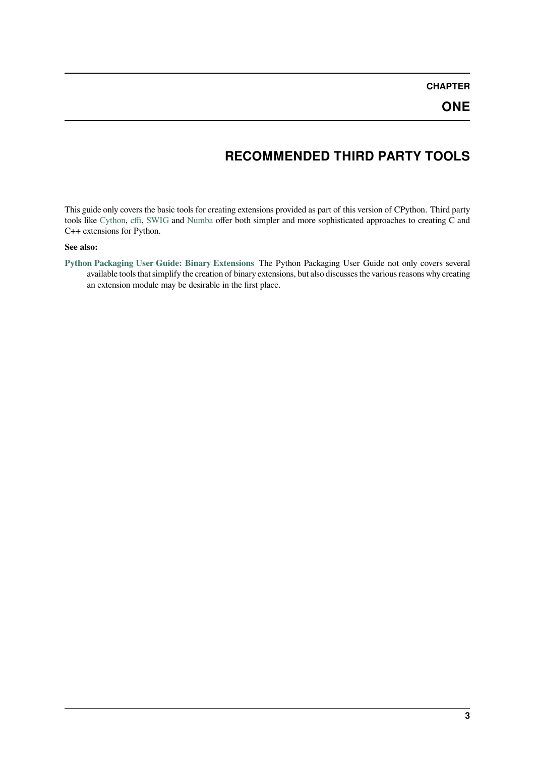# CHAPTER ONE

# RECOMMENDED THIRD PARTY TOOLS

This guide only covers the basic tools for creating extensions provided as part of this version of CPython. Third party tools like Cython, cffi, SWIG and Numba offer both simpler and more sophisticated approaches to creating C and C++ extensions for Python.

**See also:**

**Python Packaging User Guide: Binary Extensions** The Python Packaging User Guide not only covers several available tools that simplify the creation of binary extensions, but also discusses the various reasons why creating an extension module may be desirable in the first place.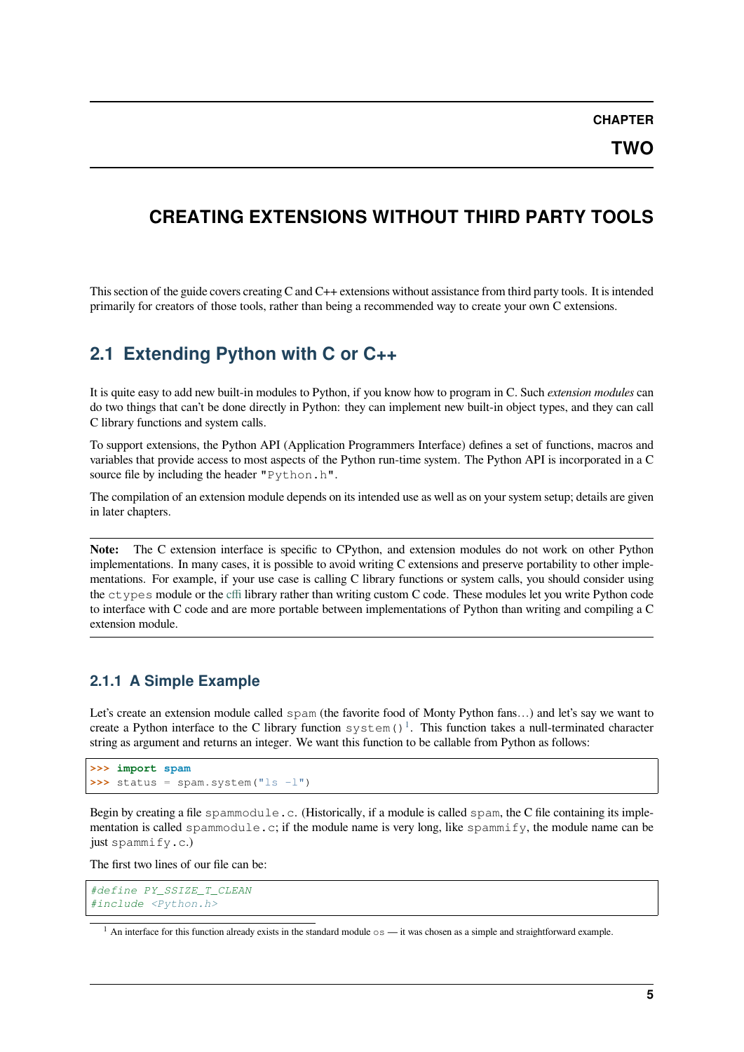# CHAPTER TWO

# CREATING EXTENSIONS WITHOUT THIRD PARTY TOOLS

This section of the guide covers creating C and C++ extensions without assistance from third party tools. It is intended primarily for creators of those tools, rather than being a recommended way to create your own C extensions.

## 2.1 Extending Python with C or C++

It is quite easy to add new built-in modules to Python, if you know how to program in C. Such *extension modules* can do two things that can't be done directly in Python: they can implement new built-in object types, and they can call C library functions and system calls.

To support extensions, the Python API (Application Programmers Interface) defines a set of functions, macros and variables that provide access to most aspects of the Python run-time system. The Python API is incorporated in a C source file by including the header `"Python.h"`.

The compilation of an extension module depends on its intended use as well as on your system setup; details are given in later chapters.

**Note:** The C extension interface is specific to CPython, and extension modules do not work on other Python implementations. In many cases, it is possible to avoid writing C extensions and preserve portability to other implementations. For example, if your use case is calling C library functions or system calls, you should consider using the `ctypes` module or the cffi library rather than writing custom C code. These modules let you write Python code to interface with C code and are more portable between implementations of Python than writing and compiling a C extension module.

### 2.1.1 A Simple Example

Let's create an extension module called `spam` (the favorite food of Monty Python fans…) and let's say we want to create a Python interface to the C library function `system()`[1]. This function takes a null-terminated character string as argument and returns an integer. We want this function to be callable from Python as follows:

```
>>> import spam
>>> status = spam.system("ls -l")
```

Begin by creating a file `spammodule.c`. (Historically, if a module is called `spam`, the C file containing its implementation is called `spammodule.c`; if the module name is very long, like `spammify`, the module name can be just `spammify.c`.)

The first two lines of our file can be:

```
#define PY_SSIZE_T_CLEAN
#include <Python.h>
```

[1] An interface for this function already exists in the standard module `os` — it was chosen as a simple and straightforward example.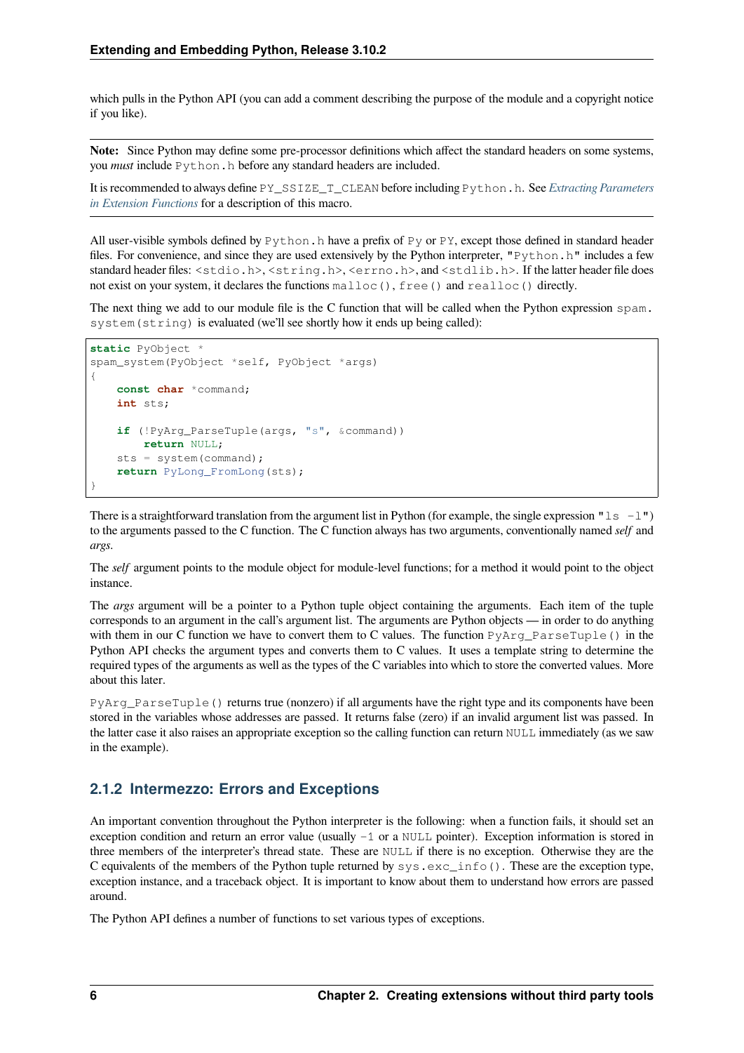which pulls in the Python API (you can add a comment describing the purpose of the module and a copyright notice if you like).

**Note:** Since Python may define some pre-processor definitions which affect the standard headers on some systems, you *must* include `Python.h` before any standard headers are included.

It is recommended to always define `PY_SSIZE_T_CLEAN` before including `Python.h`. See *Extracting Parameters in Extension Functions* for a description of this macro.

All user-visible symbols defined by `Python.h` have a prefix of `Py` or `PY`, except those defined in standard header files. For convenience, and since they are used extensively by the Python interpreter, `"Python.h"` includes a few standard header files: `<stdio.h>`, `<string.h>`, `<errno.h>`, and `<stdlib.h>`. If the latter header file does not exist on your system, it declares the functions `malloc()`, `free()` and `realloc()` directly.

The next thing we add to our module file is the C function that will be called when the Python expression `spam.system(string)` is evaluated (we'll see shortly how it ends up being called):

```
static PyObject *
spam_system(PyObject *self, PyObject *args)
{
    const char *command;
    int sts;

    if (!PyArg_ParseTuple(args, "s", &command))
        return NULL;
    sts = system(command);
    return PyLong_FromLong(sts);
}
```

There is a straightforward translation from the argument list in Python (for example, the single expression `"ls -l"`) to the arguments passed to the C function. The C function always has two arguments, conventionally named *self* and *args*.

The *self* argument points to the module object for module-level functions; for a method it would point to the object instance.

The *args* argument will be a pointer to a Python tuple object containing the arguments. Each item of the tuple corresponds to an argument in the call's argument list. The arguments are Python objects — in order to do anything with them in our C function we have to convert them to C values. The function `PyArg_ParseTuple()` in the Python API checks the argument types and converts them to C values. It uses a template string to determine the required types of the arguments as well as the types of the C variables into which to store the converted values. More about this later.

`PyArg_ParseTuple()` returns true (nonzero) if all arguments have the right type and its components have been stored in the variables whose addresses are passed. It returns false (zero) if an invalid argument list was passed. In the latter case it also raises an appropriate exception so the calling function can return `NULL` immediately (as we saw in the example).

### 2.1.2 Intermezzo: Errors and Exceptions

An important convention throughout the Python interpreter is the following: when a function fails, it should set an exception condition and return an error value (usually `-1` or a `NULL` pointer). Exception information is stored in three members of the interpreter's thread state. These are `NULL` if there is no exception. Otherwise they are the C equivalents of the members of the Python tuple returned by `sys.exc_info()`. These are the exception type, exception instance, and a traceback object. It is important to know about them to understand how errors are passed around.

The Python API defines a number of functions to set various types of exceptions.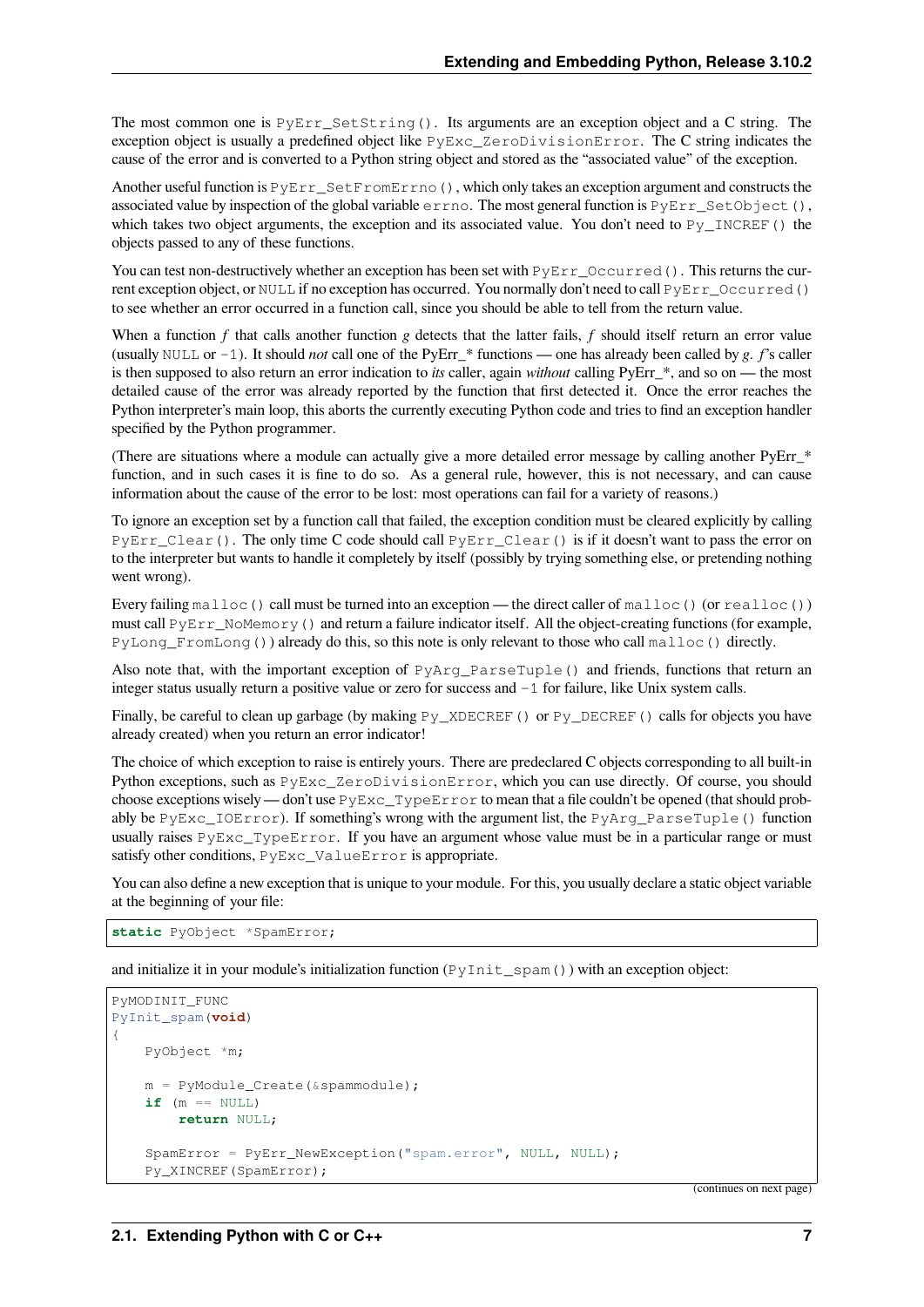The most common one is `PyErr_SetString()`. Its arguments are an exception object and a C string. The exception object is usually a predefined object like `PyExc_ZeroDivisionError`. The C string indicates the cause of the error and is converted to a Python string object and stored as the "associated value" of the exception.

Another useful function is `PyErr_SetFromErrno()`, which only takes an exception argument and constructs the associated value by inspection of the global variable `errno`. The most general function is `PyErr_SetObject()`, which takes two object arguments, the exception and its associated value. You don't need to `Py_INCREF()` the objects passed to any of these functions.

You can test non-destructively whether an exception has been set with `PyErr_Occurred()`. This returns the current exception object, or `NULL` if no exception has occurred. You normally don't need to call `PyErr_Occurred()` to see whether an error occurred in a function call, since you should be able to tell from the return value.

When a function *f* that calls another function *g* detects that the latter fails, *f* should itself return an error value (usually `NULL` or `-1`). It should *not* call one of the PyErr_* functions — one has already been called by *g*. *f*'s caller is then supposed to also return an error indication to *its* caller, again *without* calling PyErr_*, and so on — the most detailed cause of the error was already reported by the function that first detected it. Once the error reaches the Python interpreter's main loop, this aborts the currently executing Python code and tries to find an exception handler specified by the Python programmer.

(There are situations where a module can actually give a more detailed error message by calling another PyErr_* function, and in such cases it is fine to do so. As a general rule, however, this is not necessary, and can cause information about the cause of the error to be lost: most operations can fail for a variety of reasons.)

To ignore an exception set by a function call that failed, the exception condition must be cleared explicitly by calling `PyErr_Clear()`. The only time C code should call `PyErr_Clear()` is if it doesn't want to pass the error on to the interpreter but wants to handle it completely by itself (possibly by trying something else, or pretending nothing went wrong).

Every failing `malloc()` call must be turned into an exception — the direct caller of `malloc()` (or `realloc()`) must call `PyErr_NoMemory()` and return a failure indicator itself. All the object-creating functions (for example, `PyLong_FromLong()`) already do this, so this note is only relevant to those who call `malloc()` directly.

Also note that, with the important exception of `PyArg_ParseTuple()` and friends, functions that return an integer status usually return a positive value or zero for success and `-1` for failure, like Unix system calls.

Finally, be careful to clean up garbage (by making `Py_XDECREF()` or `Py_DECREF()` calls for objects you have already created) when you return an error indicator!

The choice of which exception to raise is entirely yours. There are predeclared C objects corresponding to all built-in Python exceptions, such as `PyExc_ZeroDivisionError`, which you can use directly. Of course, you should choose exceptions wisely — don't use `PyExc_TypeError` to mean that a file couldn't be opened (that should probably be `PyExc_IOError`). If something's wrong with the argument list, the `PyArg_ParseTuple()` function usually raises `PyExc_TypeError`. If you have an argument whose value must be in a particular range or must satisfy other conditions, `PyExc_ValueError` is appropriate.

You can also define a new exception that is unique to your module. For this, you usually declare a static object variable at the beginning of your file:

```
static PyObject *SpamError;
```

and initialize it in your module's initialization function (`PyInit_spam()`) with an exception object:

```
PyMODINIT_FUNC
PyInit_spam(void)
{
    PyObject *m;

    m = PyModule_Create(&spammodule);
    if (m == NULL)
        return NULL;

    SpamError = PyErr_NewException("spam.error", NULL, NULL);
    Py_XINCREF(SpamError);
```

(continues on next page)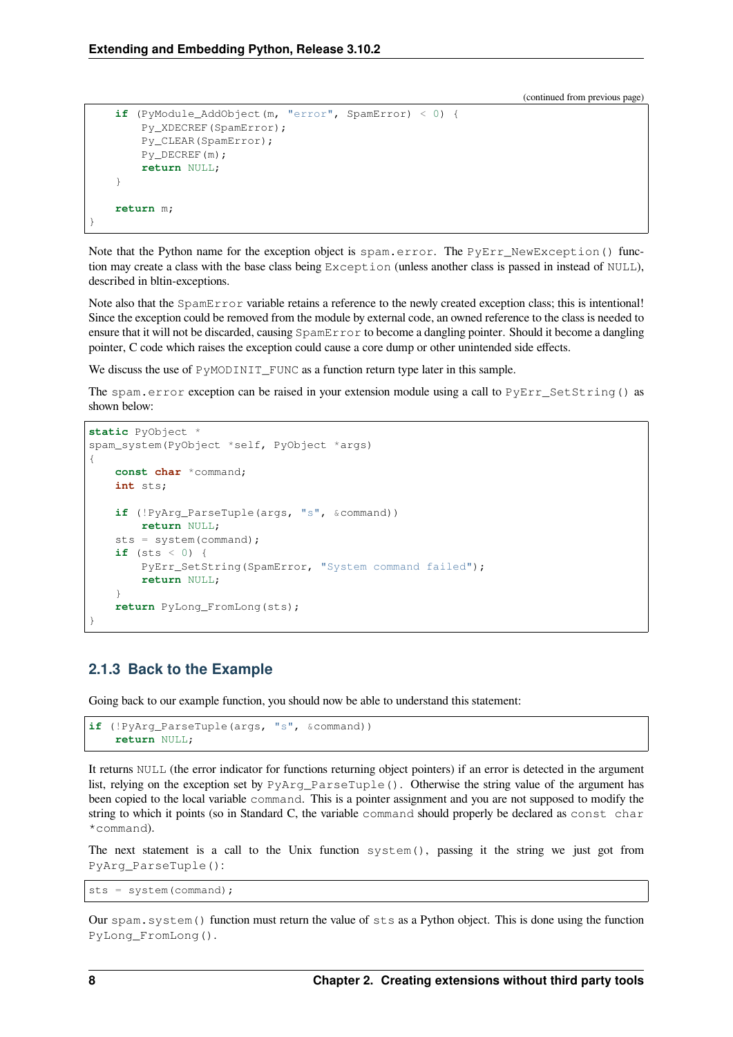```
    if (PyModule_AddObject(m, "error", SpamError) < 0) {
        Py_XDECREF(SpamError);
        Py_CLEAR(SpamError);
        Py_DECREF(m);
        return NULL;
    }

    return m;
}
```

Note that the Python name for the exception object is `spam.error`. The `PyErr_NewException()` function may create a class with the base class being `Exception` (unless another class is passed in instead of `NULL`), described in bltin-exceptions.

Note also that the `SpamError` variable retains a reference to the newly created exception class; this is intentional! Since the exception could be removed from the module by external code, an owned reference to the class is needed to ensure that it will not be discarded, causing `SpamError` to become a dangling pointer. Should it become a dangling pointer, C code which raises the exception could cause a core dump or other unintended side effects.

We discuss the use of `PyMODINIT_FUNC` as a function return type later in this sample.

The `spam.error` exception can be raised in your extension module using a call to `PyErr_SetString()` as shown below:

```
static PyObject *
spam_system(PyObject *self, PyObject *args)
{
    const char *command;
    int sts;

    if (!PyArg_ParseTuple(args, "s", &command))
        return NULL;
    sts = system(command);
    if (sts < 0) {
        PyErr_SetString(SpamError, "System command failed");
        return NULL;
    }
    return PyLong_FromLong(sts);
}
```

### 2.1.3 Back to the Example

Going back to our example function, you should now be able to understand this statement:

```
if (!PyArg_ParseTuple(args, "s", &command))
    return NULL;
```

It returns `NULL` (the error indicator for functions returning object pointers) if an error is detected in the argument list, relying on the exception set by `PyArg_ParseTuple()`. Otherwise the string value of the argument has been copied to the local variable `command`. This is a pointer assignment and you are not supposed to modify the string to which it points (so in Standard C, the variable `command` should properly be declared as `const char *command`).

The next statement is a call to the Unix function `system()`, passing it the string we just got from `PyArg_ParseTuple()`:

```
sts = system(command);
```

Our `spam.system()` function must return the value of `sts` as a Python object. This is done using the function `PyLong_FromLong()`.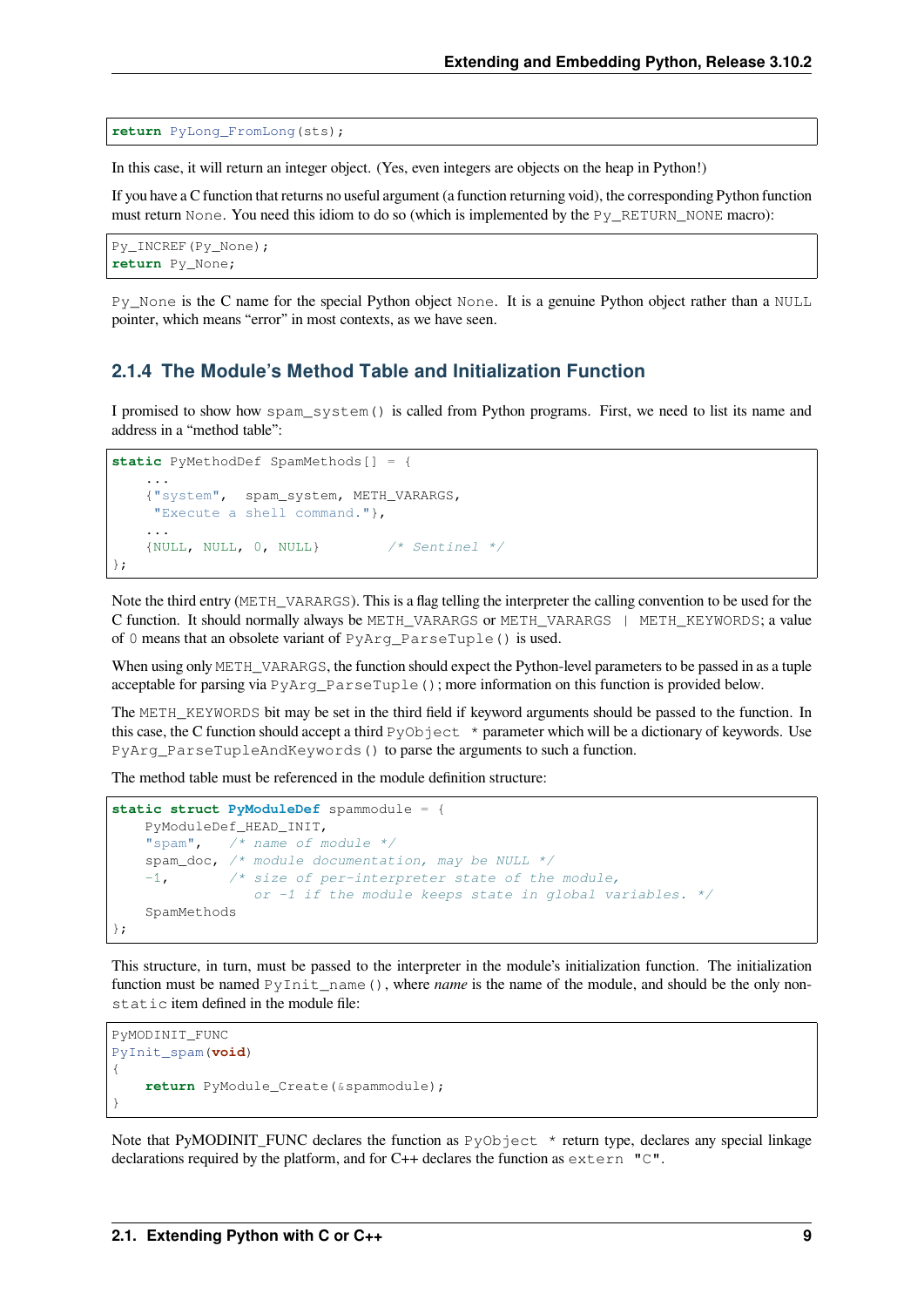```
return PyLong_FromLong(sts);
```

In this case, it will return an integer object. (Yes, even integers are objects on the heap in Python!)

If you have a C function that returns no useful argument (a function returning void), the corresponding Python function must return `None`. You need this idiom to do so (which is implemented by the `Py_RETURN_NONE` macro):

```
Py_INCREF(Py_None);
return Py_None;
```

`Py_None` is the C name for the special Python object `None`. It is a genuine Python object rather than a `NULL` pointer, which means "error" in most contexts, as we have seen.

### 2.1.4 The Module's Method Table and Initialization Function

I promised to show how `spam_system()` is called from Python programs. First, we need to list its name and address in a "method table":

```
static PyMethodDef SpamMethods[] = {
    ...
    {"system",  spam_system, METH_VARARGS,
     "Execute a shell command."},
    ...
    {NULL, NULL, 0, NULL}        /* Sentinel */
};
```

Note the third entry (`METH_VARARGS`). This is a flag telling the interpreter the calling convention to be used for the C function. It should normally always be `METH_VARARGS` or `METH_VARARGS | METH_KEYWORDS`; a value of `0` means that an obsolete variant of `PyArg_ParseTuple()` is used.

When using only `METH_VARARGS`, the function should expect the Python-level parameters to be passed in as a tuple acceptable for parsing via `PyArg_ParseTuple()`; more information on this function is provided below.

The `METH_KEYWORDS` bit may be set in the third field if keyword arguments should be passed to the function. In this case, the C function should accept a third `PyObject *` parameter which will be a dictionary of keywords. Use `PyArg_ParseTupleAndKeywords()` to parse the arguments to such a function.

The method table must be referenced in the module definition structure:

```
static struct PyModuleDef spammodule = {
    PyModuleDef_HEAD_INIT,
    "spam",   /* name of module */
    spam_doc, /* module documentation, may be NULL */
    -1,       /* size of per-interpreter state of the module,
                 or -1 if the module keeps state in global variables. */
    SpamMethods
};
```

This structure, in turn, must be passed to the interpreter in the module's initialization function. The initialization function must be named `PyInit_name()`, where *name* is the name of the module, and should be the only non-`static` item defined in the module file:

```
PyMODINIT_FUNC
PyInit_spam(void)
{
    return PyModule_Create(&spammodule);
}
```

Note that PyMODINIT_FUNC declares the function as `PyObject *` return type, declares any special linkage declarations required by the platform, and for C++ declares the function as `extern "C"`.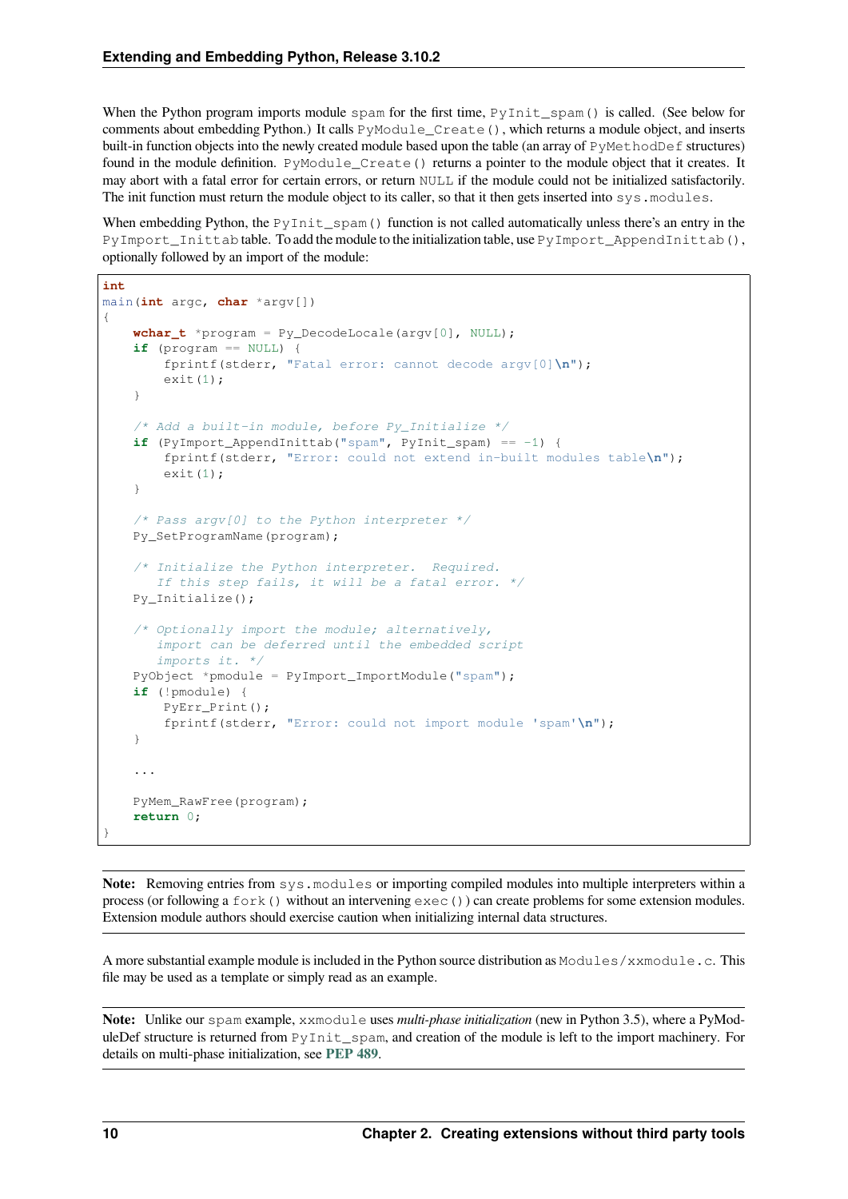When the Python program imports module `spam` for the first time, `PyInit_spam()` is called. (See below for comments about embedding Python.) It calls `PyModule_Create()`, which returns a module object, and inserts built-in function objects into the newly created module based upon the table (an array of `PyMethodDef` structures) found in the module definition. `PyModule_Create()` returns a pointer to the module object that it creates. It may abort with a fatal error for certain errors, or return `NULL` if the module could not be initialized satisfactorily. The init function must return the module object to its caller, so that it then gets inserted into `sys.modules`.

When embedding Python, the `PyInit_spam()` function is not called automatically unless there's an entry in the `PyImport_Inittab` table. To add the module to the initialization table, use `PyImport_AppendInittab()`, optionally followed by an import of the module:

```
int
main(int argc, char *argv[])
{
    wchar_t *program = Py_DecodeLocale(argv[0], NULL);
    if (program == NULL) {
        fprintf(stderr, "Fatal error: cannot decode argv[0]\n");
        exit(1);
    }

    /* Add a built-in module, before Py_Initialize */
    if (PyImport_AppendInittab("spam", PyInit_spam) == -1) {
        fprintf(stderr, "Error: could not extend in-built modules table\n");
        exit(1);
    }

    /* Pass argv[0] to the Python interpreter */
    Py_SetProgramName(program);

    /* Initialize the Python interpreter.  Required.
       If this step fails, it will be a fatal error. */
    Py_Initialize();

    /* Optionally import the module; alternatively,
       import can be deferred until the embedded script
       imports it. */
    PyObject *pmodule = PyImport_ImportModule("spam");
    if (!pmodule) {
        PyErr_Print();
        fprintf(stderr, "Error: could not import module 'spam'\n");
    }

    ...

    PyMem_RawFree(program);
    return 0;
}
```

**Note:** Removing entries from `sys.modules` or importing compiled modules into multiple interpreters within a process (or following a `fork()` without an intervening `exec()`) can create problems for some extension modules. Extension module authors should exercise caution when initializing internal data structures.

A more substantial example module is included in the Python source distribution as `Modules/xxmodule.c`. This file may be used as a template or simply read as an example.

**Note:** Unlike our `spam` example, `xxmodule` uses *multi-phase initialization* (new in Python 3.5), where a PyModuleDef structure is returned from `PyInit_spam`, and creation of the module is left to the import machinery. For details on multi-phase initialization, see **PEP 489**.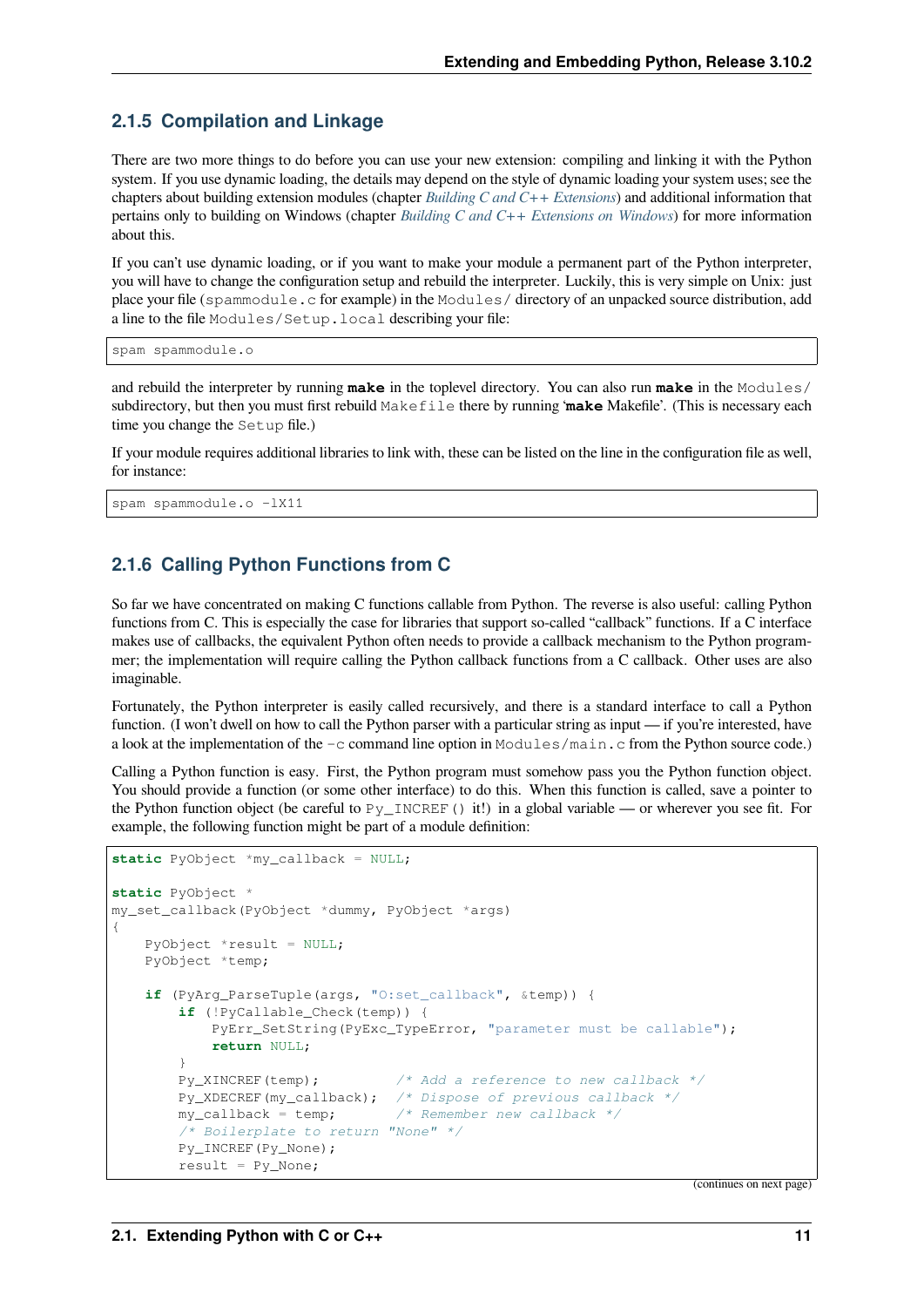### 2.1.5 Compilation and Linkage

There are two more things to do before you can use your new extension: compiling and linking it with the Python system. If you use dynamic loading, the details may depend on the style of dynamic loading your system uses; see the chapters about building extension modules (chapter *Building C and C++ Extensions*) and additional information that pertains only to building on Windows (chapter *Building C and C++ Extensions on Windows*) for more information about this.

If you can't use dynamic loading, or if you want to make your module a permanent part of the Python interpreter, you will have to change the configuration setup and rebuild the interpreter. Luckily, this is very simple on Unix: just place your file (`spammodule.c` for example) in the `Modules/` directory of an unpacked source distribution, add a line to the file `Modules/Setup.local` describing your file:

```
spam spammodule.o
```

and rebuild the interpreter by running **make** in the toplevel directory. You can also run **make** in the `Modules/` subdirectory, but then you must first rebuild `Makefile` there by running '**make** Makefile'. (This is necessary each time you change the `Setup` file.)

If your module requires additional libraries to link with, these can be listed on the line in the configuration file as well, for instance:

```
spam spammodule.o -lX11
```

### 2.1.6 Calling Python Functions from C

So far we have concentrated on making C functions callable from Python. The reverse is also useful: calling Python functions from C. This is especially the case for libraries that support so-called "callback" functions. If a C interface makes use of callbacks, the equivalent Python often needs to provide a callback mechanism to the Python programmer; the implementation will require calling the Python callback functions from a C callback. Other uses are also imaginable.

Fortunately, the Python interpreter is easily called recursively, and there is a standard interface to call a Python function. (I won't dwell on how to call the Python parser with a particular string as input — if you're interested, have a look at the implementation of the `-c` command line option in `Modules/main.c` from the Python source code.)

Calling a Python function is easy. First, the Python program must somehow pass you the Python function object. You should provide a function (or some other interface) to do this. When this function is called, save a pointer to the Python function object (be careful to `Py_INCREF()` it!) in a global variable — or wherever you see fit. For example, the following function might be part of a module definition:

```
static PyObject *my_callback = NULL;

static PyObject *
my_set_callback(PyObject *dummy, PyObject *args)
{
    PyObject *result = NULL;
    PyObject *temp;

    if (PyArg_ParseTuple(args, "O:set_callback", &temp)) {
        if (!PyCallable_Check(temp)) {
            PyErr_SetString(PyExc_TypeError, "parameter must be callable");
            return NULL;
        }
        Py_XINCREF(temp);         /* Add a reference to new callback */
        Py_XDECREF(my_callback);  /* Dispose of previous callback */
        my_callback = temp;       /* Remember new callback */
        /* Boilerplate to return "None" */
        Py_INCREF(Py_None);
        result = Py_None;
```

(continues on next page)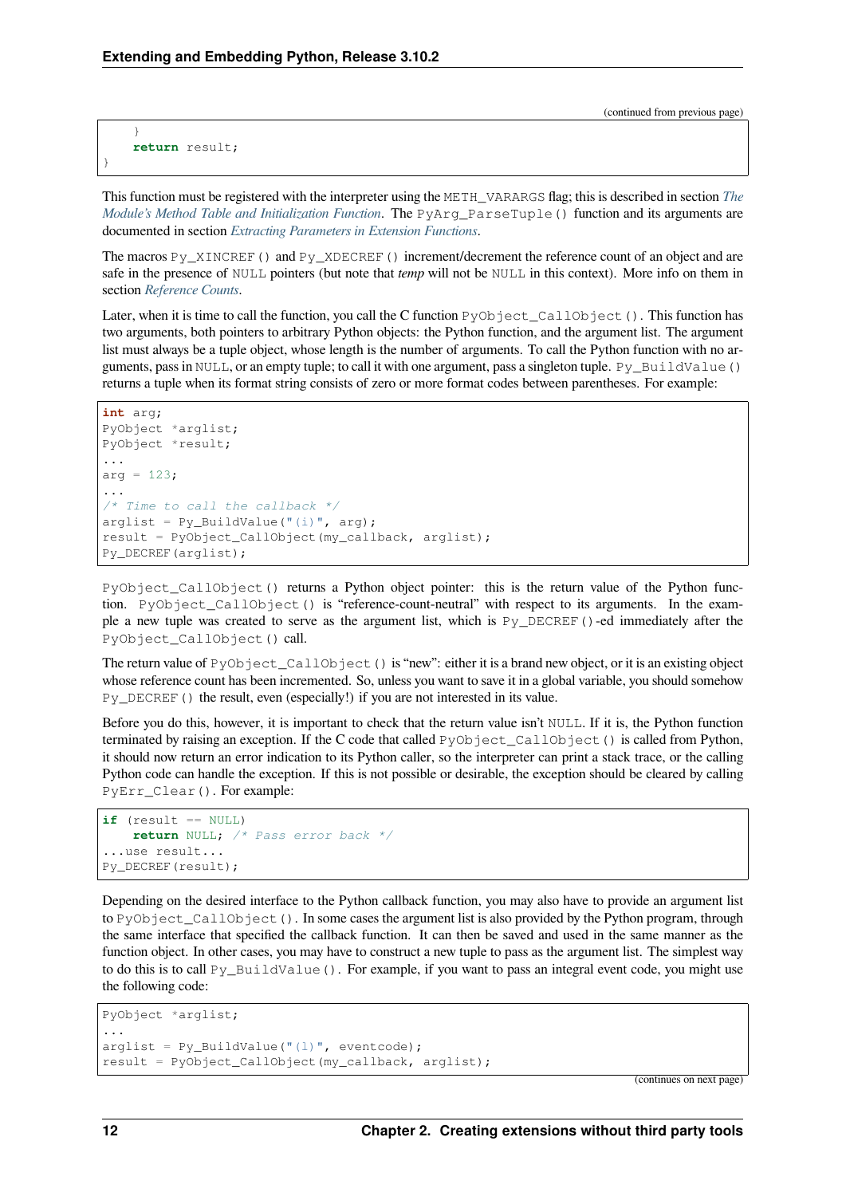(continued from previous page)

```
    }
    return result;
}
```

This function must be registered with the interpreter using the METH_VARARGS flag; this is described in section *The Module's Method Table and Initialization Function*. The PyArg_ParseTuple() function and its arguments are documented in section *Extracting Parameters in Extension Functions*.

The macros Py_XINCREF() and Py_XDECREF() increment/decrement the reference count of an object and are safe in the presence of NULL pointers (but note that *temp* will not be NULL in this context). More info on them in section *Reference Counts*.

Later, when it is time to call the function, you call the C function PyObject_CallObject(). This function has two arguments, both pointers to arbitrary Python objects: the Python function, and the argument list. The argument list must always be a tuple object, whose length is the number of arguments. To call the Python function with no arguments, pass in NULL, or an empty tuple; to call it with one argument, pass a singleton tuple. Py_BuildValue() returns a tuple when its format string consists of zero or more format codes between parentheses. For example:

```
int arg;
PyObject *arglist;
PyObject *result;
...
arg = 123;
...
/* Time to call the callback */
arglist = Py_BuildValue("(i)", arg);
result = PyObject_CallObject(my_callback, arglist);
Py_DECREF(arglist);
```

PyObject_CallObject() returns a Python object pointer: this is the return value of the Python function. PyObject_CallObject() is "reference-count-neutral" with respect to its arguments. In the example a new tuple was created to serve as the argument list, which is Py_DECREF()-ed immediately after the PyObject_CallObject() call.

The return value of PyObject_CallObject() is "new": either it is a brand new object, or it is an existing object whose reference count has been incremented. So, unless you want to save it in a global variable, you should somehow Py_DECREF() the result, even (especially!) if you are not interested in its value.

Before you do this, however, it is important to check that the return value isn't NULL. If it is, the Python function terminated by raising an exception. If the C code that called PyObject_CallObject() is called from Python, it should now return an error indication to its Python caller, so the interpreter can print a stack trace, or the calling Python code can handle the exception. If this is not possible or desirable, the exception should be cleared by calling PyErr_Clear(). For example:

```
if (result == NULL)
    return NULL; /* Pass error back */
...use result...
Py_DECREF(result);
```

Depending on the desired interface to the Python callback function, you may also have to provide an argument list to PyObject_CallObject(). In some cases the argument list is also provided by the Python program, through the same interface that specified the callback function. It can then be saved and used in the same manner as the function object. In other cases, you may have to construct a new tuple to pass as the argument list. The simplest way to do this is to call Py_BuildValue(). For example, if you want to pass an integral event code, you might use the following code:

```
PyObject *arglist;
...
arglist = Py_BuildValue("(l)", eventcode);
result = PyObject_CallObject(my_callback, arglist);
```

(continues on next page)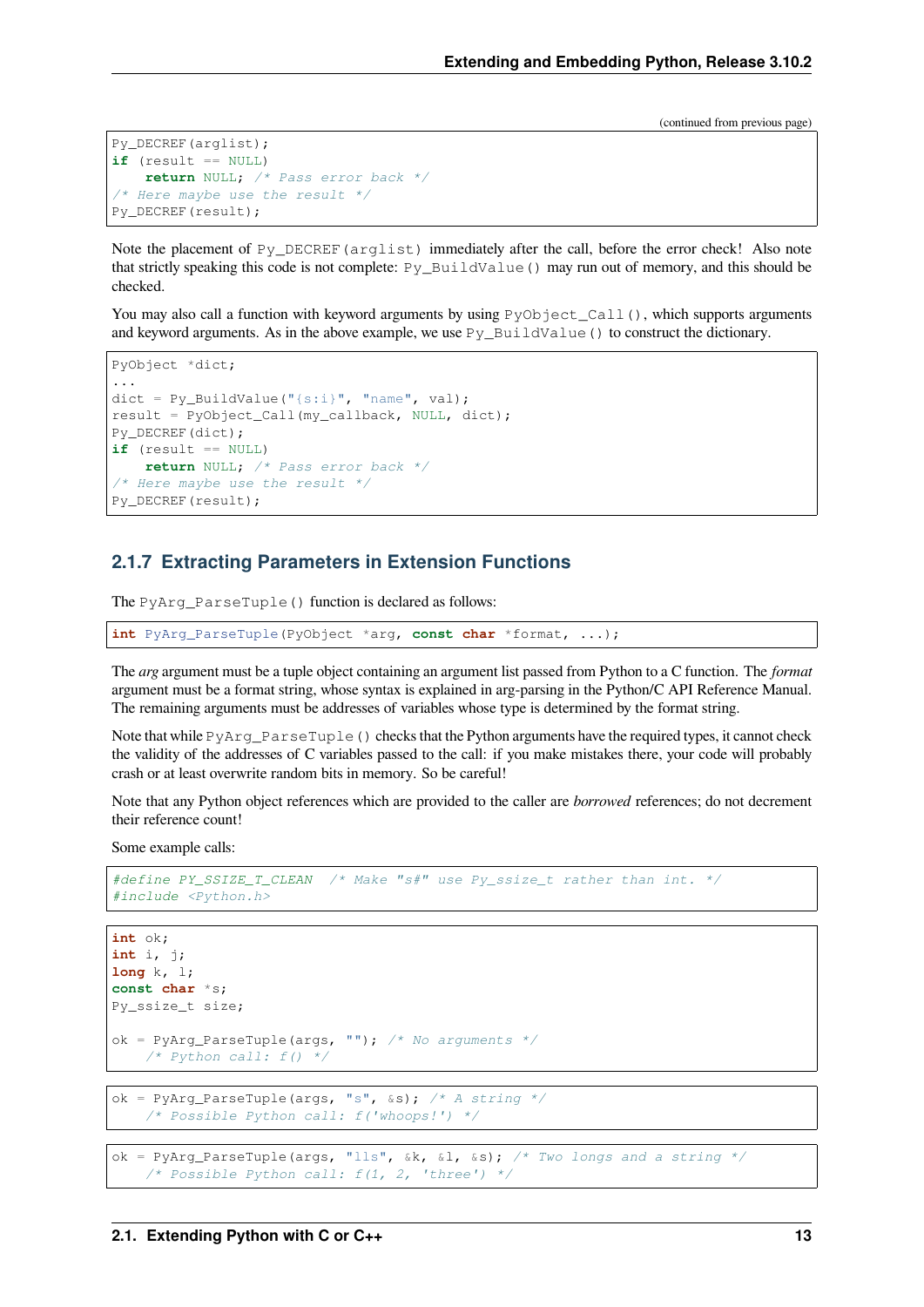(continued from previous page)

```
Py_DECREF(arglist);
if (result == NULL)
    return NULL; /* Pass error back */
/* Here maybe use the result */
Py_DECREF(result);
```

Note the placement of `Py_DECREF(arglist)` immediately after the call, before the error check! Also note that strictly speaking this code is not complete: `Py_BuildValue()` may run out of memory, and this should be checked.

You may also call a function with keyword arguments by using `PyObject_Call()`, which supports arguments and keyword arguments. As in the above example, we use `Py_BuildValue()` to construct the dictionary.

```
PyObject *dict;
...
dict = Py_BuildValue("{s:i}", "name", val);
result = PyObject_Call(my_callback, NULL, dict);
Py_DECREF(dict);
if (result == NULL)
    return NULL; /* Pass error back */
/* Here maybe use the result */
Py_DECREF(result);
```

### 2.1.7 Extracting Parameters in Extension Functions

The `PyArg_ParseTuple()` function is declared as follows:

```
int PyArg_ParseTuple(PyObject *arg, const char *format, ...);
```

The *arg* argument must be a tuple object containing an argument list passed from Python to a C function. The *format* argument must be a format string, whose syntax is explained in arg-parsing in the Python/C API Reference Manual. The remaining arguments must be addresses of variables whose type is determined by the format string.

Note that while `PyArg_ParseTuple()` checks that the Python arguments have the required types, it cannot check the validity of the addresses of C variables passed to the call: if you make mistakes there, your code will probably crash or at least overwrite random bits in memory. So be careful!

Note that any Python object references which are provided to the caller are *borrowed* references; do not decrement their reference count!

Some example calls:

```
#define PY_SSIZE_T_CLEAN  /* Make "s#" use Py_ssize_t rather than int. */
#include <Python.h>
```

```
int ok;
int i, j;
long k, l;
const char *s;
Py_ssize_t size;

ok = PyArg_ParseTuple(args, ""); /* No arguments */
    /* Python call: f() */
```

```
ok = PyArg_ParseTuple(args, "s", &s); /* A string */
    /* Possible Python call: f('whoops!') */
```

```
ok = PyArg_ParseTuple(args, "lls", &k, &l, &s); /* Two longs and a string */
    /* Possible Python call: f(1, 2, 'three') */
```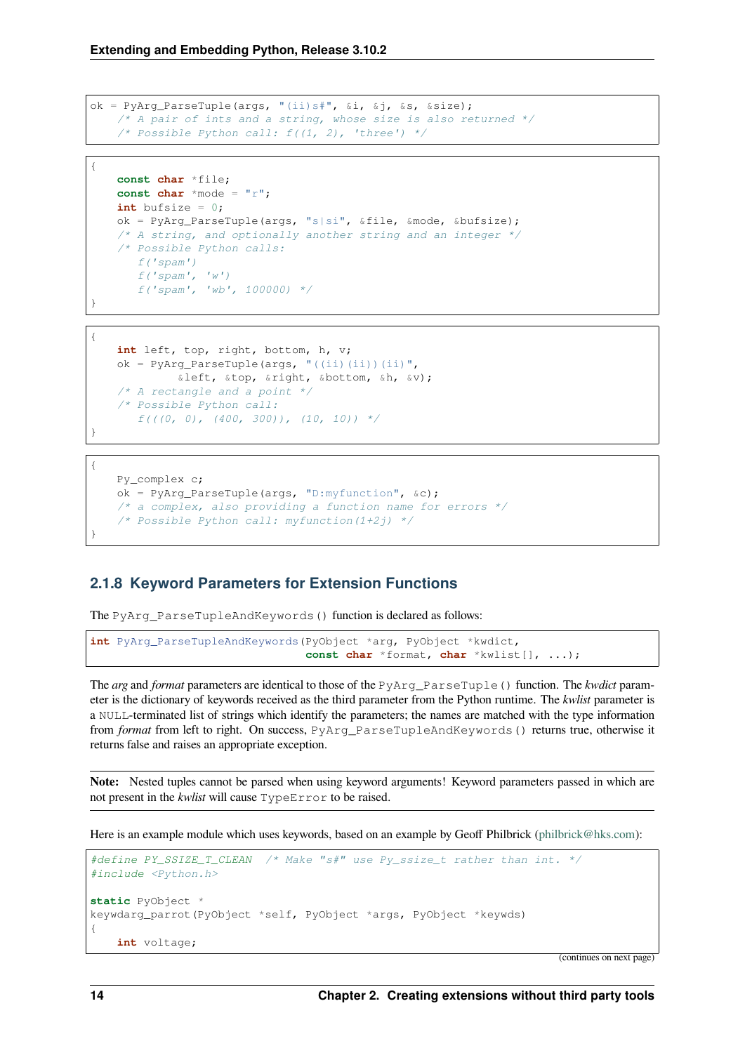```
ok = PyArg_ParseTuple(args, "(ii)s#", &i, &j, &s, &size);
    /* A pair of ints and a string, whose size is also returned */
    /* Possible Python call: f((1, 2), 'three') */
```

```
{
    const char *file;
    const char *mode = "r";
    int bufsize = 0;
    ok = PyArg_ParseTuple(args, "s|si", &file, &mode, &bufsize);
    /* A string, and optionally another string and an integer */
    /* Possible Python calls:
       f('spam')
       f('spam', 'w')
       f('spam', 'wb', 100000) */
}
```

```
{
    int left, top, right, bottom, h, v;
    ok = PyArg_ParseTuple(args, "((ii)(ii))(ii)",
             &left, &top, &right, &bottom, &h, &v);
    /* A rectangle and a point */
    /* Possible Python call:
       f(((0, 0), (400, 300)), (10, 10)) */
}
```

```
{
    Py_complex c;
    ok = PyArg_ParseTuple(args, "D:myfunction", &c);
    /* a complex, also providing a function name for errors */
    /* Possible Python call: myfunction(1+2j) */
}
```

### 2.1.8 Keyword Parameters for Extension Functions

The `PyArg_ParseTupleAndKeywords()` function is declared as follows:

```
int PyArg_ParseTupleAndKeywords(PyObject *arg, PyObject *kwdict,
                                const char *format, char *kwlist[], ...);
```

The *arg* and *format* parameters are identical to those of the `PyArg_ParseTuple()` function. The *kwdict* parameter is the dictionary of keywords received as the third parameter from the Python runtime. The *kwlist* parameter is a `NULL`-terminated list of strings which identify the parameters; the names are matched with the type information from *format* from left to right. On success, `PyArg_ParseTupleAndKeywords()` returns true, otherwise it returns false and raises an appropriate exception.

**Note:** Nested tuples cannot be parsed when using keyword arguments! Keyword parameters passed in which are not present in the *kwlist* will cause `TypeError` to be raised.

Here is an example module which uses keywords, based on an example by Geoff Philbrick (philbrick@hks.com):

```
#define PY_SSIZE_T_CLEAN  /* Make "s#" use Py_ssize_t rather than int. */
#include <Python.h>

static PyObject *
keywdarg_parrot(PyObject *self, PyObject *args, PyObject *keywds)
{
    int voltage;
```

(continues on next page)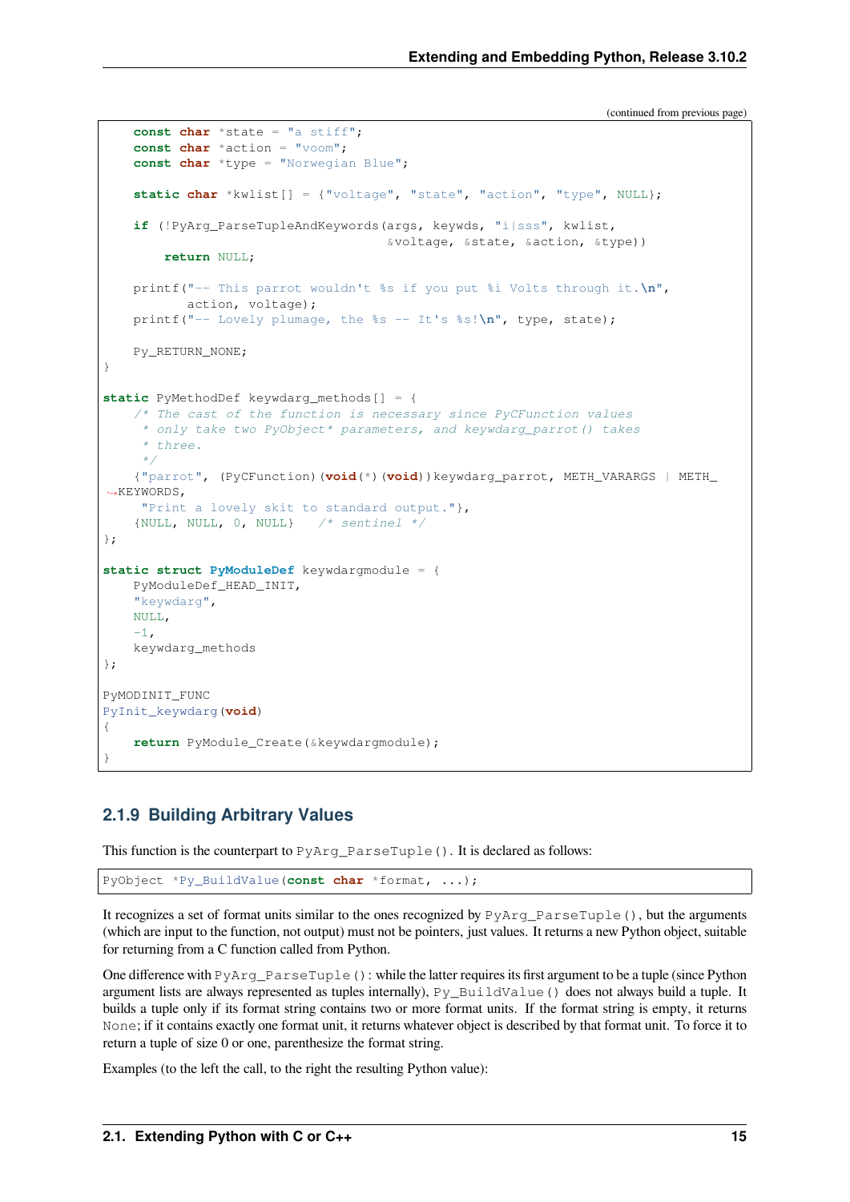(continued from previous page)

```
    const char *state = "a stiff";
    const char *action = "voom";
    const char *type = "Norwegian Blue";

    static char *kwlist[] = {"voltage", "state", "action", "type", NULL};

    if (!PyArg_ParseTupleAndKeywords(args, keywds, "i|sss", kwlist,
                                     &voltage, &state, &action, &type))
        return NULL;

    printf("-- This parrot wouldn't %s if you put %i Volts through it.\n",
           action, voltage);
    printf("-- Lovely plumage, the %s -- It's %s!\n", type, state);

    Py_RETURN_NONE;
}

static PyMethodDef keywdarg_methods[] = {
    /* The cast of the function is necessary since PyCFunction values
     * only take two PyObject* parameters, and keywdarg_parrot() takes
     * three.
     */
    {"parrot", (PyCFunction)(void(*)(void))keywdarg_parrot, METH_VARARGS | METH_KEYWORDS,
     "Print a lovely skit to standard output."},
    {NULL, NULL, 0, NULL}   /* sentinel */
};

static struct PyModuleDef keywdargmodule = {
    PyModuleDef_HEAD_INIT,
    "keywdarg",
    NULL,
    -1,
    keywdarg_methods
};

PyMODINIT_FUNC
PyInit_keywdarg(void)
{
    return PyModule_Create(&keywdargmodule);
}
```

### 2.1.9 Building Arbitrary Values

This function is the counterpart to `PyArg_ParseTuple()`. It is declared as follows:

```
PyObject *Py_BuildValue(const char *format, ...);
```

It recognizes a set of format units similar to the ones recognized by `PyArg_ParseTuple()`, but the arguments (which are input to the function, not output) must not be pointers, just values. It returns a new Python object, suitable for returning from a C function called from Python.

One difference with `PyArg_ParseTuple()`: while the latter requires its first argument to be a tuple (since Python argument lists are always represented as tuples internally), `Py_BuildValue()` does not always build a tuple. It builds a tuple only if its format string contains two or more format units. If the format string is empty, it returns `None`; if it contains exactly one format unit, it returns whatever object is described by that format unit. To force it to return a tuple of size 0 or one, parenthesize the format string.

Examples (to the left the call, to the right the resulting Python value):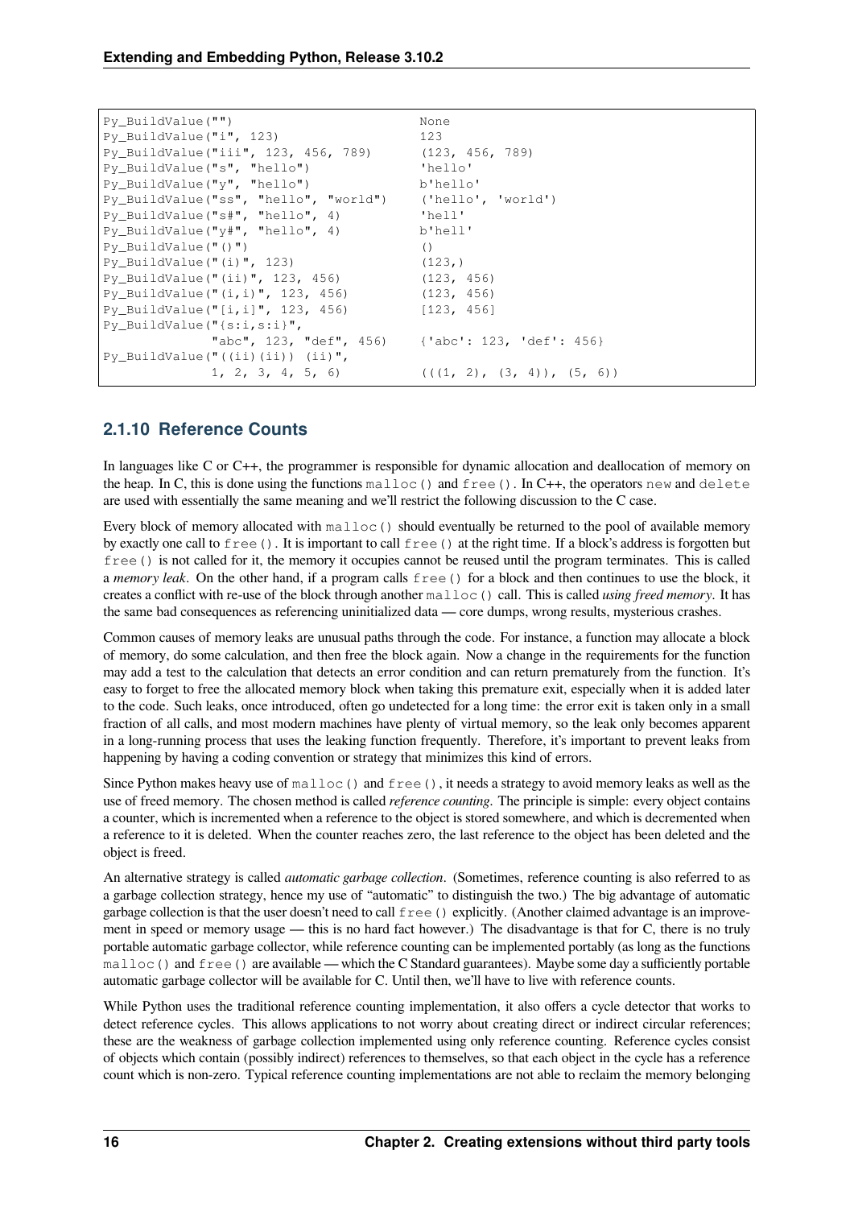```
Py_BuildValue("")                        None
Py_BuildValue("i", 123)                  123
Py_BuildValue("iii", 123, 456, 789)      (123, 456, 789)
Py_BuildValue("s", "hello")              'hello'
Py_BuildValue("y", "hello")              b'hello'
Py_BuildValue("ss", "hello", "world")    ('hello', 'world')
Py_BuildValue("s#", "hello", 4)          'hell'
Py_BuildValue("y#", "hello", 4)          b'hell'
Py_BuildValue("()")                      ()
Py_BuildValue("(i)", 123)                (123,)
Py_BuildValue("(ii)", 123, 456)          (123, 456)
Py_BuildValue("(i,i)", 123, 456)         (123, 456)
Py_BuildValue("[i,i]", 123, 456)         [123, 456]
Py_BuildValue("{s:i,s:i}",
              "abc", 123, "def", 456)    {'abc': 123, 'def': 456}
Py_BuildValue("((ii)(ii)) (ii)",
              1, 2, 3, 4, 5, 6)          (((1, 2), (3, 4)), (5, 6))
```

### 2.1.10 Reference Counts

In languages like C or C++, the programmer is responsible for dynamic allocation and deallocation of memory on the heap. In C, this is done using the functions `malloc()` and `free()`. In C++, the operators `new` and `delete` are used with essentially the same meaning and we'll restrict the following discussion to the C case.

Every block of memory allocated with `malloc()` should eventually be returned to the pool of available memory by exactly one call to `free()`. It is important to call `free()` at the right time. If a block's address is forgotten but `free()` is not called for it, the memory it occupies cannot be reused until the program terminates. This is called a *memory leak*. On the other hand, if a program calls `free()` for a block and then continues to use the block, it creates a conflict with re-use of the block through another `malloc()` call. This is called *using freed memory*. It has the same bad consequences as referencing uninitialized data — core dumps, wrong results, mysterious crashes.

Common causes of memory leaks are unusual paths through the code. For instance, a function may allocate a block of memory, do some calculation, and then free the block again. Now a change in the requirements for the function may add a test to the calculation that detects an error condition and can return prematurely from the function. It's easy to forget to free the allocated memory block when taking this premature exit, especially when it is added later to the code. Such leaks, once introduced, often go undetected for a long time: the error exit is taken only in a small fraction of all calls, and most modern machines have plenty of virtual memory, so the leak only becomes apparent in a long-running process that uses the leaking function frequently. Therefore, it's important to prevent leaks from happening by having a coding convention or strategy that minimizes this kind of errors.

Since Python makes heavy use of `malloc()` and `free()`, it needs a strategy to avoid memory leaks as well as the use of freed memory. The chosen method is called *reference counting*. The principle is simple: every object contains a counter, which is incremented when a reference to the object is stored somewhere, and which is decremented when a reference to it is deleted. When the counter reaches zero, the last reference to the object has been deleted and the object is freed.

An alternative strategy is called *automatic garbage collection*. (Sometimes, reference counting is also referred to as a garbage collection strategy, hence my use of "automatic" to distinguish the two.) The big advantage of automatic garbage collection is that the user doesn't need to call `free()` explicitly. (Another claimed advantage is an improvement in speed or memory usage — this is no hard fact however.) The disadvantage is that for C, there is no truly portable automatic garbage collector, while reference counting can be implemented portably (as long as the functions `malloc()` and `free()` are available — which the C Standard guarantees). Maybe some day a sufficiently portable automatic garbage collector will be available for C. Until then, we'll have to live with reference counts.

While Python uses the traditional reference counting implementation, it also offers a cycle detector that works to detect reference cycles. This allows applications to not worry about creating direct or indirect circular references; these are the weakness of garbage collection implemented using only reference counting. Reference cycles consist of objects which contain (possibly indirect) references to themselves, so that each object in the cycle has a reference count which is non-zero. Typical reference counting implementations are not able to reclaim the memory belonging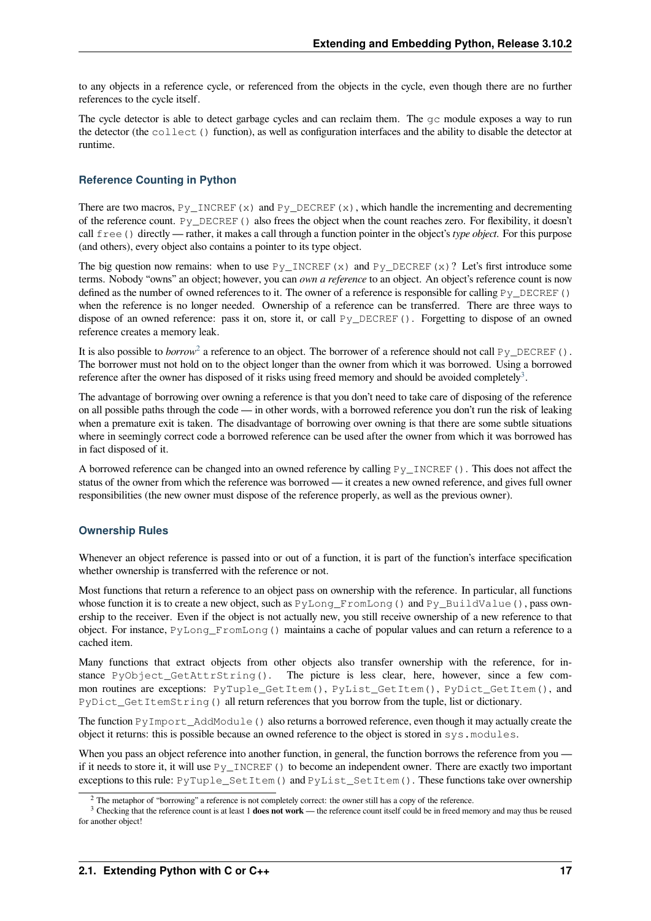to any objects in a reference cycle, or referenced from the objects in the cycle, even though there are no further references to the cycle itself.

The cycle detector is able to detect garbage cycles and can reclaim them. The `gc` module exposes a way to run the detector (the `collect()` function), as well as configuration interfaces and the ability to disable the detector at runtime.

### Reference Counting in Python

There are two macros, `Py_INCREF(x)` and `Py_DECREF(x)`, which handle the incrementing and decrementing of the reference count. `Py_DECREF()` also frees the object when the count reaches zero. For flexibility, it doesn't call `free()` directly — rather, it makes a call through a function pointer in the object's *type object*. For this purpose (and others), every object also contains a pointer to its type object.

The big question now remains: when to use `Py_INCREF(x)` and `Py_DECREF(x)`? Let's first introduce some terms. Nobody "owns" an object; however, you can *own a reference* to an object. An object's reference count is now defined as the number of owned references to it. The owner of a reference is responsible for calling `Py_DECREF()` when the reference is no longer needed. Ownership of a reference can be transferred. There are three ways to dispose of an owned reference: pass it on, store it, or call `Py_DECREF()`. Forgetting to dispose of an owned reference creates a memory leak.

It is also possible to *borrow*[2] a reference to an object. The borrower of a reference should not call `Py_DECREF()`. The borrower must not hold on to the object longer than the owner from which it was borrowed. Using a borrowed reference after the owner has disposed of it risks using freed memory and should be avoided completely[3].

The advantage of borrowing over owning a reference is that you don't need to take care of disposing of the reference on all possible paths through the code — in other words, with a borrowed reference you don't run the risk of leaking when a premature exit is taken. The disadvantage of borrowing over owning is that there are some subtle situations where in seemingly correct code a borrowed reference can be used after the owner from which it was borrowed has in fact disposed of it.

A borrowed reference can be changed into an owned reference by calling `Py_INCREF()`. This does not affect the status of the owner from which the reference was borrowed — it creates a new owned reference, and gives full owner responsibilities (the new owner must dispose of the reference properly, as well as the previous owner).

### Ownership Rules

Whenever an object reference is passed into or out of a function, it is part of the function's interface specification whether ownership is transferred with the reference or not.

Most functions that return a reference to an object pass on ownership with the reference. In particular, all functions whose function it is to create a new object, such as `PyLong_FromLong()` and `Py_BuildValue()`, pass ownership to the receiver. Even if the object is not actually new, you still receive ownership of a new reference to that object. For instance, `PyLong_FromLong()` maintains a cache of popular values and can return a reference to a cached item.

Many functions that extract objects from other objects also transfer ownership with the reference, for instance `PyObject_GetAttrString()`. The picture is less clear, here, however, since a few common routines are exceptions: `PyTuple_GetItem()`, `PyList_GetItem()`, `PyDict_GetItem()`, and `PyDict_GetItemString()` all return references that you borrow from the tuple, list or dictionary.

The function `PyImport_AddModule()` also returns a borrowed reference, even though it may actually create the object it returns: this is possible because an owned reference to the object is stored in `sys.modules`.

When you pass an object reference into another function, in general, the function borrows the reference from you — if it needs to store it, it will use `Py_INCREF()` to become an independent owner. There are exactly two important exceptions to this rule: `PyTuple_SetItem()` and `PyList_SetItem()`. These functions take over ownership

[2] The metaphor of "borrowing" a reference is not completely correct: the owner still has a copy of the reference.

[3] Checking that the reference count is at least 1 **does not work** — the reference count itself could be in freed memory and may thus be reused for another object!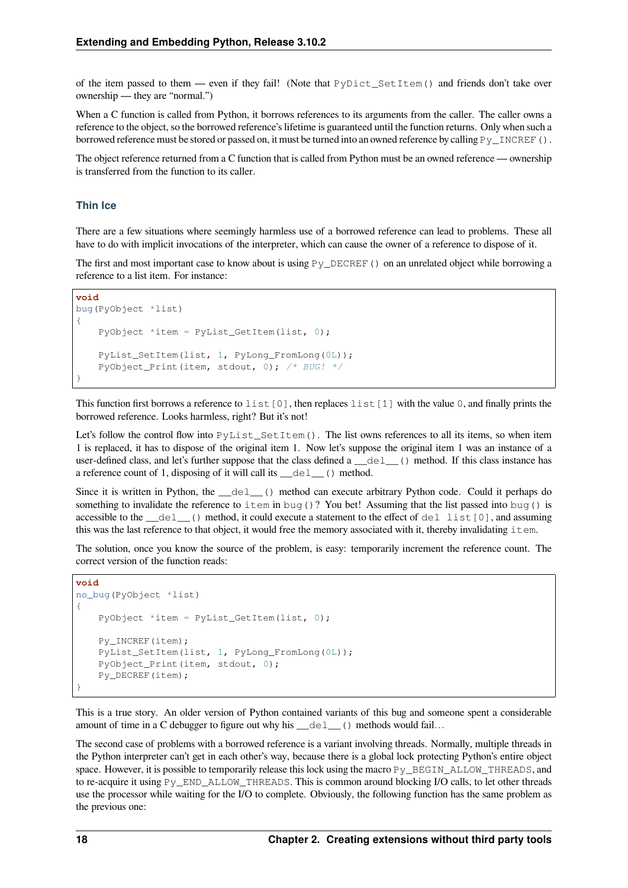of the item passed to them — even if they fail! (Note that `PyDict_SetItem()` and friends don't take over ownership — they are "normal.")

When a C function is called from Python, it borrows references to its arguments from the caller. The caller owns a reference to the object, so the borrowed reference's lifetime is guaranteed until the function returns. Only when such a borrowed reference must be stored or passed on, it must be turned into an owned reference by calling `Py_INCREF()`.

The object reference returned from a C function that is called from Python must be an owned reference — ownership is transferred from the function to its caller.

### Thin Ice

There are a few situations where seemingly harmless use of a borrowed reference can lead to problems. These all have to do with implicit invocations of the interpreter, which can cause the owner of a reference to dispose of it.

The first and most important case to know about is using `Py_DECREF()` on an unrelated object while borrowing a reference to a list item. For instance:

```
void
bug(PyObject *list)
{
    PyObject *item = PyList_GetItem(list, 0);

    PyList_SetItem(list, 1, PyLong_FromLong(0L));
    PyObject_Print(item, stdout, 0); /* BUG! */
}
```

This function first borrows a reference to `list[0]`, then replaces `list[1]` with the value `0`, and finally prints the borrowed reference. Looks harmless, right? But it's not!

Let's follow the control flow into `PyList_SetItem()`. The list owns references to all its items, so when item 1 is replaced, it has to dispose of the original item 1. Now let's suppose the original item 1 was an instance of a user-defined class, and let's further suppose that the class defined a `__del__()` method. If this class instance has a reference count of 1, disposing of it will call its `__del__()` method.

Since it is written in Python, the `__del__()` method can execute arbitrary Python code. Could it perhaps do something to invalidate the reference to `item` in `bug()`? You bet! Assuming that the list passed into `bug()` is accessible to the `__del__()` method, it could execute a statement to the effect of `del list[0]`, and assuming this was the last reference to that object, it would free the memory associated with it, thereby invalidating `item`.

The solution, once you know the source of the problem, is easy: temporarily increment the reference count. The correct version of the function reads:

```
void
no_bug(PyObject *list)
{
    PyObject *item = PyList_GetItem(list, 0);

    Py_INCREF(item);
    PyList_SetItem(list, 1, PyLong_FromLong(0L));
    PyObject_Print(item, stdout, 0);
    Py_DECREF(item);
}
```

This is a true story. An older version of Python contained variants of this bug and someone spent a considerable amount of time in a C debugger to figure out why his `__del__()` methods would fail…

The second case of problems with a borrowed reference is a variant involving threads. Normally, multiple threads in the Python interpreter can't get in each other's way, because there is a global lock protecting Python's entire object space. However, it is possible to temporarily release this lock using the macro `Py_BEGIN_ALLOW_THREADS`, and to re-acquire it using `Py_END_ALLOW_THREADS`. This is common around blocking I/O calls, to let other threads use the processor while waiting for the I/O to complete. Obviously, the following function has the same problem as the previous one: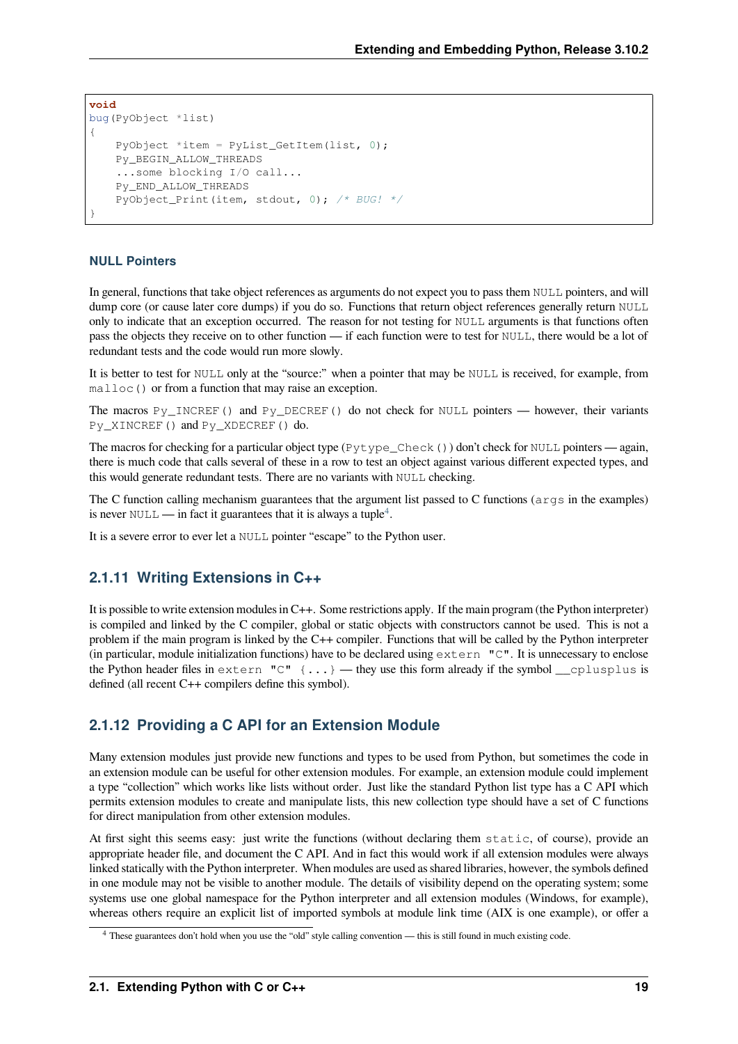```
void
bug(PyObject *list)
{
    PyObject *item = PyList_GetItem(list, 0);
    Py_BEGIN_ALLOW_THREADS
    ...some blocking I/O call...
    Py_END_ALLOW_THREADS
    PyObject_Print(item, stdout, 0); /* BUG! */
}
```

#### NULL Pointers

In general, functions that take object references as arguments do not expect you to pass them `NULL` pointers, and will dump core (or cause later core dumps) if you do so. Functions that return object references generally return `NULL` only to indicate that an exception occurred. The reason for not testing for `NULL` arguments is that functions often pass the objects they receive on to other function — if each function were to test for `NULL`, there would be a lot of redundant tests and the code would run more slowly.

It is better to test for `NULL` only at the "source:" when a pointer that may be `NULL` is received, for example, from `malloc()` or from a function that may raise an exception.

The macros `Py_INCREF()` and `Py_DECREF()` do not check for `NULL` pointers — however, their variants `Py_XINCREF()` and `Py_XDECREF()` do.

The macros for checking for a particular object type (`Pytype_Check()`) don't check for `NULL` pointers — again, there is much code that calls several of these in a row to test an object against various different expected types, and this would generate redundant tests. There are no variants with `NULL` checking.

The C function calling mechanism guarantees that the argument list passed to C functions (`args` in the examples) is never `NULL` — in fact it guarantees that it is always a tuple[4].

It is a severe error to ever let a `NULL` pointer "escape" to the Python user.

### 2.1.11 Writing Extensions in C++

It is possible to write extension modules in C++. Some restrictions apply. If the main program (the Python interpreter) is compiled and linked by the C compiler, global or static objects with constructors cannot be used. This is not a problem if the main program is linked by the C++ compiler. Functions that will be called by the Python interpreter (in particular, module initialization functions) have to be declared using `extern "C"`. It is unnecessary to enclose the Python header files in `extern "C" {...}` — they use this form already if the symbol `__cplusplus` is defined (all recent C++ compilers define this symbol).

### 2.1.12 Providing a C API for an Extension Module

Many extension modules just provide new functions and types to be used from Python, but sometimes the code in an extension module can be useful for other extension modules. For example, an extension module could implement a type "collection" which works like lists without order. Just like the standard Python list type has a C API which permits extension modules to create and manipulate lists, this new collection type should have a set of C functions for direct manipulation from other extension modules.

At first sight this seems easy: just write the functions (without declaring them `static`, of course), provide an appropriate header file, and document the C API. And in fact this would work if all extension modules were always linked statically with the Python interpreter. When modules are used as shared libraries, however, the symbols defined in one module may not be visible to another module. The details of visibility depend on the operating system; some systems use one global namespace for the Python interpreter and all extension modules (Windows, for example), whereas others require an explicit list of imported symbols at module link time (AIX is one example), or offer a

[4] These guarantees don't hold when you use the "old" style calling convention — this is still found in much existing code.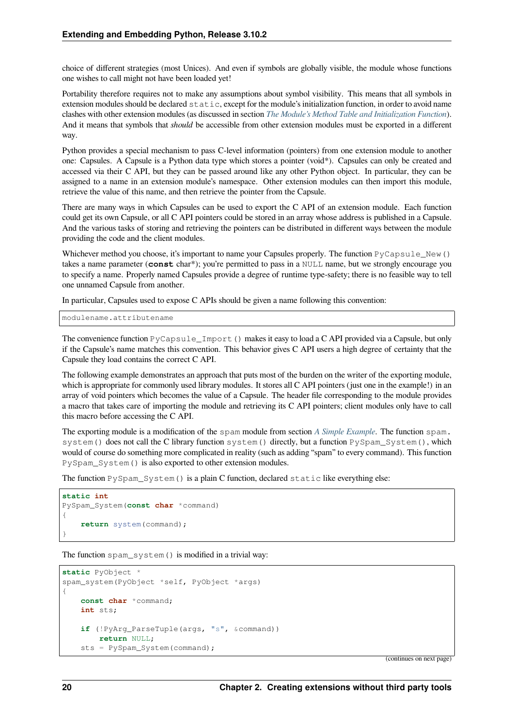choice of different strategies (most Unices). And even if symbols are globally visible, the module whose functions one wishes to call might not have been loaded yet!

Portability therefore requires not to make any assumptions about symbol visibility. This means that all symbols in extension modules should be declared `static`, except for the module's initialization function, in order to avoid name clashes with other extension modules (as discussed in section *The Module's Method Table and Initialization Function*). And it means that symbols that *should* be accessible from other extension modules must be exported in a different way.

Python provides a special mechanism to pass C-level information (pointers) from one extension module to another one: Capsules. A Capsule is a Python data type which stores a pointer (void*). Capsules can only be created and accessed via their C API, but they can be passed around like any other Python object. In particular, they can be assigned to a name in an extension module's namespace. Other extension modules can then import this module, retrieve the value of this name, and then retrieve the pointer from the Capsule.

There are many ways in which Capsules can be used to export the C API of an extension module. Each function could get its own Capsule, or all C API pointers could be stored in an array whose address is published in a Capsule. And the various tasks of storing and retrieving the pointers can be distributed in different ways between the module providing the code and the client modules.

Whichever method you choose, it's important to name your Capsules properly. The function `PyCapsule_New()` takes a name parameter (**const** char*); you're permitted to pass in a `NULL` name, but we strongly encourage you to specify a name. Properly named Capsules provide a degree of runtime type-safety; there is no feasible way to tell one unnamed Capsule from another.

In particular, Capsules used to expose C APIs should be given a name following this convention:

```
modulename.attributename
```

The convenience function `PyCapsule_Import()` makes it easy to load a C API provided via a Capsule, but only if the Capsule's name matches this convention. This behavior gives C API users a high degree of certainty that the Capsule they load contains the correct C API.

The following example demonstrates an approach that puts most of the burden on the writer of the exporting module, which is appropriate for commonly used library modules. It stores all C API pointers (just one in the example!) in an array of void pointers which becomes the value of a Capsule. The header file corresponding to the module provides a macro that takes care of importing the module and retrieving its C API pointers; client modules only have to call this macro before accessing the C API.

The exporting module is a modification of the `spam` module from section *A Simple Example*. The function `spam.system()` does not call the C library function `system()` directly, but a function `PySpam_System()`, which would of course do something more complicated in reality (such as adding "spam" to every command). This function `PySpam_System()` is also exported to other extension modules.

The function `PySpam_System()` is a plain C function, declared `static` like everything else:

```c
static int
PySpam_System(const char *command)
{
    return system(command);
}
```

The function `spam_system()` is modified in a trivial way:

```c
static PyObject *
spam_system(PyObject *self, PyObject *args)
{
    const char *command;
    int sts;

    if (!PyArg_ParseTuple(args, "s", &command))
        return NULL;
    sts = PySpam_System(command);
```

(continues on next page)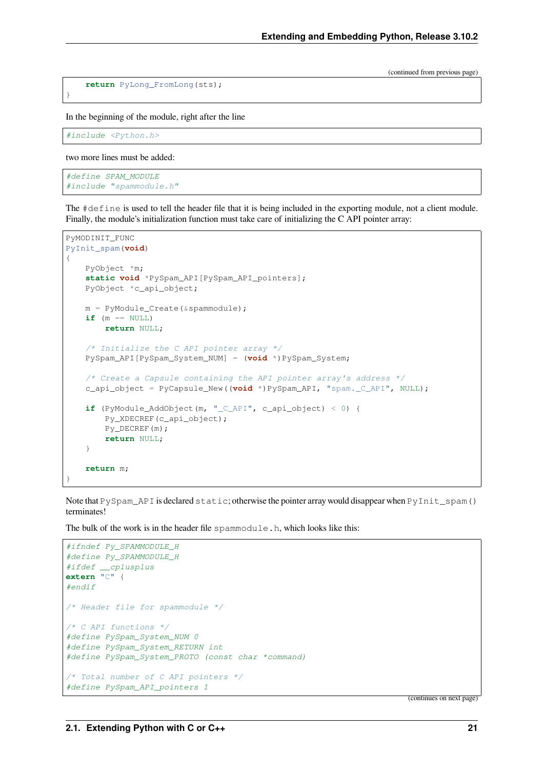(continued from previous page)

```
    return PyLong_FromLong(sts);
}
```

In the beginning of the module, right after the line

```
#include <Python.h>
```

two more lines must be added:

```
#define SPAM_MODULE
#include "spammodule.h"
```

The `#define` is used to tell the header file that it is being included in the exporting module, not a client module. Finally, the module's initialization function must take care of initializing the C API pointer array:

```
PyMODINIT_FUNC
PyInit_spam(void)
{
    PyObject *m;
    static void *PySpam_API[PySpam_API_pointers];
    PyObject *c_api_object;

    m = PyModule_Create(&spammodule);
    if (m == NULL)
        return NULL;

    /* Initialize the C API pointer array */
    PySpam_API[PySpam_System_NUM] = (void *)PySpam_System;

    /* Create a Capsule containing the API pointer array's address */
    c_api_object = PyCapsule_New((void *)PySpam_API, "spam._C_API", NULL);

    if (PyModule_AddObject(m, "_C_API", c_api_object) < 0) {
        Py_XDECREF(c_api_object);
        Py_DECREF(m);
        return NULL;
    }

    return m;
}
```

Note that `PySpam_API` is declared `static`; otherwise the pointer array would disappear when `PyInit_spam()` terminates!

The bulk of the work is in the header file `spammodule.h`, which looks like this:

```
#ifndef Py_SPAMMODULE_H
#define Py_SPAMMODULE_H
#ifdef __cplusplus
extern "C" {
#endif

/* Header file for spammodule */

/* C API functions */
#define PySpam_System_NUM 0
#define PySpam_System_RETURN int
#define PySpam_System_PROTO (const char *command)

/* Total number of C API pointers */
#define PySpam_API_pointers 1
```

(continues on next page)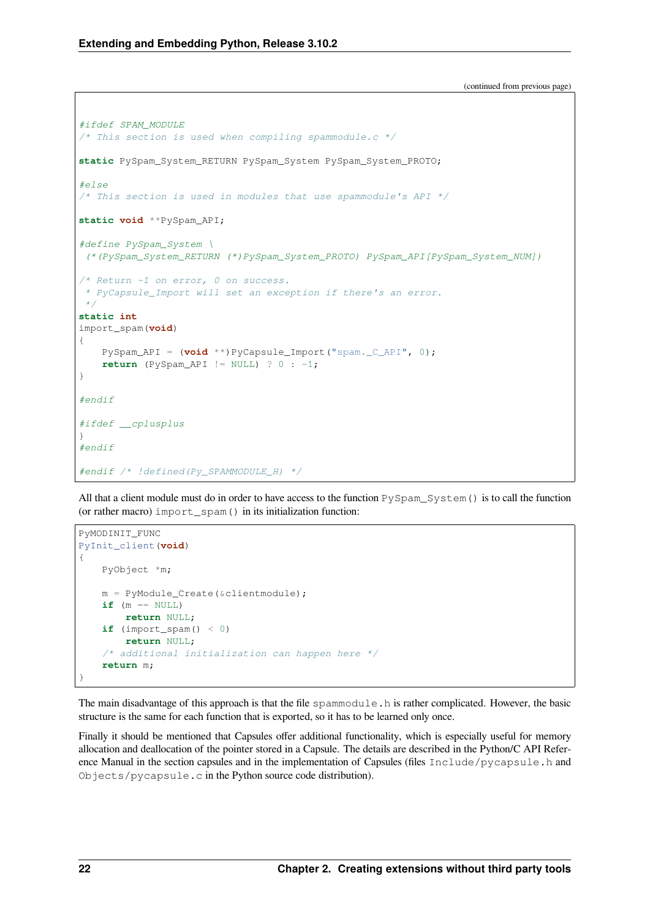(continued from previous page)

```
#ifdef SPAM_MODULE
/* This section is used when compiling spammodule.c */

static PySpam_System_RETURN PySpam_System PySpam_System_PROTO;

#else
/* This section is used in modules that use spammodule's API */

static void **PySpam_API;

#define PySpam_System \
 (*(PySpam_System_RETURN (*)PySpam_System_PROTO) PySpam_API[PySpam_System_NUM])

/* Return -1 on error, 0 on success.
 * PyCapsule_Import will set an exception if there's an error.
 */
static int
import_spam(void)
{
    PySpam_API = (void **)PyCapsule_Import("spam._C_API", 0);
    return (PySpam_API != NULL) ? 0 : -1;
}

#endif

#ifdef __cplusplus
}
#endif

#endif /* !defined(Py_SPAMMODULE_H) */
```

All that a client module must do in order to have access to the function `PySpam_System()` is to call the function (or rather macro) `import_spam()` in its initialization function:

```
PyMODINIT_FUNC
PyInit_client(void)
{
    PyObject *m;

    m = PyModule_Create(&clientmodule);
    if (m == NULL)
        return NULL;
    if (import_spam() < 0)
        return NULL;
    /* additional initialization can happen here */
    return m;
}
```

The main disadvantage of this approach is that the file `spammodule.h` is rather complicated. However, the basic structure is the same for each function that is exported, so it has to be learned only once.

Finally it should be mentioned that Capsules offer additional functionality, which is especially useful for memory allocation and deallocation of the pointer stored in a Capsule. The details are described in the Python/C API Reference Manual in the section capsules and in the implementation of Capsules (files `Include/pycapsule.h` and `Objects/pycapsule.c` in the Python source code distribution).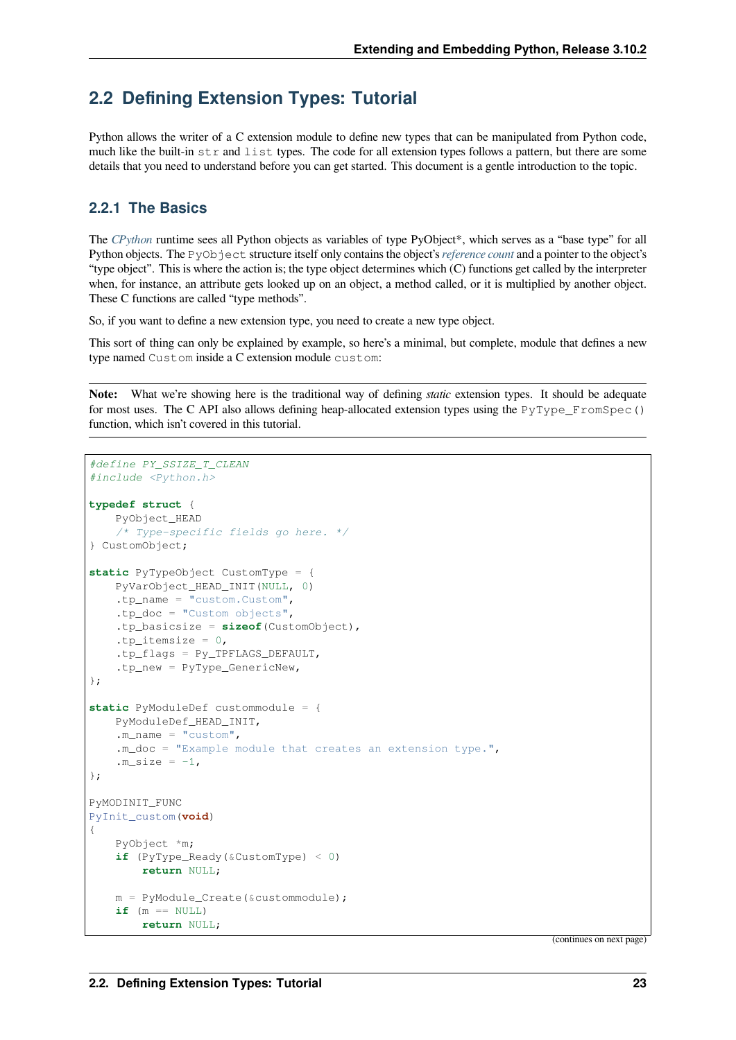## 2.2 Defining Extension Types: Tutorial

Python allows the writer of a C extension module to define new types that can be manipulated from Python code, much like the built-in `str` and `list` types. The code for all extension types follows a pattern, but there are some details that you need to understand before you can get started. This document is a gentle introduction to the topic.

### 2.2.1 The Basics

The *CPython* runtime sees all Python objects as variables of type PyObject*, which serves as a "base type" for all Python objects. The `PyObject` structure itself only contains the object's *reference count* and a pointer to the object's "type object". This is where the action is; the type object determines which (C) functions get called by the interpreter when, for instance, an attribute gets looked up on an object, a method called, or it is multiplied by another object. These C functions are called "type methods".

So, if you want to define a new extension type, you need to create a new type object.

This sort of thing can only be explained by example, so here's a minimal, but complete, module that defines a new type named `Custom` inside a C extension module `custom`:

**Note:** What we're showing here is the traditional way of defining *static* extension types. It should be adequate for most uses. The C API also allows defining heap-allocated extension types using the `PyType_FromSpec()` function, which isn't covered in this tutorial.

```c
#define PY_SSIZE_T_CLEAN
#include <Python.h>

typedef struct {
    PyObject_HEAD
    /* Type-specific fields go here. */
} CustomObject;

static PyTypeObject CustomType = {
    PyVarObject_HEAD_INIT(NULL, 0)
    .tp_name = "custom.Custom",
    .tp_doc = "Custom objects",
    .tp_basicsize = sizeof(CustomObject),
    .tp_itemsize = 0,
    .tp_flags = Py_TPFLAGS_DEFAULT,
    .tp_new = PyType_GenericNew,
};

static PyModuleDef custommodule = {
    PyModuleDef_HEAD_INIT,
    .m_name = "custom",
    .m_doc = "Example module that creates an extension type.",
    .m_size = -1,
};

PyMODINIT_FUNC
PyInit_custom(void)
{
    PyObject *m;
    if (PyType_Ready(&CustomType) < 0)
        return NULL;

    m = PyModule_Create(&custommodule);
    if (m == NULL)
        return NULL;
```

(continues on next page)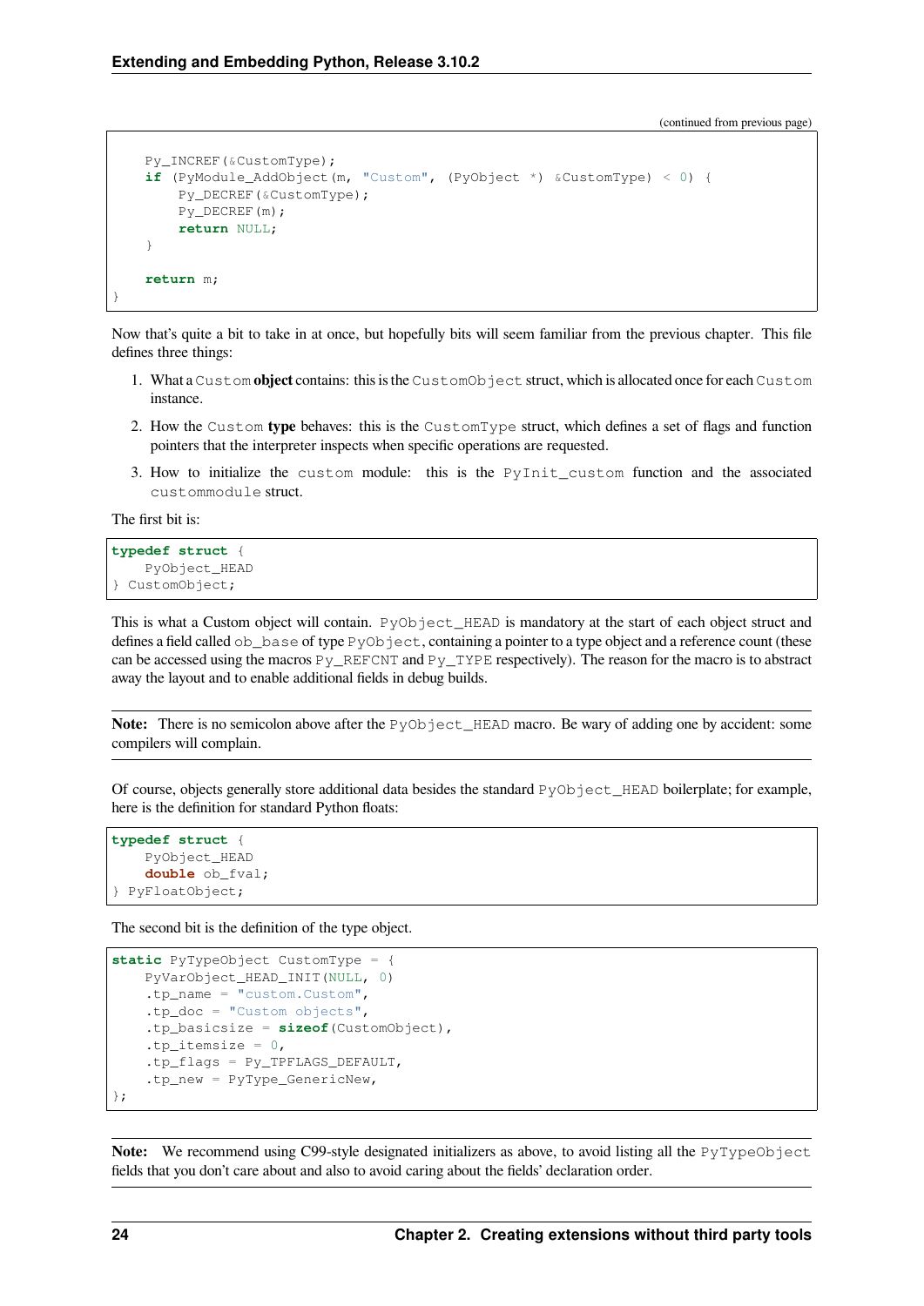(continued from previous page)

```
    Py_INCREF(&CustomType);
    if (PyModule_AddObject(m, "Custom", (PyObject *) &CustomType) < 0) {
        Py_DECREF(&CustomType);
        Py_DECREF(m);
        return NULL;
    }

    return m;
}
```

Now that's quite a bit to take in at once, but hopefully bits will seem familiar from the previous chapter. This file defines three things:

1. What a `Custom` **object** contains: this is the `CustomObject` struct, which is allocated once for each `Custom` instance.
2. How the `Custom` **type** behaves: this is the `CustomType` struct, which defines a set of flags and function pointers that the interpreter inspects when specific operations are requested.
3. How to initialize the `custom` module: this is the `PyInit_custom` function and the associated `custommodule` struct.

The first bit is:

```
typedef struct {
    PyObject_HEAD
} CustomObject;
```

This is what a Custom object will contain. `PyObject_HEAD` is mandatory at the start of each object struct and defines a field called `ob_base` of type `PyObject`, containing a pointer to a type object and a reference count (these can be accessed using the macros `Py_REFCNT` and `Py_TYPE` respectively). The reason for the macro is to abstract away the layout and to enable additional fields in debug builds.

**Note:** There is no semicolon above after the `PyObject_HEAD` macro. Be wary of adding one by accident: some compilers will complain.

Of course, objects generally store additional data besides the standard `PyObject_HEAD` boilerplate; for example, here is the definition for standard Python floats:

```
typedef struct {
    PyObject_HEAD
    double ob_fval;
} PyFloatObject;
```

The second bit is the definition of the type object.

```
static PyTypeObject CustomType = {
    PyVarObject_HEAD_INIT(NULL, 0)
    .tp_name = "custom.Custom",
    .tp_doc = "Custom objects",
    .tp_basicsize = sizeof(CustomObject),
    .tp_itemsize = 0,
    .tp_flags = Py_TPFLAGS_DEFAULT,
    .tp_new = PyType_GenericNew,
};
```

**Note:** We recommend using C99-style designated initializers as above, to avoid listing all the `PyTypeObject` fields that you don't care about and also to avoid caring about the fields' declaration order.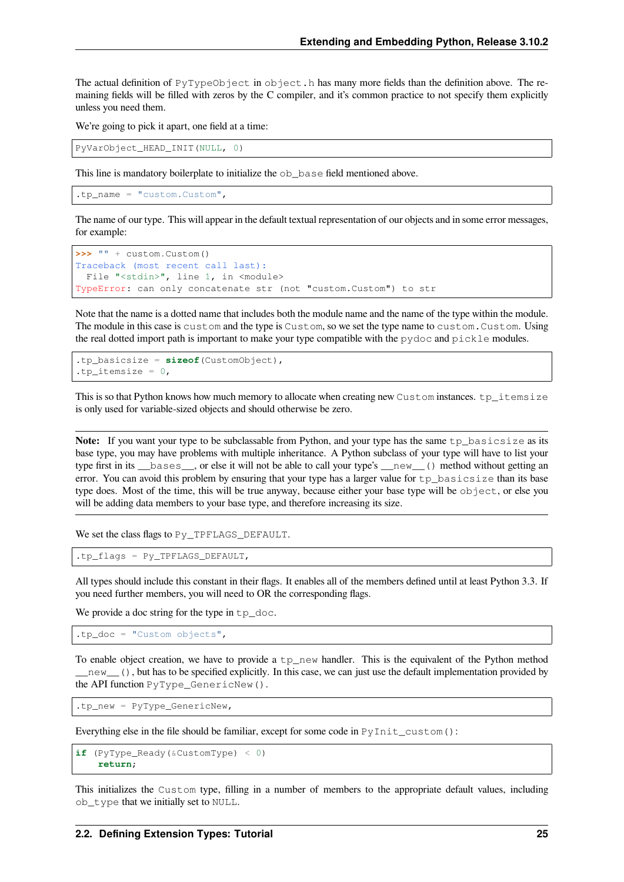The actual definition of `PyTypeObject` in `object.h` has many more fields than the definition above. The remaining fields will be filled with zeros by the C compiler, and it's common practice to not specify them explicitly unless you need them.

We're going to pick it apart, one field at a time:

```
PyVarObject_HEAD_INIT(NULL, 0)
```

This line is mandatory boilerplate to initialize the `ob_base` field mentioned above.

```
.tp_name = "custom.Custom",
```

The name of our type. This will appear in the default textual representation of our objects and in some error messages, for example:

```
>>> "" + custom.Custom()
Traceback (most recent call last):
  File "<stdin>", line 1, in <module>
TypeError: can only concatenate str (not "custom.Custom") to str
```

Note that the name is a dotted name that includes both the module name and the name of the type within the module. The module in this case is `custom` and the type is `Custom`, so we set the type name to `custom.Custom`. Using the real dotted import path is important to make your type compatible with the `pydoc` and `pickle` modules.

```
.tp_basicsize = sizeof(CustomObject),
.tp_itemsize = 0,
```

This is so that Python knows how much memory to allocate when creating new `Custom` instances. `tp_itemsize` is only used for variable-sized objects and should otherwise be zero.

**Note:** If you want your type to be subclassable from Python, and your type has the same `tp_basicsize` as its base type, you may have problems with multiple inheritance. A Python subclass of your type will have to list your type first in its `__bases__`, or else it will not be able to call your type's `__new__()` method without getting an error. You can avoid this problem by ensuring that your type has a larger value for `tp_basicsize` than its base type does. Most of the time, this will be true anyway, because either your base type will be `object`, or else you will be adding data members to your base type, and therefore increasing its size.

We set the class flags to `Py_TPFLAGS_DEFAULT`.

```
.tp_flags = Py_TPFLAGS_DEFAULT,
```

All types should include this constant in their flags. It enables all of the members defined until at least Python 3.3. If you need further members, you will need to OR the corresponding flags.

We provide a doc string for the type in `tp_doc`.

```
.tp_doc = "Custom objects",
```

To enable object creation, we have to provide a `tp_new` handler. This is the equivalent of the Python method `__new__()`, but has to be specified explicitly. In this case, we can just use the default implementation provided by the API function `PyType_GenericNew()`.

```
.tp_new = PyType_GenericNew,
```

Everything else in the file should be familiar, except for some code in `PyInit_custom()`:

```
if (PyType_Ready(&CustomType) < 0)
    return;
```

This initializes the `Custom` type, filling in a number of members to the appropriate default values, including `ob_type` that we initially set to `NULL`.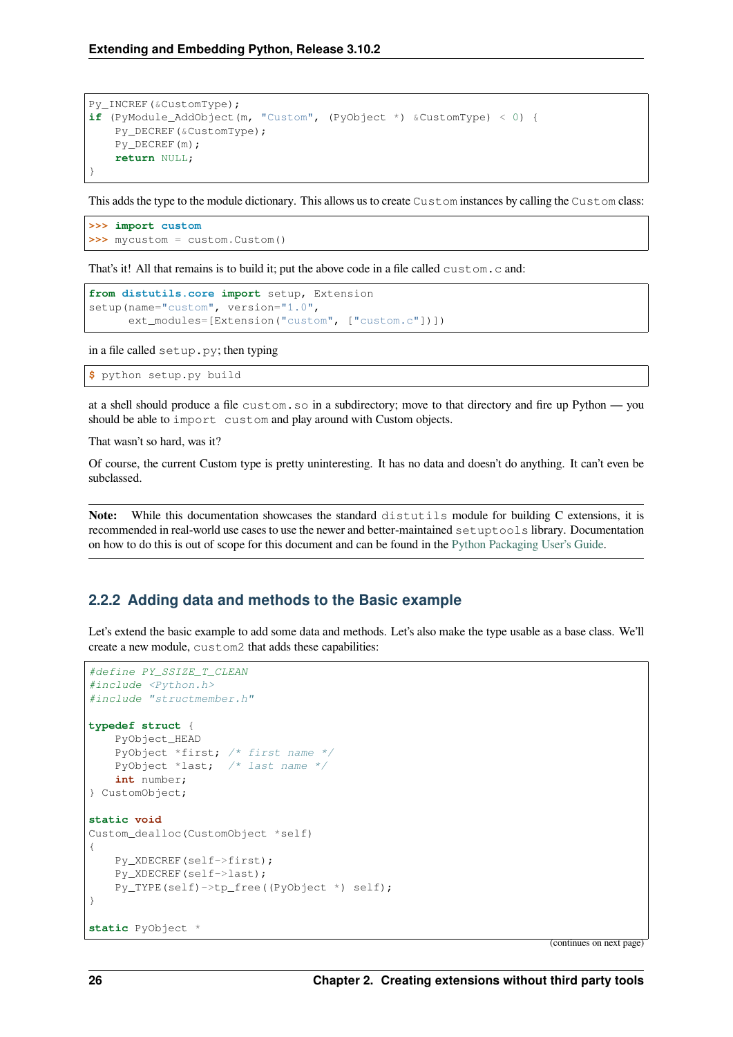```
Py_INCREF(&CustomType);
if (PyModule_AddObject(m, "Custom", (PyObject *) &CustomType) < 0) {
    Py_DECREF(&CustomType);
    Py_DECREF(m);
    return NULL;
}
```

This adds the type to the module dictionary. This allows us to create `Custom` instances by calling the `Custom` class:

```
>>> import custom
>>> mycustom = custom.Custom()
```

That's it! All that remains is to build it; put the above code in a file called `custom.c` and:

```
from distutils.core import setup, Extension
setup(name="custom", version="1.0",
      ext_modules=[Extension("custom", ["custom.c"])])
```

in a file called `setup.py`; then typing

```
$ python setup.py build
```

at a shell should produce a file `custom.so` in a subdirectory; move to that directory and fire up Python — you should be able to `import custom` and play around with Custom objects.

That wasn't so hard, was it?

Of course, the current Custom type is pretty uninteresting. It has no data and doesn't do anything. It can't even be subclassed.

**Note:** While this documentation showcases the standard `distutils` module for building C extensions, it is recommended in real-world use cases to use the newer and better-maintained `setuptools` library. Documentation on how to do this is out of scope for this document and can be found in the Python Packaging User's Guide.

### 2.2.2 Adding data and methods to the Basic example

Let's extend the basic example to add some data and methods. Let's also make the type usable as a base class. We'll create a new module, `custom2` that adds these capabilities:

```
#define PY_SSIZE_T_CLEAN
#include <Python.h>
#include "structmember.h"

typedef struct {
    PyObject_HEAD
    PyObject *first; /* first name */
    PyObject *last;  /* last name */
    int number;
} CustomObject;

static void
Custom_dealloc(CustomObject *self)
{
    Py_XDECREF(self->first);
    Py_XDECREF(self->last);
    Py_TYPE(self)->tp_free((PyObject *) self);
}

static PyObject *
```

(continues on next page)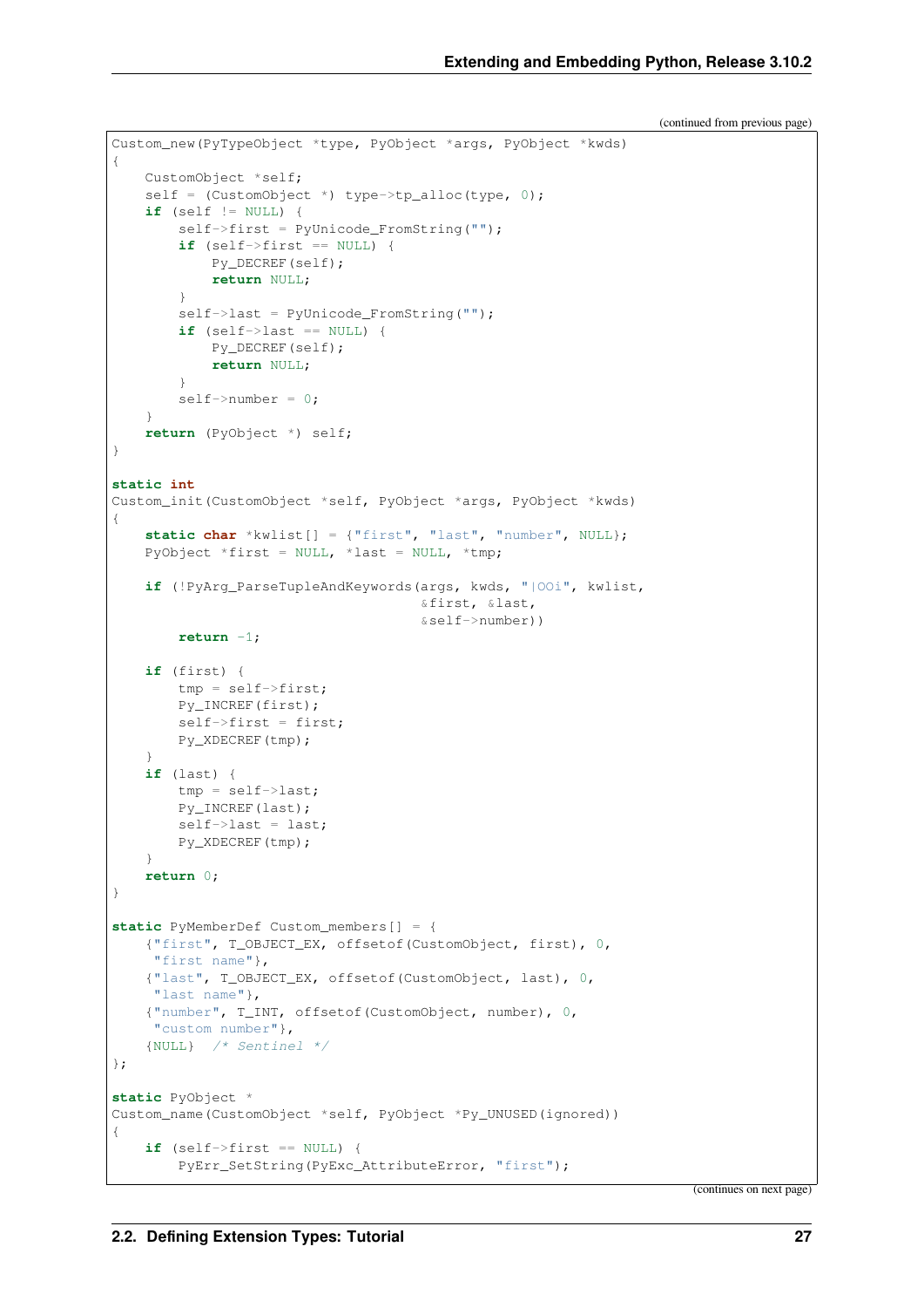(continued from previous page)

```
Custom_new(PyTypeObject *type, PyObject *args, PyObject *kwds)
{
    CustomObject *self;
    self = (CustomObject *) type->tp_alloc(type, 0);
    if (self != NULL) {
        self->first = PyUnicode_FromString("");
        if (self->first == NULL) {
            Py_DECREF(self);
            return NULL;
        }
        self->last = PyUnicode_FromString("");
        if (self->last == NULL) {
            Py_DECREF(self);
            return NULL;
        }
        self->number = 0;
    }
    return (PyObject *) self;
}

static int
Custom_init(CustomObject *self, PyObject *args, PyObject *kwds)
{
    static char *kwlist[] = {"first", "last", "number", NULL};
    PyObject *first = NULL, *last = NULL, *tmp;

    if (!PyArg_ParseTupleAndKeywords(args, kwds, "|OOi", kwlist,
                                     &first, &last,
                                     &self->number))
        return -1;

    if (first) {
        tmp = self->first;
        Py_INCREF(first);
        self->first = first;
        Py_XDECREF(tmp);
    }
    if (last) {
        tmp = self->last;
        Py_INCREF(last);
        self->last = last;
        Py_XDECREF(tmp);
    }
    return 0;
}

static PyMemberDef Custom_members[] = {
    {"first", T_OBJECT_EX, offsetof(CustomObject, first), 0,
     "first name"},
    {"last", T_OBJECT_EX, offsetof(CustomObject, last), 0,
     "last name"},
    {"number", T_INT, offsetof(CustomObject, number), 0,
     "custom number"},
    {NULL}  /* Sentinel */
};

static PyObject *
Custom_name(CustomObject *self, PyObject *Py_UNUSED(ignored))
{
    if (self->first == NULL) {
        PyErr_SetString(PyExc_AttributeError, "first");
```

(continues on next page)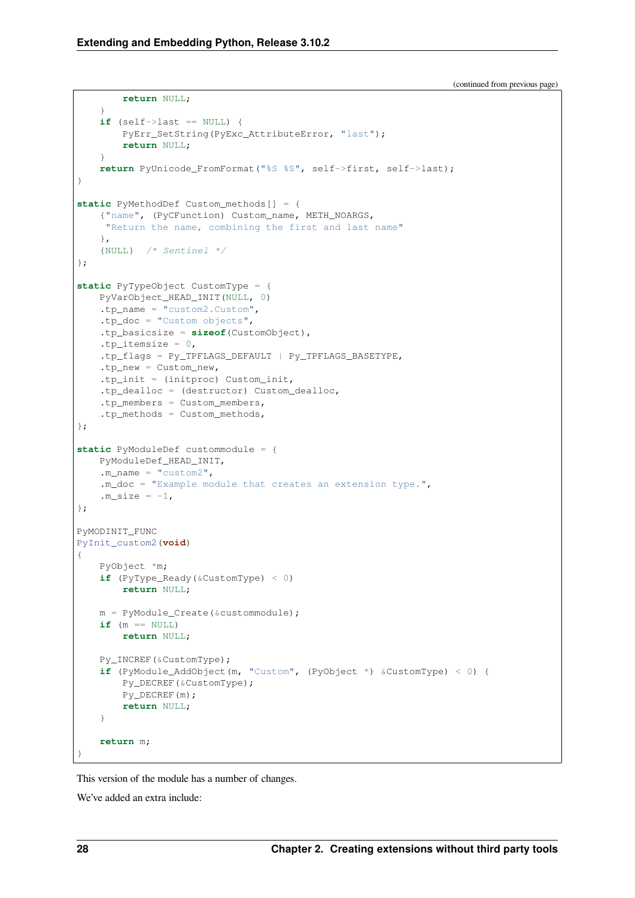(continued from previous page)

```
        return NULL;
    }
    if (self->last == NULL) {
        PyErr_SetString(PyExc_AttributeError, "last");
        return NULL;
    }
    return PyUnicode_FromFormat("%S %S", self->first, self->last);
}

static PyMethodDef Custom_methods[] = {
    {"name", (PyCFunction) Custom_name, METH_NOARGS,
     "Return the name, combining the first and last name"
    },
    {NULL}  /* Sentinel */
};

static PyTypeObject CustomType = {
    PyVarObject_HEAD_INIT(NULL, 0)
    .tp_name = "custom2.Custom",
    .tp_doc = "Custom objects",
    .tp_basicsize = sizeof(CustomObject),
    .tp_itemsize = 0,
    .tp_flags = Py_TPFLAGS_DEFAULT | Py_TPFLAGS_BASETYPE,
    .tp_new = Custom_new,
    .tp_init = (initproc) Custom_init,
    .tp_dealloc = (destructor) Custom_dealloc,
    .tp_members = Custom_members,
    .tp_methods = Custom_methods,
};

static PyModuleDef custommodule = {
    PyModuleDef_HEAD_INIT,
    .m_name = "custom2",
    .m_doc = "Example module that creates an extension type.",
    .m_size = -1,
};

PyMODINIT_FUNC
PyInit_custom2(void)
{
    PyObject *m;
    if (PyType_Ready(&CustomType) < 0)
        return NULL;

    m = PyModule_Create(&custommodule);
    if (m == NULL)
        return NULL;

    Py_INCREF(&CustomType);
    if (PyModule_AddObject(m, "Custom", (PyObject *) &CustomType) < 0) {
        Py_DECREF(&CustomType);
        Py_DECREF(m);
        return NULL;
    }

    return m;
}
```

This version of the module has a number of changes.

We've added an extra include: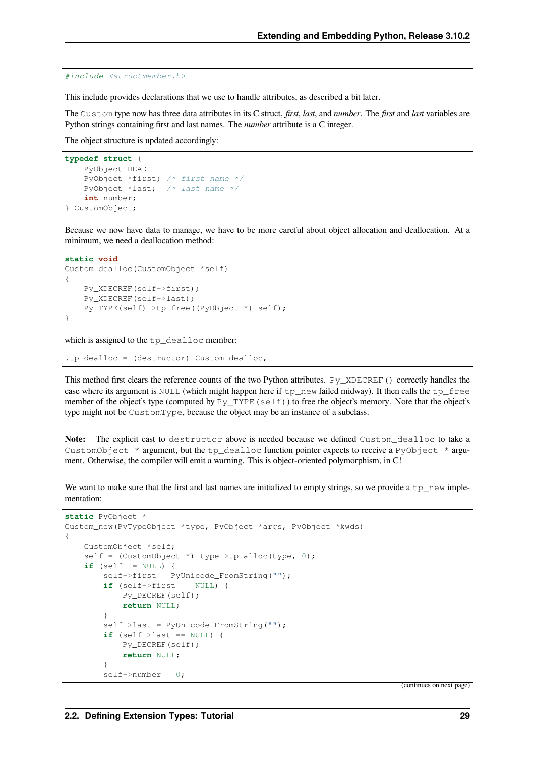```c
#include <structmember.h>
```

This include provides declarations that we use to handle attributes, as described a bit later.

The `Custom` type now has three data attributes in its C struct, *first*, *last*, and *number*. The *first* and *last* variables are Python strings containing first and last names. The *number* attribute is a C integer.

The object structure is updated accordingly:

```c
typedef struct {
    PyObject_HEAD
    PyObject *first; /* first name */
    PyObject *last;  /* last name */
    int number;
} CustomObject;
```

Because we now have data to manage, we have to be more careful about object allocation and deallocation. At a minimum, we need a deallocation method:

```c
static void
Custom_dealloc(CustomObject *self)
{
    Py_XDECREF(self->first);
    Py_XDECREF(self->last);
    Py_TYPE(self)->tp_free((PyObject *) self);
}
```

which is assigned to the `tp_dealloc` member:

```c
.tp_dealloc = (destructor) Custom_dealloc,
```

This method first clears the reference counts of the two Python attributes. `Py_XDECREF()` correctly handles the case where its argument is `NULL` (which might happen here if `tp_new` failed midway). It then calls the `tp_free` member of the object's type (computed by `Py_TYPE(self)`) to free the object's memory. Note that the object's type might not be `CustomType`, because the object may be an instance of a subclass.

**Note:** The explicit cast to `destructor` above is needed because we defined `Custom_dealloc` to take a `CustomObject *` argument, but the `tp_dealloc` function pointer expects to receive a `PyObject *` argument. Otherwise, the compiler will emit a warning. This is object-oriented polymorphism, in C!

We want to make sure that the first and last names are initialized to empty strings, so we provide a `tp_new` implementation:

```c
static PyObject *
Custom_new(PyTypeObject *type, PyObject *args, PyObject *kwds)
{
    CustomObject *self;
    self = (CustomObject *) type->tp_alloc(type, 0);
    if (self != NULL) {
        self->first = PyUnicode_FromString("");
        if (self->first == NULL) {
            Py_DECREF(self);
            return NULL;
        }
        self->last = PyUnicode_FromString("");
        if (self->last == NULL) {
            Py_DECREF(self);
            return NULL;
        }
        self->number = 0;
```

(continues on next page)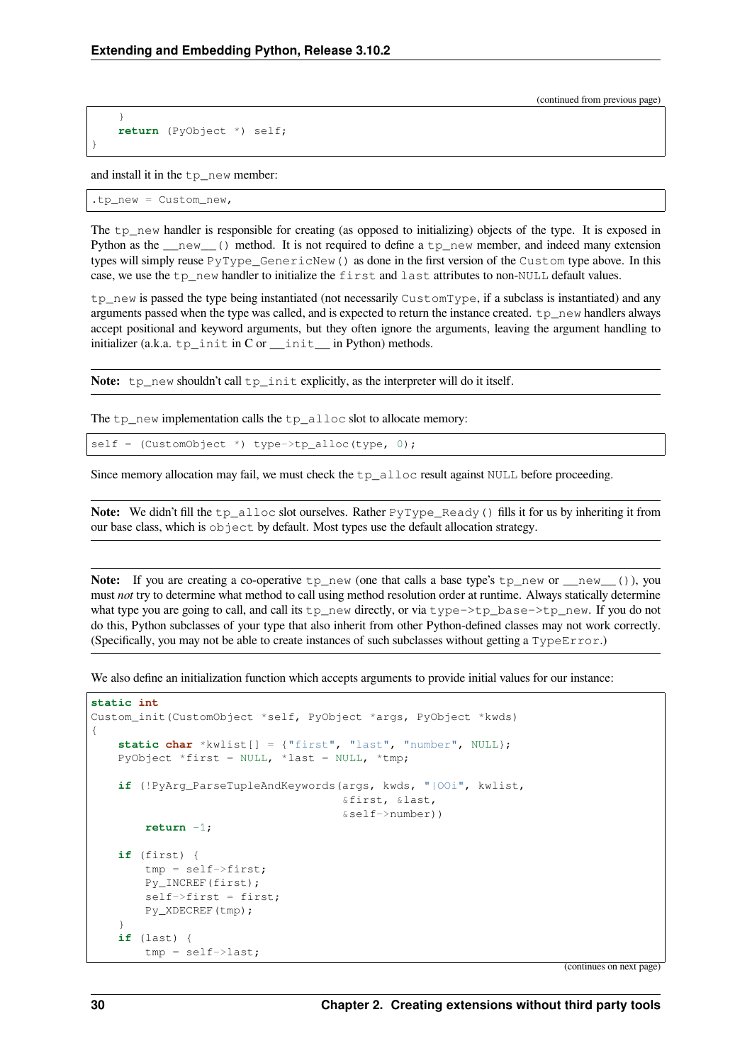(continued from previous page)

```
    }
    return (PyObject *) self;
}
```

and install it in the `tp_new` member:

```
.tp_new = Custom_new,
```

The `tp_new` handler is responsible for creating (as opposed to initializing) objects of the type. It is exposed in Python as the `__new__()` method. It is not required to define a `tp_new` member, and indeed many extension types will simply reuse `PyType_GenericNew()` as done in the first version of the `Custom` type above. In this case, we use the `tp_new` handler to initialize the `first` and `last` attributes to non-`NULL` default values.

`tp_new` is passed the type being instantiated (not necessarily `CustomType`, if a subclass is instantiated) and any arguments passed when the type was called, and is expected to return the instance created. `tp_new` handlers always accept positional and keyword arguments, but they often ignore the arguments, leaving the argument handling to initializer (a.k.a. `tp_init` in C or `__init__` in Python) methods.

**Note:** `tp_new` shouldn't call `tp_init` explicitly, as the interpreter will do it itself.

The `tp_new` implementation calls the `tp_alloc` slot to allocate memory:

```
self = (CustomObject *) type->tp_alloc(type, 0);
```

Since memory allocation may fail, we must check the `tp_alloc` result against `NULL` before proceeding.

**Note:** We didn't fill the `tp_alloc` slot ourselves. Rather `PyType_Ready()` fills it for us by inheriting it from our base class, which is `object` by default. Most types use the default allocation strategy.

**Note:** If you are creating a co-operative `tp_new` (one that calls a base type's `tp_new` or `__new__()`), you must *not* try to determine what method to call using method resolution order at runtime. Always statically determine what type you are going to call, and call its `tp_new` directly, or via `type->tp_base->tp_new`. If you do not do this, Python subclasses of your type that also inherit from other Python-defined classes may not work correctly. (Specifically, you may not be able to create instances of such subclasses without getting a `TypeError`.)

We also define an initialization function which accepts arguments to provide initial values for our instance:

```
static int
Custom_init(CustomObject *self, PyObject *args, PyObject *kwds)
{
    static char *kwlist[] = {"first", "last", "number", NULL};
    PyObject *first = NULL, *last = NULL, *tmp;

    if (!PyArg_ParseTupleAndKeywords(args, kwds, "|OOi", kwlist,
                                     &first, &last,
                                     &self->number))
        return -1;

    if (first) {
        tmp = self->first;
        Py_INCREF(first);
        self->first = first;
        Py_XDECREF(tmp);
    }
    if (last) {
        tmp = self->last;
```

(continues on next page)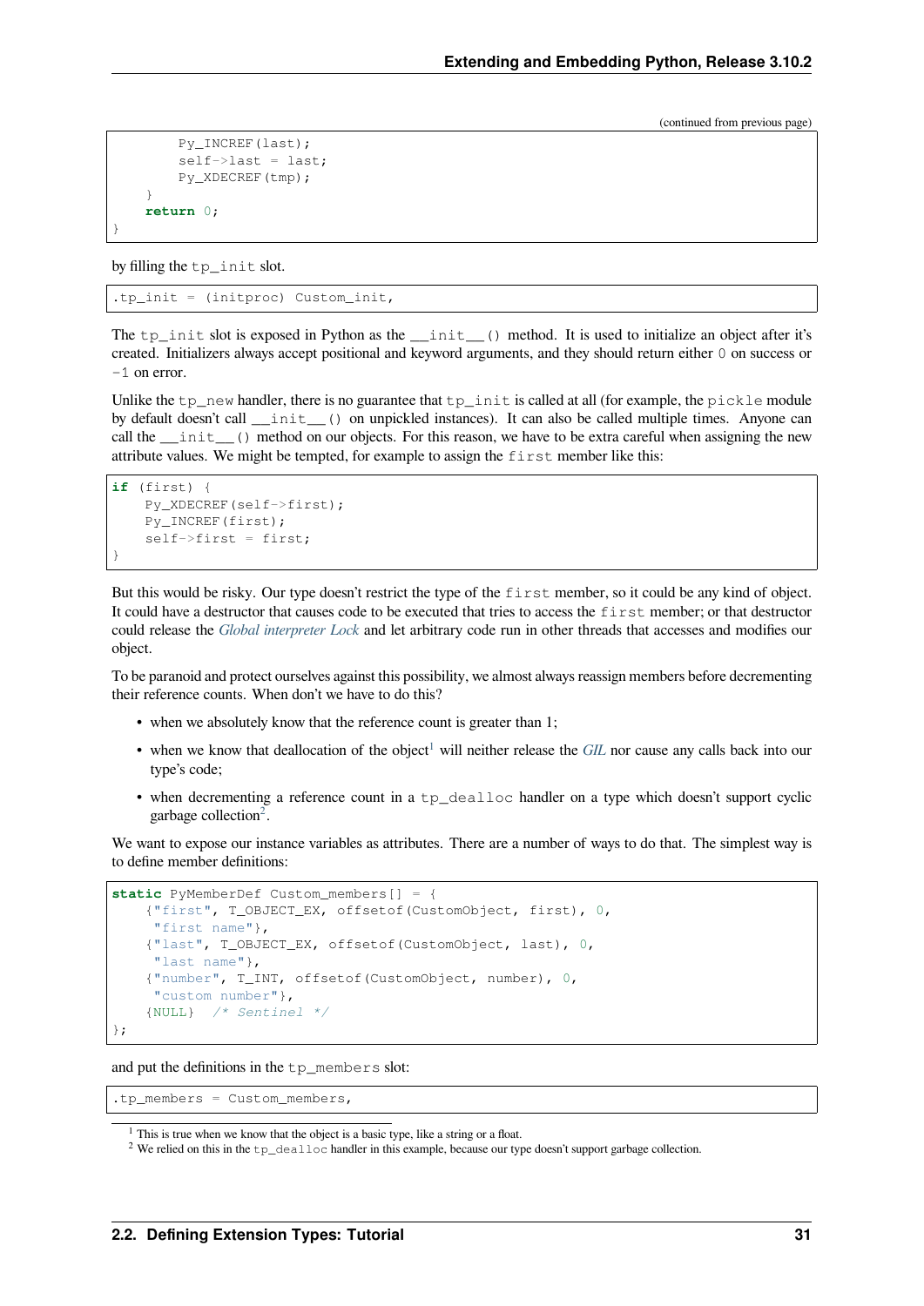(continued from previous page)

```
        Py_INCREF(last);
        self->last = last;
        Py_XDECREF(tmp);
    }
    return 0;
}
```

by filling the `tp_init` slot.

```
.tp_init = (initproc) Custom_init,
```

The `tp_init` slot is exposed in Python as the `__init__()` method. It is used to initialize an object after it's created. Initializers always accept positional and keyword arguments, and they should return either `0` on success or `-1` on error.

Unlike the `tp_new` handler, there is no guarantee that `tp_init` is called at all (for example, the `pickle` module by default doesn't call `__init__()` on unpickled instances). It can also be called multiple times. Anyone can call the `__init__()` method on our objects. For this reason, we have to be extra careful when assigning the new attribute values. We might be tempted, for example to assign the `first` member like this:

```
if (first) {
    Py_XDECREF(self->first);
    Py_INCREF(first);
    self->first = first;
}
```

But this would be risky. Our type doesn't restrict the type of the `first` member, so it could be any kind of object. It could have a destructor that causes code to be executed that tries to access the `first` member; or that destructor could release the *Global interpreter Lock* and let arbitrary code run in other threads that accesses and modifies our object.

To be paranoid and protect ourselves against this possibility, we almost always reassign members before decrementing their reference counts. When don't we have to do this?

- when we absolutely know that the reference count is greater than 1;
- when we know that deallocation of the object[1] will neither release the *GIL* nor cause any calls back into our type's code;
- when decrementing a reference count in a `tp_dealloc` handler on a type which doesn't support cyclic garbage collection[2].

We want to expose our instance variables as attributes. There are a number of ways to do that. The simplest way is to define member definitions:

```
static PyMemberDef Custom_members[] = {
    {"first", T_OBJECT_EX, offsetof(CustomObject, first), 0,
     "first name"},
    {"last", T_OBJECT_EX, offsetof(CustomObject, last), 0,
     "last name"},
    {"number", T_INT, offsetof(CustomObject, number), 0,
     "custom number"},
    {NULL}  /* Sentinel */
};
```

and put the definitions in the `tp_members` slot:

```
.tp_members = Custom_members,
```

[1] This is true when we know that the object is a basic type, like a string or a float.

[2] We relied on this in the `tp_dealloc` handler in this example, because our type doesn't support garbage collection.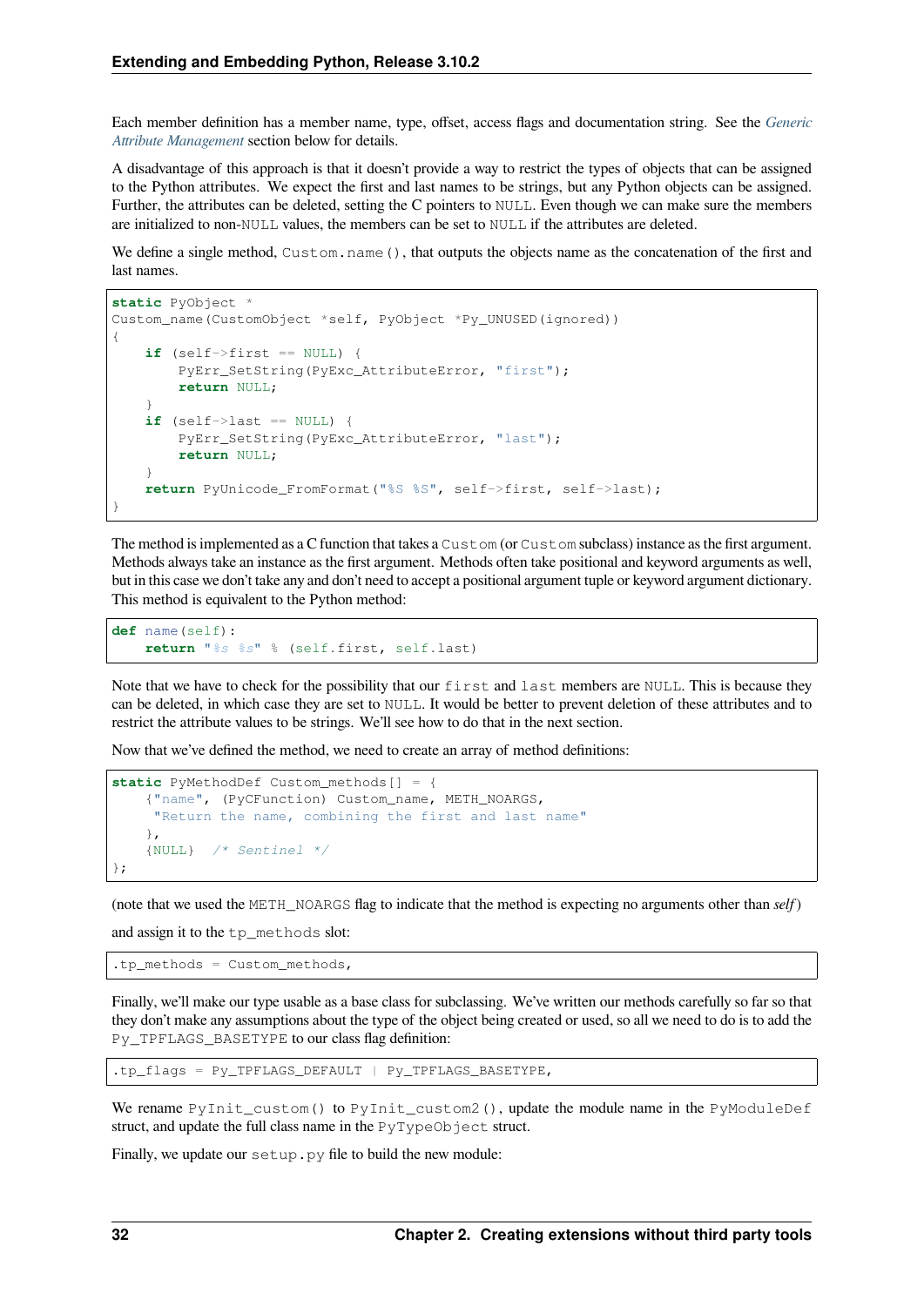Each member definition has a member name, type, offset, access flags and documentation string. See the *Generic Attribute Management* section below for details.

A disadvantage of this approach is that it doesn't provide a way to restrict the types of objects that can be assigned to the Python attributes. We expect the first and last names to be strings, but any Python objects can be assigned. Further, the attributes can be deleted, setting the C pointers to `NULL`. Even though we can make sure the members are initialized to non-`NULL` values, the members can be set to `NULL` if the attributes are deleted.

We define a single method, `Custom.name()`, that outputs the objects name as the concatenation of the first and last names.

```
static PyObject *
Custom_name(CustomObject *self, PyObject *Py_UNUSED(ignored))
{
    if (self->first == NULL) {
        PyErr_SetString(PyExc_AttributeError, "first");
        return NULL;
    }
    if (self->last == NULL) {
        PyErr_SetString(PyExc_AttributeError, "last");
        return NULL;
    }
    return PyUnicode_FromFormat("%S %S", self->first, self->last);
}
```

The method is implemented as a C function that takes a `Custom` (or `Custom` subclass) instance as the first argument. Methods always take an instance as the first argument. Methods often take positional and keyword arguments as well, but in this case we don't take any and don't need to accept a positional argument tuple or keyword argument dictionary. This method is equivalent to the Python method:

```
def name(self):
    return "%s %s" % (self.first, self.last)
```

Note that we have to check for the possibility that our `first` and `last` members are `NULL`. This is because they can be deleted, in which case they are set to `NULL`. It would be better to prevent deletion of these attributes and to restrict the attribute values to be strings. We'll see how to do that in the next section.

Now that we've defined the method, we need to create an array of method definitions:

```
static PyMethodDef Custom_methods[] = {
    {"name", (PyCFunction) Custom_name, METH_NOARGS,
     "Return the name, combining the first and last name"
    },
    {NULL}  /* Sentinel */
};
```

(note that we used the `METH_NOARGS` flag to indicate that the method is expecting no arguments other than *self*)

and assign it to the `tp_methods` slot:

```
.tp_methods = Custom_methods,
```

Finally, we'll make our type usable as a base class for subclassing. We've written our methods carefully so far so that they don't make any assumptions about the type of the object being created or used, so all we need to do is to add the `Py_TPFLAGS_BASETYPE` to our class flag definition:

```
.tp_flags = Py_TPFLAGS_DEFAULT | Py_TPFLAGS_BASETYPE,
```

We rename `PyInit_custom()` to `PyInit_custom2()`, update the module name in the `PyModuleDef` struct, and update the full class name in the `PyTypeObject` struct.

Finally, we update our `setup.py` file to build the new module: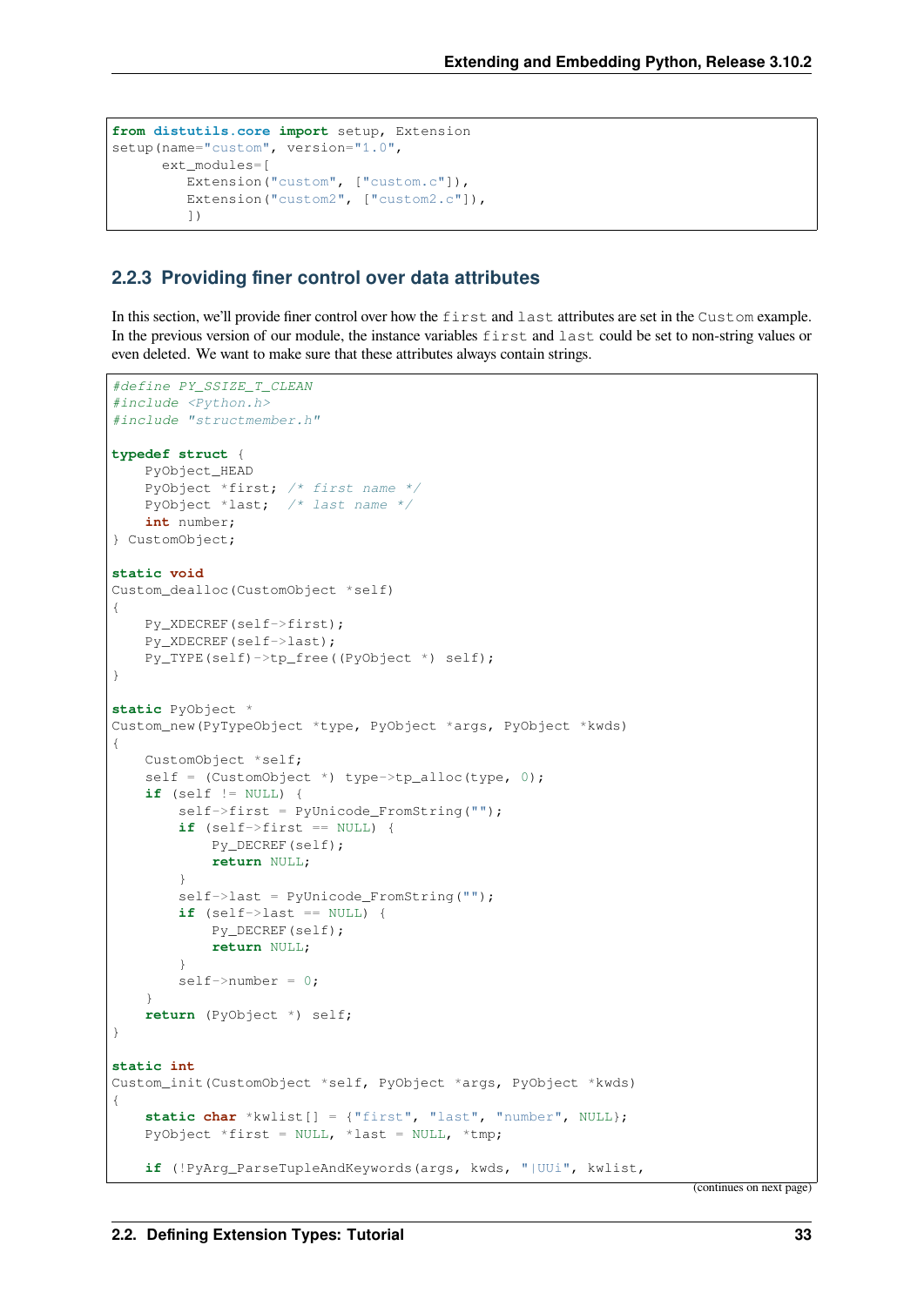```python
from distutils.core import setup, Extension
setup(name="custom", version="1.0",
      ext_modules=[
         Extension("custom", ["custom.c"]),
         Extension("custom2", ["custom2.c"]),
         ])
```

### 2.2.3 Providing finer control over data attributes

In this section, we'll provide finer control over how the `first` and `last` attributes are set in the `Custom` example. In the previous version of our module, the instance variables `first` and `last` could be set to non-string values or even deleted. We want to make sure that these attributes always contain strings.

```c
#define PY_SSIZE_T_CLEAN
#include <Python.h>
#include "structmember.h"

typedef struct {
    PyObject_HEAD
    PyObject *first; /* first name */
    PyObject *last;  /* last name */
    int number;
} CustomObject;

static void
Custom_dealloc(CustomObject *self)
{
    Py_XDECREF(self->first);
    Py_XDECREF(self->last);
    Py_TYPE(self)->tp_free((PyObject *) self);
}

static PyObject *
Custom_new(PyTypeObject *type, PyObject *args, PyObject *kwds)
{
    CustomObject *self;
    self = (CustomObject *) type->tp_alloc(type, 0);
    if (self != NULL) {
        self->first = PyUnicode_FromString("");
        if (self->first == NULL) {
            Py_DECREF(self);
            return NULL;
        }
        self->last = PyUnicode_FromString("");
        if (self->last == NULL) {
            Py_DECREF(self);
            return NULL;
        }
        self->number = 0;
    }
    return (PyObject *) self;
}

static int
Custom_init(CustomObject *self, PyObject *args, PyObject *kwds)
{
    static char *kwlist[] = {"first", "last", "number", NULL};
    PyObject *first = NULL, *last = NULL, *tmp;

    if (!PyArg_ParseTupleAndKeywords(args, kwds, "|UUi", kwlist,
```

(continues on next page)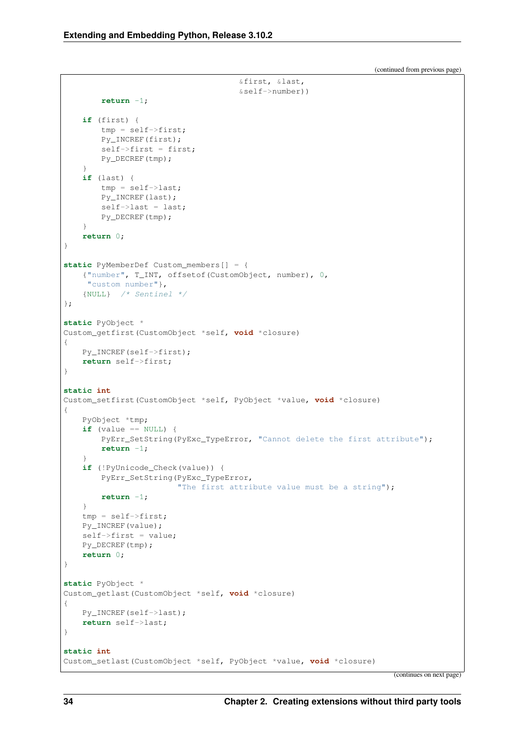(continued from previous page)

```
                                      &first, &last,
                                      &self->number))
        return -1;

    if (first) {
        tmp = self->first;
        Py_INCREF(first);
        self->first = first;
        Py_DECREF(tmp);
    }
    if (last) {
        tmp = self->last;
        Py_INCREF(last);
        self->last = last;
        Py_DECREF(tmp);
    }
    return 0;
}

static PyMemberDef Custom_members[] = {
    {"number", T_INT, offsetof(CustomObject, number), 0,
     "custom number"},
    {NULL}  /* Sentinel */
};

static PyObject *
Custom_getfirst(CustomObject *self, void *closure)
{
    Py_INCREF(self->first);
    return self->first;
}

static int
Custom_setfirst(CustomObject *self, PyObject *value, void *closure)
{
    PyObject *tmp;
    if (value == NULL) {
        PyErr_SetString(PyExc_TypeError, "Cannot delete the first attribute");
        return -1;
    }
    if (!PyUnicode_Check(value)) {
        PyErr_SetString(PyExc_TypeError,
                        "The first attribute value must be a string");
        return -1;
    }
    tmp = self->first;
    Py_INCREF(value);
    self->first = value;
    Py_DECREF(tmp);
    return 0;
}

static PyObject *
Custom_getlast(CustomObject *self, void *closure)
{
    Py_INCREF(self->last);
    return self->last;
}

static int
Custom_setlast(CustomObject *self, PyObject *value, void *closure)
```

(continues on next page)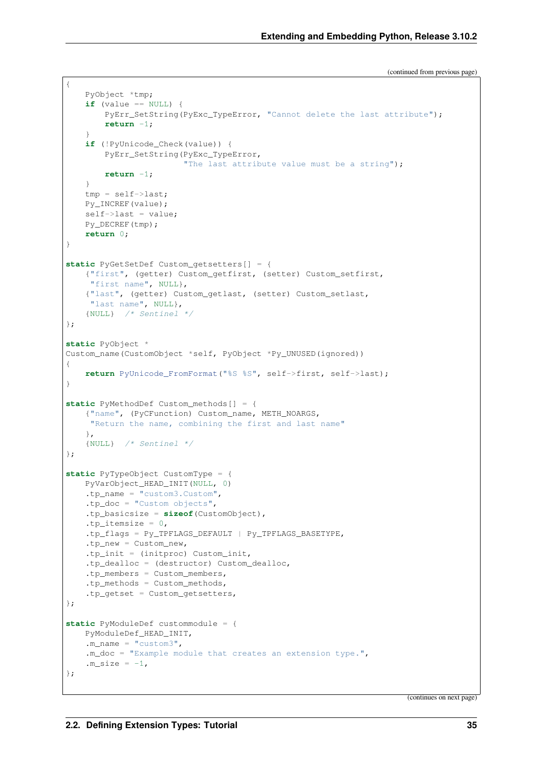(continued from previous page)

```
{
    PyObject *tmp;
    if (value == NULL) {
        PyErr_SetString(PyExc_TypeError, "Cannot delete the last attribute");
        return -1;
    }
    if (!PyUnicode_Check(value)) {
        PyErr_SetString(PyExc_TypeError,
                        "The last attribute value must be a string");
        return -1;
    }
    tmp = self->last;
    Py_INCREF(value);
    self->last = value;
    Py_DECREF(tmp);
    return 0;
}

static PyGetSetDef Custom_getsetters[] = {
    {"first", (getter) Custom_getfirst, (setter) Custom_setfirst,
     "first name", NULL},
    {"last", (getter) Custom_getlast, (setter) Custom_setlast,
     "last name", NULL},
    {NULL}  /* Sentinel */
};

static PyObject *
Custom_name(CustomObject *self, PyObject *Py_UNUSED(ignored))
{
    return PyUnicode_FromFormat("%S %S", self->first, self->last);
}

static PyMethodDef Custom_methods[] = {
    {"name", (PyCFunction) Custom_name, METH_NOARGS,
     "Return the name, combining the first and last name"
    },
    {NULL}  /* Sentinel */
};

static PyTypeObject CustomType = {
    PyVarObject_HEAD_INIT(NULL, 0)
    .tp_name = "custom3.Custom",
    .tp_doc = "Custom objects",
    .tp_basicsize = sizeof(CustomObject),
    .tp_itemsize = 0,
    .tp_flags = Py_TPFLAGS_DEFAULT | Py_TPFLAGS_BASETYPE,
    .tp_new = Custom_new,
    .tp_init = (initproc) Custom_init,
    .tp_dealloc = (destructor) Custom_dealloc,
    .tp_members = Custom_members,
    .tp_methods = Custom_methods,
    .tp_getset = Custom_getsetters,
};

static PyModuleDef custommodule = {
    PyModuleDef_HEAD_INIT,
    .m_name = "custom3",
    .m_doc = "Example module that creates an extension type.",
    .m_size = -1,
};
```

(continues on next page)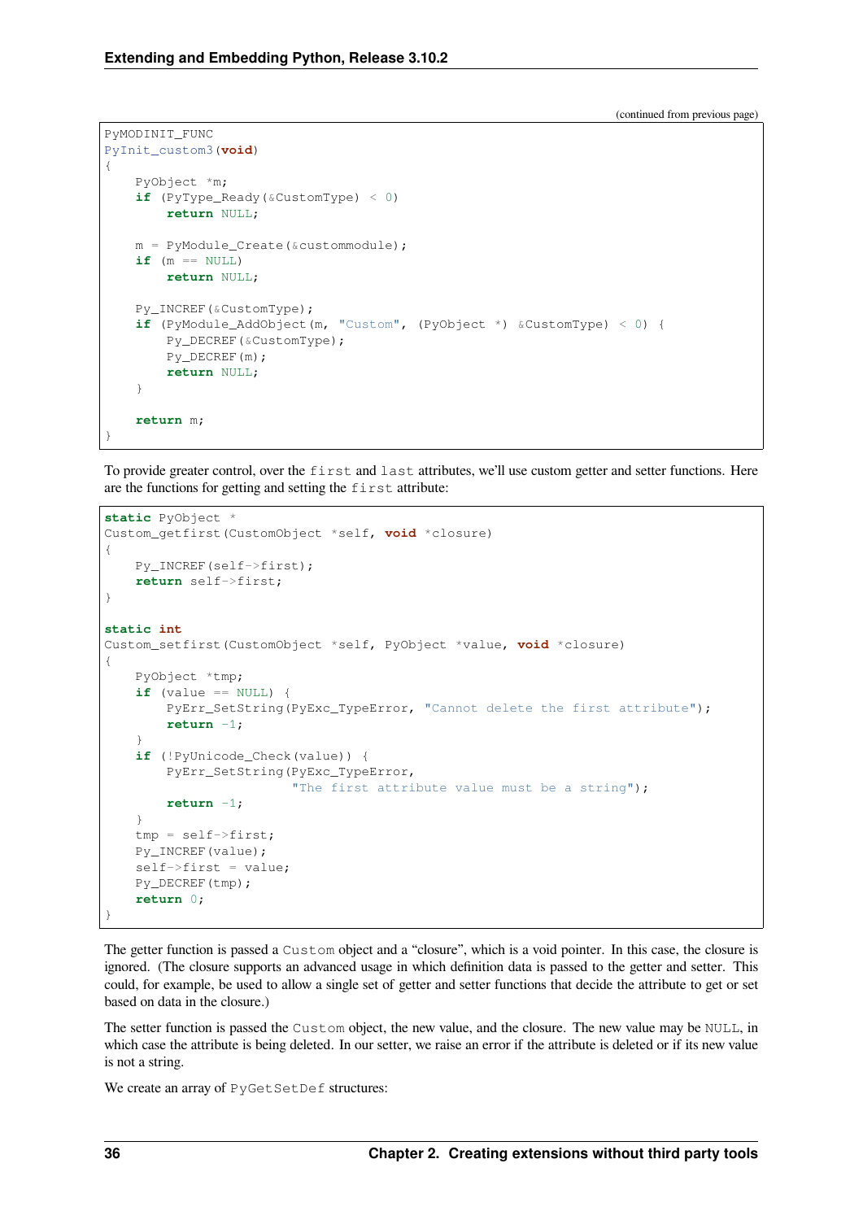(continued from previous page)

```
PyMODINIT_FUNC
PyInit_custom3(void)
{
    PyObject *m;
    if (PyType_Ready(&CustomType) < 0)
        return NULL;

    m = PyModule_Create(&custommodule);
    if (m == NULL)
        return NULL;

    Py_INCREF(&CustomType);
    if (PyModule_AddObject(m, "Custom", (PyObject *) &CustomType) < 0) {
        Py_DECREF(&CustomType);
        Py_DECREF(m);
        return NULL;
    }

    return m;
}
```

To provide greater control, over the `first` and `last` attributes, we'll use custom getter and setter functions. Here are the functions for getting and setting the `first` attribute:

```
static PyObject *
Custom_getfirst(CustomObject *self, void *closure)
{
    Py_INCREF(self->first);
    return self->first;
}

static int
Custom_setfirst(CustomObject *self, PyObject *value, void *closure)
{
    PyObject *tmp;
    if (value == NULL) {
        PyErr_SetString(PyExc_TypeError, "Cannot delete the first attribute");
        return -1;
    }
    if (!PyUnicode_Check(value)) {
        PyErr_SetString(PyExc_TypeError,
                        "The first attribute value must be a string");
        return -1;
    }
    tmp = self->first;
    Py_INCREF(value);
    self->first = value;
    Py_DECREF(tmp);
    return 0;
}
```

The getter function is passed a `Custom` object and a "closure", which is a void pointer. In this case, the closure is ignored. (The closure supports an advanced usage in which definition data is passed to the getter and setter. This could, for example, be used to allow a single set of getter and setter functions that decide the attribute to get or set based on data in the closure.)

The setter function is passed the `Custom` object, the new value, and the closure. The new value may be `NULL`, in which case the attribute is being deleted. In our setter, we raise an error if the attribute is deleted or if its new value is not a string.

We create an array of `PyGetSetDef` structures: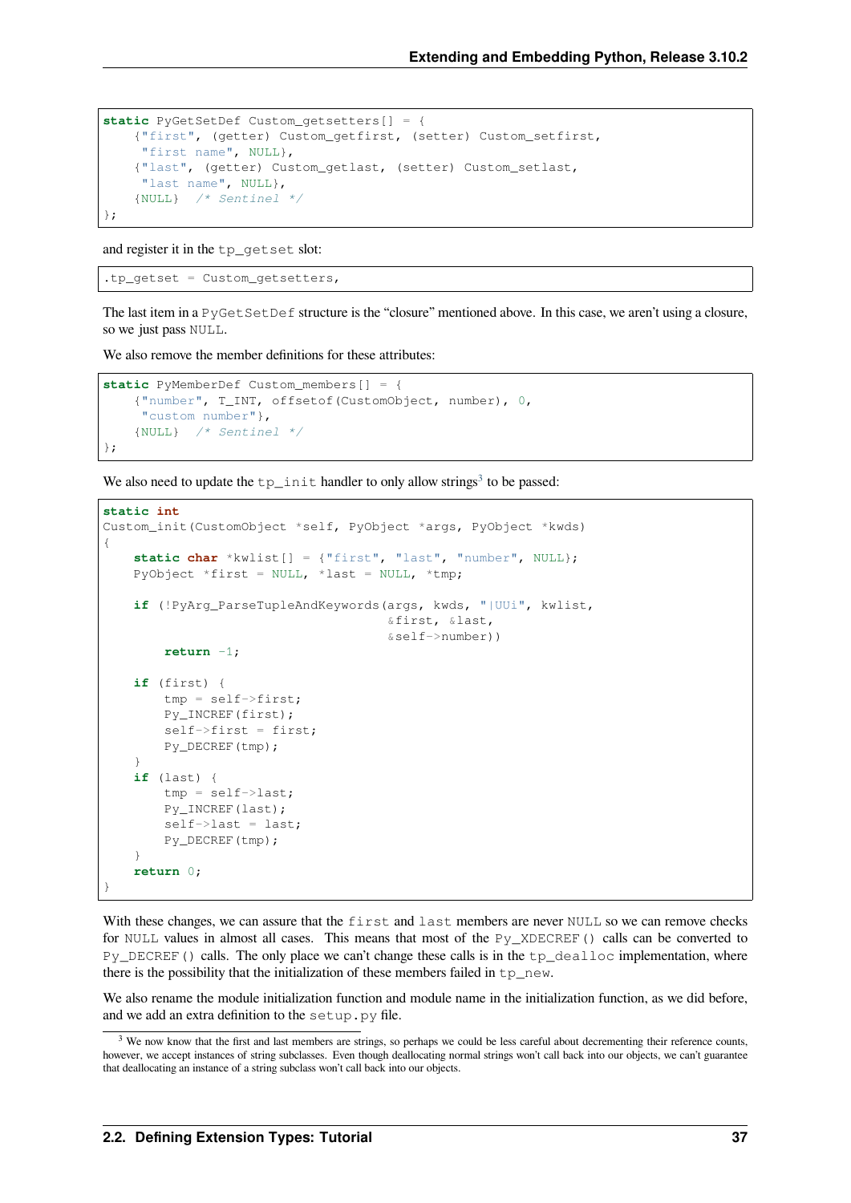```
static PyGetSetDef Custom_getsetters[] = {
    {"first", (getter) Custom_getfirst, (setter) Custom_setfirst,
     "first name", NULL},
    {"last", (getter) Custom_getlast, (setter) Custom_setlast,
     "last name", NULL},
    {NULL}  /* Sentinel */
};
```

and register it in the `tp_getset` slot:

```
.tp_getset = Custom_getsetters,
```

The last item in a `PyGetSetDef` structure is the "closure" mentioned above. In this case, we aren't using a closure, so we just pass `NULL`.

We also remove the member definitions for these attributes:

```
static PyMemberDef Custom_members[] = {
    {"number", T_INT, offsetof(CustomObject, number), 0,
     "custom number"},
    {NULL}  /* Sentinel */
};
```

We also need to update the `tp_init` handler to only allow strings[3] to be passed:

```
static int
Custom_init(CustomObject *self, PyObject *args, PyObject *kwds)
{
    static char *kwlist[] = {"first", "last", "number", NULL};
    PyObject *first = NULL, *last = NULL, *tmp;

    if (!PyArg_ParseTupleAndKeywords(args, kwds, "|UUi", kwlist,
                                     &first, &last,
                                     &self->number))
        return -1;

    if (first) {
        tmp = self->first;
        Py_INCREF(first);
        self->first = first;
        Py_DECREF(tmp);
    }
    if (last) {
        tmp = self->last;
        Py_INCREF(last);
        self->last = last;
        Py_DECREF(tmp);
    }
    return 0;
}
```

With these changes, we can assure that the `first` and `last` members are never `NULL` so we can remove checks for `NULL` values in almost all cases. This means that most of the `Py_XDECREF()` calls can be converted to `Py_DECREF()` calls. The only place we can't change these calls is in the `tp_dealloc` implementation, where there is the possibility that the initialization of these members failed in `tp_new`.

We also rename the module initialization function and module name in the initialization function, as we did before, and we add an extra definition to the `setup.py` file.

[3] We now know that the first and last members are strings, so perhaps we could be less careful about decrementing their reference counts, however, we accept instances of string subclasses. Even though deallocating normal strings won't call back into our objects, we can't guarantee that deallocating an instance of a string subclass won't call back into our objects.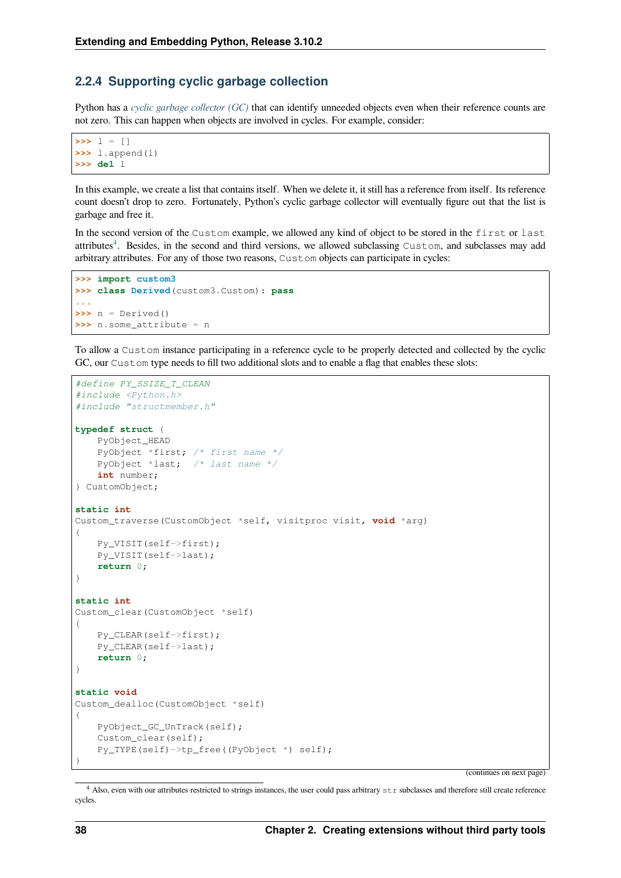### 2.2.4 Supporting cyclic garbage collection

Python has a *cyclic garbage collector (GC)* that can identify unneeded objects even when their reference counts are not zero. This can happen when objects are involved in cycles. For example, consider:

```
>>> l = []
>>> l.append(l)
>>> del l
```

In this example, we create a list that contains itself. When we delete it, it still has a reference from itself. Its reference count doesn't drop to zero. Fortunately, Python's cyclic garbage collector will eventually figure out that the list is garbage and free it.

In the second version of the `Custom` example, we allowed any kind of object to be stored in the `first` or `last` attributes[4]. Besides, in the second and third versions, we allowed subclassing `Custom`, and subclasses may add arbitrary attributes. For any of those two reasons, `Custom` objects can participate in cycles:

```
>>> import custom3
>>> class Derived(custom3.Custom): pass
...
>>> n = Derived()
>>> n.some_attribute = n
```

To allow a `Custom` instance participating in a reference cycle to be properly detected and collected by the cyclic GC, our `Custom` type needs to fill two additional slots and to enable a flag that enables these slots:

```c
#define PY_SSIZE_T_CLEAN
#include <Python.h>
#include "structmember.h"

typedef struct {
    PyObject_HEAD
    PyObject *first; /* first name */
    PyObject *last;  /* last name */
    int number;
} CustomObject;

static int
Custom_traverse(CustomObject *self, visitproc visit, void *arg)
{
    Py_VISIT(self->first);
    Py_VISIT(self->last);
    return 0;
}

static int
Custom_clear(CustomObject *self)
{
    Py_CLEAR(self->first);
    Py_CLEAR(self->last);
    return 0;
}

static void
Custom_dealloc(CustomObject *self)
{
    PyObject_GC_UnTrack(self);
    Custom_clear(self);
    Py_TYPE(self)->tp_free((PyObject *) self);
}
```

(continues on next page)

[4] Also, even with our attributes restricted to strings instances, the user could pass arbitrary `str` subclasses and therefore still create reference cycles.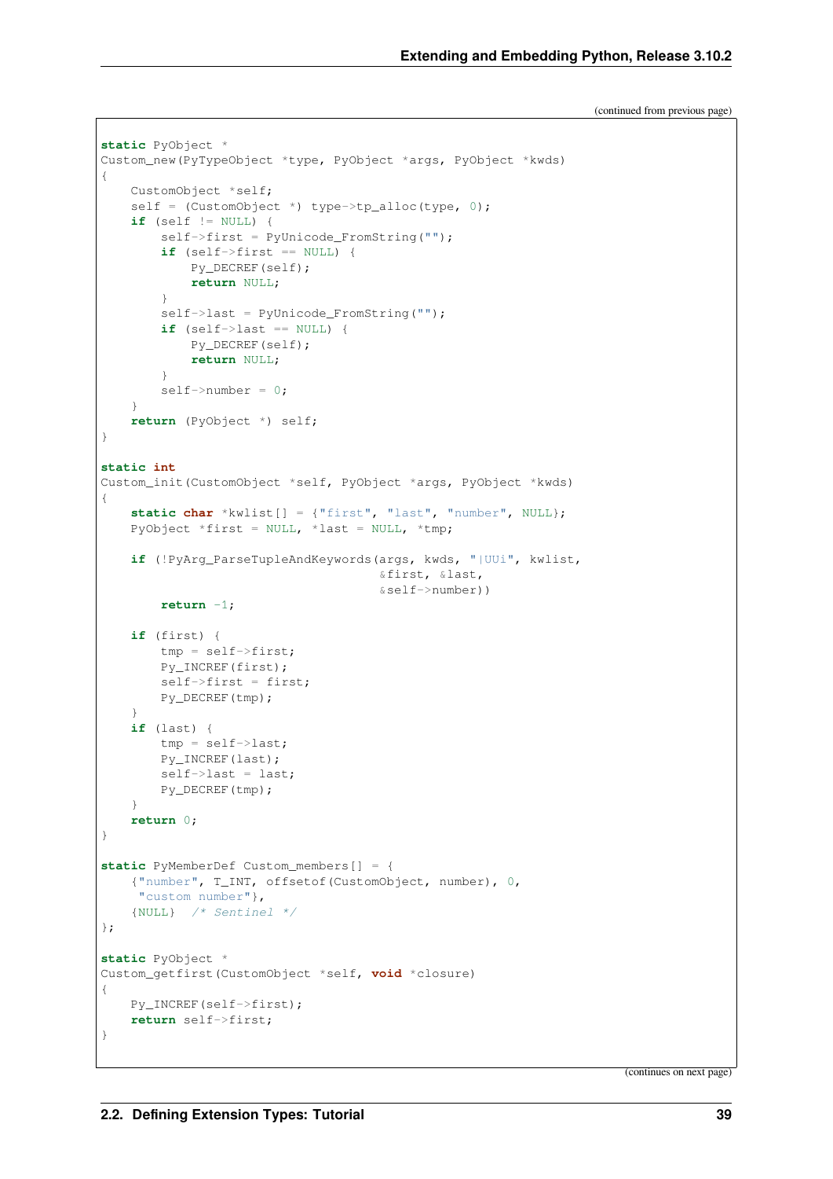(continued from previous page)

```
static PyObject *
Custom_new(PyTypeObject *type, PyObject *args, PyObject *kwds)
{
    CustomObject *self;
    self = (CustomObject *) type->tp_alloc(type, 0);
    if (self != NULL) {
        self->first = PyUnicode_FromString("");
        if (self->first == NULL) {
            Py_DECREF(self);
            return NULL;
        }
        self->last = PyUnicode_FromString("");
        if (self->last == NULL) {
            Py_DECREF(self);
            return NULL;
        }
        self->number = 0;
    }
    return (PyObject *) self;
}

static int
Custom_init(CustomObject *self, PyObject *args, PyObject *kwds)
{
    static char *kwlist[] = {"first", "last", "number", NULL};
    PyObject *first = NULL, *last = NULL, *tmp;

    if (!PyArg_ParseTupleAndKeywords(args, kwds, "|UUi", kwlist,
                                     &first, &last,
                                     &self->number))
        return -1;

    if (first) {
        tmp = self->first;
        Py_INCREF(first);
        self->first = first;
        Py_DECREF(tmp);
    }
    if (last) {
        tmp = self->last;
        Py_INCREF(last);
        self->last = last;
        Py_DECREF(tmp);
    }
    return 0;
}

static PyMemberDef Custom_members[] = {
    {"number", T_INT, offsetof(CustomObject, number), 0,
     "custom number"},
    {NULL}  /* Sentinel */
};

static PyObject *
Custom_getfirst(CustomObject *self, void *closure)
{
    Py_INCREF(self->first);
    return self->first;
}
```

(continues on next page)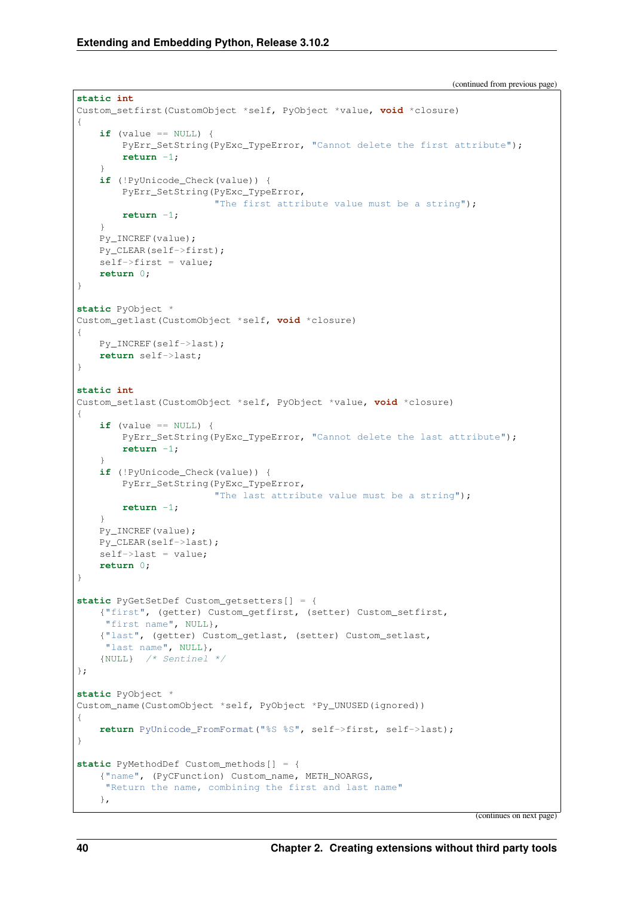(continued from previous page)

```
static int
Custom_setfirst(CustomObject *self, PyObject *value, void *closure)
{
    if (value == NULL) {
        PyErr_SetString(PyExc_TypeError, "Cannot delete the first attribute");
        return -1;
    }
    if (!PyUnicode_Check(value)) {
        PyErr_SetString(PyExc_TypeError,
                        "The first attribute value must be a string");
        return -1;
    }
    Py_INCREF(value);
    Py_CLEAR(self->first);
    self->first = value;
    return 0;
}

static PyObject *
Custom_getlast(CustomObject *self, void *closure)
{
    Py_INCREF(self->last);
    return self->last;
}

static int
Custom_setlast(CustomObject *self, PyObject *value, void *closure)
{
    if (value == NULL) {
        PyErr_SetString(PyExc_TypeError, "Cannot delete the last attribute");
        return -1;
    }
    if (!PyUnicode_Check(value)) {
        PyErr_SetString(PyExc_TypeError,
                        "The last attribute value must be a string");
        return -1;
    }
    Py_INCREF(value);
    Py_CLEAR(self->last);
    self->last = value;
    return 0;
}

static PyGetSetDef Custom_getsetters[] = {
    {"first", (getter) Custom_getfirst, (setter) Custom_setfirst,
     "first name", NULL},
    {"last", (getter) Custom_getlast, (setter) Custom_setlast,
     "last name", NULL},
    {NULL}  /* Sentinel */
};

static PyObject *
Custom_name(CustomObject *self, PyObject *Py_UNUSED(ignored))
{
    return PyUnicode_FromFormat("%S %S", self->first, self->last);
}

static PyMethodDef Custom_methods[] = {
    {"name", (PyCFunction) Custom_name, METH_NOARGS,
     "Return the name, combining the first and last name"
    },
```

(continues on next page)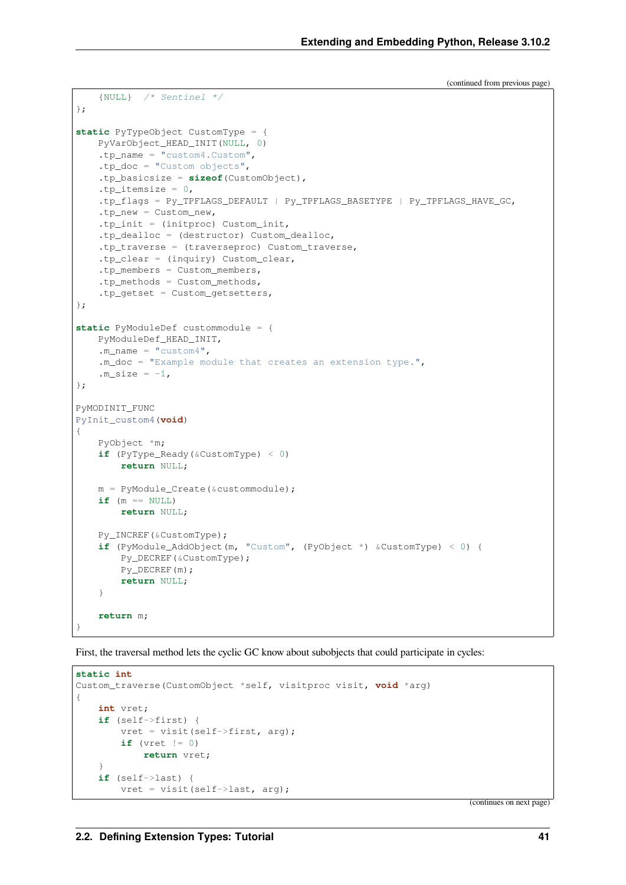(continued from previous page)

```
    {NULL}  /* Sentinel */
};

static PyTypeObject CustomType = {
    PyVarObject_HEAD_INIT(NULL, 0)
    .tp_name = "custom4.Custom",
    .tp_doc = "Custom objects",
    .tp_basicsize = sizeof(CustomObject),
    .tp_itemsize = 0,
    .tp_flags = Py_TPFLAGS_DEFAULT | Py_TPFLAGS_BASETYPE | Py_TPFLAGS_HAVE_GC,
    .tp_new = Custom_new,
    .tp_init = (initproc) Custom_init,
    .tp_dealloc = (destructor) Custom_dealloc,
    .tp_traverse = (traverseproc) Custom_traverse,
    .tp_clear = (inquiry) Custom_clear,
    .tp_members = Custom_members,
    .tp_methods = Custom_methods,
    .tp_getset = Custom_getsetters,
};

static PyModuleDef custommodule = {
    PyModuleDef_HEAD_INIT,
    .m_name = "custom4",
    .m_doc = "Example module that creates an extension type.",
    .m_size = -1,
};

PyMODINIT_FUNC
PyInit_custom4(void)
{
    PyObject *m;
    if (PyType_Ready(&CustomType) < 0)
        return NULL;

    m = PyModule_Create(&custommodule);
    if (m == NULL)
        return NULL;

    Py_INCREF(&CustomType);
    if (PyModule_AddObject(m, "Custom", (PyObject *) &CustomType) < 0) {
        Py_DECREF(&CustomType);
        Py_DECREF(m);
        return NULL;
    }

    return m;
}
```

First, the traversal method lets the cyclic GC know about subobjects that could participate in cycles:

```
static int
Custom_traverse(CustomObject *self, visitproc visit, void *arg)
{
    int vret;
    if (self->first) {
        vret = visit(self->first, arg);
        if (vret != 0)
            return vret;
    }
    if (self->last) {
        vret = visit(self->last, arg);
```

(continues on next page)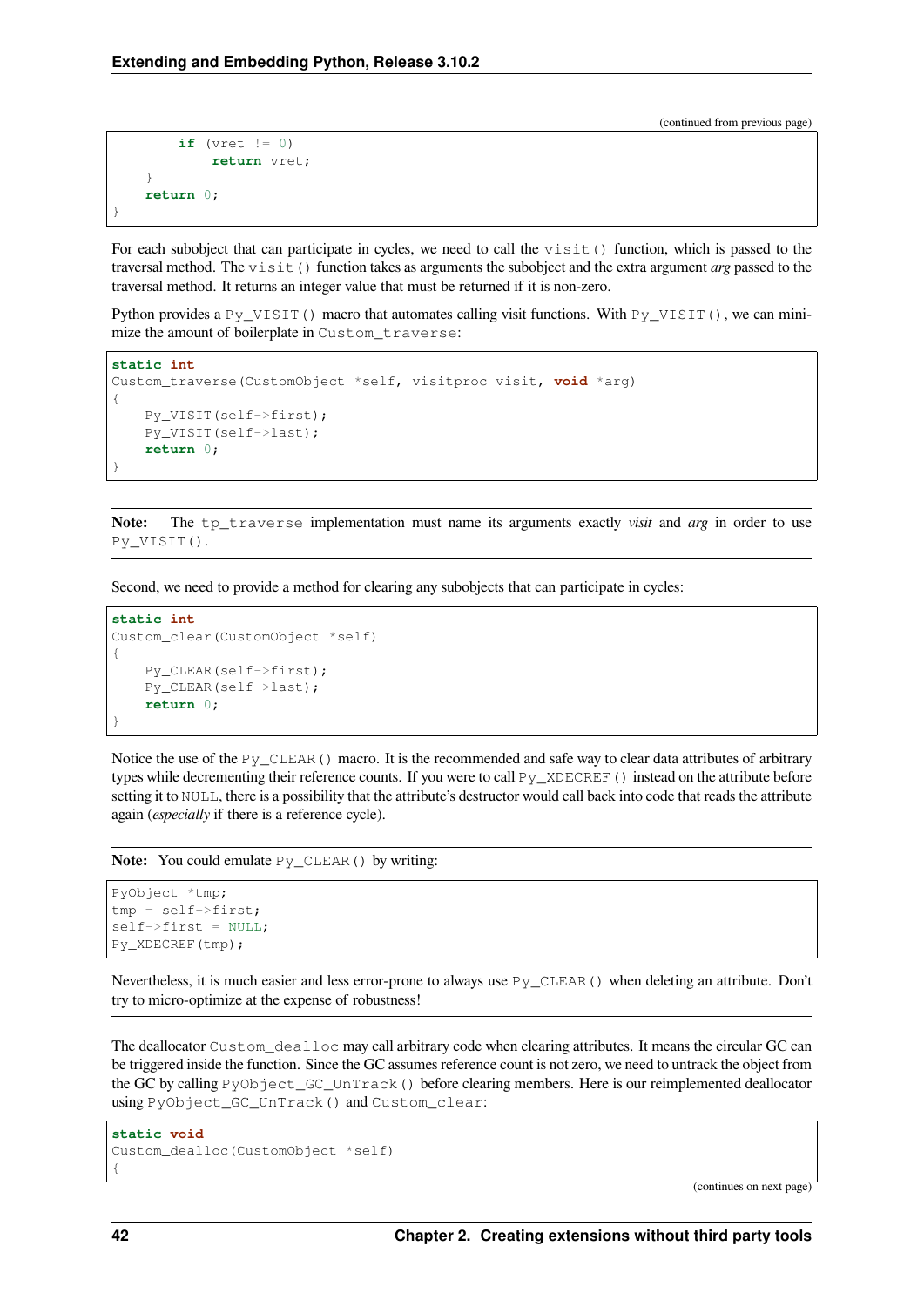(continued from previous page)

```
        if (vret != 0)
            return vret;
    }
    return 0;
}
```

For each subobject that can participate in cycles, we need to call the `visit()` function, which is passed to the traversal method. The `visit()` function takes as arguments the subobject and the extra argument *arg* passed to the traversal method. It returns an integer value that must be returned if it is non-zero.

Python provides a `Py_VISIT()` macro that automates calling visit functions. With `Py_VISIT()`, we can minimize the amount of boilerplate in `Custom_traverse`:

```
static int
Custom_traverse(CustomObject *self, visitproc visit, void *arg)
{
    Py_VISIT(self->first);
    Py_VISIT(self->last);
    return 0;
}
```

**Note:** The `tp_traverse` implementation must name its arguments exactly *visit* and *arg* in order to use `Py_VISIT()`.

Second, we need to provide a method for clearing any subobjects that can participate in cycles:

```
static int
Custom_clear(CustomObject *self)
{
    Py_CLEAR(self->first);
    Py_CLEAR(self->last);
    return 0;
}
```

Notice the use of the `Py_CLEAR()` macro. It is the recommended and safe way to clear data attributes of arbitrary types while decrementing their reference counts. If you were to call `Py_XDECREF()` instead on the attribute before setting it to `NULL`, there is a possibility that the attribute's destructor would call back into code that reads the attribute again (*especially* if there is a reference cycle).

**Note:** You could emulate `Py_CLEAR()` by writing:

```
PyObject *tmp;
tmp = self->first;
self->first = NULL;
Py_XDECREF(tmp);
```

Nevertheless, it is much easier and less error-prone to always use `Py_CLEAR()` when deleting an attribute. Don't try to micro-optimize at the expense of robustness!

The deallocator `Custom_dealloc` may call arbitrary code when clearing attributes. It means the circular GC can be triggered inside the function. Since the GC assumes reference count is not zero, we need to untrack the object from the GC by calling `PyObject_GC_UnTrack()` before clearing members. Here is our reimplemented deallocator using `PyObject_GC_UnTrack()` and `Custom_clear`:

```
static void
Custom_dealloc(CustomObject *self)
{
```

(continues on next page)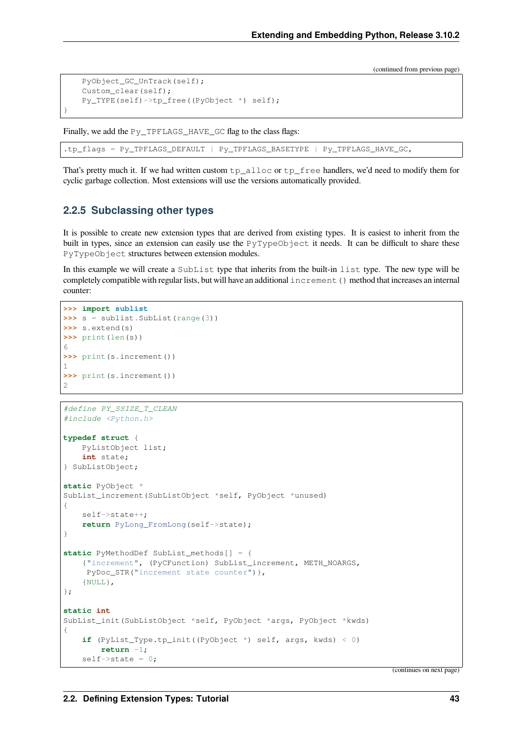(continued from previous page)

```
    PyObject_GC_UnTrack(self);
    Custom_clear(self);
    Py_TYPE(self)->tp_free((PyObject *) self);
}
```

Finally, we add the `Py_TPFLAGS_HAVE_GC` flag to the class flags:

```
.tp_flags = Py_TPFLAGS_DEFAULT | Py_TPFLAGS_BASETYPE | Py_TPFLAGS_HAVE_GC,
```

That's pretty much it. If we had written custom `tp_alloc` or `tp_free` handlers, we'd need to modify them for cyclic garbage collection. Most extensions will use the versions automatically provided.

### 2.2.5 Subclassing other types

It is possible to create new extension types that are derived from existing types. It is easiest to inherit from the built in types, since an extension can easily use the `PyTypeObject` it needs. It can be difficult to share these `PyTypeObject` structures between extension modules.

In this example we will create a `SubList` type that inherits from the built-in `list` type. The new type will be completely compatible with regular lists, but will have an additional `increment()` method that increases an internal counter:

```
>>> import sublist
>>> s = sublist.SubList(range(3))
>>> s.extend(s)
>>> print(len(s))
6
>>> print(s.increment())
1
>>> print(s.increment())
2
```

```
#define PY_SSIZE_T_CLEAN
#include <Python.h>

typedef struct {
    PyListObject list;
    int state;
} SubListObject;

static PyObject *
SubList_increment(SubListObject *self, PyObject *unused)
{
    self->state++;
    return PyLong_FromLong(self->state);
}

static PyMethodDef SubList_methods[] = {
    {"increment", (PyCFunction) SubList_increment, METH_NOARGS,
     PyDoc_STR("increment state counter")},
    {NULL},
};

static int
SubList_init(SubListObject *self, PyObject *args, PyObject *kwds)
{
    if (PyList_Type.tp_init((PyObject *) self, args, kwds) < 0)
        return -1;
    self->state = 0;
```

(continues on next page)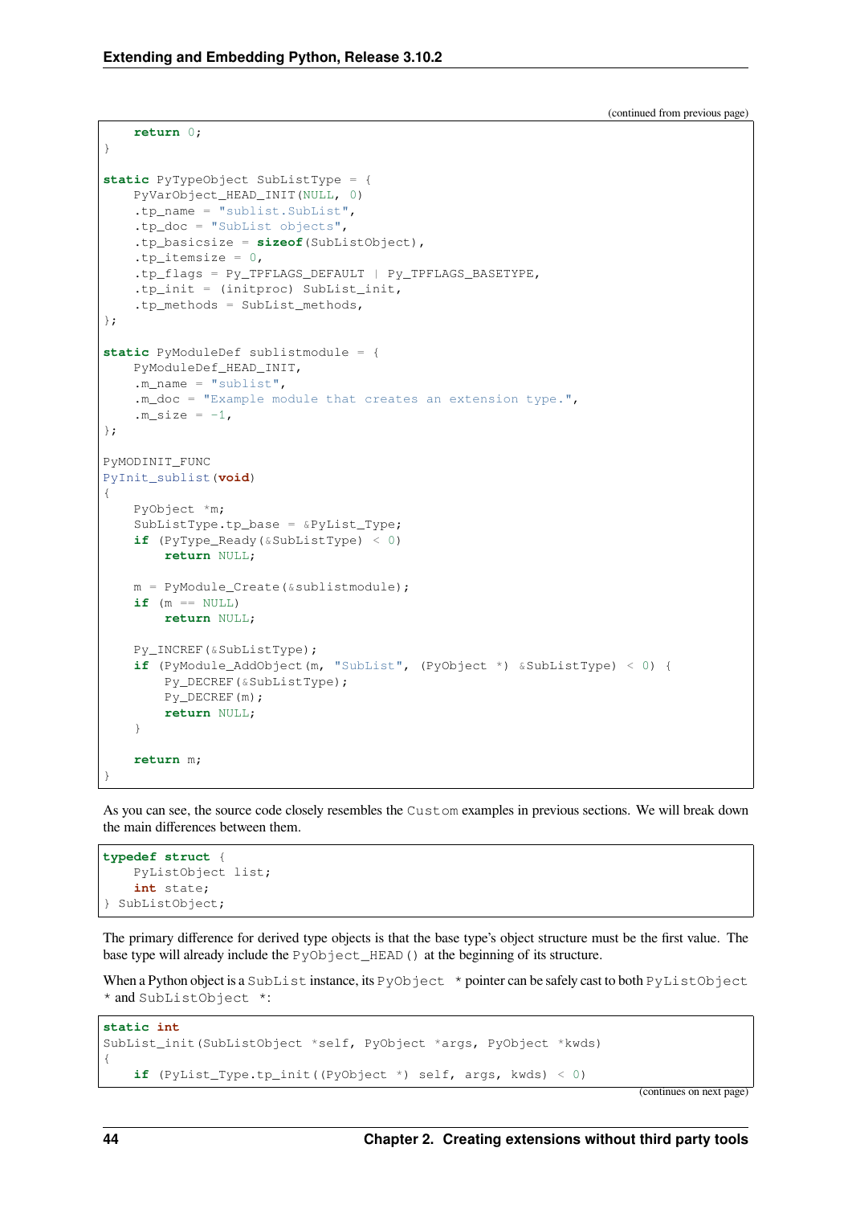(continued from previous page)

```
    return 0;
}

static PyTypeObject SubListType = {
    PyVarObject_HEAD_INIT(NULL, 0)
    .tp_name = "sublist.SubList",
    .tp_doc = "SubList objects",
    .tp_basicsize = sizeof(SubListObject),
    .tp_itemsize = 0,
    .tp_flags = Py_TPFLAGS_DEFAULT | Py_TPFLAGS_BASETYPE,
    .tp_init = (initproc) SubList_init,
    .tp_methods = SubList_methods,
};

static PyModuleDef sublistmodule = {
    PyModuleDef_HEAD_INIT,
    .m_name = "sublist",
    .m_doc = "Example module that creates an extension type.",
    .m_size = -1,
};

PyMODINIT_FUNC
PyInit_sublist(void)
{
    PyObject *m;
    SubListType.tp_base = &PyList_Type;
    if (PyType_Ready(&SubListType) < 0)
        return NULL;

    m = PyModule_Create(&sublistmodule);
    if (m == NULL)
        return NULL;

    Py_INCREF(&SubListType);
    if (PyModule_AddObject(m, "SubList", (PyObject *) &SubListType) < 0) {
        Py_DECREF(&SubListType);
        Py_DECREF(m);
        return NULL;
    }

    return m;
}
```

As you can see, the source code closely resembles the `Custom` examples in previous sections. We will break down the main differences between them.

```
typedef struct {
    PyListObject list;
    int state;
} SubListObject;
```

The primary difference for derived type objects is that the base type's object structure must be the first value. The base type will already include the `PyObject_HEAD()` at the beginning of its structure.

When a Python object is a `SubList` instance, its `PyObject *` pointer can be safely cast to both `PyListObject *` and `SubListObject *`:

```
static int
SubList_init(SubListObject *self, PyObject *args, PyObject *kwds)
{
    if (PyList_Type.tp_init((PyObject *) self, args, kwds) < 0)
```

(continues on next page)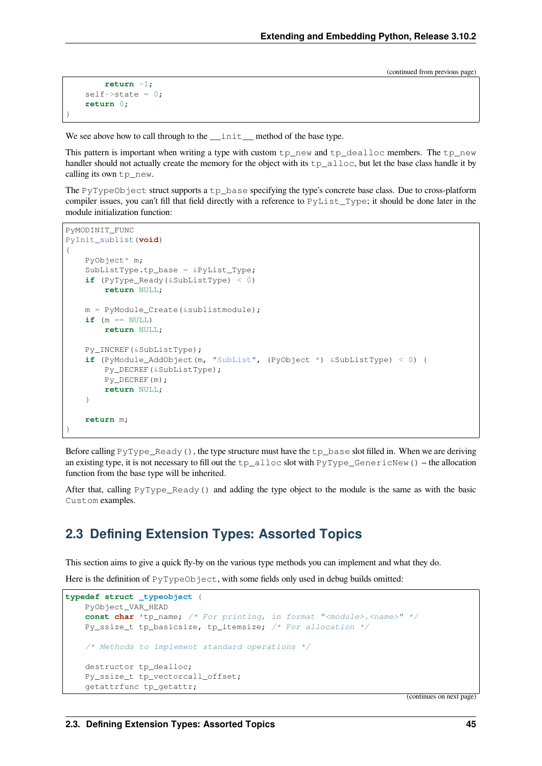(continued from previous page)

```
        return -1;
    self->state = 0;
    return 0;
}
```

We see above how to call through to the `__init__` method of the base type.

This pattern is important when writing a type with custom `tp_new` and `tp_dealloc` members. The `tp_new` handler should not actually create the memory for the object with its `tp_alloc`, but let the base class handle it by calling its own `tp_new`.

The `PyTypeObject` struct supports a `tp_base` specifying the type's concrete base class. Due to cross-platform compiler issues, you can't fill that field directly with a reference to `PyList_Type`; it should be done later in the module initialization function:

```
PyMODINIT_FUNC
PyInit_sublist(void)
{
    PyObject* m;
    SubListType.tp_base = &PyList_Type;
    if (PyType_Ready(&SubListType) < 0)
        return NULL;

    m = PyModule_Create(&sublistmodule);
    if (m == NULL)
        return NULL;

    Py_INCREF(&SubListType);
    if (PyModule_AddObject(m, "SubList", (PyObject *) &SubListType) < 0) {
        Py_DECREF(&SubListType);
        Py_DECREF(m);
        return NULL;
    }

    return m;
}
```

Before calling `PyType_Ready()`, the type structure must have the `tp_base` slot filled in. When we are deriving an existing type, it is not necessary to fill out the `tp_alloc` slot with `PyType_GenericNew()` – the allocation function from the base type will be inherited.

After that, calling `PyType_Ready()` and adding the type object to the module is the same as with the basic `Custom` examples.

## 2.3 Defining Extension Types: Assorted Topics

This section aims to give a quick fly-by on the various type methods you can implement and what they do.

Here is the definition of `PyTypeObject`, with some fields only used in debug builds omitted:

```
typedef struct _typeobject {
    PyObject_VAR_HEAD
    const char *tp_name; /* For printing, in format "<module>.<name>" */
    Py_ssize_t tp_basicsize, tp_itemsize; /* For allocation */

    /* Methods to implement standard operations */

    destructor tp_dealloc;
    Py_ssize_t tp_vectorcall_offset;
    getattrfunc tp_getattr;
```

(continues on next page)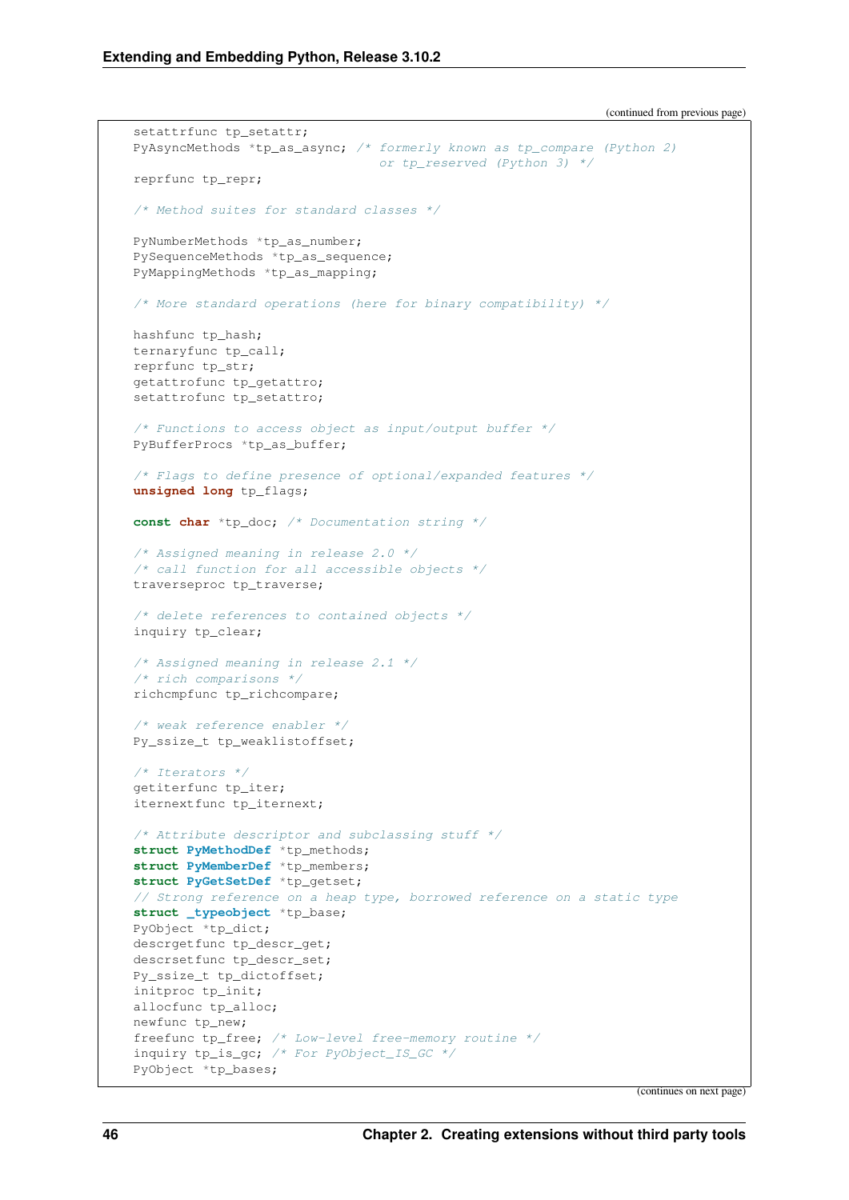(continued from previous page)

```
    setattrfunc tp_setattr;
    PyAsyncMethods *tp_as_async; /* formerly known as tp_compare (Python 2)
                                    or tp_reserved (Python 3) */
    reprfunc tp_repr;

    /* Method suites for standard classes */

    PyNumberMethods *tp_as_number;
    PySequenceMethods *tp_as_sequence;
    PyMappingMethods *tp_as_mapping;

    /* More standard operations (here for binary compatibility) */

    hashfunc tp_hash;
    ternaryfunc tp_call;
    reprfunc tp_str;
    getattrofunc tp_getattro;
    setattrofunc tp_setattro;

    /* Functions to access object as input/output buffer */
    PyBufferProcs *tp_as_buffer;

    /* Flags to define presence of optional/expanded features */
    unsigned long tp_flags;

    const char *tp_doc; /* Documentation string */

    /* Assigned meaning in release 2.0 */
    /* call function for all accessible objects */
    traverseproc tp_traverse;

    /* delete references to contained objects */
    inquiry tp_clear;

    /* Assigned meaning in release 2.1 */
    /* rich comparisons */
    richcmpfunc tp_richcompare;

    /* weak reference enabler */
    Py_ssize_t tp_weaklistoffset;

    /* Iterators */
    getiterfunc tp_iter;
    iternextfunc tp_iternext;

    /* Attribute descriptor and subclassing stuff */
    struct PyMethodDef *tp_methods;
    struct PyMemberDef *tp_members;
    struct PyGetSetDef *tp_getset;
    // Strong reference on a heap type, borrowed reference on a static type
    struct _typeobject *tp_base;
    PyObject *tp_dict;
    descrgetfunc tp_descr_get;
    descrsetfunc tp_descr_set;
    Py_ssize_t tp_dictoffset;
    initproc tp_init;
    allocfunc tp_alloc;
    newfunc tp_new;
    freefunc tp_free; /* Low-level free-memory routine */
    inquiry tp_is_gc; /* For PyObject_IS_GC */
    PyObject *tp_bases;
```

(continues on next page)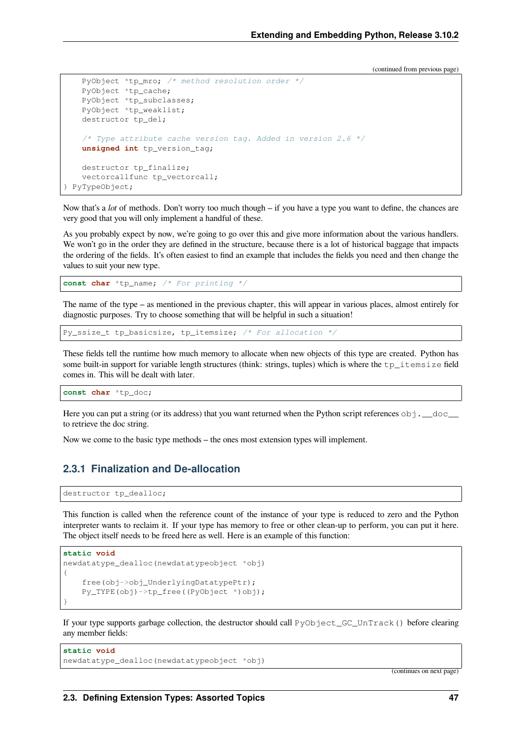(continued from previous page)

```
    PyObject *tp_mro; /* method resolution order */
    PyObject *tp_cache;
    PyObject *tp_subclasses;
    PyObject *tp_weaklist;
    destructor tp_del;

    /* Type attribute cache version tag. Added in version 2.6 */
    unsigned int tp_version_tag;

    destructor tp_finalize;
    vectorcallfunc tp_vectorcall;
} PyTypeObject;
```

Now that's a *lot* of methods. Don't worry too much though – if you have a type you want to define, the chances are very good that you will only implement a handful of these.

As you probably expect by now, we're going to go over this and give more information about the various handlers. We won't go in the order they are defined in the structure, because there is a lot of historical baggage that impacts the ordering of the fields. It's often easiest to find an example that includes the fields you need and then change the values to suit your new type.

```
const char *tp_name; /* For printing */
```

The name of the type – as mentioned in the previous chapter, this will appear in various places, almost entirely for diagnostic purposes. Try to choose something that will be helpful in such a situation!

```
Py_ssize_t tp_basicsize, tp_itemsize; /* For allocation */
```

These fields tell the runtime how much memory to allocate when new objects of this type are created. Python has some built-in support for variable length structures (think: strings, tuples) which is where the `tp_itemsize` field comes in. This will be dealt with later.

```
const char *tp_doc;
```

Here you can put a string (or its address) that you want returned when the Python script references `obj.__doc__` to retrieve the doc string.

Now we come to the basic type methods – the ones most extension types will implement.

### 2.3.1 Finalization and De-allocation

```
destructor tp_dealloc;
```

This function is called when the reference count of the instance of your type is reduced to zero and the Python interpreter wants to reclaim it. If your type has memory to free or other clean-up to perform, you can put it here. The object itself needs to be freed here as well. Here is an example of this function:

```
static void
newdatatype_dealloc(newdatatypeobject *obj)
{
    free(obj->obj_UnderlyingDatatypePtr);
    Py_TYPE(obj)->tp_free((PyObject *)obj);
}
```

If your type supports garbage collection, the destructor should call `PyObject_GC_UnTrack()` before clearing any member fields:

```
static void
newdatatype_dealloc(newdatatypeobject *obj)
```

(continues on next page)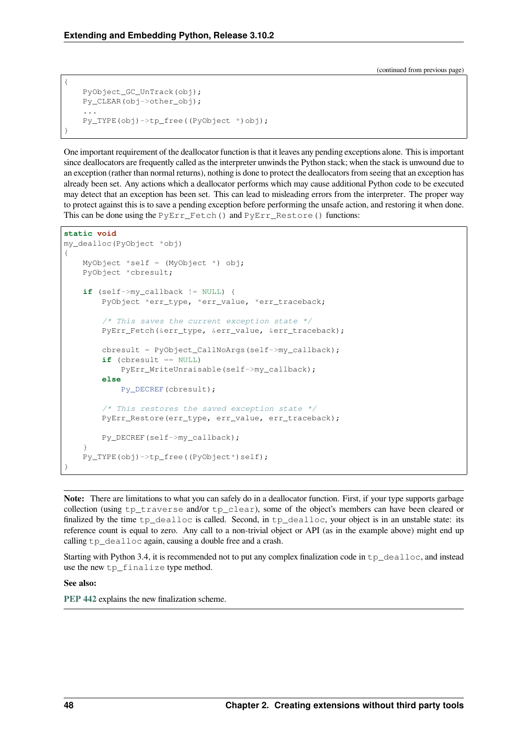(continued from previous page)

```
{
    PyObject_GC_UnTrack(obj);
    Py_CLEAR(obj->other_obj);
    ...
    Py_TYPE(obj)->tp_free((PyObject *)obj);
}
```

One important requirement of the deallocator function is that it leaves any pending exceptions alone. This is important since deallocators are frequently called as the interpreter unwinds the Python stack; when the stack is unwound due to an exception (rather than normal returns), nothing is done to protect the deallocators from seeing that an exception has already been set. Any actions which a deallocator performs which may cause additional Python code to be executed may detect that an exception has been set. This can lead to misleading errors from the interpreter. The proper way to protect against this is to save a pending exception before performing the unsafe action, and restoring it when done. This can be done using the `PyErr_Fetch()` and `PyErr_Restore()` functions:

```
static void
my_dealloc(PyObject *obj)
{
    MyObject *self = (MyObject *) obj;
    PyObject *cbresult;

    if (self->my_callback != NULL) {
        PyObject *err_type, *err_value, *err_traceback;

        /* This saves the current exception state */
        PyErr_Fetch(&err_type, &err_value, &err_traceback);

        cbresult = PyObject_CallNoArgs(self->my_callback);
        if (cbresult == NULL)
            PyErr_WriteUnraisable(self->my_callback);
        else
            Py_DECREF(cbresult);

        /* This restores the saved exception state */
        PyErr_Restore(err_type, err_value, err_traceback);

        Py_DECREF(self->my_callback);
    }
    Py_TYPE(obj)->tp_free((PyObject*)self);
}
```

**Note:** There are limitations to what you can safely do in a deallocator function. First, if your type supports garbage collection (using `tp_traverse` and/or `tp_clear`), some of the object's members can have been cleared or finalized by the time `tp_dealloc` is called. Second, in `tp_dealloc`, your object is in an unstable state: its reference count is equal to zero. Any call to a non-trivial object or API (as in the example above) might end up calling `tp_dealloc` again, causing a double free and a crash.

Starting with Python 3.4, it is recommended not to put any complex finalization code in `tp_dealloc`, and instead use the new `tp_finalize` type method.

**See also:**

**PEP 442** explains the new finalization scheme.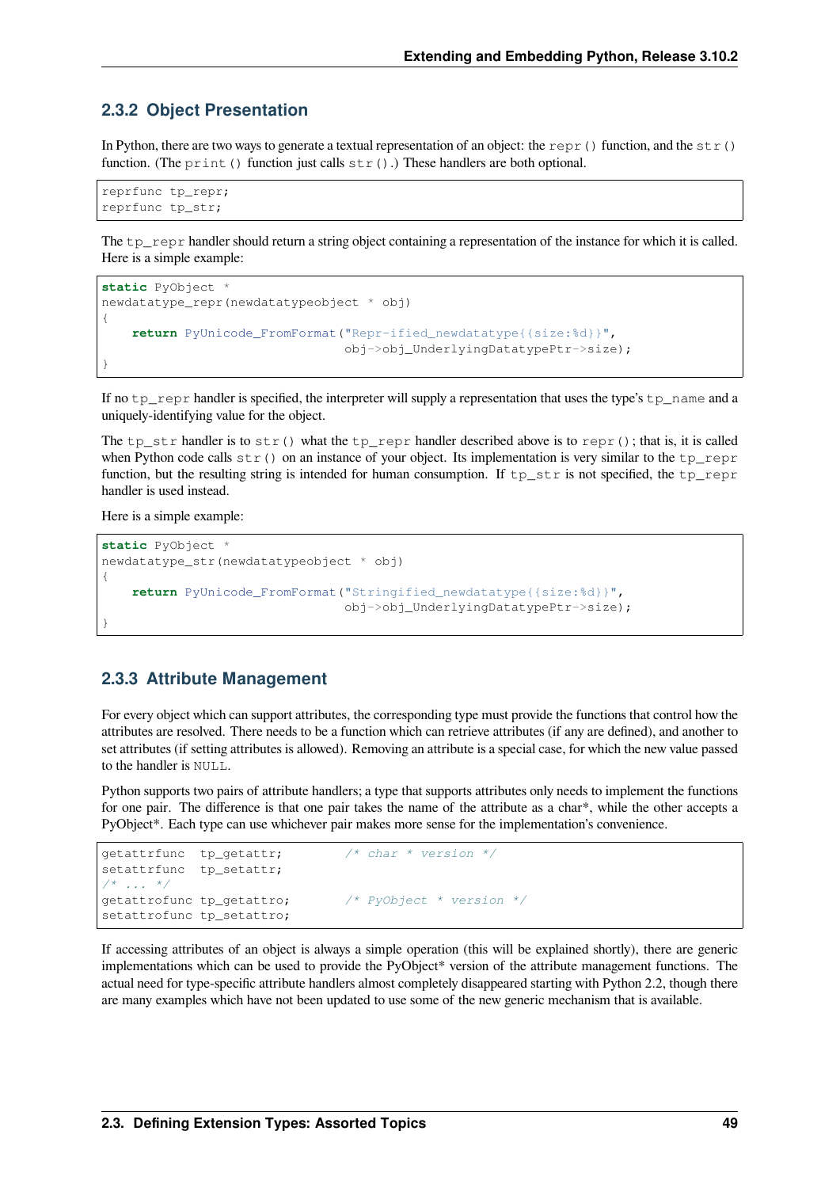### 2.3.2 Object Presentation

In Python, there are two ways to generate a textual representation of an object: the `repr()` function, and the `str()` function. (The `print()` function just calls `str()`.) These handlers are both optional.

```
reprfunc tp_repr;
reprfunc tp_str;
```

The `tp_repr` handler should return a string object containing a representation of the instance for which it is called. Here is a simple example:

```
static PyObject *
newdatatype_repr(newdatatypeobject * obj)
{
    return PyUnicode_FromFormat("Repr-ified_newdatatype{{size:%d}}",
                                obj->obj_UnderlyingDatatypePtr->size);
}
```

If no `tp_repr` handler is specified, the interpreter will supply a representation that uses the type's `tp_name` and a uniquely-identifying value for the object.

The `tp_str` handler is to `str()` what the `tp_repr` handler described above is to `repr()`; that is, it is called when Python code calls `str()` on an instance of your object. Its implementation is very similar to the `tp_repr` function, but the resulting string is intended for human consumption. If `tp_str` is not specified, the `tp_repr` handler is used instead.

Here is a simple example:

```
static PyObject *
newdatatype_str(newdatatypeobject * obj)
{
    return PyUnicode_FromFormat("Stringified_newdatatype{{size:%d}}",
                                obj->obj_UnderlyingDatatypePtr->size);
}
```

### 2.3.3 Attribute Management

For every object which can support attributes, the corresponding type must provide the functions that control how the attributes are resolved. There needs to be a function which can retrieve attributes (if any are defined), and another to set attributes (if setting attributes is allowed). Removing an attribute is a special case, for which the new value passed to the handler is `NULL`.

Python supports two pairs of attribute handlers; a type that supports attributes only needs to implement the functions for one pair. The difference is that one pair takes the name of the attribute as a char*, while the other accepts a PyObject*. Each type can use whichever pair makes more sense for the implementation's convenience.

```
getattrfunc  tp_getattr;        /* char * version */
setattrfunc  tp_setattr;
/* ... */
getattrofunc tp_getattro;       /* PyObject * version */
setattrofunc tp_setattro;
```

If accessing attributes of an object is always a simple operation (this will be explained shortly), there are generic implementations which can be used to provide the PyObject* version of the attribute management functions. The actual need for type-specific attribute handlers almost completely disappeared starting with Python 2.2, though there are many examples which have not been updated to use some of the new generic mechanism that is available.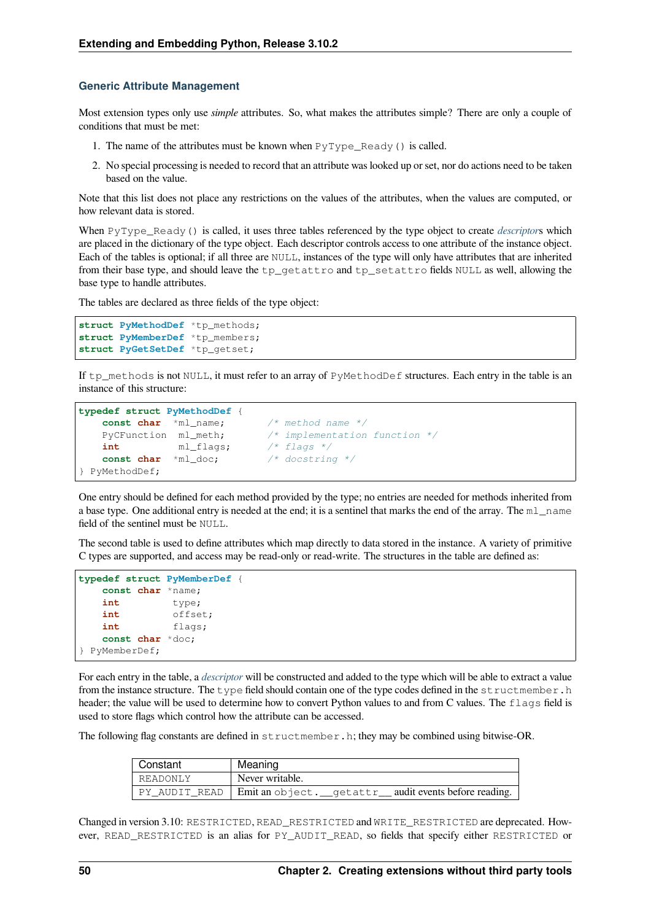### Generic Attribute Management

Most extension types only use *simple* attributes. So, what makes the attributes simple? There are only a couple of conditions that must be met:

1. The name of the attributes must be known when `PyType_Ready()` is called.
2. No special processing is needed to record that an attribute was looked up or set, nor do actions need to be taken based on the value.

Note that this list does not place any restrictions on the values of the attributes, when the values are computed, or how relevant data is stored.

When `PyType_Ready()` is called, it uses three tables referenced by the type object to create *descriptor*s which are placed in the dictionary of the type object. Each descriptor controls access to one attribute of the instance object. Each of the tables is optional; if all three are `NULL`, instances of the type will only have attributes that are inherited from their base type, and should leave the `tp_getattro` and `tp_setattro` fields `NULL` as well, allowing the base type to handle attributes.

The tables are declared as three fields of the type object:

```
struct PyMethodDef *tp_methods;
struct PyMemberDef *tp_members;
struct PyGetSetDef *tp_getset;
```

If `tp_methods` is not `NULL`, it must refer to an array of `PyMethodDef` structures. Each entry in the table is an instance of this structure:

```
typedef struct PyMethodDef {
    const char  *ml_name;       /* method name */
    PyCFunction  ml_meth;       /* implementation function */
    int          ml_flags;      /* flags */
    const char  *ml_doc;        /* docstring */
} PyMethodDef;
```

One entry should be defined for each method provided by the type; no entries are needed for methods inherited from a base type. One additional entry is needed at the end; it is a sentinel that marks the end of the array. The `ml_name` field of the sentinel must be `NULL`.

The second table is used to define attributes which map directly to data stored in the instance. A variety of primitive C types are supported, and access may be read-only or read-write. The structures in the table are defined as:

```
typedef struct PyMemberDef {
    const char *name;
    int         type;
    int         offset;
    int         flags;
    const char *doc;
} PyMemberDef;
```

For each entry in the table, a *descriptor* will be constructed and added to the type which will be able to extract a value from the instance structure. The `type` field should contain one of the type codes defined in the `structmember.h` header; the value will be used to determine how to convert Python values to and from C values. The `flags` field is used to store flags which control how the attribute can be accessed.

The following flag constants are defined in `structmember.h`; they may be combined using bitwise-OR.

| Constant | Meaning |
|---|---|
| `READONLY` | Never writable. |
| `PY_AUDIT_READ` | Emit an `object.__getattr__` audit events before reading. |

Changed in version 3.10: `RESTRICTED`, `READ_RESTRICTED` and `WRITE_RESTRICTED` are deprecated. However, `READ_RESTRICTED` is an alias for `PY_AUDIT_READ`, so fields that specify either `RESTRICTED` or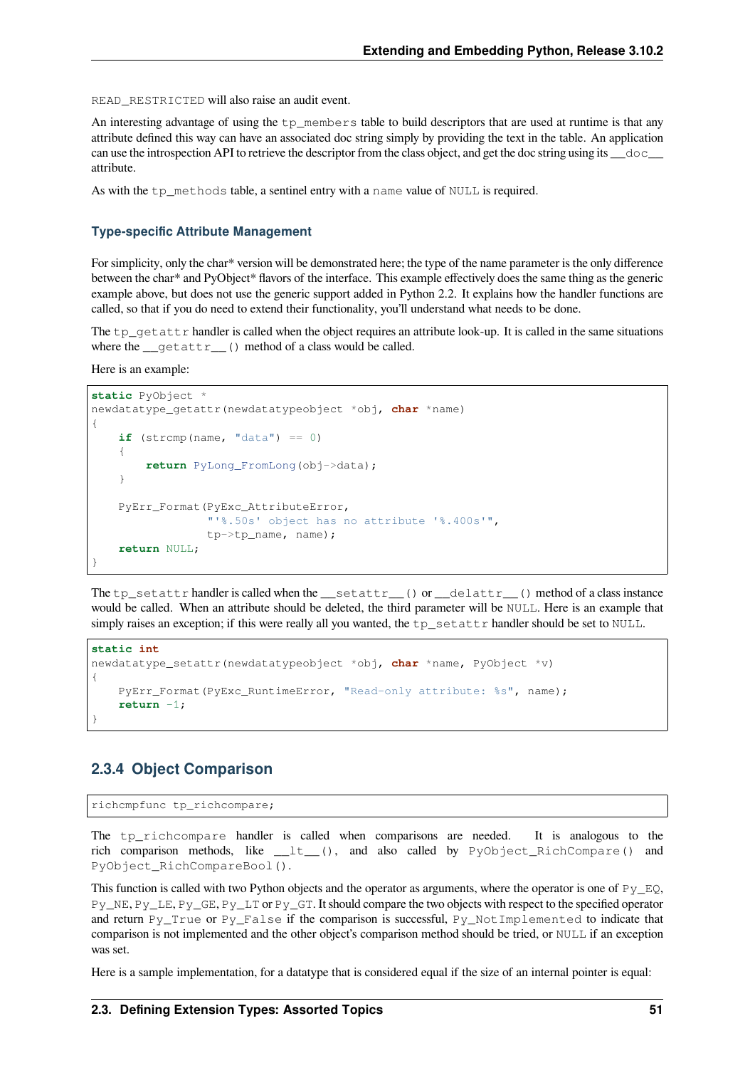READ_RESTRICTED will also raise an audit event.

An interesting advantage of using the tp_members table to build descriptors that are used at runtime is that any attribute defined this way can have an associated doc string simply by providing the text in the table. An application can use the introspection API to retrieve the descriptor from the class object, and get the doc string using its __doc__ attribute.

As with the tp_methods table, a sentinel entry with a name value of NULL is required.

### Type-specific Attribute Management

For simplicity, only the char* version will be demonstrated here; the type of the name parameter is the only difference between the char* and PyObject* flavors of the interface. This example effectively does the same thing as the generic example above, but does not use the generic support added in Python 2.2. It explains how the handler functions are called, so that if you do need to extend their functionality, you'll understand what needs to be done.

The tp_getattr handler is called when the object requires an attribute look-up. It is called in the same situations where the __getattr__() method of a class would be called.

Here is an example:

```
static PyObject *
newdatatype_getattr(newdatatypeobject *obj, char *name)
{
    if (strcmp(name, "data") == 0)
    {
        return PyLong_FromLong(obj->data);
    }

    PyErr_Format(PyExc_AttributeError,
                 "'%.50s' object has no attribute '%.400s'",
                 tp->tp_name, name);
    return NULL;
}
```

The tp_setattr handler is called when the __setattr__() or __delattr__() method of a class instance would be called. When an attribute should be deleted, the third parameter will be NULL. Here is an example that simply raises an exception; if this were really all you wanted, the tp_setattr handler should be set to NULL.

```
static int
newdatatype_setattr(newdatatypeobject *obj, char *name, PyObject *v)
{
    PyErr_Format(PyExc_RuntimeError, "Read-only attribute: %s", name);
    return -1;
}
```

## 2.3.4 Object Comparison

```
richcmpfunc tp_richcompare;
```

The tp_richcompare handler is called when comparisons are needed. It is analogous to the rich comparison methods, like __lt__(), and also called by PyObject_RichCompare() and PyObject_RichCompareBool().

This function is called with two Python objects and the operator as arguments, where the operator is one of Py_EQ, Py_NE, Py_LE, Py_GE, Py_LT or Py_GT. It should compare the two objects with respect to the specified operator and return Py_True or Py_False if the comparison is successful, Py_NotImplemented to indicate that comparison is not implemented and the other object's comparison method should be tried, or NULL if an exception was set.

Here is a sample implementation, for a datatype that is considered equal if the size of an internal pointer is equal: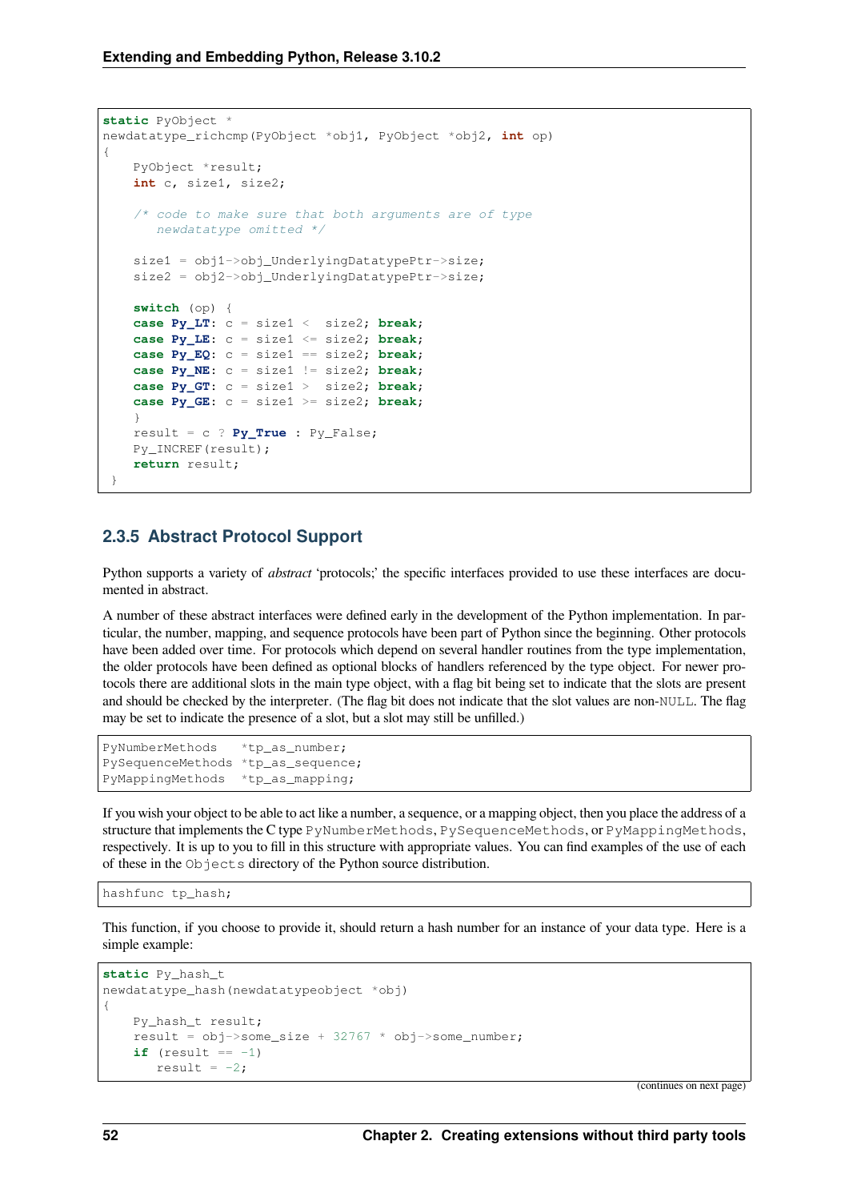```
static PyObject *
newdatatype_richcmp(PyObject *obj1, PyObject *obj2, int op)
{
    PyObject *result;
    int c, size1, size2;

    /* code to make sure that both arguments are of type
       newdatatype omitted */

    size1 = obj1->obj_UnderlyingDatatypePtr->size;
    size2 = obj2->obj_UnderlyingDatatypePtr->size;

    switch (op) {
    case Py_LT: c = size1 <  size2; break;
    case Py_LE: c = size1 <= size2; break;
    case Py_EQ: c = size1 == size2; break;
    case Py_NE: c = size1 != size2; break;
    case Py_GT: c = size1 >  size2; break;
    case Py_GE: c = size1 >= size2; break;
    }
    result = c ? Py_True : Py_False;
    Py_INCREF(result);
    return result;
 }
```

### 2.3.5 Abstract Protocol Support

Python supports a variety of *abstract* 'protocols;' the specific interfaces provided to use these interfaces are documented in abstract.

A number of these abstract interfaces were defined early in the development of the Python implementation. In particular, the number, mapping, and sequence protocols have been part of Python since the beginning. Other protocols have been added over time. For protocols which depend on several handler routines from the type implementation, the older protocols have been defined as optional blocks of handlers referenced by the type object. For newer protocols there are additional slots in the main type object, with a flag bit being set to indicate that the slots are present and should be checked by the interpreter. (The flag bit does not indicate that the slot values are non-`NULL`. The flag may be set to indicate the presence of a slot, but a slot may still be unfilled.)

```
PyNumberMethods   *tp_as_number;
PySequenceMethods *tp_as_sequence;
PyMappingMethods  *tp_as_mapping;
```

If you wish your object to be able to act like a number, a sequence, or a mapping object, then you place the address of a structure that implements the C type `PyNumberMethods`, `PySequenceMethods`, or `PyMappingMethods`, respectively. It is up to you to fill in this structure with appropriate values. You can find examples of the use of each of these in the `Objects` directory of the Python source distribution.

```
hashfunc tp_hash;
```

This function, if you choose to provide it, should return a hash number for an instance of your data type. Here is a simple example:

```
static Py_hash_t
newdatatype_hash(newdatatypeobject *obj)
{
    Py_hash_t result;
    result = obj->some_size + 32767 * obj->some_number;
    if (result == -1)
       result = -2;
```

(continues on next page)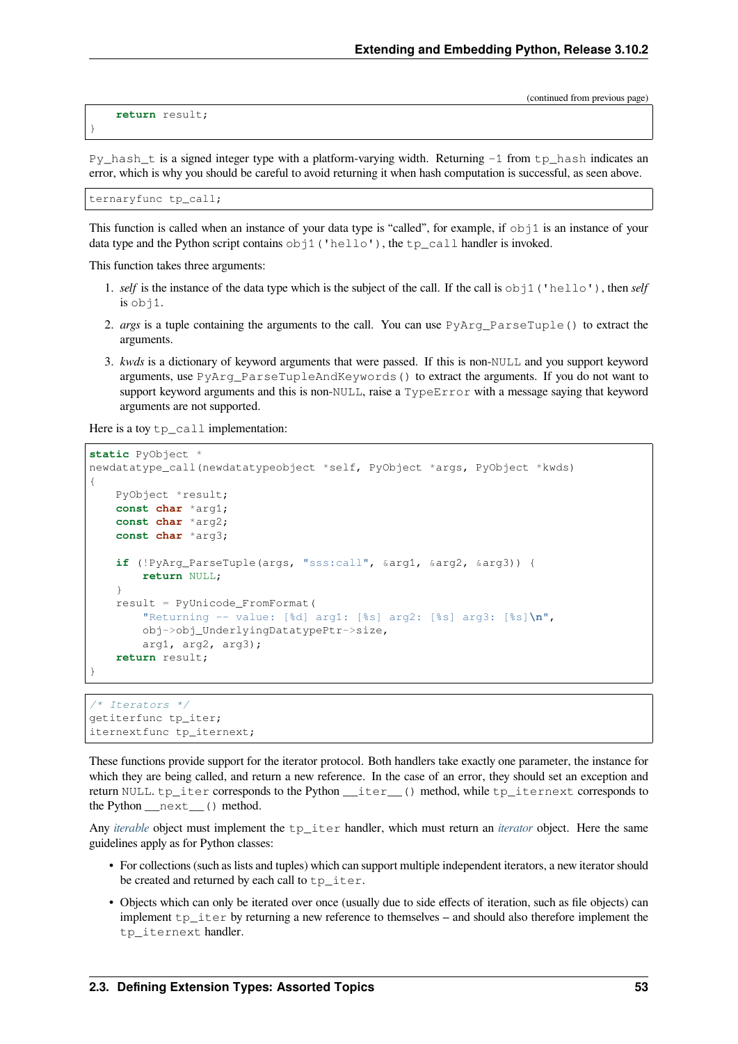```
    return result;
}
```

`Py_hash_t` is a signed integer type with a platform-varying width. Returning `-1` from `tp_hash` indicates an error, which is why you should be careful to avoid returning it when hash computation is successful, as seen above.

```
ternaryfunc tp_call;
```

This function is called when an instance of your data type is "called", for example, if `obj1` is an instance of your data type and the Python script contains `obj1('hello')`, the `tp_call` handler is invoked.

This function takes three arguments:

1. *self* is the instance of the data type which is the subject of the call. If the call is `obj1('hello')`, then *self* is `obj1`.
2. *args* is a tuple containing the arguments to the call. You can use `PyArg_ParseTuple()` to extract the arguments.
3. *kwds* is a dictionary of keyword arguments that were passed. If this is non-`NULL` and you support keyword arguments, use `PyArg_ParseTupleAndKeywords()` to extract the arguments. If you do not want to support keyword arguments and this is non-`NULL`, raise a `TypeError` with a message saying that keyword arguments are not supported.

Here is a toy `tp_call` implementation:

```
static PyObject *
newdatatype_call(newdatatypeobject *self, PyObject *args, PyObject *kwds)
{
    PyObject *result;
    const char *arg1;
    const char *arg2;
    const char *arg3;

    if (!PyArg_ParseTuple(args, "sss:call", &arg1, &arg2, &arg3)) {
        return NULL;
    }
    result = PyUnicode_FromFormat(
        "Returning -- value: [%d] arg1: [%s] arg2: [%s] arg3: [%s]\n",
        obj->obj_UnderlyingDatatypePtr->size,
        arg1, arg2, arg3);
    return result;
}
```

```
/* Iterators */
getiterfunc tp_iter;
iternextfunc tp_iternext;
```

These functions provide support for the iterator protocol. Both handlers take exactly one parameter, the instance for which they are being called, and return a new reference. In the case of an error, they should set an exception and return `NULL`. `tp_iter` corresponds to the Python `__iter__()` method, while `tp_iternext` corresponds to the Python `__next__()` method.

Any *iterable* object must implement the `tp_iter` handler, which must return an *iterator* object. Here the same guidelines apply as for Python classes:

- For collections (such as lists and tuples) which can support multiple independent iterators, a new iterator should be created and returned by each call to `tp_iter`.
- Objects which can only be iterated over once (usually due to side effects of iteration, such as file objects) can implement `tp_iter` by returning a new reference to themselves – and should also therefore implement the `tp_iternext` handler.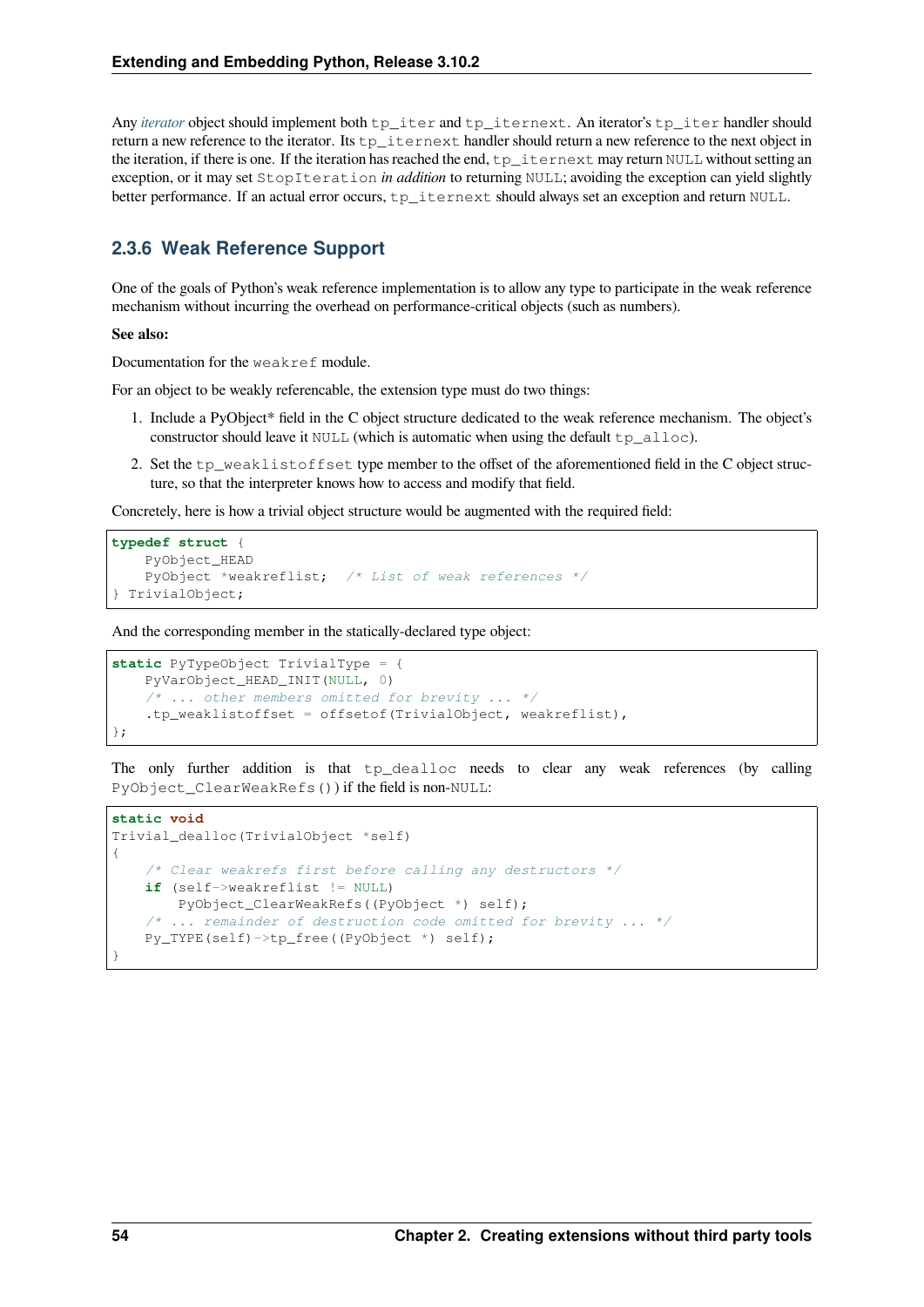Any *iterator* object should implement both `tp_iter` and `tp_iternext`. An iterator's `tp_iter` handler should return a new reference to the iterator. Its `tp_iternext` handler should return a new reference to the next object in the iteration, if there is one. If the iteration has reached the end, `tp_iternext` may return `NULL` without setting an exception, or it may set `StopIteration` *in addition* to returning `NULL`; avoiding the exception can yield slightly better performance. If an actual error occurs, `tp_iternext` should always set an exception and return `NULL`.

### 2.3.6 Weak Reference Support

One of the goals of Python's weak reference implementation is to allow any type to participate in the weak reference mechanism without incurring the overhead on performance-critical objects (such as numbers).

**See also:**

Documentation for the `weakref` module.

For an object to be weakly referencable, the extension type must do two things:

1. Include a PyObject* field in the C object structure dedicated to the weak reference mechanism. The object's constructor should leave it `NULL` (which is automatic when using the default `tp_alloc`).
2. Set the `tp_weaklistoffset` type member to the offset of the aforementioned field in the C object structure, so that the interpreter knows how to access and modify that field.

Concretely, here is how a trivial object structure would be augmented with the required field:

```
typedef struct {
    PyObject_HEAD
    PyObject *weakreflist;  /* List of weak references */
} TrivialObject;
```

And the corresponding member in the statically-declared type object:

```
static PyTypeObject TrivialType = {
    PyVarObject_HEAD_INIT(NULL, 0)
    /* ... other members omitted for brevity ... */
    .tp_weaklistoffset = offsetof(TrivialObject, weakreflist),
};
```

The only further addition is that `tp_dealloc` needs to clear any weak references (by calling `PyObject_ClearWeakRefs()`) if the field is non-`NULL`:

```
static void
Trivial_dealloc(TrivialObject *self)
{
    /* Clear weakrefs first before calling any destructors */
    if (self->weakreflist != NULL)
        PyObject_ClearWeakRefs((PyObject *) self);
    /* ... remainder of destruction code omitted for brevity ... */
    Py_TYPE(self)->tp_free((PyObject *) self);
}
```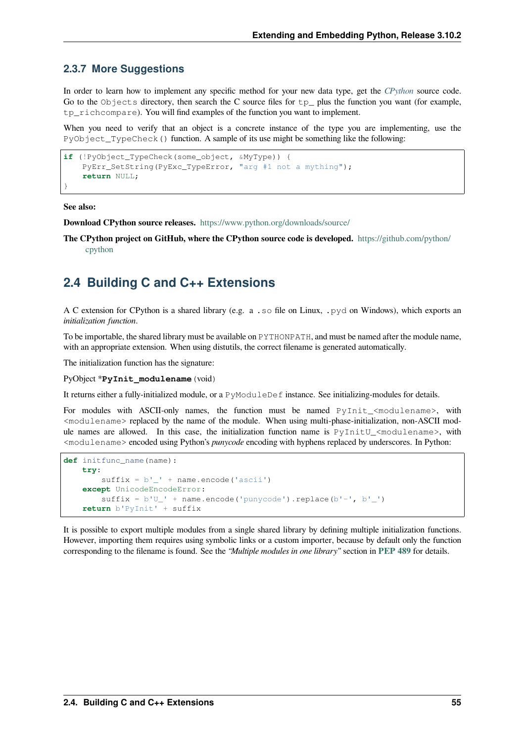### 2.3.7 More Suggestions

In order to learn how to implement any specific method for your new data type, get the *CPython* source code. Go to the `Objects` directory, then search the C source files for `tp_` plus the function you want (for example, `tp_richcompare`). You will find examples of the function you want to implement.

When you need to verify that an object is a concrete instance of the type you are implementing, use the `PyObject_TypeCheck()` function. A sample of its use might be something like the following:

```
if (!PyObject_TypeCheck(some_object, &MyType)) {
    PyErr_SetString(PyExc_TypeError, "arg #1 not a mything");
    return NULL;
}
```

**See also:**

**Download CPython source releases.** https://www.python.org/downloads/source/

**The CPython project on GitHub, where the CPython source code is developed.** https://github.com/python/cpython

## 2.4 Building C and C++ Extensions

A C extension for CPython is a shared library (e.g. a `.so` file on Linux, `.pyd` on Windows), which exports an *initialization function*.

To be importable, the shared library must be available on `PYTHONPATH`, and must be named after the module name, with an appropriate extension. When using distutils, the correct filename is generated automatically.

The initialization function has the signature:

PyObject ***`PyInit_modulename`**(void)

It returns either a fully-initialized module, or a `PyModuleDef` instance. See initializing-modules for details.

For modules with ASCII-only names, the function must be named `PyInit_<modulename>`, with `<modulename>` replaced by the name of the module. When using multi-phase-initialization, non-ASCII module names are allowed. In this case, the initialization function name is `PyInitU_<modulename>`, with `<modulename>` encoded using Python's *punycode* encoding with hyphens replaced by underscores. In Python:

```
def initfunc_name(name):
    try:
        suffix = b'_' + name.encode('ascii')
    except UnicodeEncodeError:
        suffix = b'U_' + name.encode('punycode').replace(b'-', b'_')
    return b'PyInit' + suffix
```

It is possible to export multiple modules from a single shared library by defining multiple initialization functions. However, importing them requires using symbolic links or a custom importer, because by default only the function corresponding to the filename is found. See the *"Multiple modules in one library"* section in **PEP 489** for details.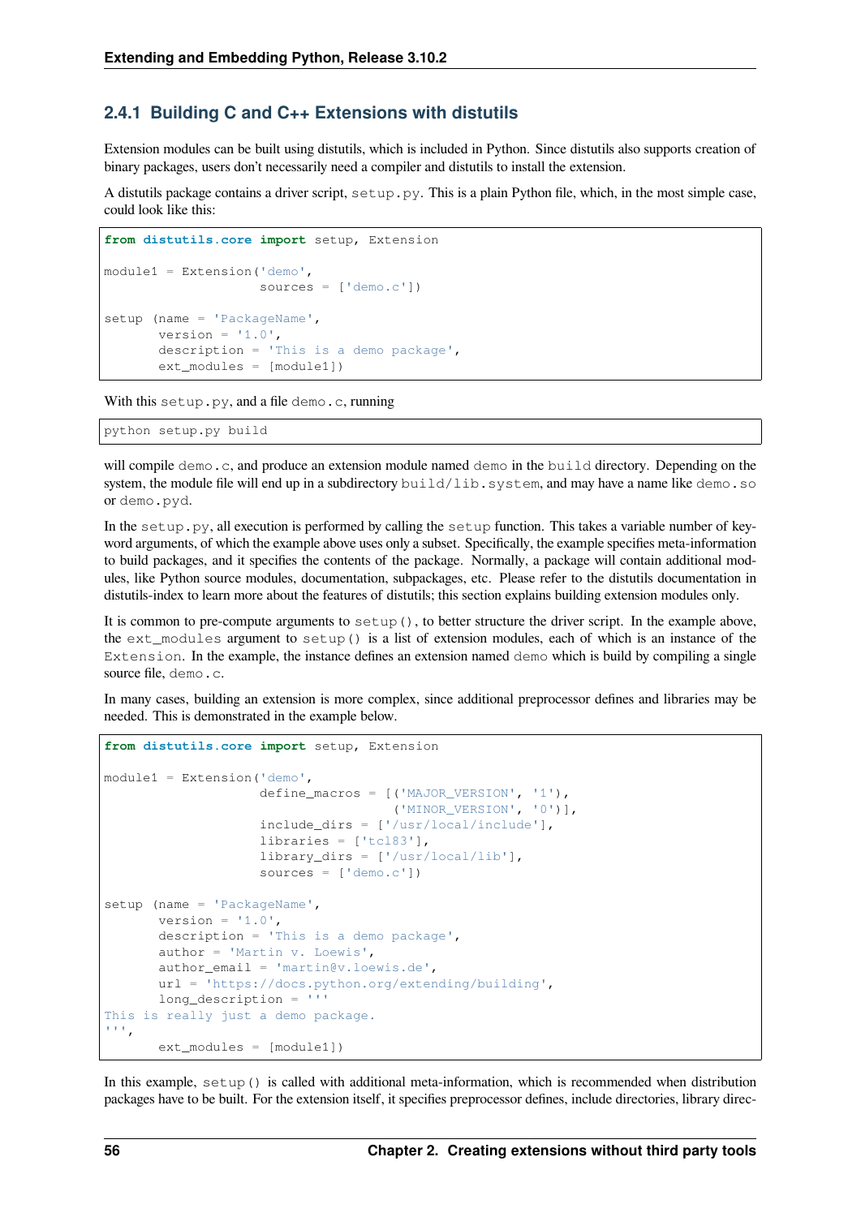### 2.4.1 Building C and C++ Extensions with distutils

Extension modules can be built using distutils, which is included in Python. Since distutils also supports creation of binary packages, users don't necessarily need a compiler and distutils to install the extension.

A distutils package contains a driver script, `setup.py`. This is a plain Python file, which, in the most simple case, could look like this:

```
from distutils.core import setup, Extension

module1 = Extension('demo',
                    sources = ['demo.c'])

setup (name = 'PackageName',
       version = '1.0',
       description = 'This is a demo package',
       ext_modules = [module1])
```

With this `setup.py`, and a file `demo.c`, running

```
python setup.py build
```

will compile `demo.c`, and produce an extension module named `demo` in the `build` directory. Depending on the system, the module file will end up in a subdirectory `build/lib.system`, and may have a name like `demo.so` or `demo.pyd`.

In the `setup.py`, all execution is performed by calling the `setup` function. This takes a variable number of keyword arguments, of which the example above uses only a subset. Specifically, the example specifies meta-information to build packages, and it specifies the contents of the package. Normally, a package will contain additional modules, like Python source modules, documentation, subpackages, etc. Please refer to the distutils documentation in distutils-index to learn more about the features of distutils; this section explains building extension modules only.

It is common to pre-compute arguments to `setup()`, to better structure the driver script. In the example above, the `ext_modules` argument to `setup()` is a list of extension modules, each of which is an instance of the `Extension`. In the example, the instance defines an extension named `demo` which is build by compiling a single source file, `demo.c`.

In many cases, building an extension is more complex, since additional preprocessor defines and libraries may be needed. This is demonstrated in the example below.

```
from distutils.core import setup, Extension

module1 = Extension('demo',
                    define_macros = [('MAJOR_VERSION', '1'),
                                     ('MINOR_VERSION', '0')],
                    include_dirs = ['/usr/local/include'],
                    libraries = ['tcl83'],
                    library_dirs = ['/usr/local/lib'],
                    sources = ['demo.c'])

setup (name = 'PackageName',
       version = '1.0',
       description = 'This is a demo package',
       author = 'Martin v. Loewis',
       author_email = 'martin@v.loewis.de',
       url = 'https://docs.python.org/extending/building',
       long_description = '''
This is really just a demo package.
''',
       ext_modules = [module1])
```

In this example, `setup()` is called with additional meta-information, which is recommended when distribution packages have to be built. For the extension itself, it specifies preprocessor defines, include directories, library direc-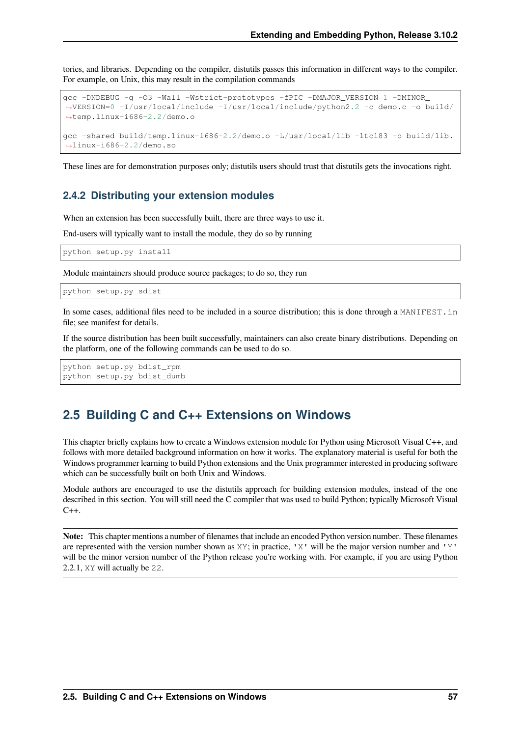tories, and libraries. Depending on the compiler, distutils passes this information in different ways to the compiler. For example, on Unix, this may result in the compilation commands

```
gcc -DNDEBUG -g -O3 -Wall -Wstrict-prototypes -fPIC -DMAJOR_VERSION=1 -DMINOR_VERSION=0 -I/usr/local/include -I/usr/local/include/python2.2 -c demo.c -o build/temp.linux-i686-2.2/demo.o

gcc -shared build/temp.linux-i686-2.2/demo.o -L/usr/local/lib -ltcl83 -o build/lib.linux-i686-2.2/demo.so
```

These lines are for demonstration purposes only; distutils users should trust that distutils gets the invocations right.

### 2.4.2 Distributing your extension modules

When an extension has been successfully built, there are three ways to use it.

End-users will typically want to install the module, they do so by running

```
python setup.py install
```

Module maintainers should produce source packages; to do so, they run

```
python setup.py sdist
```

In some cases, additional files need to be included in a source distribution; this is done through a `MANIFEST.in` file; see manifest for details.

If the source distribution has been built successfully, maintainers can also create binary distributions. Depending on the platform, one of the following commands can be used to do so.

```
python setup.py bdist_rpm
python setup.py bdist_dumb
```

## 2.5 Building C and C++ Extensions on Windows

This chapter briefly explains how to create a Windows extension module for Python using Microsoft Visual C++, and follows with more detailed background information on how it works. The explanatory material is useful for both the Windows programmer learning to build Python extensions and the Unix programmer interested in producing software which can be successfully built on both Unix and Windows.

Module authors are encouraged to use the distutils approach for building extension modules, instead of the one described in this section. You will still need the C compiler that was used to build Python; typically Microsoft Visual C++.

**Note:** This chapter mentions a number of filenames that include an encoded Python version number. These filenames are represented with the version number shown as `XY`; in practice, `'X'` will be the major version number and `'Y'` will be the minor version number of the Python release you're working with. For example, if you are using Python 2.2.1, `XY` will actually be `22`.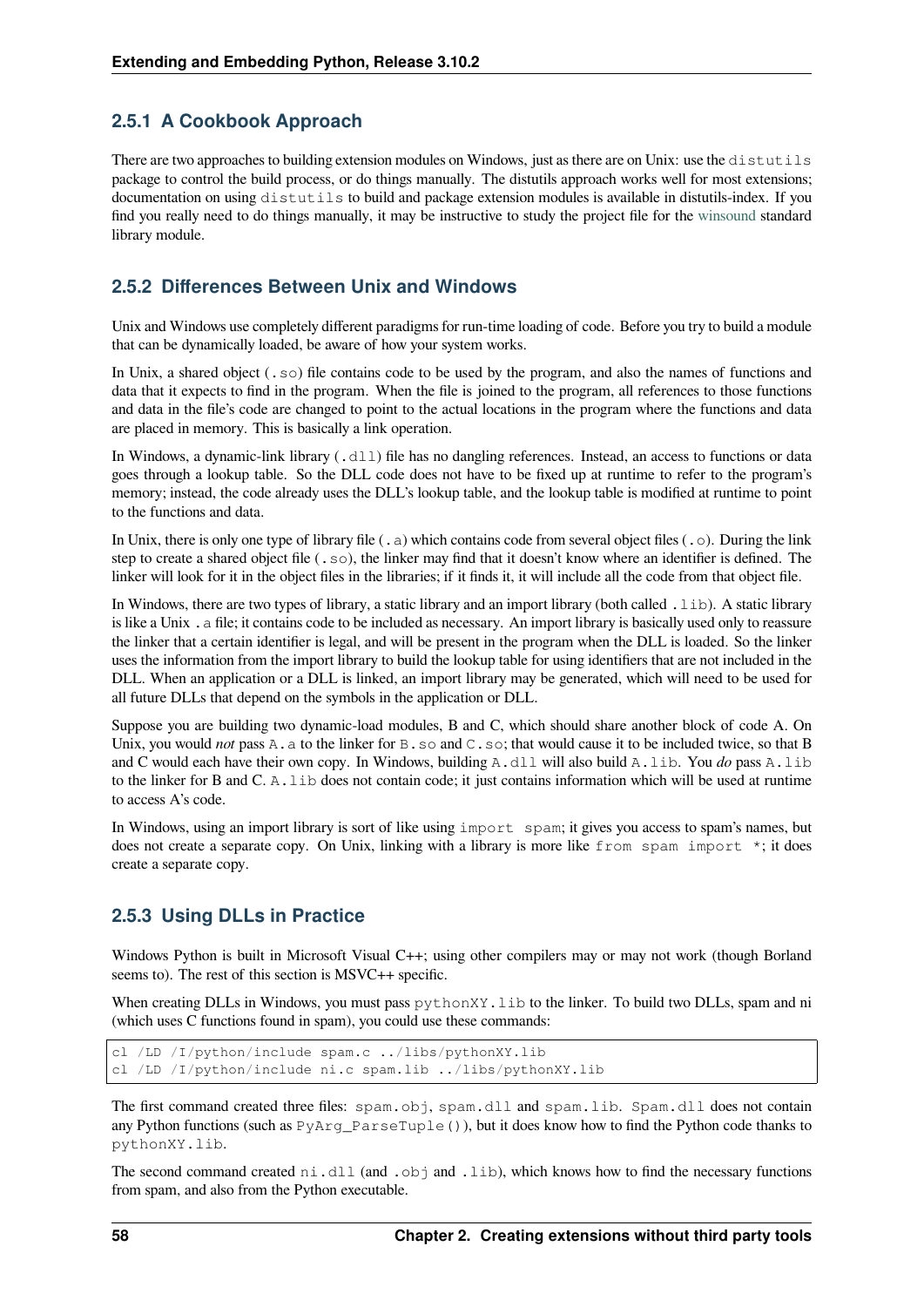### 2.5.1 A Cookbook Approach

There are two approaches to building extension modules on Windows, just as there are on Unix: use the `distutils` package to control the build process, or do things manually. The distutils approach works well for most extensions; documentation on using `distutils` to build and package extension modules is available in distutils-index. If you find you really need to do things manually, it may be instructive to study the project file for the winsound standard library module.

### 2.5.2 Differences Between Unix and Windows

Unix and Windows use completely different paradigms for run-time loading of code. Before you try to build a module that can be dynamically loaded, be aware of how your system works.

In Unix, a shared object (`.so`) file contains code to be used by the program, and also the names of functions and data that it expects to find in the program. When the file is joined to the program, all references to those functions and data in the file's code are changed to point to the actual locations in the program where the functions and data are placed in memory. This is basically a link operation.

In Windows, a dynamic-link library (`.dll`) file has no dangling references. Instead, an access to functions or data goes through a lookup table. So the DLL code does not have to be fixed up at runtime to refer to the program's memory; instead, the code already uses the DLL's lookup table, and the lookup table is modified at runtime to point to the functions and data.

In Unix, there is only one type of library file (`.a`) which contains code from several object files (`.o`). During the link step to create a shared object file (`.so`), the linker may find that it doesn't know where an identifier is defined. The linker will look for it in the object files in the libraries; if it finds it, it will include all the code from that object file.

In Windows, there are two types of library, a static library and an import library (both called `.lib`). A static library is like a Unix `.a` file; it contains code to be included as necessary. An import library is basically used only to reassure the linker that a certain identifier is legal, and will be present in the program when the DLL is loaded. So the linker uses the information from the import library to build the lookup table for using identifiers that are not included in the DLL. When an application or a DLL is linked, an import library may be generated, which will need to be used for all future DLLs that depend on the symbols in the application or DLL.

Suppose you are building two dynamic-load modules, B and C, which should share another block of code A. On Unix, you would *not* pass `A.a` to the linker for `B.so` and `C.so`; that would cause it to be included twice, so that B and C would each have their own copy. In Windows, building `A.dll` will also build `A.lib`. You *do* pass `A.lib` to the linker for B and C. `A.lib` does not contain code; it just contains information which will be used at runtime to access A's code.

In Windows, using an import library is sort of like using `import spam`; it gives you access to spam's names, but does not create a separate copy. On Unix, linking with a library is more like `from spam import *`; it does create a separate copy.

### 2.5.3 Using DLLs in Practice

Windows Python is built in Microsoft Visual C++; using other compilers may or may not work (though Borland seems to). The rest of this section is MSVC++ specific.

When creating DLLs in Windows, you must pass `pythonXY.lib` to the linker. To build two DLLs, spam and ni (which uses C functions found in spam), you could use these commands:

```
cl /LD /I/python/include spam.c ../libs/pythonXY.lib
cl /LD /I/python/include ni.c spam.lib ../libs/pythonXY.lib
```

The first command created three files: `spam.obj`, `spam.dll` and `spam.lib`. `Spam.dll` does not contain any Python functions (such as `PyArg_ParseTuple()`), but it does know how to find the Python code thanks to `pythonXY.lib`.

The second command created `ni.dll` (and `.obj` and `.lib`), which knows how to find the necessary functions from spam, and also from the Python executable.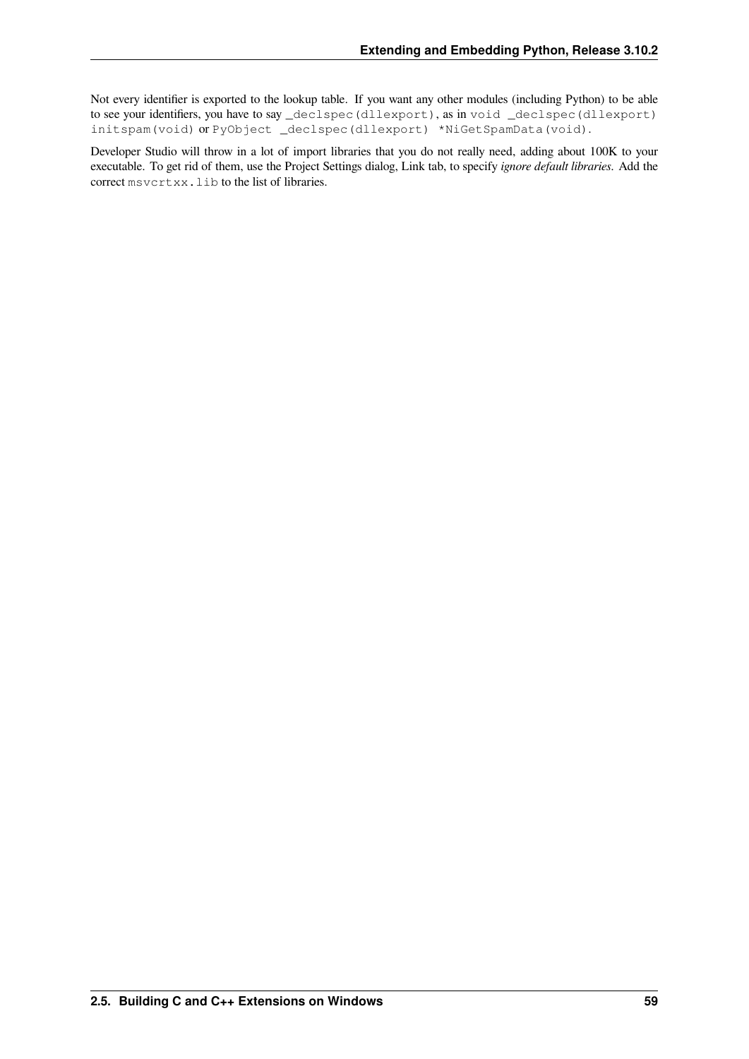Not every identifier is exported to the lookup table. If you want any other modules (including Python) to be able to see your identifiers, you have to say `_declspec(dllexport)`, as in `void _declspec(dllexport) initspam(void)` or `PyObject _declspec(dllexport) *NiGetSpamData(void)`.

Developer Studio will throw in a lot of import libraries that you do not really need, adding about 100K to your executable. To get rid of them, use the Project Settings dialog, Link tab, to specify *ignore default libraries*. Add the correct `msvcrtxx.lib` to the list of libraries.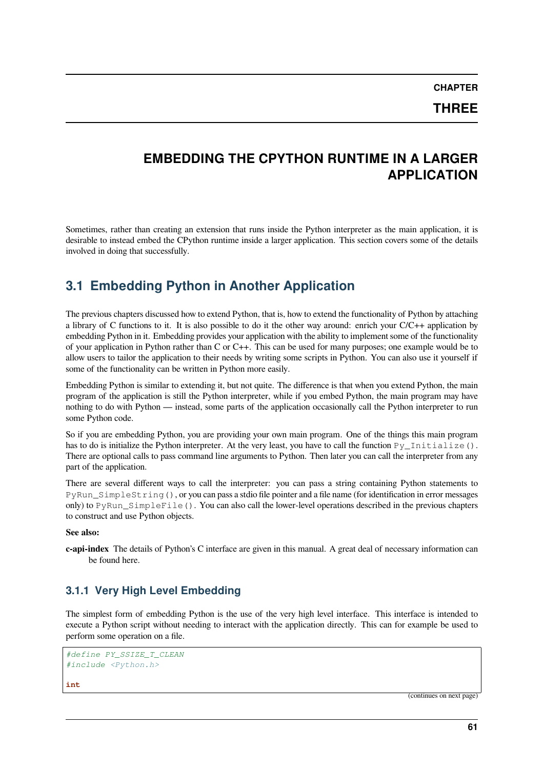# CHAPTER THREE

# EMBEDDING THE CPYTHON RUNTIME IN A LARGER APPLICATION

Sometimes, rather than creating an extension that runs inside the Python interpreter as the main application, it is desirable to instead embed the CPython runtime inside a larger application. This section covers some of the details involved in doing that successfully.

## 3.1 Embedding Python in Another Application

The previous chapters discussed how to extend Python, that is, how to extend the functionality of Python by attaching a library of C functions to it. It is also possible to do it the other way around: enrich your C/C++ application by embedding Python in it. Embedding provides your application with the ability to implement some of the functionality of your application in Python rather than C or C++. This can be used for many purposes; one example would be to allow users to tailor the application to their needs by writing some scripts in Python. You can also use it yourself if some of the functionality can be written in Python more easily.

Embedding Python is similar to extending it, but not quite. The difference is that when you extend Python, the main program of the application is still the Python interpreter, while if you embed Python, the main program may have nothing to do with Python — instead, some parts of the application occasionally call the Python interpreter to run some Python code.

So if you are embedding Python, you are providing your own main program. One of the things this main program has to do is initialize the Python interpreter. At the very least, you have to call the function `Py_Initialize()`. There are optional calls to pass command line arguments to Python. Then later you can call the interpreter from any part of the application.

There are several different ways to call the interpreter: you can pass a string containing Python statements to `PyRun_SimpleString()`, or you can pass a stdio file pointer and a file name (for identification in error messages only) to `PyRun_SimpleFile()`. You can also call the lower-level operations described in the previous chapters to construct and use Python objects.

**See also:**

**c-api-index** The details of Python's C interface are given in this manual. A great deal of necessary information can be found here.

### 3.1.1 Very High Level Embedding

The simplest form of embedding Python is the use of the very high level interface. This interface is intended to execute a Python script without needing to interact with the application directly. This can for example be used to perform some operation on a file.

```
#define PY_SSIZE_T_CLEAN
#include <Python.h>

int
```

(continues on next page)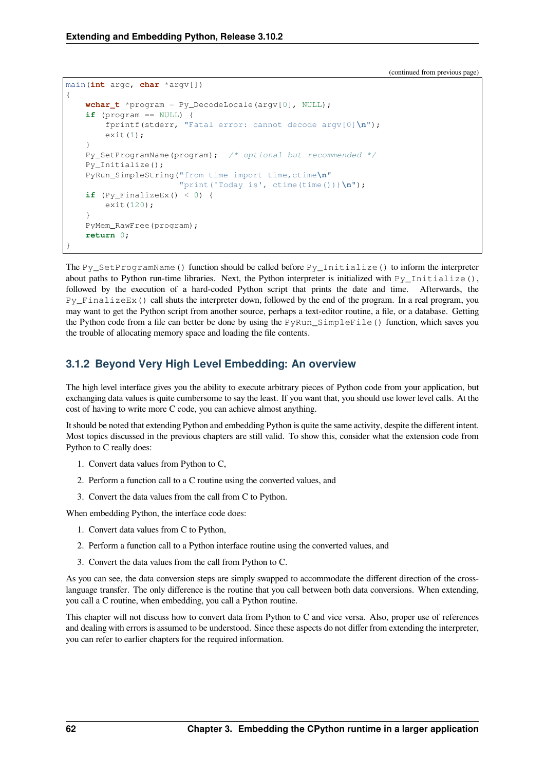(continued from previous page)

```
main(int argc, char *argv[])
{
    wchar_t *program = Py_DecodeLocale(argv[0], NULL);
    if (program == NULL) {
        fprintf(stderr, "Fatal error: cannot decode argv[0]\n");
        exit(1);
    }
    Py_SetProgramName(program);  /* optional but recommended */
    Py_Initialize();
    PyRun_SimpleString("from time import time,ctime\n"
                       "print('Today is', ctime(time()))\n");
    if (Py_FinalizeEx() < 0) {
        exit(120);
    }
    PyMem_RawFree(program);
    return 0;
}
```

The `Py_SetProgramName()` function should be called before `Py_Initialize()` to inform the interpreter about paths to Python run-time libraries. Next, the Python interpreter is initialized with `Py_Initialize()`, followed by the execution of a hard-coded Python script that prints the date and time. Afterwards, the `Py_FinalizeEx()` call shuts the interpreter down, followed by the end of the program. In a real program, you may want to get the Python script from another source, perhaps a text-editor routine, a file, or a database. Getting the Python code from a file can better be done by using the `PyRun_SimpleFile()` function, which saves you the trouble of allocating memory space and loading the file contents.

### 3.1.2 Beyond Very High Level Embedding: An overview

The high level interface gives you the ability to execute arbitrary pieces of Python code from your application, but exchanging data values is quite cumbersome to say the least. If you want that, you should use lower level calls. At the cost of having to write more C code, you can achieve almost anything.

It should be noted that extending Python and embedding Python is quite the same activity, despite the different intent. Most topics discussed in the previous chapters are still valid. To show this, consider what the extension code from Python to C really does:

1. Convert data values from Python to C,
2. Perform a function call to a C routine using the converted values, and
3. Convert the data values from the call from C to Python.

When embedding Python, the interface code does:

1. Convert data values from C to Python,
2. Perform a function call to a Python interface routine using the converted values, and
3. Convert the data values from the call from Python to C.

As you can see, the data conversion steps are simply swapped to accommodate the different direction of the cross-language transfer. The only difference is the routine that you call between both data conversions. When extending, you call a C routine, when embedding, you call a Python routine.

This chapter will not discuss how to convert data from Python to C and vice versa. Also, proper use of references and dealing with errors is assumed to be understood. Since these aspects do not differ from extending the interpreter, you can refer to earlier chapters for the required information.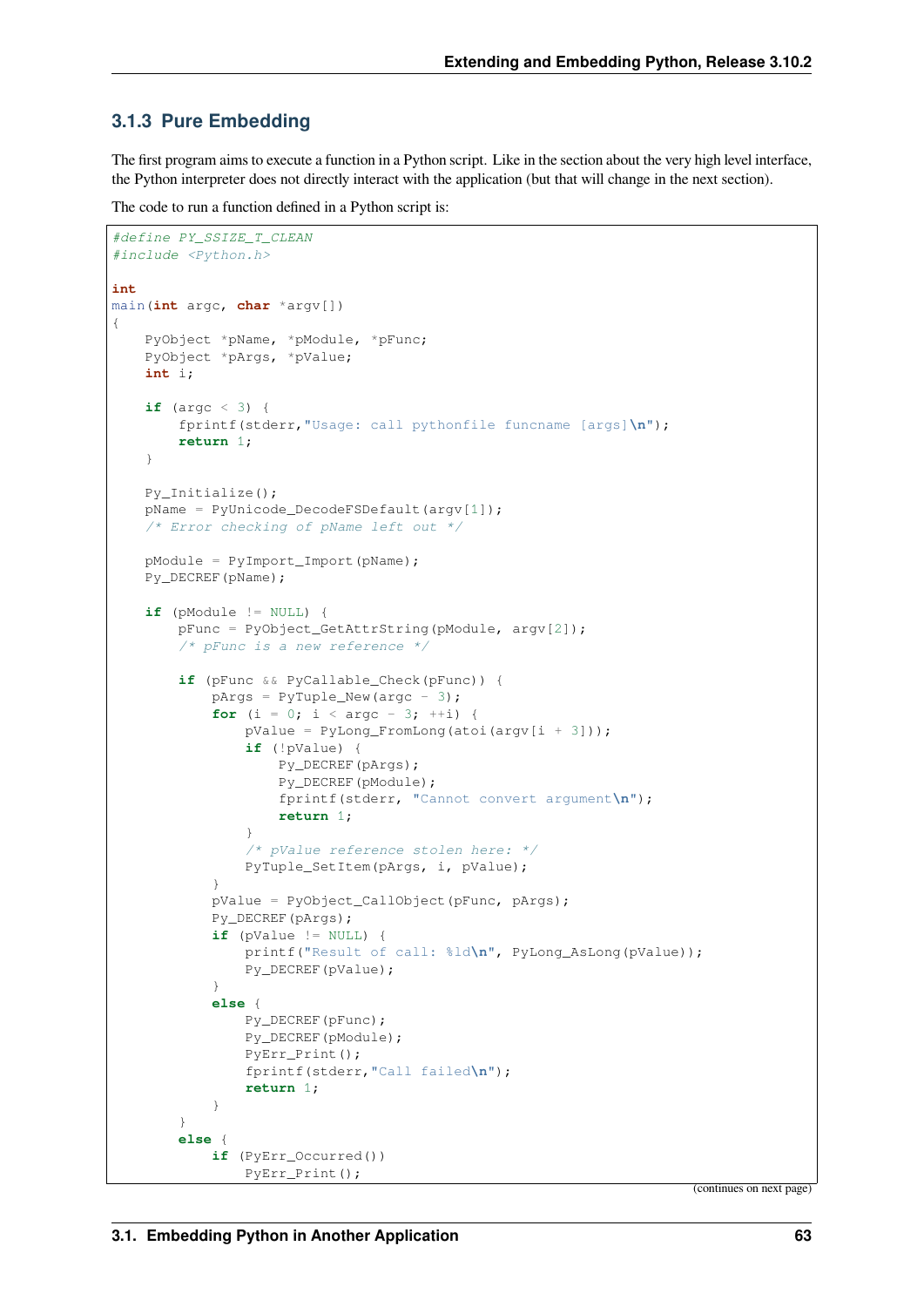### 3.1.3 Pure Embedding

The first program aims to execute a function in a Python script. Like in the section about the very high level interface, the Python interpreter does not directly interact with the application (but that will change in the next section).

The code to run a function defined in a Python script is:

```
#define PY_SSIZE_T_CLEAN
#include <Python.h>

int
main(int argc, char *argv[])
{
    PyObject *pName, *pModule, *pFunc;
    PyObject *pArgs, *pValue;
    int i;

    if (argc < 3) {
        fprintf(stderr,"Usage: call pythonfile funcname [args]\n");
        return 1;
    }

    Py_Initialize();
    pName = PyUnicode_DecodeFSDefault(argv[1]);
    /* Error checking of pName left out */

    pModule = PyImport_Import(pName);
    Py_DECREF(pName);

    if (pModule != NULL) {
        pFunc = PyObject_GetAttrString(pModule, argv[2]);
        /* pFunc is a new reference */

        if (pFunc && PyCallable_Check(pFunc)) {
            pArgs = PyTuple_New(argc - 3);
            for (i = 0; i < argc - 3; ++i) {
                pValue = PyLong_FromLong(atoi(argv[i + 3]));
                if (!pValue) {
                    Py_DECREF(pArgs);
                    Py_DECREF(pModule);
                    fprintf(stderr, "Cannot convert argument\n");
                    return 1;
                }
                /* pValue reference stolen here: */
                PyTuple_SetItem(pArgs, i, pValue);
            }
            pValue = PyObject_CallObject(pFunc, pArgs);
            Py_DECREF(pArgs);
            if (pValue != NULL) {
                printf("Result of call: %ld\n", PyLong_AsLong(pValue));
                Py_DECREF(pValue);
            }
            else {
                Py_DECREF(pFunc);
                Py_DECREF(pModule);
                PyErr_Print();
                fprintf(stderr,"Call failed\n");
                return 1;
            }
        }
        else {
            if (PyErr_Occurred())
                PyErr_Print();
```

(continues on next page)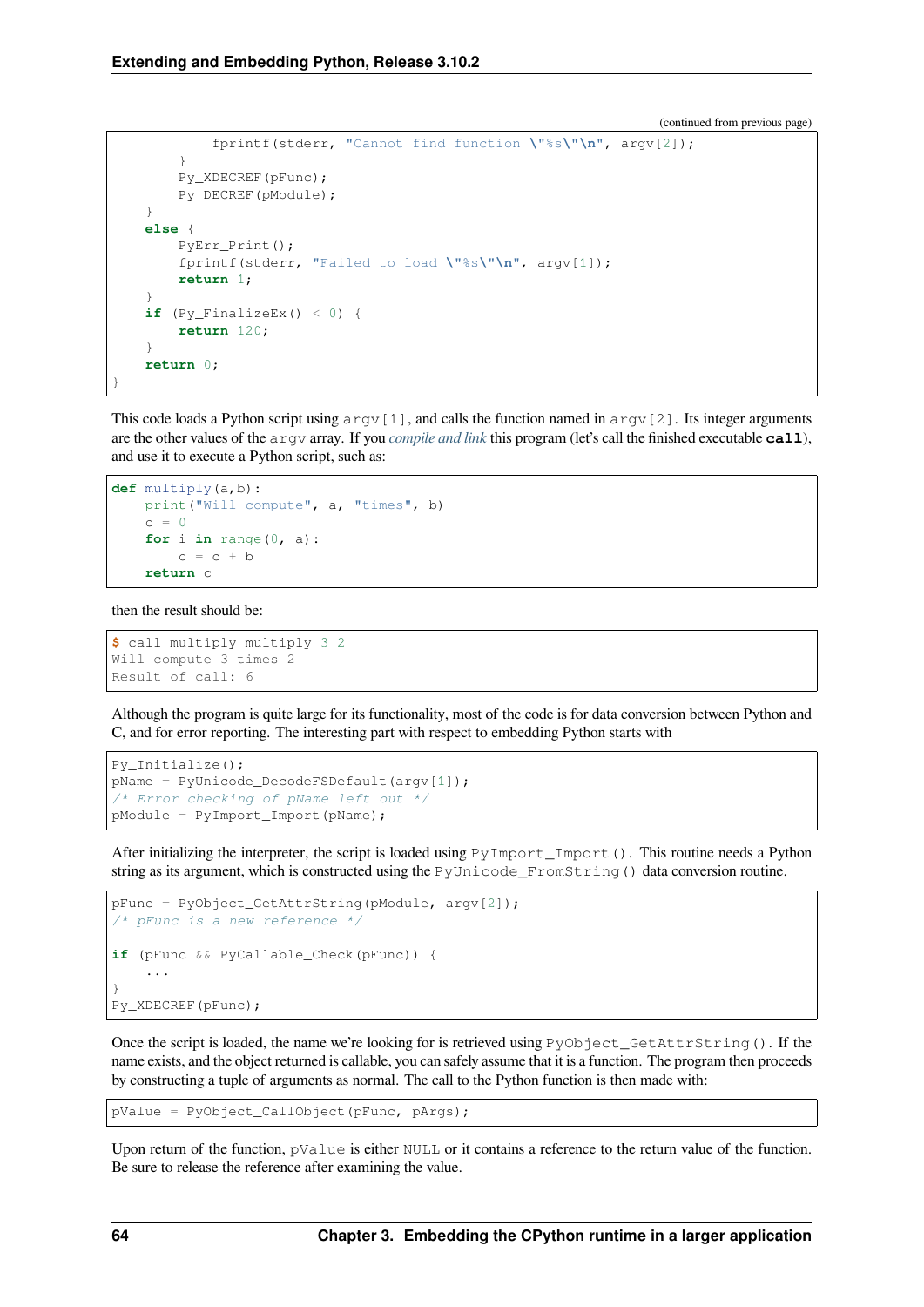(continued from previous page)

```
            fprintf(stderr, "Cannot find function \"%s\"\n", argv[2]);
        }
        Py_XDECREF(pFunc);
        Py_DECREF(pModule);
    }
    else {
        PyErr_Print();
        fprintf(stderr, "Failed to load \"%s\"\n", argv[1]);
        return 1;
    }
    if (Py_FinalizeEx() < 0) {
        return 120;
    }
    return 0;
}
```

This code loads a Python script using `argv[1]`, and calls the function named in `argv[2]`. Its integer arguments are the other values of the `argv` array. If you *compile and link* this program (let's call the finished executable **call**), and use it to execute a Python script, such as:

```
def multiply(a,b):
    print("Will compute", a, "times", b)
    c = 0
    for i in range(0, a):
        c = c + b
    return c
```

then the result should be:

```
$ call multiply multiply 3 2
Will compute 3 times 2
Result of call: 6
```

Although the program is quite large for its functionality, most of the code is for data conversion between Python and C, and for error reporting. The interesting part with respect to embedding Python starts with

```
Py_Initialize();
pName = PyUnicode_DecodeFSDefault(argv[1]);
/* Error checking of pName left out */
pModule = PyImport_Import(pName);
```

After initializing the interpreter, the script is loaded using `PyImport_Import()`. This routine needs a Python string as its argument, which is constructed using the `PyUnicode_FromString()` data conversion routine.

```
pFunc = PyObject_GetAttrString(pModule, argv[2]);
/* pFunc is a new reference */

if (pFunc && PyCallable_Check(pFunc)) {
    ...
}
Py_XDECREF(pFunc);
```

Once the script is loaded, the name we're looking for is retrieved using `PyObject_GetAttrString()`. If the name exists, and the object returned is callable, you can safely assume that it is a function. The program then proceeds by constructing a tuple of arguments as normal. The call to the Python function is then made with:

```
pValue = PyObject_CallObject(pFunc, pArgs);
```

Upon return of the function, `pValue` is either `NULL` or it contains a reference to the return value of the function. Be sure to release the reference after examining the value.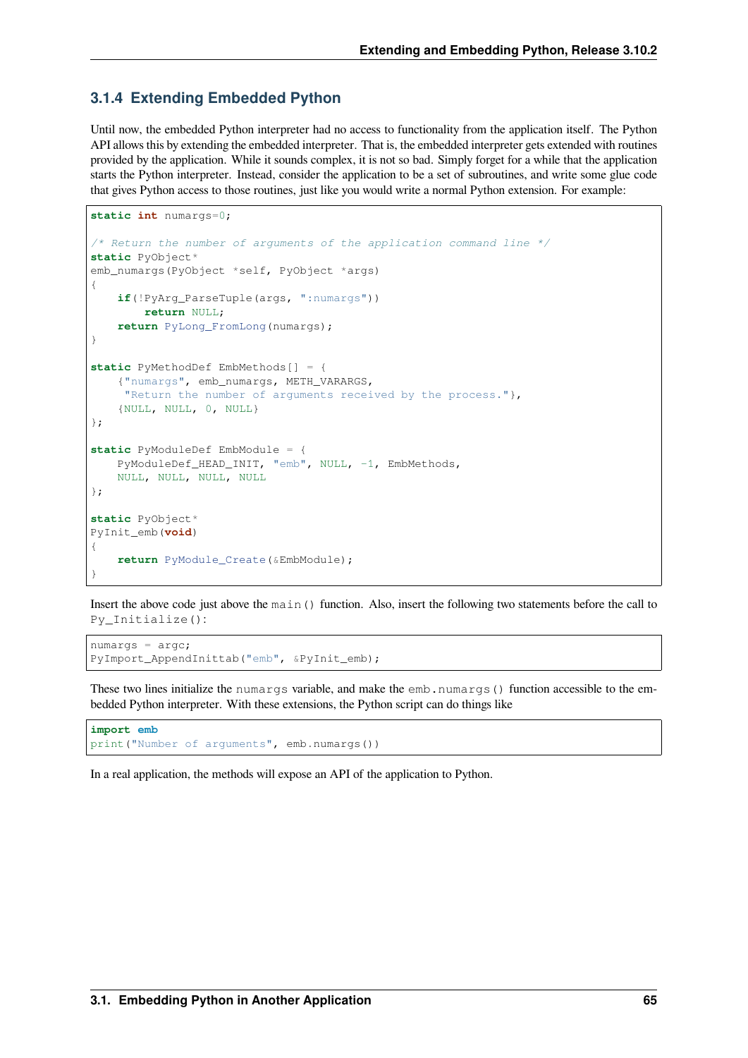### 3.1.4 Extending Embedded Python

Until now, the embedded Python interpreter had no access to functionality from the application itself. The Python API allows this by extending the embedded interpreter. That is, the embedded interpreter gets extended with routines provided by the application. While it sounds complex, it is not so bad. Simply forget for a while that the application starts the Python interpreter. Instead, consider the application to be a set of subroutines, and write some glue code that gives Python access to those routines, just like you would write a normal Python extension. For example:

```
static int numargs=0;

/* Return the number of arguments of the application command line */
static PyObject*
emb_numargs(PyObject *self, PyObject *args)
{
    if(!PyArg_ParseTuple(args, ":numargs"))
        return NULL;
    return PyLong_FromLong(numargs);
}

static PyMethodDef EmbMethods[] = {
    {"numargs", emb_numargs, METH_VARARGS,
     "Return the number of arguments received by the process."},
    {NULL, NULL, 0, NULL}
};

static PyModuleDef EmbModule = {
    PyModuleDef_HEAD_INIT, "emb", NULL, -1, EmbMethods,
    NULL, NULL, NULL, NULL
};

static PyObject*
PyInit_emb(void)
{
    return PyModule_Create(&EmbModule);
}
```

Insert the above code just above the `main()` function. Also, insert the following two statements before the call to `Py_Initialize()`:

```
numargs = argc;
PyImport_AppendInittab("emb", &PyInit_emb);
```

These two lines initialize the `numargs` variable, and make the `emb.numargs()` function accessible to the embedded Python interpreter. With these extensions, the Python script can do things like

```
import emb
print("Number of arguments", emb.numargs())
```

In a real application, the methods will expose an API of the application to Python.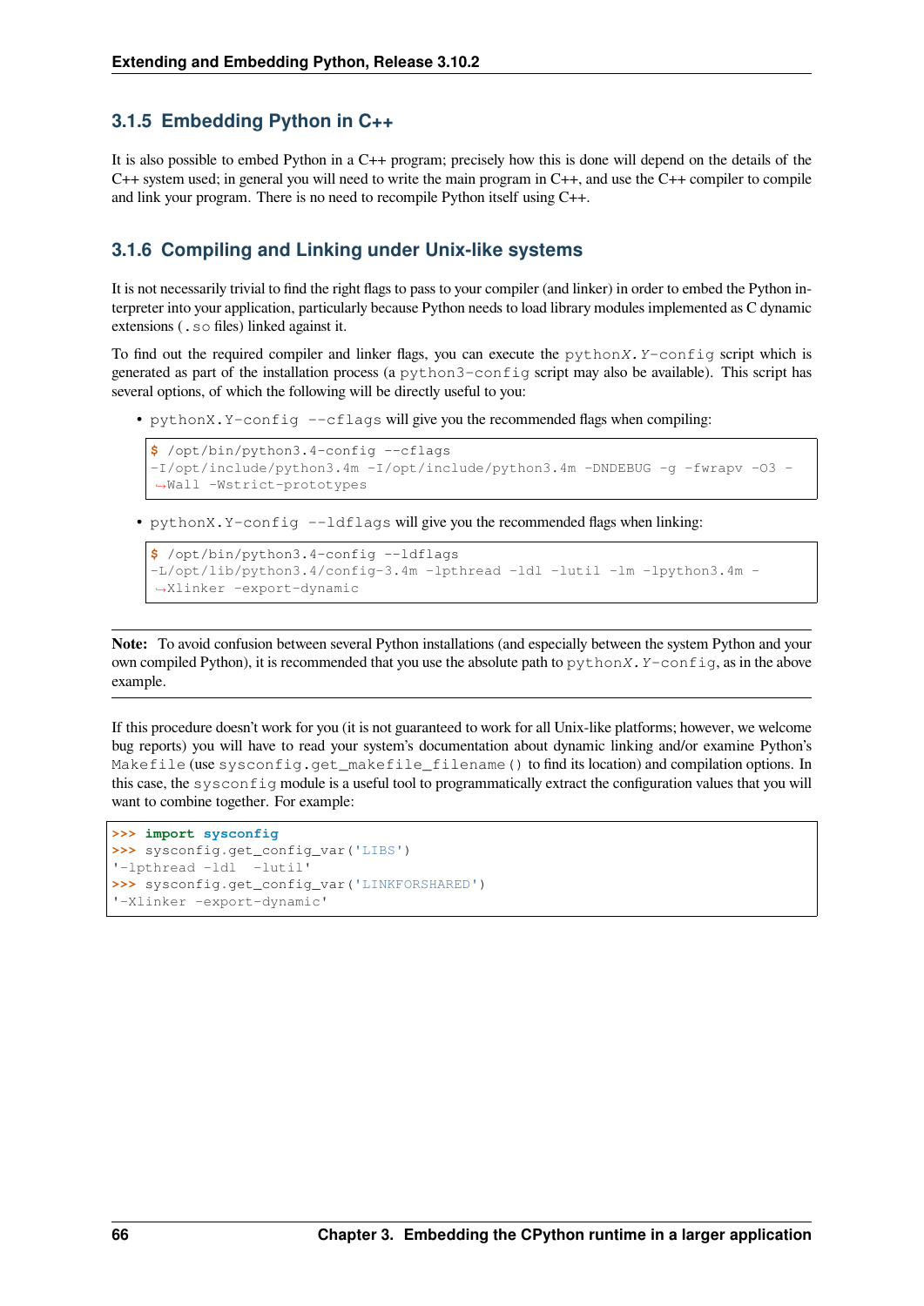### 3.1.5 Embedding Python in C++

It is also possible to embed Python in a C++ program; precisely how this is done will depend on the details of the C++ system used; in general you will need to write the main program in C++, and use the C++ compiler to compile and link your program. There is no need to recompile Python itself using C++.

### 3.1.6 Compiling and Linking under Unix-like systems

It is not necessarily trivial to find the right flags to pass to your compiler (and linker) in order to embed the Python interpreter into your application, particularly because Python needs to load library modules implemented as C dynamic extensions (`.so` files) linked against it.

To find out the required compiler and linker flags, you can execute the `pythonX.Y-config` script which is generated as part of the installation process (a `python3-config` script may also be available). This script has several options, of which the following will be directly useful to you:

- `pythonX.Y-config --cflags` will give you the recommended flags when compiling:

```
$ /opt/bin/python3.4-config --cflags
-I/opt/include/python3.4m -I/opt/include/python3.4m -DNDEBUG -g -fwrapv -O3 -Wall -Wstrict-prototypes
```

- `pythonX.Y-config --ldflags` will give you the recommended flags when linking:

```
$ /opt/bin/python3.4-config --ldflags
-L/opt/lib/python3.4/config-3.4m -lpthread -ldl -lutil -lm -lpython3.4m -Xlinker -export-dynamic
```

**Note:** To avoid confusion between several Python installations (and especially between the system Python and your own compiled Python), it is recommended that you use the absolute path to `pythonX.Y-config`, as in the above example.

If this procedure doesn't work for you (it is not guaranteed to work for all Unix-like platforms; however, we welcome bug reports) you will have to read your system's documentation about dynamic linking and/or examine Python's `Makefile` (use `sysconfig.get_makefile_filename()` to find its location) and compilation options. In this case, the `sysconfig` module is a useful tool to programmatically extract the configuration values that you will want to combine together. For example:

```
>>> import sysconfig
>>> sysconfig.get_config_var('LIBS')
'-lpthread -ldl  -lutil'
>>> sysconfig.get_config_var('LINKFORSHARED')
'-Xlinker -export-dynamic'
```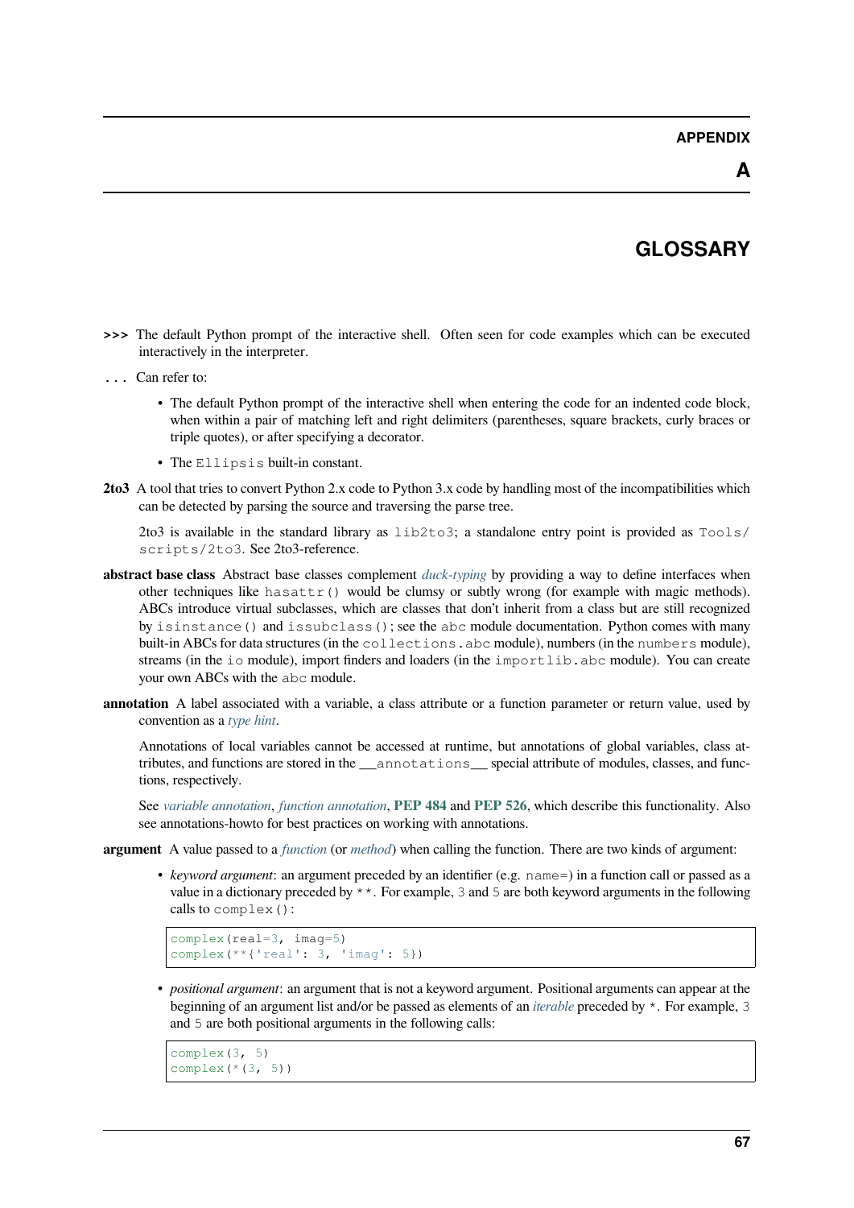# APPENDIX A

# GLOSSARY

**>>>** The default Python prompt of the interactive shell. Often seen for code examples which can be executed interactively in the interpreter.

**...** Can refer to:

- The default Python prompt of the interactive shell when entering the code for an indented code block, when within a pair of matching left and right delimiters (parentheses, square brackets, curly braces or triple quotes), or after specifying a decorator.
- The `Ellipsis` built-in constant.

**2to3** A tool that tries to convert Python 2.x code to Python 3.x code by handling most of the incompatibilities which can be detected by parsing the source and traversing the parse tree.

2to3 is available in the standard library as `lib2to3`; a standalone entry point is provided as `Tools/scripts/2to3`. See 2to3-reference.

**abstract base class** Abstract base classes complement *duck-typing* by providing a way to define interfaces when other techniques like `hasattr()` would be clumsy or subtly wrong (for example with magic methods). ABCs introduce virtual subclasses, which are classes that don't inherit from a class but are still recognized by `isinstance()` and `issubclass()`; see the `abc` module documentation. Python comes with many built-in ABCs for data structures (in the `collections.abc` module), numbers (in the `numbers` module), streams (in the `io` module), import finders and loaders (in the `importlib.abc` module). You can create your own ABCs with the `abc` module.

**annotation** A label associated with a variable, a class attribute or a function parameter or return value, used by convention as a *type hint*.

Annotations of local variables cannot be accessed at runtime, but annotations of global variables, class attributes, and functions are stored in the `__annotations__` special attribute of modules, classes, and functions, respectively.

See *variable annotation*, *function annotation*, **PEP 484** and **PEP 526**, which describe this functionality. Also see annotations-howto for best practices on working with annotations.

**argument** A value passed to a *function* (or *method*) when calling the function. There are two kinds of argument:

- *keyword argument*: an argument preceded by an identifier (e.g. `name=`) in a function call or passed as a value in a dictionary preceded by `**`. For example, `3` and `5` are both keyword arguments in the following calls to `complex()`:

```
complex(real=3, imag=5)
complex(**{'real': 3, 'imag': 5})
```

- *positional argument*: an argument that is not a keyword argument. Positional arguments can appear at the beginning of an argument list and/or be passed as elements of an *iterable* preceded by `*`. For example, `3` and `5` are both positional arguments in the following calls:

```
complex(3, 5)
complex(*(3, 5))
```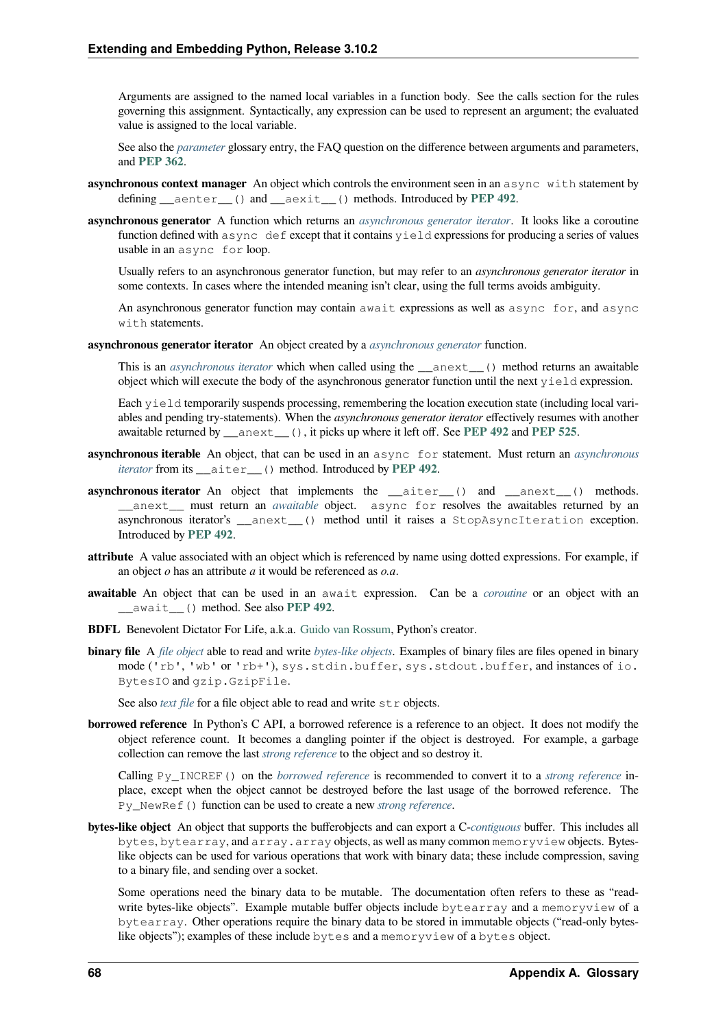Arguments are assigned to the named local variables in a function body. See the calls section for the rules governing this assignment. Syntactically, any expression can be used to represent an argument; the evaluated value is assigned to the local variable.

See also the *parameter* glossary entry, the FAQ question on the difference between arguments and parameters, and **PEP 362**.

**asynchronous context manager** An object which controls the environment seen in an `async with` statement by defining `__aenter__()` and `__aexit__()` methods. Introduced by **PEP 492**.

**asynchronous generator** A function which returns an *asynchronous generator iterator*. It looks like a coroutine function defined with `async def` except that it contains `yield` expressions for producing a series of values usable in an `async for` loop.

Usually refers to an asynchronous generator function, but may refer to an *asynchronous generator iterator* in some contexts. In cases where the intended meaning isn't clear, using the full terms avoids ambiguity.

An asynchronous generator function may contain `await` expressions as well as `async for`, and `async with` statements.

**asynchronous generator iterator** An object created by a *asynchronous generator* function.

This is an *asynchronous iterator* which when called using the `__anext__()` method returns an awaitable object which will execute the body of the asynchronous generator function until the next `yield` expression.

Each `yield` temporarily suspends processing, remembering the location execution state (including local variables and pending try-statements). When the *asynchronous generator iterator* effectively resumes with another awaitable returned by `__anext__()`, it picks up where it left off. See **PEP 492** and **PEP 525**.

**asynchronous iterable** An object, that can be used in an `async for` statement. Must return an *asynchronous iterator* from its `__aiter__()` method. Introduced by **PEP 492**.

**asynchronous iterator** An object that implements the `__aiter__()` and `__anext__()` methods. `__anext__` must return an *awaitable* object. `async for` resolves the awaitables returned by an asynchronous iterator's `__anext__()` method until it raises a `StopAsyncIteration` exception. Introduced by **PEP 492**.

**attribute** A value associated with an object which is referenced by name using dotted expressions. For example, if an object *o* has an attribute *a* it would be referenced as *o.a*.

**awaitable** An object that can be used in an `await` expression. Can be a *coroutine* or an object with an `__await__()` method. See also **PEP 492**.

**BDFL** Benevolent Dictator For Life, a.k.a. Guido van Rossum, Python's creator.

**binary file** A *file object* able to read and write *bytes-like objects*. Examples of binary files are files opened in binary mode (`'rb'`, `'wb'` or `'rb+'`), `sys.stdin.buffer`, `sys.stdout.buffer`, and instances of `io.BytesIO` and `gzip.GzipFile`.

See also *text file* for a file object able to read and write `str` objects.

**borrowed reference** In Python's C API, a borrowed reference is a reference to an object. It does not modify the object reference count. It becomes a dangling pointer if the object is destroyed. For example, a garbage collection can remove the last *strong reference* to the object and so destroy it.

Calling `Py_INCREF()` on the *borrowed reference* is recommended to convert it to a *strong reference* in-place, except when the object cannot be destroyed before the last usage of the borrowed reference. The `Py_NewRef()` function can be used to create a new *strong reference*.

**bytes-like object** An object that supports the bufferobjects and can export a C-*contiguous* buffer. This includes all `bytes`, `bytearray`, and `array.array` objects, as well as many common `memoryview` objects. Bytes-like objects can be used for various operations that work with binary data; these include compression, saving to a binary file, and sending over a socket.

Some operations need the binary data to be mutable. The documentation often refers to these as "read-write bytes-like objects". Example mutable buffer objects include `bytearray` and a `memoryview` of a `bytearray`. Other operations require the binary data to be stored in immutable objects ("read-only bytes-like objects"); examples of these include `bytes` and a `memoryview` of a `bytes` object.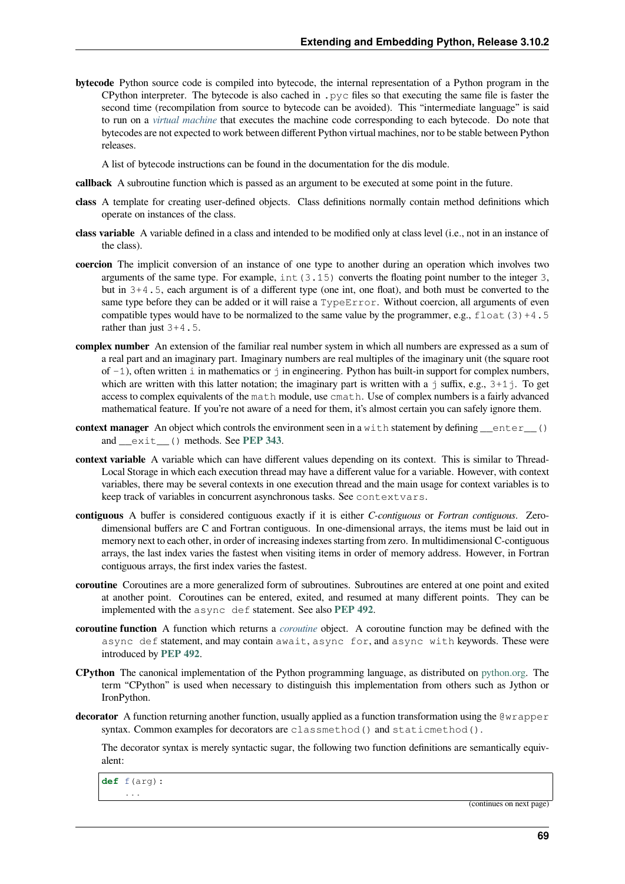**bytecode** Python source code is compiled into bytecode, the internal representation of a Python program in the CPython interpreter. The bytecode is also cached in `.pyc` files so that executing the same file is faster the second time (recompilation from source to bytecode can be avoided). This "intermediate language" is said to run on a *virtual machine* that executes the machine code corresponding to each bytecode. Do note that bytecodes are not expected to work between different Python virtual machines, nor to be stable between Python releases.

A list of bytecode instructions can be found in the documentation for the dis module.

**callback** A subroutine function which is passed as an argument to be executed at some point in the future.

**class** A template for creating user-defined objects. Class definitions normally contain method definitions which operate on instances of the class.

**class variable** A variable defined in a class and intended to be modified only at class level (i.e., not in an instance of the class).

**coercion** The implicit conversion of an instance of one type to another during an operation which involves two arguments of the same type. For example, `int(3.15)` converts the floating point number to the integer `3`, but in `3+4.5`, each argument is of a different type (one int, one float), and both must be converted to the same type before they can be added or it will raise a `TypeError`. Without coercion, all arguments of even compatible types would have to be normalized to the same value by the programmer, e.g., `float(3)+4.5` rather than just `3+4.5`.

**complex number** An extension of the familiar real number system in which all numbers are expressed as a sum of a real part and an imaginary part. Imaginary numbers are real multiples of the imaginary unit (the square root of `-1`), often written `i` in mathematics or `j` in engineering. Python has built-in support for complex numbers, which are written with this latter notation; the imaginary part is written with a `j` suffix, e.g., `3+1j`. To get access to complex equivalents of the `math` module, use `cmath`. Use of complex numbers is a fairly advanced mathematical feature. If you're not aware of a need for them, it's almost certain you can safely ignore them.

**context manager** An object which controls the environment seen in a `with` statement by defining `__enter__()` and `__exit__()` methods. See **PEP 343**.

**context variable** A variable which can have different values depending on its context. This is similar to Thread-Local Storage in which each execution thread may have a different value for a variable. However, with context variables, there may be several contexts in one execution thread and the main usage for context variables is to keep track of variables in concurrent asynchronous tasks. See `contextvars`.

**contiguous** A buffer is considered contiguous exactly if it is either *C-contiguous* or *Fortran contiguous*. Zero-dimensional buffers are C and Fortran contiguous. In one-dimensional arrays, the items must be laid out in memory next to each other, in order of increasing indexes starting from zero. In multidimensional C-contiguous arrays, the last index varies the fastest when visiting items in order of memory address. However, in Fortran contiguous arrays, the first index varies the fastest.

**coroutine** Coroutines are a more generalized form of subroutines. Subroutines are entered at one point and exited at another point. Coroutines can be entered, exited, and resumed at many different points. They can be implemented with the `async def` statement. See also **PEP 492**.

**coroutine function** A function which returns a *coroutine* object. A coroutine function may be defined with the `async def` statement, and may contain `await`, `async for`, and `async with` keywords. These were introduced by **PEP 492**.

**CPython** The canonical implementation of the Python programming language, as distributed on python.org. The term "CPython" is used when necessary to distinguish this implementation from others such as Jython or IronPython.

**decorator** A function returning another function, usually applied as a function transformation using the `@wrapper` syntax. Common examples for decorators are `classmethod()` and `staticmethod()`.

The decorator syntax is merely syntactic sugar, the following two function definitions are semantically equivalent:

```
def f(arg):
    ...
```

(continues on next page)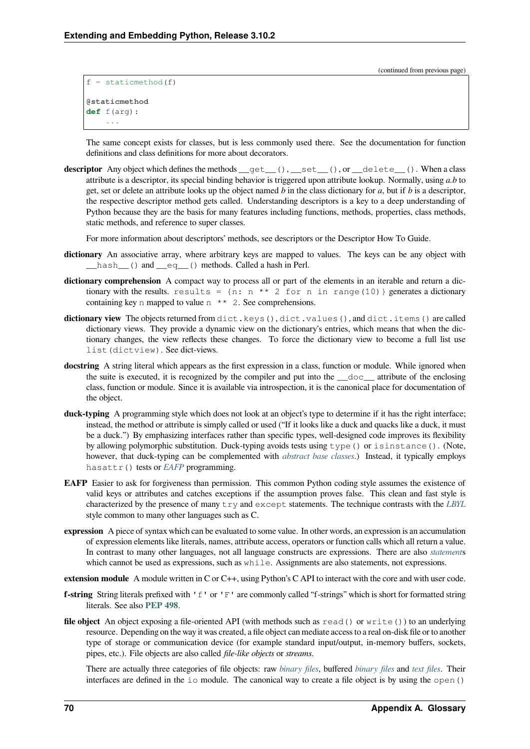(continued from previous page)

```
f = staticmethod(f)

@staticmethod
def f(arg):
    ...
```

The same concept exists for classes, but is less commonly used there. See the documentation for function definitions and class definitions for more about decorators.

**descriptor** Any object which defines the methods `__get__()`, `__set__()`, or `__delete__()`. When a class attribute is a descriptor, its special binding behavior is triggered upon attribute lookup. Normally, using *a.b* to get, set or delete an attribute looks up the object named *b* in the class dictionary for *a*, but if *b* is a descriptor, the respective descriptor method gets called. Understanding descriptors is a key to a deep understanding of Python because they are the basis for many features including functions, methods, properties, class methods, static methods, and reference to super classes.

For more information about descriptors' methods, see descriptors or the Descriptor How To Guide.

**dictionary** An associative array, where arbitrary keys are mapped to values. The keys can be any object with `__hash__()` and `__eq__()` methods. Called a hash in Perl.

**dictionary comprehension** A compact way to process all or part of the elements in an iterable and return a dictionary with the results. `results = {n: n ** 2 for n in range(10)}` generates a dictionary containing key `n` mapped to value `n ** 2`. See comprehensions.

**dictionary view** The objects returned from `dict.keys()`, `dict.values()`, and `dict.items()` are called dictionary views. They provide a dynamic view on the dictionary's entries, which means that when the dictionary changes, the view reflects these changes. To force the dictionary view to become a full list use `list(dictview)`. See dict-views.

**docstring** A string literal which appears as the first expression in a class, function or module. While ignored when the suite is executed, it is recognized by the compiler and put into the `__doc__` attribute of the enclosing class, function or module. Since it is available via introspection, it is the canonical place for documentation of the object.

**duck-typing** A programming style which does not look at an object's type to determine if it has the right interface; instead, the method or attribute is simply called or used ("If it looks like a duck and quacks like a duck, it must be a duck.") By emphasizing interfaces rather than specific types, well-designed code improves its flexibility by allowing polymorphic substitution. Duck-typing avoids tests using `type()` or `isinstance()`. (Note, however, that duck-typing can be complemented with *abstract base classes*.) Instead, it typically employs `hasattr()` tests or *EAFP* programming.

**EAFP** Easier to ask for forgiveness than permission. This common Python coding style assumes the existence of valid keys or attributes and catches exceptions if the assumption proves false. This clean and fast style is characterized by the presence of many `try` and `except` statements. The technique contrasts with the *LBYL* style common to many other languages such as C.

**expression** A piece of syntax which can be evaluated to some value. In other words, an expression is an accumulation of expression elements like literals, names, attribute access, operators or function calls which all return a value. In contrast to many other languages, not all language constructs are expressions. There are also *statement*s which cannot be used as expressions, such as `while`. Assignments are also statements, not expressions.

**extension module** A module written in C or C++, using Python's C API to interact with the core and with user code.

**f-string** String literals prefixed with `'f'` or `'F'` are commonly called "f-strings" which is short for formatted string literals. See also **PEP 498**.

**file object** An object exposing a file-oriented API (with methods such as `read()` or `write()`) to an underlying resource. Depending on the way it was created, a file object can mediate access to a real on-disk file or to another type of storage or communication device (for example standard input/output, in-memory buffers, sockets, pipes, etc.). File objects are also called *file-like objects* or *streams*.

There are actually three categories of file objects: raw *binary files*, buffered *binary files* and *text files*. Their interfaces are defined in the `io` module. The canonical way to create a file object is by using the `open()`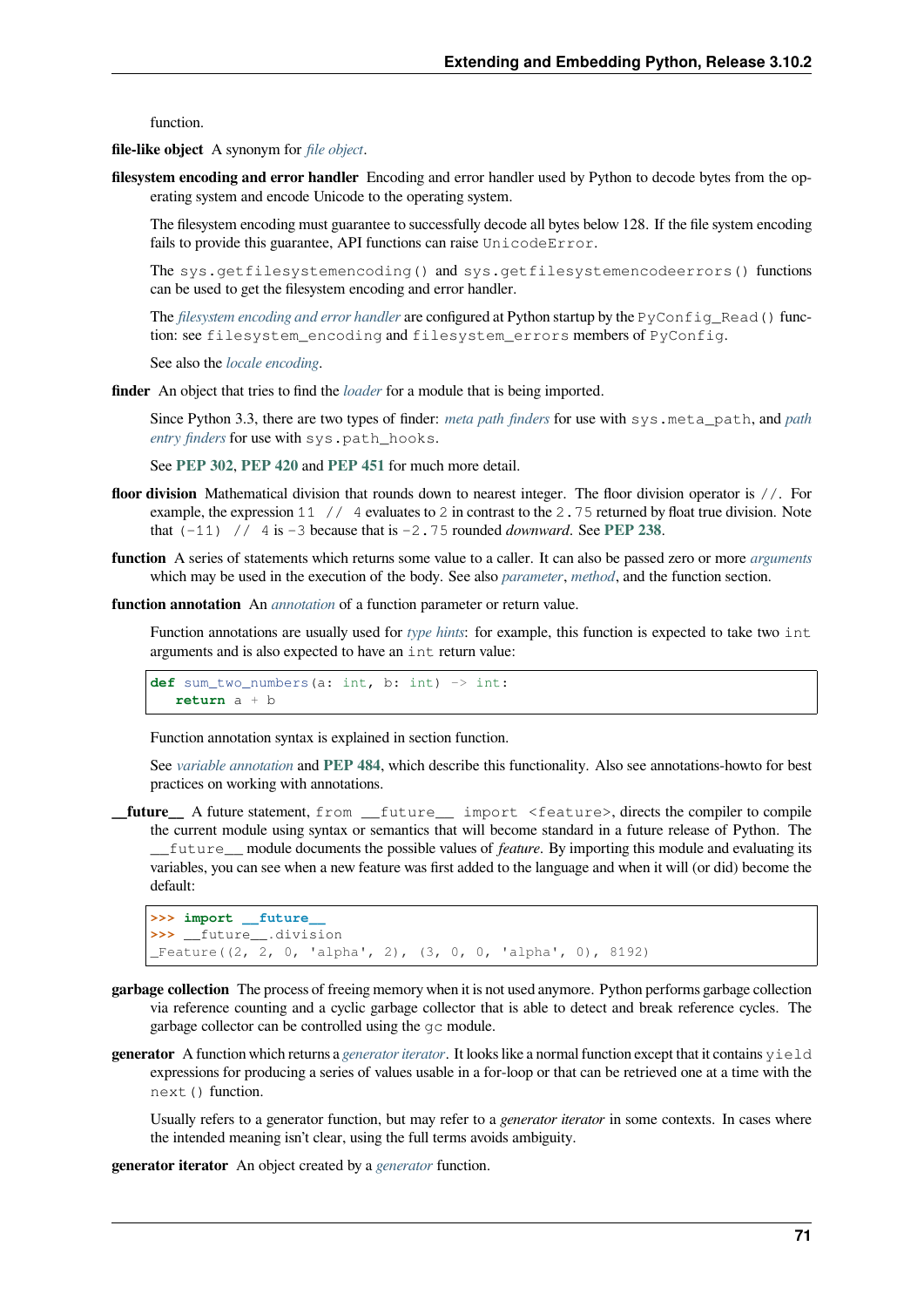function.

**file-like object** A synonym for *file object*.

**filesystem encoding and error handler** Encoding and error handler used by Python to decode bytes from the operating system and encode Unicode to the operating system.

The filesystem encoding must guarantee to successfully decode all bytes below 128. If the file system encoding fails to provide this guarantee, API functions can raise `UnicodeError`.

The `sys.getfilesystemencoding()` and `sys.getfilesystemencodeerrors()` functions can be used to get the filesystem encoding and error handler.

The *filesystem encoding and error handler* are configured at Python startup by the `PyConfig_Read()` function: see `filesystem_encoding` and `filesystem_errors` members of `PyConfig`.

See also the *locale encoding*.

**finder** An object that tries to find the *loader* for a module that is being imported.

Since Python 3.3, there are two types of finder: *meta path finders* for use with `sys.meta_path`, and *path entry finders* for use with `sys.path_hooks`.

See **PEP 302**, **PEP 420** and **PEP 451** for much more detail.

**floor division** Mathematical division that rounds down to nearest integer. The floor division operator is `//`. For example, the expression `11 // 4` evaluates to `2` in contrast to the `2.75` returned by float true division. Note that `(-11) // 4` is `-3` because that is `-2.75` rounded *downward*. See **PEP 238**.

**function** A series of statements which returns some value to a caller. It can also be passed zero or more *arguments* which may be used in the execution of the body. See also *parameter*, *method*, and the function section.

**function annotation** An *annotation* of a function parameter or return value.

Function annotations are usually used for *type hints*: for example, this function is expected to take two `int` arguments and is also expected to have an `int` return value:

```
def sum_two_numbers(a: int, b: int) -> int:
   return a + b
```

Function annotation syntax is explained in section function.

See *variable annotation* and **PEP 484**, which describe this functionality. Also see annotations-howto for best practices on working with annotations.

**__future__** A future statement, `from __future__ import <feature>`, directs the compiler to compile the current module using syntax or semantics that will become standard in a future release of Python. The `__future__` module documents the possible values of *feature*. By importing this module and evaluating its variables, you can see when a new feature was first added to the language and when it will (or did) become the default:

```
>>> import __future__
>>> __future__.division
_Feature((2, 2, 0, 'alpha', 2), (3, 0, 0, 'alpha', 0), 8192)
```

**garbage collection** The process of freeing memory when it is not used anymore. Python performs garbage collection via reference counting and a cyclic garbage collector that is able to detect and break reference cycles. The garbage collector can be controlled using the `gc` module.

**generator** A function which returns a *generator iterator*. It looks like a normal function except that it contains `yield` expressions for producing a series of values usable in a for-loop or that can be retrieved one at a time with the `next()` function.

Usually refers to a generator function, but may refer to a *generator iterator* in some contexts. In cases where the intended meaning isn't clear, using the full terms avoids ambiguity.

**generator iterator** An object created by a *generator* function.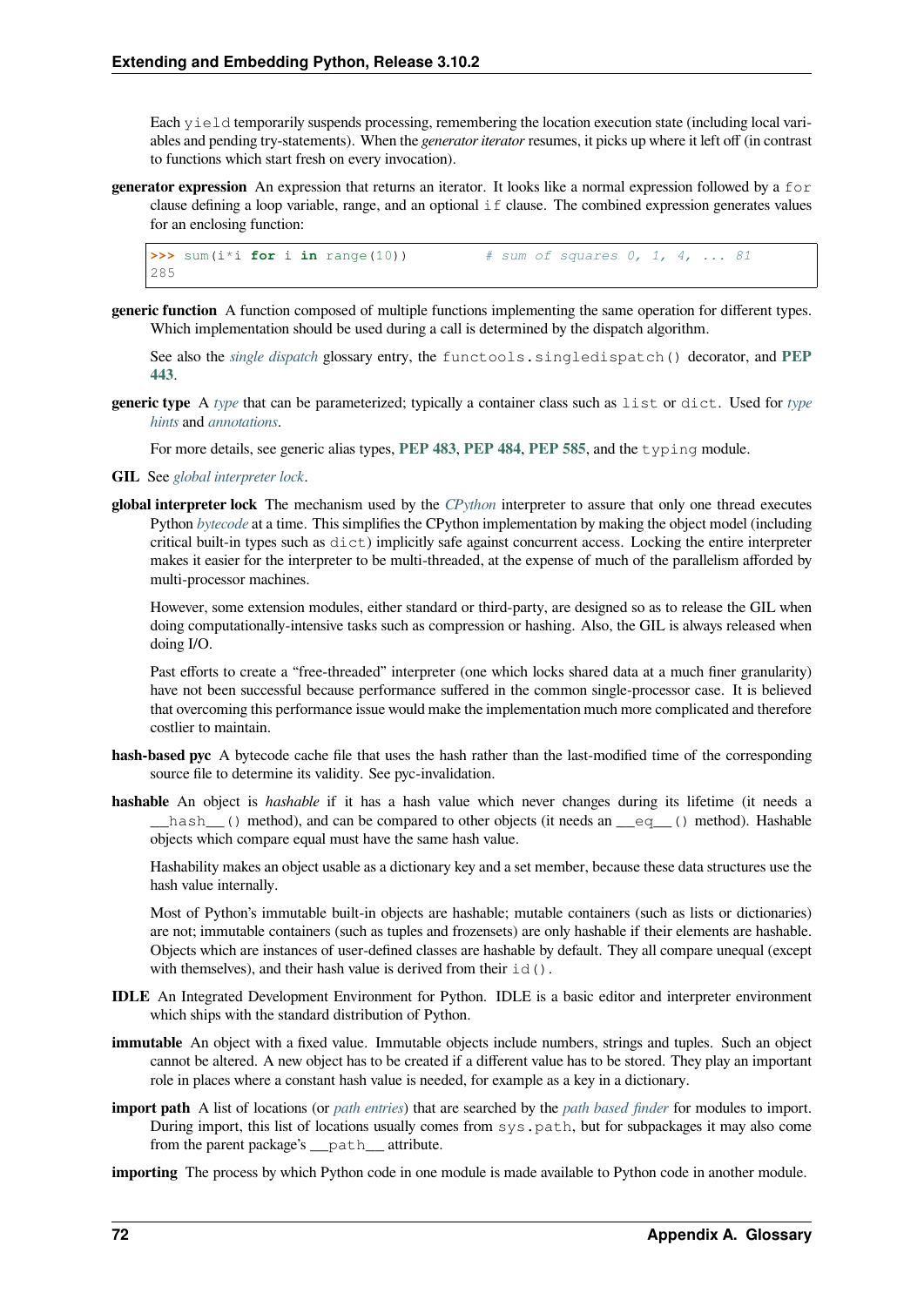Each `yield` temporarily suspends processing, remembering the location execution state (including local variables and pending try-statements). When the *generator iterator* resumes, it picks up where it left off (in contrast to functions which start fresh on every invocation).

**generator expression** An expression that returns an iterator. It looks like a normal expression followed by a `for` clause defining a loop variable, range, and an optional `if` clause. The combined expression generates values for an enclosing function:

```
>>> sum(i*i for i in range(10))         # sum of squares 0, 1, 4, ... 81
285
```

**generic function** A function composed of multiple functions implementing the same operation for different types. Which implementation should be used during a call is determined by the dispatch algorithm.

See also the *single dispatch* glossary entry, the `functools.singledispatch()` decorator, and **PEP 443**.

**generic type** A *type* that can be parameterized; typically a container class such as `list` or `dict`. Used for *type hints* and *annotations*.

For more details, see generic alias types, **PEP 483**, **PEP 484**, **PEP 585**, and the `typing` module.

**GIL** See *global interpreter lock*.

**global interpreter lock** The mechanism used by the *CPython* interpreter to assure that only one thread executes Python *bytecode* at a time. This simplifies the CPython implementation by making the object model (including critical built-in types such as `dict`) implicitly safe against concurrent access. Locking the entire interpreter makes it easier for the interpreter to be multi-threaded, at the expense of much of the parallelism afforded by multi-processor machines.

However, some extension modules, either standard or third-party, are designed so as to release the GIL when doing computationally-intensive tasks such as compression or hashing. Also, the GIL is always released when doing I/O.

Past efforts to create a "free-threaded" interpreter (one which locks shared data at a much finer granularity) have not been successful because performance suffered in the common single-processor case. It is believed that overcoming this performance issue would make the implementation much more complicated and therefore costlier to maintain.

**hash-based pyc** A bytecode cache file that uses the hash rather than the last-modified time of the corresponding source file to determine its validity. See pyc-invalidation.

**hashable** An object is *hashable* if it has a hash value which never changes during its lifetime (it needs a `__hash__()` method), and can be compared to other objects (it needs an `__eq__()` method). Hashable objects which compare equal must have the same hash value.

Hashability makes an object usable as a dictionary key and a set member, because these data structures use the hash value internally.

Most of Python's immutable built-in objects are hashable; mutable containers (such as lists or dictionaries) are not; immutable containers (such as tuples and frozensets) are only hashable if their elements are hashable. Objects which are instances of user-defined classes are hashable by default. They all compare unequal (except with themselves), and their hash value is derived from their `id()`.

**IDLE** An Integrated Development Environment for Python. IDLE is a basic editor and interpreter environment which ships with the standard distribution of Python.

**immutable** An object with a fixed value. Immutable objects include numbers, strings and tuples. Such an object cannot be altered. A new object has to be created if a different value has to be stored. They play an important role in places where a constant hash value is needed, for example as a key in a dictionary.

**import path** A list of locations (or *path entries*) that are searched by the *path based finder* for modules to import. During import, this list of locations usually comes from `sys.path`, but for subpackages it may also come from the parent package's `__path__` attribute.

**importing** The process by which Python code in one module is made available to Python code in another module.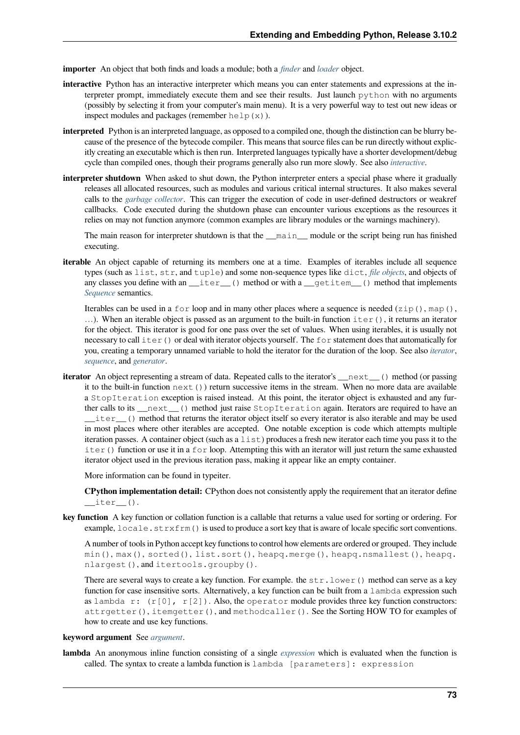**importer** An object that both finds and loads a module; both a *finder* and *loader* object.

**interactive** Python has an interactive interpreter which means you can enter statements and expressions at the interpreter prompt, immediately execute them and see their results. Just launch `python` with no arguments (possibly by selecting it from your computer's main menu). It is a very powerful way to test out new ideas or inspect modules and packages (remember `help(x)`).

**interpreted** Python is an interpreted language, as opposed to a compiled one, though the distinction can be blurry because of the presence of the bytecode compiler. This means that source files can be run directly without explicitly creating an executable which is then run. Interpreted languages typically have a shorter development/debug cycle than compiled ones, though their programs generally also run more slowly. See also *interactive*.

**interpreter shutdown** When asked to shut down, the Python interpreter enters a special phase where it gradually releases all allocated resources, such as modules and various critical internal structures. It also makes several calls to the *garbage collector*. This can trigger the execution of code in user-defined destructors or weakref callbacks. Code executed during the shutdown phase can encounter various exceptions as the resources it relies on may not function anymore (common examples are library modules or the warnings machinery).

The main reason for interpreter shutdown is that the `__main__` module or the script being run has finished executing.

**iterable** An object capable of returning its members one at a time. Examples of iterables include all sequence types (such as `list`, `str`, and `tuple`) and some non-sequence types like `dict`, *file objects*, and objects of any classes you define with an `__iter__()` method or with a `__getitem__()` method that implements *Sequence* semantics.

Iterables can be used in a `for` loop and in many other places where a sequence is needed (`zip()`, `map()`, …). When an iterable object is passed as an argument to the built-in function `iter()`, it returns an iterator for the object. This iterator is good for one pass over the set of values. When using iterables, it is usually not necessary to call `iter()` or deal with iterator objects yourself. The `for` statement does that automatically for you, creating a temporary unnamed variable to hold the iterator for the duration of the loop. See also *iterator*, *sequence*, and *generator*.

**iterator** An object representing a stream of data. Repeated calls to the iterator's `__next__()` method (or passing it to the built-in function `next()`) return successive items in the stream. When no more data are available a `StopIteration` exception is raised instead. At this point, the iterator object is exhausted and any further calls to its `__next__()` method just raise `StopIteration` again. Iterators are required to have an `__iter__()` method that returns the iterator object itself so every iterator is also iterable and may be used in most places where other iterables are accepted. One notable exception is code which attempts multiple iteration passes. A container object (such as a `list`) produces a fresh new iterator each time you pass it to the `iter()` function or use it in a `for` loop. Attempting this with an iterator will just return the same exhausted iterator object used in the previous iteration pass, making it appear like an empty container.

More information can be found in typeiter.

**CPython implementation detail:** CPython does not consistently apply the requirement that an iterator define `__iter__()`.

**key function** A key function or collation function is a callable that returns a value used for sorting or ordering. For example, `locale.strxfrm()` is used to produce a sort key that is aware of locale specific sort conventions.

A number of tools in Python accept key functions to control how elements are ordered or grouped. They include `min()`, `max()`, `sorted()`, `list.sort()`, `heapq.merge()`, `heapq.nsmallest()`, `heapq.nlargest()`, and `itertools.groupby()`.

There are several ways to create a key function. For example. the `str.lower()` method can serve as a key function for case insensitive sorts. Alternatively, a key function can be built from a `lambda` expression such as `lambda r: (r[0], r[2])`. Also, the `operator` module provides three key function constructors: `attrgetter()`, `itemgetter()`, and `methodcaller()`. See the Sorting HOW TO for examples of how to create and use key functions.

**keyword argument** See *argument*.

**lambda** An anonymous inline function consisting of a single *expression* which is evaluated when the function is called. The syntax to create a lambda function is `lambda [parameters]: expression`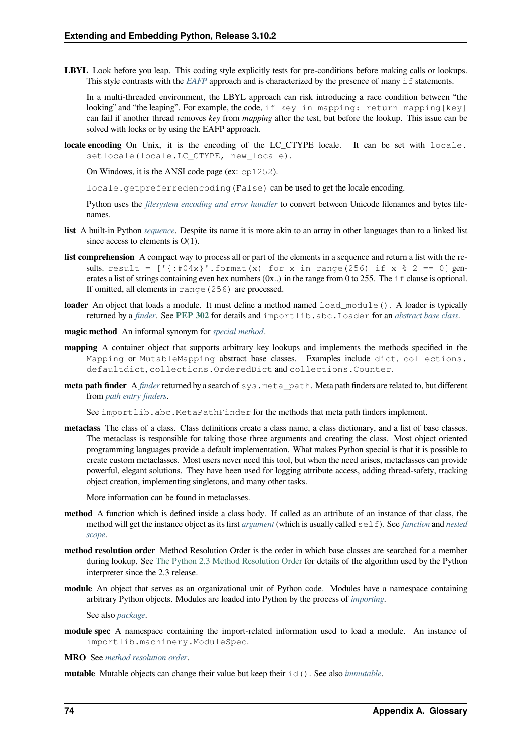**LBYL** Look before you leap. This coding style explicitly tests for pre-conditions before making calls or lookups. This style contrasts with the *EAFP* approach and is characterized by the presence of many `if` statements.

In a multi-threaded environment, the LBYL approach can risk introducing a race condition between "the looking" and "the leaping". For example, the code, `if key in mapping: return mapping[key]` can fail if another thread removes *key* from *mapping* after the test, but before the lookup. This issue can be solved with locks or by using the EAFP approach.

**locale encoding** On Unix, it is the encoding of the LC_CTYPE locale. It can be set with `locale.setlocale(locale.LC_CTYPE, new_locale)`.

On Windows, it is the ANSI code page (ex: `cp1252`).

`locale.getpreferredencoding(False)` can be used to get the locale encoding.

Python uses the *filesystem encoding and error handler* to convert between Unicode filenames and bytes filenames.

**list** A built-in Python *sequence*. Despite its name it is more akin to an array in other languages than to a linked list since access to elements is O(1).

**list comprehension** A compact way to process all or part of the elements in a sequence and return a list with the results. `result = ['{:#04x}'.format(x) for x in range(256) if x % 2 == 0]` generates a list of strings containing even hex numbers (0x..) in the range from 0 to 255. The `if` clause is optional. If omitted, all elements in `range(256)` are processed.

**loader** An object that loads a module. It must define a method named `load_module()`. A loader is typically returned by a *finder*. See **PEP 302** for details and `importlib.abc.Loader` for an *abstract base class*.

**magic method** An informal synonym for *special method*.

**mapping** A container object that supports arbitrary key lookups and implements the methods specified in the `Mapping` or `MutableMapping` abstract base classes. Examples include `dict`, `collections.defaultdict`, `collections.OrderedDict` and `collections.Counter`.

**meta path finder** A *finder* returned by a search of `sys.meta_path`. Meta path finders are related to, but different from *path entry finders*.

See `importlib.abc.MetaPathFinder` for the methods that meta path finders implement.

**metaclass** The class of a class. Class definitions create a class name, a class dictionary, and a list of base classes. The metaclass is responsible for taking those three arguments and creating the class. Most object oriented programming languages provide a default implementation. What makes Python special is that it is possible to create custom metaclasses. Most users never need this tool, but when the need arises, metaclasses can provide powerful, elegant solutions. They have been used for logging attribute access, adding thread-safety, tracking object creation, implementing singletons, and many other tasks.

More information can be found in metaclasses.

**method** A function which is defined inside a class body. If called as an attribute of an instance of that class, the method will get the instance object as its first *argument* (which is usually called `self`). See *function* and *nested scope*.

**method resolution order** Method Resolution Order is the order in which base classes are searched for a member during lookup. See The Python 2.3 Method Resolution Order for details of the algorithm used by the Python interpreter since the 2.3 release.

**module** An object that serves as an organizational unit of Python code. Modules have a namespace containing arbitrary Python objects. Modules are loaded into Python by the process of *importing*.

See also *package*.

**module spec** A namespace containing the import-related information used to load a module. An instance of `importlib.machinery.ModuleSpec`.

**MRO** See *method resolution order*.

**mutable** Mutable objects can change their value but keep their `id()`. See also *immutable*.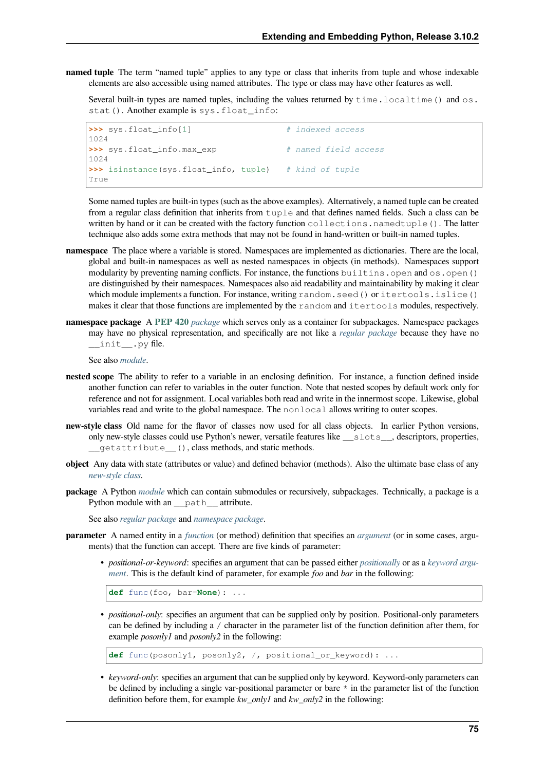**named tuple** The term "named tuple" applies to any type or class that inherits from tuple and whose indexable elements are also accessible using named attributes. The type or class may have other features as well.

Several built-in types are named tuples, including the values returned by `time.localtime()` and `os.stat()`. Another example is `sys.float_info`:

```
>>> sys.float_info[1]                    # indexed access
1024
>>> sys.float_info.max_exp               # named field access
1024
>>> isinstance(sys.float_info, tuple)    # kind of tuple
True
```

Some named tuples are built-in types (such as the above examples). Alternatively, a named tuple can be created from a regular class definition that inherits from `tuple` and that defines named fields. Such a class can be written by hand or it can be created with the factory function `collections.namedtuple()`. The latter technique also adds some extra methods that may not be found in hand-written or built-in named tuples.

**namespace** The place where a variable is stored. Namespaces are implemented as dictionaries. There are the local, global and built-in namespaces as well as nested namespaces in objects (in methods). Namespaces support modularity by preventing naming conflicts. For instance, the functions `builtins.open` and `os.open()` are distinguished by their namespaces. Namespaces also aid readability and maintainability by making it clear which module implements a function. For instance, writing `random.seed()` or `itertools.islice()` makes it clear that those functions are implemented by the `random` and `itertools` modules, respectively.

**namespace package** A **PEP 420** *package* which serves only as a container for subpackages. Namespace packages may have no physical representation, and specifically are not like a *regular package* because they have no `__init__.py` file.

See also *module*.

**nested scope** The ability to refer to a variable in an enclosing definition. For instance, a function defined inside another function can refer to variables in the outer function. Note that nested scopes by default work only for reference and not for assignment. Local variables both read and write in the innermost scope. Likewise, global variables read and write to the global namespace. The `nonlocal` allows writing to outer scopes.

**new-style class** Old name for the flavor of classes now used for all class objects. In earlier Python versions, only new-style classes could use Python's newer, versatile features like `__slots__`, descriptors, properties, `__getattribute__()`, class methods, and static methods.

**object** Any data with state (attributes or value) and defined behavior (methods). Also the ultimate base class of any *new-style class*.

**package** A Python *module* which can contain submodules or recursively, subpackages. Technically, a package is a Python module with an `__path__` attribute.

See also *regular package* and *namespace package*.

**parameter** A named entity in a *function* (or method) definition that specifies an *argument* (or in some cases, arguments) that the function can accept. There are five kinds of parameter:

- *positional-or-keyword*: specifies an argument that can be passed either *positionally* or as a *keyword argument*. This is the default kind of parameter, for example *foo* and *bar* in the following:

```
def func(foo, bar=None): ...
```

- *positional-only*: specifies an argument that can be supplied only by position. Positional-only parameters can be defined by including a `/` character in the parameter list of the function definition after them, for example *posonly1* and *posonly2* in the following:

```
def func(posonly1, posonly2, /, positional_or_keyword): ...
```

- *keyword-only*: specifies an argument that can be supplied only by keyword. Keyword-only parameters can be defined by including a single var-positional parameter or bare `*` in the parameter list of the function definition before them, for example *kw_only1* and *kw_only2* in the following: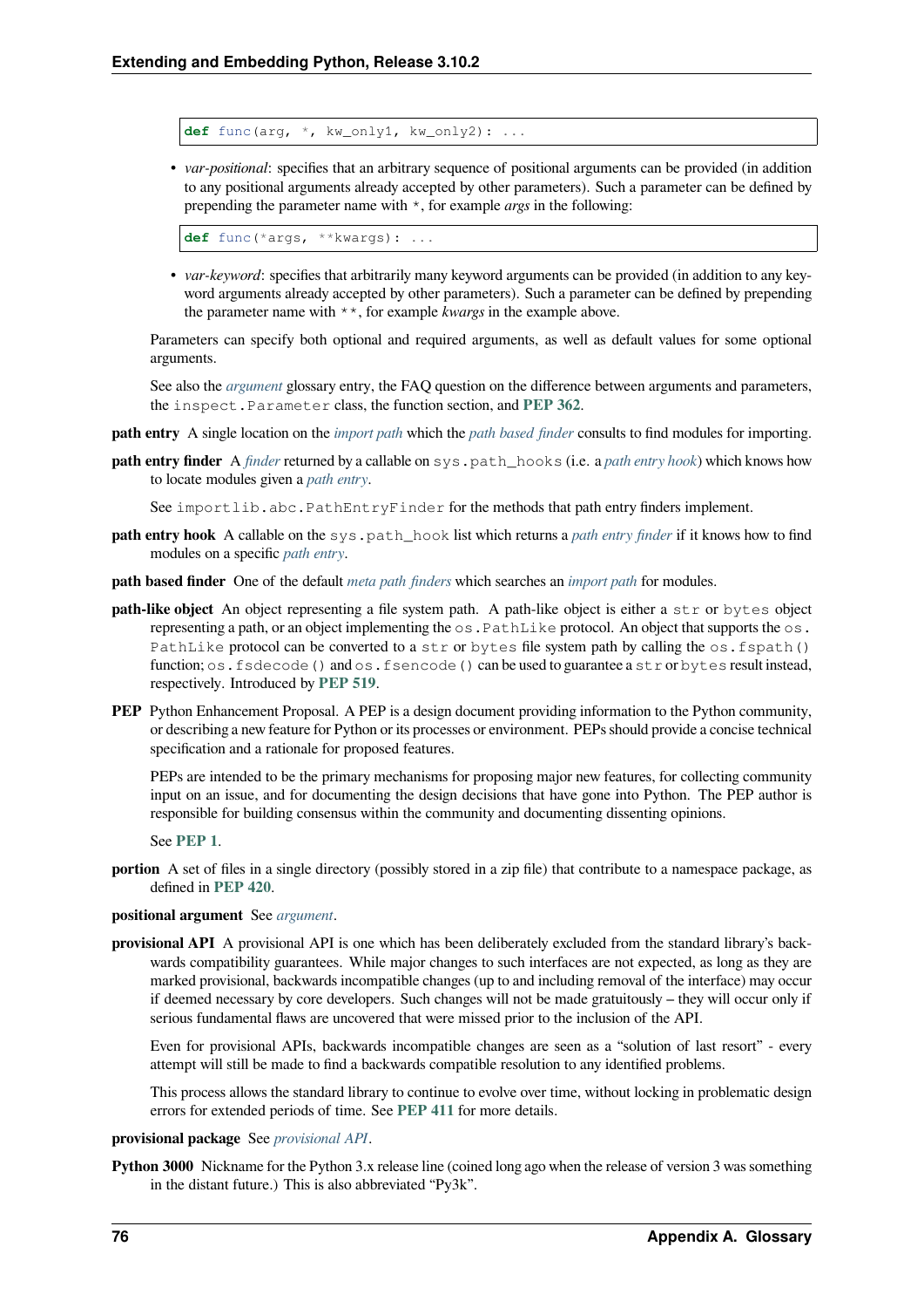```
def func(arg, *, kw_only1, kw_only2): ...
```

- *var-positional*: specifies that an arbitrary sequence of positional arguments can be provided (in addition to any positional arguments already accepted by other parameters). Such a parameter can be defined by prepending the parameter name with `*`, for example *args* in the following:

```
def func(*args, **kwargs): ...
```

- *var-keyword*: specifies that arbitrarily many keyword arguments can be provided (in addition to any keyword arguments already accepted by other parameters). Such a parameter can be defined by prepending the parameter name with `**`, for example *kwargs* in the example above.

Parameters can specify both optional and required arguments, as well as default values for some optional arguments.

See also the *argument* glossary entry, the FAQ question on the difference between arguments and parameters, the `inspect.Parameter` class, the function section, and **PEP 362**.

**path entry** A single location on the *import path* which the *path based finder* consults to find modules for importing.

**path entry finder** A *finder* returned by a callable on `sys.path_hooks` (i.e. a *path entry hook*) which knows how to locate modules given a *path entry*.

See `importlib.abc.PathEntryFinder` for the methods that path entry finders implement.

**path entry hook** A callable on the `sys.path_hook` list which returns a *path entry finder* if it knows how to find modules on a specific *path entry*.

**path based finder** One of the default *meta path finders* which searches an *import path* for modules.

**path-like object** An object representing a file system path. A path-like object is either a `str` or `bytes` object representing a path, or an object implementing the `os.PathLike` protocol. An object that supports the `os.PathLike` protocol can be converted to a `str` or `bytes` file system path by calling the `os.fspath()` function; `os.fsdecode()` and `os.fsencode()` can be used to guarantee a `str` or `bytes` result instead, respectively. Introduced by **PEP 519**.

**PEP** Python Enhancement Proposal. A PEP is a design document providing information to the Python community, or describing a new feature for Python or its processes or environment. PEPs should provide a concise technical specification and a rationale for proposed features.

PEPs are intended to be the primary mechanisms for proposing major new features, for collecting community input on an issue, and for documenting the design decisions that have gone into Python. The PEP author is responsible for building consensus within the community and documenting dissenting opinions.

See **PEP 1**.

**portion** A set of files in a single directory (possibly stored in a zip file) that contribute to a namespace package, as defined in **PEP 420**.

**positional argument** See *argument*.

**provisional API** A provisional API is one which has been deliberately excluded from the standard library's backwards compatibility guarantees. While major changes to such interfaces are not expected, as long as they are marked provisional, backwards incompatible changes (up to and including removal of the interface) may occur if deemed necessary by core developers. Such changes will not be made gratuitously – they will occur only if serious fundamental flaws are uncovered that were missed prior to the inclusion of the API.

Even for provisional APIs, backwards incompatible changes are seen as a "solution of last resort" - every attempt will still be made to find a backwards compatible resolution to any identified problems.

This process allows the standard library to continue to evolve over time, without locking in problematic design errors for extended periods of time. See **PEP 411** for more details.

**provisional package** See *provisional API*.

**Python 3000** Nickname for the Python 3.x release line (coined long ago when the release of version 3 was something in the distant future.) This is also abbreviated "Py3k".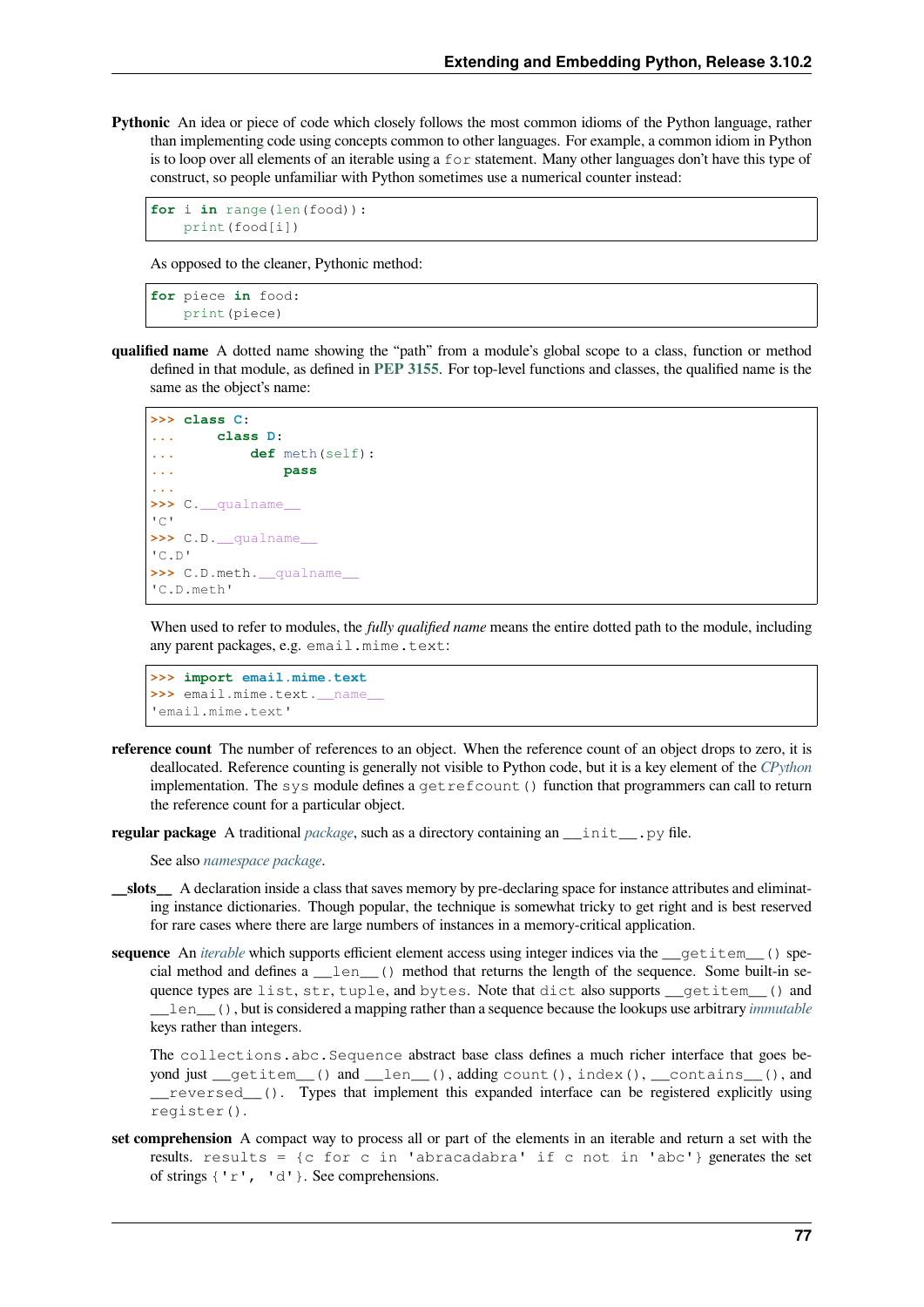**Pythonic** An idea or piece of code which closely follows the most common idioms of the Python language, rather than implementing code using concepts common to other languages. For example, a common idiom in Python is to loop over all elements of an iterable using a `for` statement. Many other languages don't have this type of construct, so people unfamiliar with Python sometimes use a numerical counter instead:

```
for i in range(len(food)):
    print(food[i])
```

As opposed to the cleaner, Pythonic method:

```
for piece in food:
    print(piece)
```

**qualified name** A dotted name showing the "path" from a module's global scope to a class, function or method defined in that module, as defined in **PEP 3155**. For top-level functions and classes, the qualified name is the same as the object's name:

```
>>> class C:
...     class D:
...         def meth(self):
...             pass
...
>>> C.__qualname__
'C'
>>> C.D.__qualname__
'C.D'
>>> C.D.meth.__qualname__
'C.D.meth'
```

When used to refer to modules, the *fully qualified name* means the entire dotted path to the module, including any parent packages, e.g. `email.mime.text`:

```
>>> import email.mime.text
>>> email.mime.text.__name__
'email.mime.text'
```

**reference count** The number of references to an object. When the reference count of an object drops to zero, it is deallocated. Reference counting is generally not visible to Python code, but it is a key element of the *CPython* implementation. The `sys` module defines a `getrefcount()` function that programmers can call to return the reference count for a particular object.

**regular package** A traditional *package*, such as a directory containing an `__init__.py` file.

See also *namespace package*.

**__slots__** A declaration inside a class that saves memory by pre-declaring space for instance attributes and eliminating instance dictionaries. Though popular, the technique is somewhat tricky to get right and is best reserved for rare cases where there are large numbers of instances in a memory-critical application.

**sequence** An *iterable* which supports efficient element access using integer indices via the `__getitem__()` special method and defines a `__len__()` method that returns the length of the sequence. Some built-in sequence types are `list`, `str`, `tuple`, and `bytes`. Note that `dict` also supports `__getitem__()` and `__len__()`, but is considered a mapping rather than a sequence because the lookups use arbitrary *immutable* keys rather than integers.

The `collections.abc.Sequence` abstract base class defines a much richer interface that goes beyond just `__getitem__()` and `__len__()`, adding `count()`, `index()`, `__contains__()`, and `__reversed__()`. Types that implement this expanded interface can be registered explicitly using `register()`.

**set comprehension** A compact way to process all or part of the elements in an iterable and return a set with the results. `results = {c for c in 'abracadabra' if c not in 'abc'}` generates the set of strings `{'r', 'd'}`. See comprehensions.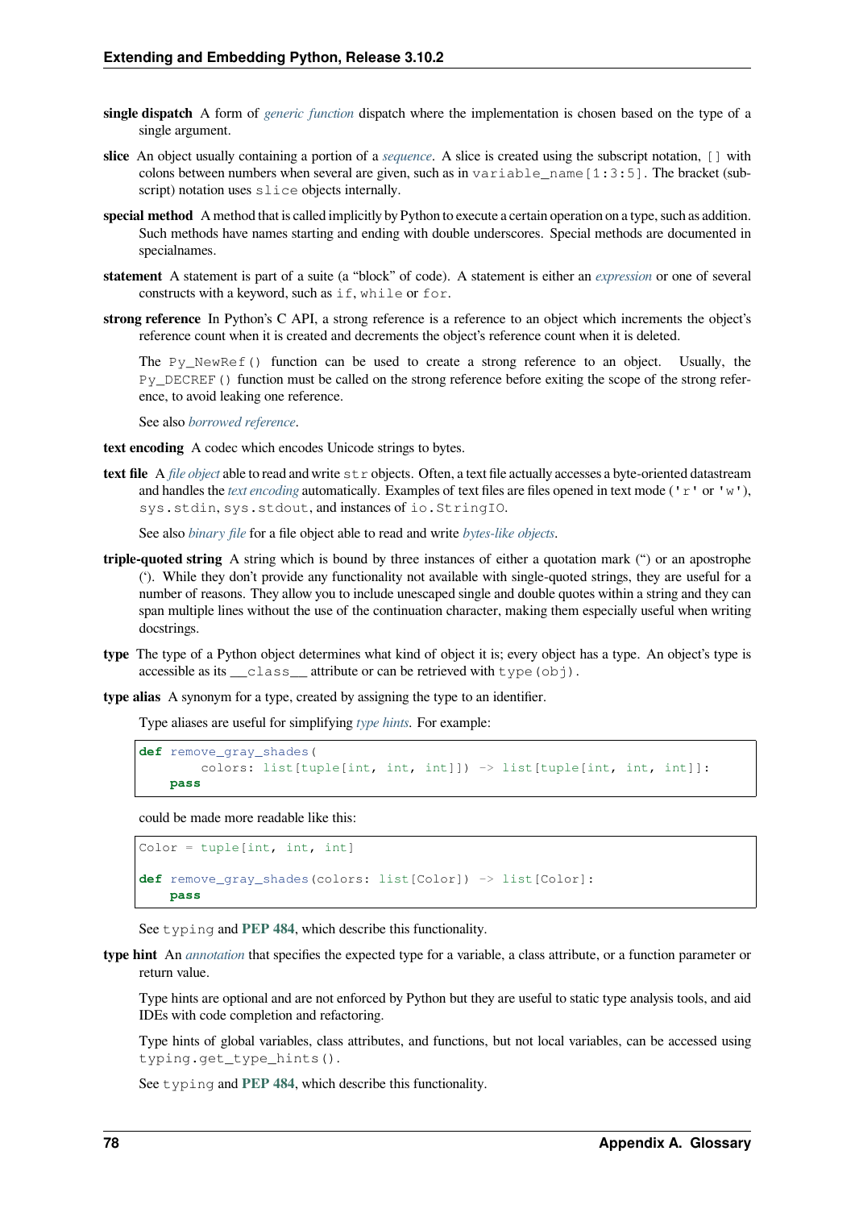**single dispatch** A form of *generic function* dispatch where the implementation is chosen based on the type of a single argument.

**slice** An object usually containing a portion of a *sequence*. A slice is created using the subscript notation, `[]` with colons between numbers when several are given, such as in `variable_name[1:3:5]`. The bracket (subscript) notation uses `slice` objects internally.

**special method** A method that is called implicitly by Python to execute a certain operation on a type, such as addition. Such methods have names starting and ending with double underscores. Special methods are documented in specialnames.

**statement** A statement is part of a suite (a "block" of code). A statement is either an *expression* or one of several constructs with a keyword, such as `if`, `while` or `for`.

**strong reference** In Python's C API, a strong reference is a reference to an object which increments the object's reference count when it is created and decrements the object's reference count when it is deleted.

The `Py_NewRef()` function can be used to create a strong reference to an object. Usually, the `Py_DECREF()` function must be called on the strong reference before exiting the scope of the strong reference, to avoid leaking one reference.

See also *borrowed reference*.

**text encoding** A codec which encodes Unicode strings to bytes.

**text file** A *file object* able to read and write `str` objects. Often, a text file actually accesses a byte-oriented datastream and handles the *text encoding* automatically. Examples of text files are files opened in text mode (`'r'` or `'w'`), `sys.stdin`, `sys.stdout`, and instances of `io.StringIO`.

See also *binary file* for a file object able to read and write *bytes-like objects*.

**triple-quoted string** A string which is bound by three instances of either a quotation mark (") or an apostrophe ('). While they don't provide any functionality not available with single-quoted strings, they are useful for a number of reasons. They allow you to include unescaped single and double quotes within a string and they can span multiple lines without the use of the continuation character, making them especially useful when writing docstrings.

**type** The type of a Python object determines what kind of object it is; every object has a type. An object's type is accessible as its `__class__` attribute or can be retrieved with `type(obj)`.

**type alias** A synonym for a type, created by assigning the type to an identifier.

Type aliases are useful for simplifying *type hints*. For example:

```
def remove_gray_shades(
        colors: list[tuple[int, int, int]]) -> list[tuple[int, int, int]]:
    pass
```

could be made more readable like this:

```
Color = tuple[int, int, int]

def remove_gray_shades(colors: list[Color]) -> list[Color]:
    pass
```

See `typing` and **PEP 484**, which describe this functionality.

**type hint** An *annotation* that specifies the expected type for a variable, a class attribute, or a function parameter or return value.

Type hints are optional and are not enforced by Python but they are useful to static type analysis tools, and aid IDEs with code completion and refactoring.

Type hints of global variables, class attributes, and functions, but not local variables, can be accessed using `typing.get_type_hints()`.

See `typing` and **PEP 484**, which describe this functionality.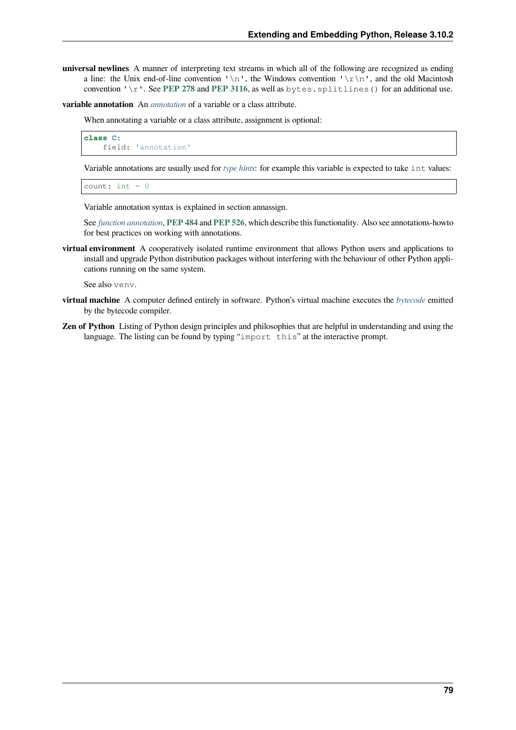**universal newlines** A manner of interpreting text streams in which all of the following are recognized as ending a line: the Unix end-of-line convention `'\n'`, the Windows convention `'\r\n'`, and the old Macintosh convention `'\r'`. See **PEP 278** and **PEP 3116**, as well as `bytes.splitlines()` for an additional use.

**variable annotation** An *annotation* of a variable or a class attribute.

When annotating a variable or a class attribute, assignment is optional:

```
class C:
    field: 'annotation'
```

Variable annotations are usually used for *type hints*: for example this variable is expected to take `int` values:

```
count: int = 0
```

Variable annotation syntax is explained in section annassign.

See *function annotation*, **PEP 484** and **PEP 526**, which describe this functionality. Also see annotations-howto for best practices on working with annotations.

**virtual environment** A cooperatively isolated runtime environment that allows Python users and applications to install and upgrade Python distribution packages without interfering with the behaviour of other Python applications running on the same system.

See also `venv`.

**virtual machine** A computer defined entirely in software. Python's virtual machine executes the *bytecode* emitted by the bytecode compiler.

**Zen of Python** Listing of Python design principles and philosophies that are helpful in understanding and using the language. The listing can be found by typing "`import this`" at the interactive prompt.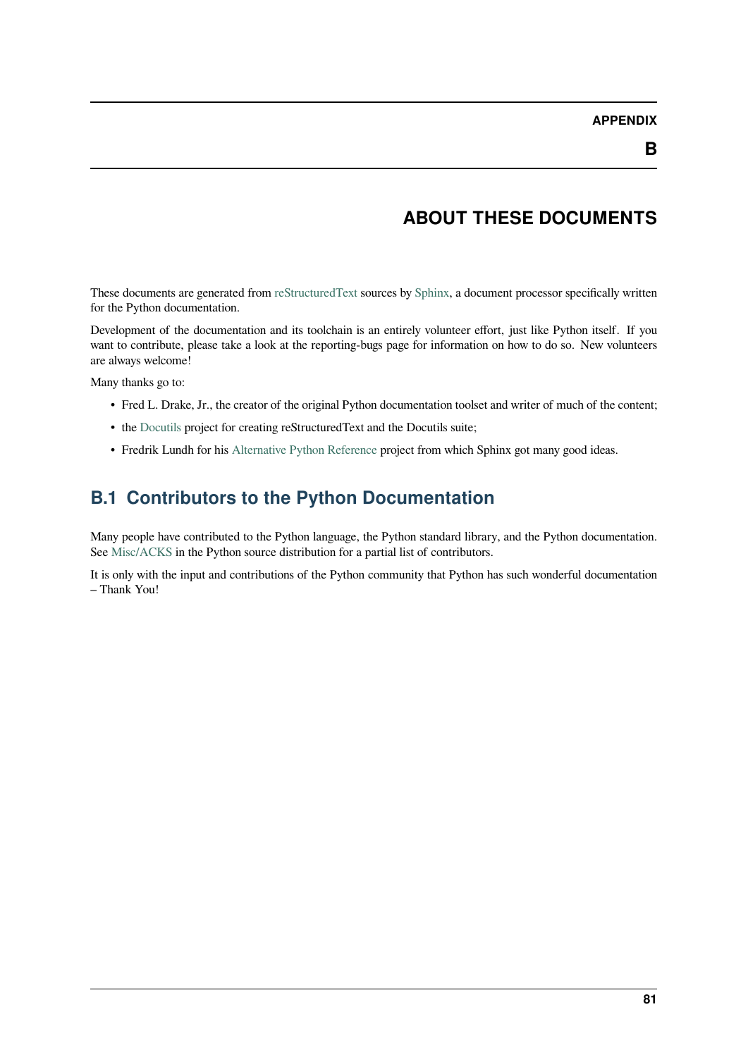# APPENDIX B

# ABOUT THESE DOCUMENTS

These documents are generated from reStructuredText sources by Sphinx, a document processor specifically written for the Python documentation.

Development of the documentation and its toolchain is an entirely volunteer effort, just like Python itself. If you want to contribute, please take a look at the reporting-bugs page for information on how to do so. New volunteers are always welcome!

Many thanks go to:

- Fred L. Drake, Jr., the creator of the original Python documentation toolset and writer of much of the content;
- the Docutils project for creating reStructuredText and the Docutils suite;
- Fredrik Lundh for his Alternative Python Reference project from which Sphinx got many good ideas.

## B.1 Contributors to the Python Documentation

Many people have contributed to the Python language, the Python standard library, and the Python documentation. See Misc/ACKS in the Python source distribution for a partial list of contributors.

It is only with the input and contributions of the Python community that Python has such wonderful documentation – Thank You!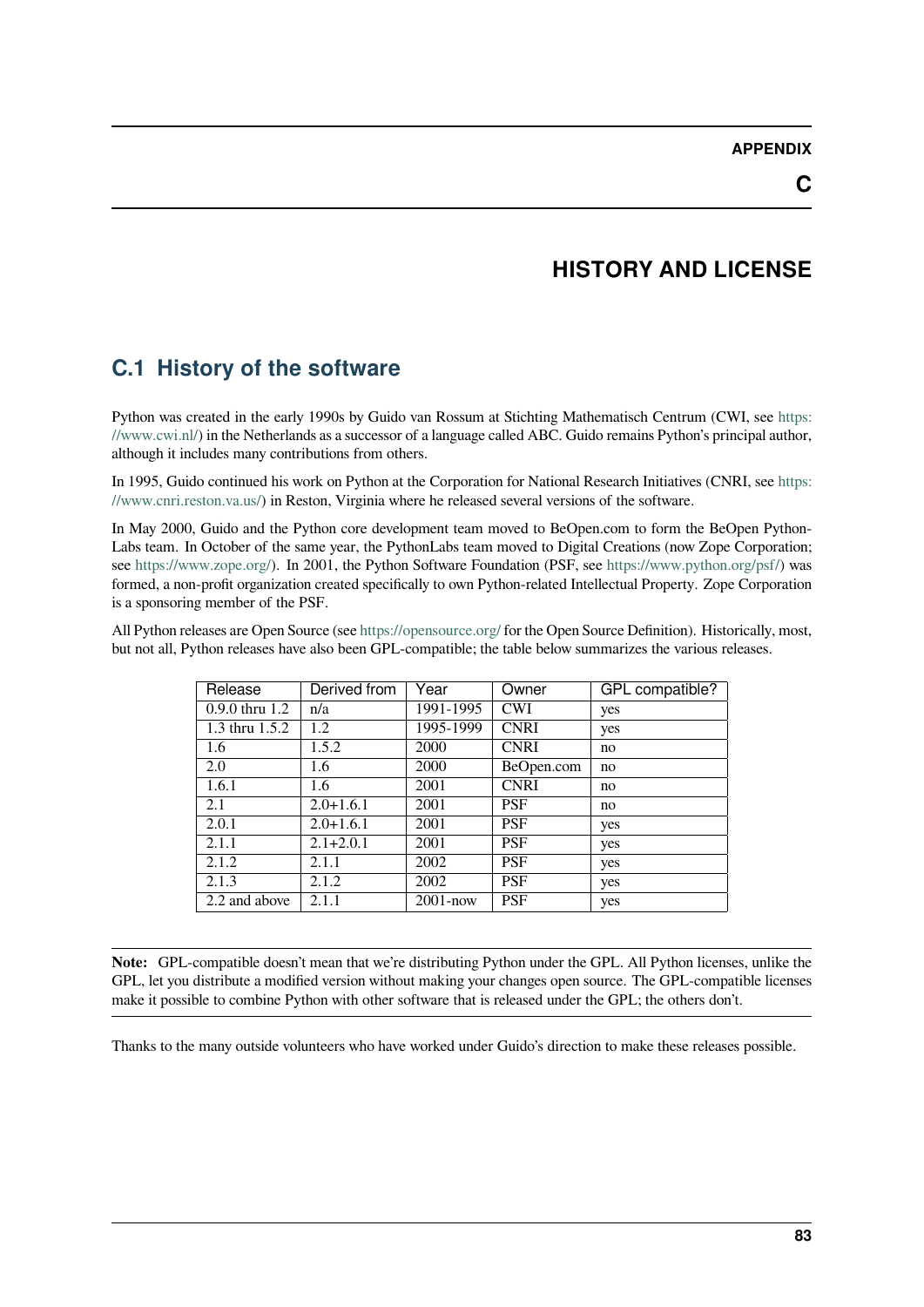# APPENDIX C

# HISTORY AND LICENSE

## C.1 History of the software

Python was created in the early 1990s by Guido van Rossum at Stichting Mathematisch Centrum (CWI, see https://www.cwi.nl/) in the Netherlands as a successor of a language called ABC. Guido remains Python's principal author, although it includes many contributions from others.

In 1995, Guido continued his work on Python at the Corporation for National Research Initiatives (CNRI, see https://www.cnri.reston.va.us/) in Reston, Virginia where he released several versions of the software.

In May 2000, Guido and the Python core development team moved to BeOpen.com to form the BeOpen Python-Labs team. In October of the same year, the PythonLabs team moved to Digital Creations (now Zope Corporation; see https://www.zope.org/). In 2001, the Python Software Foundation (PSF, see https://www.python.org/psf/) was formed, a non-profit organization created specifically to own Python-related Intellectual Property. Zope Corporation is a sponsoring member of the PSF.

All Python releases are Open Source (see https://opensource.org/ for the Open Source Definition). Historically, most, but not all, Python releases have also been GPL-compatible; the table below summarizes the various releases.

| Release | Derived from | Year | Owner | GPL compatible? |
|---|---|---|---|---|
| 0.9.0 thru 1.2 | n/a | 1991-1995 | CWI | yes |
| 1.3 thru 1.5.2 | 1.2 | 1995-1999 | CNRI | yes |
| 1.6 | 1.5.2 | 2000 | CNRI | no |
| 2.0 | 1.6 | 2000 | BeOpen.com | no |
| 1.6.1 | 1.6 | 2001 | CNRI | no |
| 2.1 | 2.0+1.6.1 | 2001 | PSF | no |
| 2.0.1 | 2.0+1.6.1 | 2001 | PSF | yes |
| 2.1.1 | 2.1+2.0.1 | 2001 | PSF | yes |
| 2.1.2 | 2.1.1 | 2002 | PSF | yes |
| 2.1.3 | 2.1.2 | 2002 | PSF | yes |
| 2.2 and above | 2.1.1 | 2001-now | PSF | yes |

**Note:** GPL-compatible doesn't mean that we're distributing Python under the GPL. All Python licenses, unlike the GPL, let you distribute a modified version without making your changes open source. The GPL-compatible licenses make it possible to combine Python with other software that is released under the GPL; the others don't.

Thanks to the many outside volunteers who have worked under Guido's direction to make these releases possible.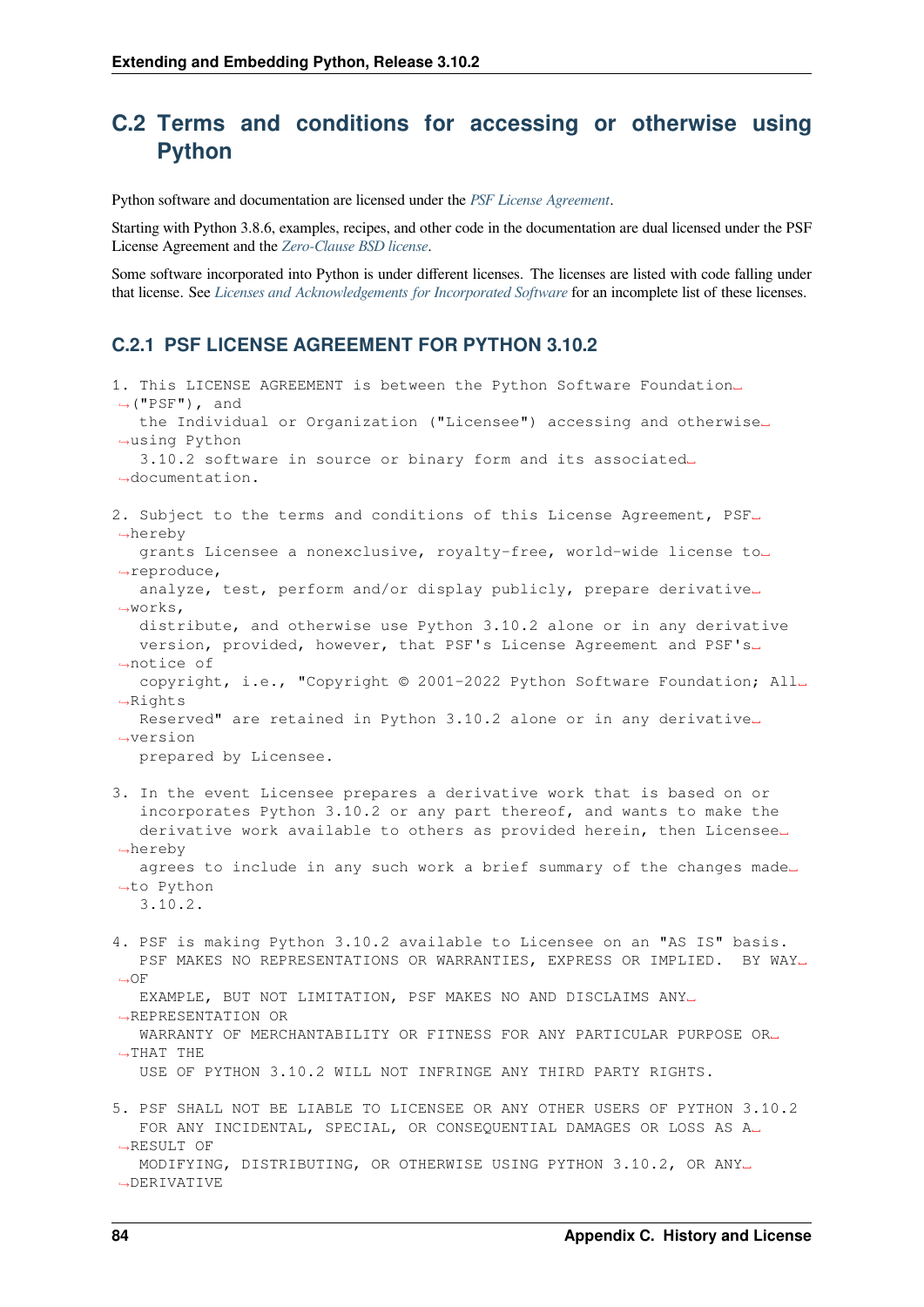## C.2 Terms and conditions for accessing or otherwise using Python

Python software and documentation are licensed under the *PSF License Agreement*.

Starting with Python 3.8.6, examples, recipes, and other code in the documentation are dual licensed under the PSF License Agreement and the *Zero-Clause BSD license*.

Some software incorporated into Python is under different licenses. The licenses are listed with code falling under that license. See *Licenses and Acknowledgements for Incorporated Software* for an incomplete list of these licenses.

### C.2.1 PSF LICENSE AGREEMENT FOR PYTHON 3.10.2

```
1. This LICENSE AGREEMENT is between the Python Software Foundation
("PSF"), and
   the Individual or Organization ("Licensee") accessing and otherwise
using Python
   3.10.2 software in source or binary form and its associated
documentation.

2. Subject to the terms and conditions of this License Agreement, PSF
hereby
   grants Licensee a nonexclusive, royalty-free, world-wide license to
reproduce,
   analyze, test, perform and/or display publicly, prepare derivative
works,
   distribute, and otherwise use Python 3.10.2 alone or in any derivative
   version, provided, however, that PSF's License Agreement and PSF's
notice of
   copyright, i.e., "Copyright © 2001-2022 Python Software Foundation; All
Rights
   Reserved" are retained in Python 3.10.2 alone or in any derivative
version
   prepared by Licensee.

3. In the event Licensee prepares a derivative work that is based on or
   incorporates Python 3.10.2 or any part thereof, and wants to make the
   derivative work available to others as provided herein, then Licensee
hereby
   agrees to include in any such work a brief summary of the changes made
to Python
   3.10.2.

4. PSF is making Python 3.10.2 available to Licensee on an "AS IS" basis.
   PSF MAKES NO REPRESENTATIONS OR WARRANTIES, EXPRESS OR IMPLIED.  BY WAY
OF
   EXAMPLE, BUT NOT LIMITATION, PSF MAKES NO AND DISCLAIMS ANY
REPRESENTATION OR
   WARRANTY OF MERCHANTABILITY OR FITNESS FOR ANY PARTICULAR PURPOSE OR
THAT THE
   USE OF PYTHON 3.10.2 WILL NOT INFRINGE ANY THIRD PARTY RIGHTS.

5. PSF SHALL NOT BE LIABLE TO LICENSEE OR ANY OTHER USERS OF PYTHON 3.10.2
   FOR ANY INCIDENTAL, SPECIAL, OR CONSEQUENTIAL DAMAGES OR LOSS AS A
RESULT OF
   MODIFYING, DISTRIBUTING, OR OTHERWISE USING PYTHON 3.10.2, OR ANY
DERIVATIVE
```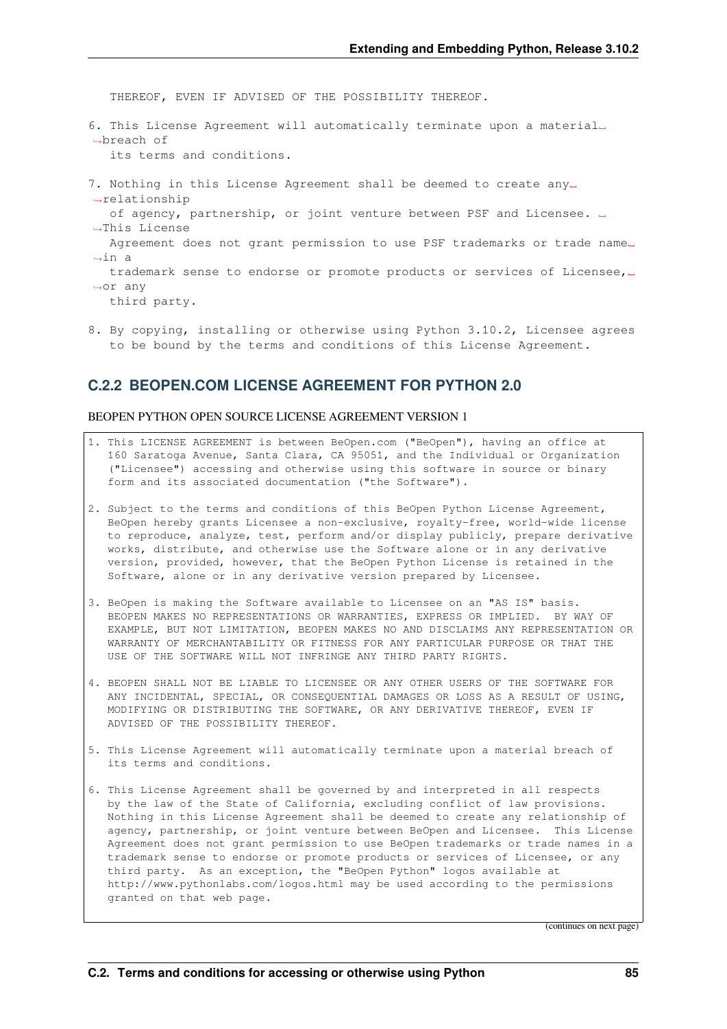```
   THEREOF, EVEN IF ADVISED OF THE POSSIBILITY THEREOF.

6. This License Agreement will automatically terminate upon a material breach of
   its terms and conditions.

7. Nothing in this License Agreement shall be deemed to create any relationship
   of agency, partnership, or joint venture between PSF and Licensee.  This License
   Agreement does not grant permission to use PSF trademarks or trade name in a
   trademark sense to endorse or promote products or services of Licensee, or any
   third party.

8. By copying, installing or otherwise using Python 3.10.2, Licensee agrees
   to be bound by the terms and conditions of this License Agreement.
```

### C.2.2 BEOPEN.COM LICENSE AGREEMENT FOR PYTHON 2.0

BEOPEN PYTHON OPEN SOURCE LICENSE AGREEMENT VERSION 1

```
1. This LICENSE AGREEMENT is between BeOpen.com ("BeOpen"), having an office at
   160 Saratoga Avenue, Santa Clara, CA 95051, and the Individual or Organization
   ("Licensee") accessing and otherwise using this software in source or binary
   form and its associated documentation ("the Software").

2. Subject to the terms and conditions of this BeOpen Python License Agreement,
   BeOpen hereby grants Licensee a non-exclusive, royalty-free, world-wide license
   to reproduce, analyze, test, perform and/or display publicly, prepare derivative
   works, distribute, and otherwise use the Software alone or in any derivative
   version, provided, however, that the BeOpen Python License is retained in the
   Software, alone or in any derivative version prepared by Licensee.

3. BeOpen is making the Software available to Licensee on an "AS IS" basis.
   BEOPEN MAKES NO REPRESENTATIONS OR WARRANTIES, EXPRESS OR IMPLIED.  BY WAY OF
   EXAMPLE, BUT NOT LIMITATION, BEOPEN MAKES NO AND DISCLAIMS ANY REPRESENTATION OR
   WARRANTY OF MERCHANTABILITY OR FITNESS FOR ANY PARTICULAR PURPOSE OR THAT THE
   USE OF THE SOFTWARE WILL NOT INFRINGE ANY THIRD PARTY RIGHTS.

4. BEOPEN SHALL NOT BE LIABLE TO LICENSEE OR ANY OTHER USERS OF THE SOFTWARE FOR
   ANY INCIDENTAL, SPECIAL, OR CONSEQUENTIAL DAMAGES OR LOSS AS A RESULT OF USING,
   MODIFYING OR DISTRIBUTING THE SOFTWARE, OR ANY DERIVATIVE THEREOF, EVEN IF
   ADVISED OF THE POSSIBILITY THEREOF.

5. This License Agreement will automatically terminate upon a material breach of
   its terms and conditions.

6. This License Agreement shall be governed by and interpreted in all respects
   by the law of the State of California, excluding conflict of law provisions.
   Nothing in this License Agreement shall be deemed to create any relationship of
   agency, partnership, or joint venture between BeOpen and Licensee.  This License
   Agreement does not grant permission to use BeOpen trademarks or trade names in a
   trademark sense to endorse or promote products or services of Licensee, or any
   third party.  As an exception, the "BeOpen Python" logos available at
   http://www.pythonlabs.com/logos.html may be used according to the permissions
   granted on that web page.
```

(continues on next page)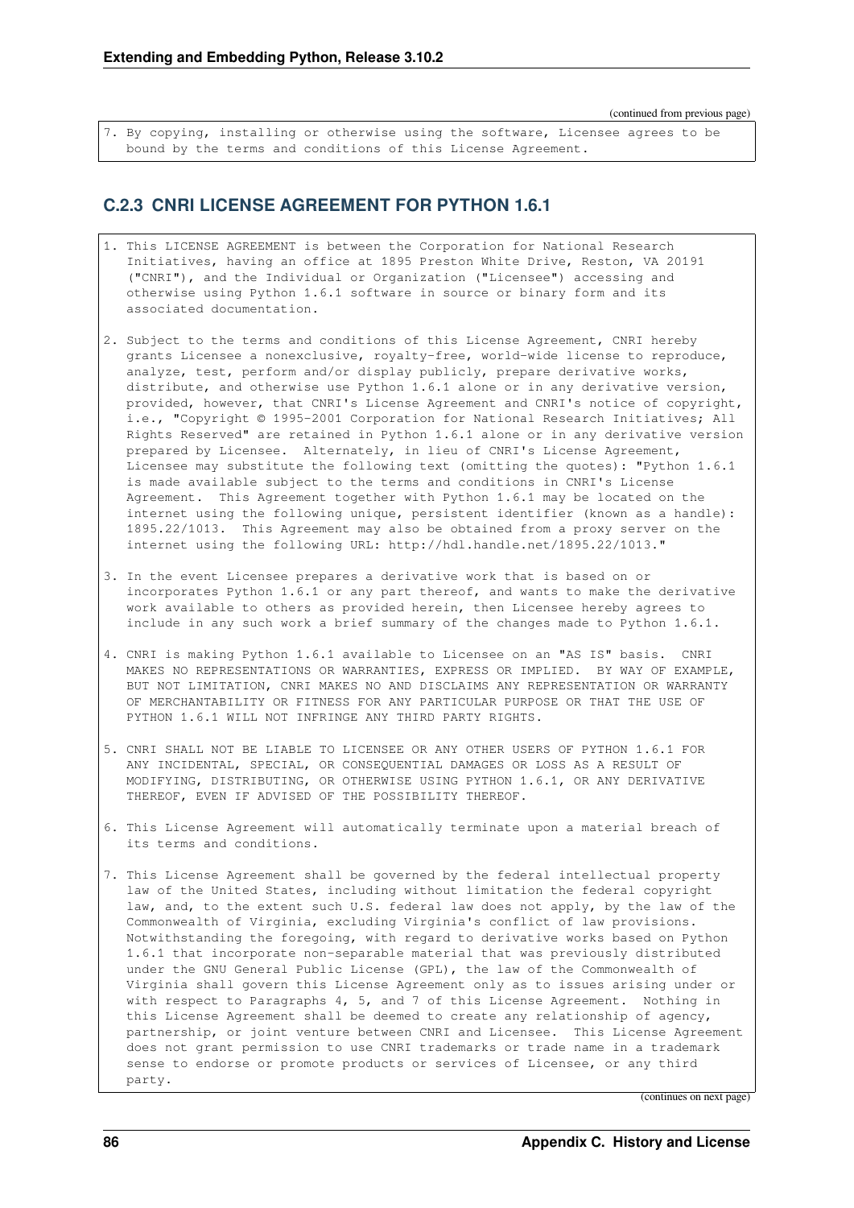(continued from previous page)

```
7. By copying, installing or otherwise using the software, Licensee agrees to be
   bound by the terms and conditions of this License Agreement.
```

### C.2.3 CNRI LICENSE AGREEMENT FOR PYTHON 1.6.1

```
1. This LICENSE AGREEMENT is between the Corporation for National Research
   Initiatives, having an office at 1895 Preston White Drive, Reston, VA 20191
   ("CNRI"), and the Individual or Organization ("Licensee") accessing and
   otherwise using Python 1.6.1 software in source or binary form and its
   associated documentation.

2. Subject to the terms and conditions of this License Agreement, CNRI hereby
   grants Licensee a nonexclusive, royalty-free, world-wide license to reproduce,
   analyze, test, perform and/or display publicly, prepare derivative works,
   distribute, and otherwise use Python 1.6.1 alone or in any derivative version,
   provided, however, that CNRI's License Agreement and CNRI's notice of copyright,
   i.e., "Copyright © 1995-2001 Corporation for National Research Initiatives; All
   Rights Reserved" are retained in Python 1.6.1 alone or in any derivative version
   prepared by Licensee.  Alternately, in lieu of CNRI's License Agreement,
   Licensee may substitute the following text (omitting the quotes): "Python 1.6.1
   is made available subject to the terms and conditions in CNRI's License
   Agreement.  This Agreement together with Python 1.6.1 may be located on the
   internet using the following unique, persistent identifier (known as a handle):
   1895.22/1013.  This Agreement may also be obtained from a proxy server on the
   internet using the following URL: http://hdl.handle.net/1895.22/1013."

3. In the event Licensee prepares a derivative work that is based on or
   incorporates Python 1.6.1 or any part thereof, and wants to make the derivative
   work available to others as provided herein, then Licensee hereby agrees to
   include in any such work a brief summary of the changes made to Python 1.6.1.

4. CNRI is making Python 1.6.1 available to Licensee on an "AS IS" basis.  CNRI
   MAKES NO REPRESENTATIONS OR WARRANTIES, EXPRESS OR IMPLIED.  BY WAY OF EXAMPLE,
   BUT NOT LIMITATION, CNRI MAKES NO AND DISCLAIMS ANY REPRESENTATION OR WARRANTY
   OF MERCHANTABILITY OR FITNESS FOR ANY PARTICULAR PURPOSE OR THAT THE USE OF
   PYTHON 1.6.1 WILL NOT INFRINGE ANY THIRD PARTY RIGHTS.

5. CNRI SHALL NOT BE LIABLE TO LICENSEE OR ANY OTHER USERS OF PYTHON 1.6.1 FOR
   ANY INCIDENTAL, SPECIAL, OR CONSEQUENTIAL DAMAGES OR LOSS AS A RESULT OF
   MODIFYING, DISTRIBUTING, OR OTHERWISE USING PYTHON 1.6.1, OR ANY DERIVATIVE
   THEREOF, EVEN IF ADVISED OF THE POSSIBILITY THEREOF.

6. This License Agreement will automatically terminate upon a material breach of
   its terms and conditions.

7. This License Agreement shall be governed by the federal intellectual property
   law of the United States, including without limitation the federal copyright
   law, and, to the extent such U.S. federal law does not apply, by the law of the
   Commonwealth of Virginia, excluding Virginia's conflict of law provisions.
   Notwithstanding the foregoing, with regard to derivative works based on Python
   1.6.1 that incorporate non-separable material that was previously distributed
   under the GNU General Public License (GPL), the law of the Commonwealth of
   Virginia shall govern this License Agreement only as to issues arising under or
   with respect to Paragraphs 4, 5, and 7 of this License Agreement.  Nothing in
   this License Agreement shall be deemed to create any relationship of agency,
   partnership, or joint venture between CNRI and Licensee.  This License Agreement
   does not grant permission to use CNRI trademarks or trade name in a trademark
   sense to endorse or promote products or services of Licensee, or any third
   party.
```

(continues on next page)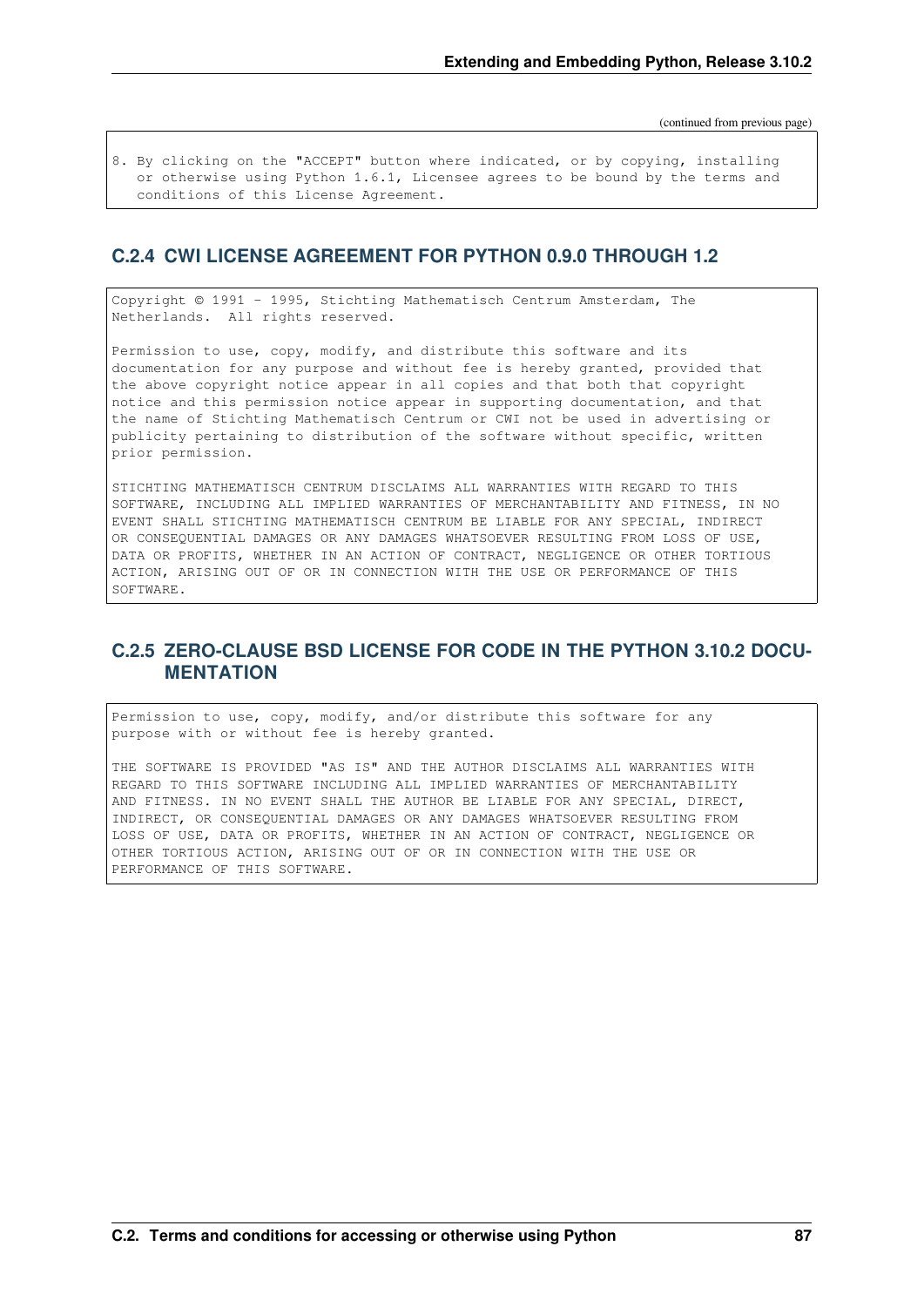(continued from previous page)

```
8. By clicking on the "ACCEPT" button where indicated, or by copying, installing
   or otherwise using Python 1.6.1, Licensee agrees to be bound by the terms and
   conditions of this License Agreement.
```

### C.2.4 CWI LICENSE AGREEMENT FOR PYTHON 0.9.0 THROUGH 1.2

```
Copyright © 1991 - 1995, Stichting Mathematisch Centrum Amsterdam, The
Netherlands.  All rights reserved.

Permission to use, copy, modify, and distribute this software and its
documentation for any purpose and without fee is hereby granted, provided that
the above copyright notice appear in all copies and that both that copyright
notice and this permission notice appear in supporting documentation, and that
the name of Stichting Mathematisch Centrum or CWI not be used in advertising or
publicity pertaining to distribution of the software without specific, written
prior permission.

STICHTING MATHEMATISCH CENTRUM DISCLAIMS ALL WARRANTIES WITH REGARD TO THIS
SOFTWARE, INCLUDING ALL IMPLIED WARRANTIES OF MERCHANTABILITY AND FITNESS, IN NO
EVENT SHALL STICHTING MATHEMATISCH CENTRUM BE LIABLE FOR ANY SPECIAL, INDIRECT
OR CONSEQUENTIAL DAMAGES OR ANY DAMAGES WHATSOEVER RESULTING FROM LOSS OF USE,
DATA OR PROFITS, WHETHER IN AN ACTION OF CONTRACT, NEGLIGENCE OR OTHER TORTIOUS
ACTION, ARISING OUT OF OR IN CONNECTION WITH THE USE OR PERFORMANCE OF THIS
SOFTWARE.
```

### C.2.5 ZERO-CLAUSE BSD LICENSE FOR CODE IN THE PYTHON 3.10.2 DOCUMENTATION

```
Permission to use, copy, modify, and/or distribute this software for any
purpose with or without fee is hereby granted.

THE SOFTWARE IS PROVIDED "AS IS" AND THE AUTHOR DISCLAIMS ALL WARRANTIES WITH
REGARD TO THIS SOFTWARE INCLUDING ALL IMPLIED WARRANTIES OF MERCHANTABILITY
AND FITNESS. IN NO EVENT SHALL THE AUTHOR BE LIABLE FOR ANY SPECIAL, DIRECT,
INDIRECT, OR CONSEQUENTIAL DAMAGES OR ANY DAMAGES WHATSOEVER RESULTING FROM
LOSS OF USE, DATA OR PROFITS, WHETHER IN AN ACTION OF CONTRACT, NEGLIGENCE OR
OTHER TORTIOUS ACTION, ARISING OUT OF OR IN CONNECTION WITH THE USE OR
PERFORMANCE OF THIS SOFTWARE.
```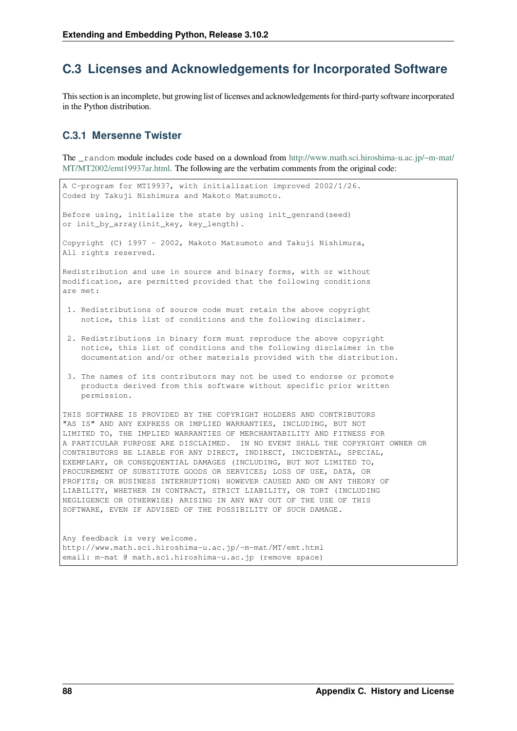## C.3 Licenses and Acknowledgements for Incorporated Software

This section is an incomplete, but growing list of licenses and acknowledgements for third-party software incorporated in the Python distribution.

### C.3.1 Mersenne Twister

The `_random` module includes code based on a download from http://www.math.sci.hiroshima-u.ac.jp/~m-mat/MT/MT2002/emt19937ar.html. The following are the verbatim comments from the original code:

```
A C-program for MT19937, with initialization improved 2002/1/26.
Coded by Takuji Nishimura and Makoto Matsumoto.

Before using, initialize the state by using init_genrand(seed)
or init_by_array(init_key, key_length).

Copyright (C) 1997 - 2002, Makoto Matsumoto and Takuji Nishimura,
All rights reserved.

Redistribution and use in source and binary forms, with or without
modification, are permitted provided that the following conditions
are met:

 1. Redistributions of source code must retain the above copyright
    notice, this list of conditions and the following disclaimer.

 2. Redistributions in binary form must reproduce the above copyright
    notice, this list of conditions and the following disclaimer in the
    documentation and/or other materials provided with the distribution.

 3. The names of its contributors may not be used to endorse or promote
    products derived from this software without specific prior written
    permission.

THIS SOFTWARE IS PROVIDED BY THE COPYRIGHT HOLDERS AND CONTRIBUTORS
"AS IS" AND ANY EXPRESS OR IMPLIED WARRANTIES, INCLUDING, BUT NOT
LIMITED TO, THE IMPLIED WARRANTIES OF MERCHANTABILITY AND FITNESS FOR
A PARTICULAR PURPOSE ARE DISCLAIMED.  IN NO EVENT SHALL THE COPYRIGHT OWNER OR
CONTRIBUTORS BE LIABLE FOR ANY DIRECT, INDIRECT, INCIDENTAL, SPECIAL,
EXEMPLARY, OR CONSEQUENTIAL DAMAGES (INCLUDING, BUT NOT LIMITED TO,
PROCUREMENT OF SUBSTITUTE GOODS OR SERVICES; LOSS OF USE, DATA, OR
PROFITS; OR BUSINESS INTERRUPTION) HOWEVER CAUSED AND ON ANY THEORY OF
LIABILITY, WHETHER IN CONTRACT, STRICT LIABILITY, OR TORT (INCLUDING
NEGLIGENCE OR OTHERWISE) ARISING IN ANY WAY OUT OF THE USE OF THIS
SOFTWARE, EVEN IF ADVISED OF THE POSSIBILITY OF SUCH DAMAGE.


Any feedback is very welcome.
http://www.math.sci.hiroshima-u.ac.jp/~m-mat/MT/emt.html
email: m-mat @ math.sci.hiroshima-u.ac.jp (remove space)
```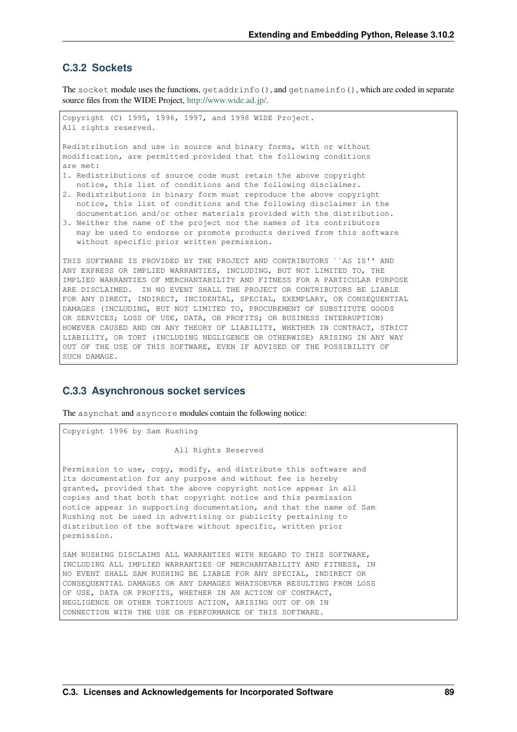### C.3.2 Sockets

The `socket` module uses the functions, `getaddrinfo()`, and `getnameinfo()`, which are coded in separate source files from the WIDE Project, http://www.wide.ad.jp/.

```
Copyright (C) 1995, 1996, 1997, and 1998 WIDE Project.
All rights reserved.

Redistribution and use in source and binary forms, with or without
modification, are permitted provided that the following conditions
are met:
1. Redistributions of source code must retain the above copyright
   notice, this list of conditions and the following disclaimer.
2. Redistributions in binary form must reproduce the above copyright
   notice, this list of conditions and the following disclaimer in the
   documentation and/or other materials provided with the distribution.
3. Neither the name of the project nor the names of its contributors
   may be used to endorse or promote products derived from this software
   without specific prior written permission.

THIS SOFTWARE IS PROVIDED BY THE PROJECT AND CONTRIBUTORS ``AS IS'' AND
ANY EXPRESS OR IMPLIED WARRANTIES, INCLUDING, BUT NOT LIMITED TO, THE
IMPLIED WARRANTIES OF MERCHANTABILITY AND FITNESS FOR A PARTICULAR PURPOSE
ARE DISCLAIMED.  IN NO EVENT SHALL THE PROJECT OR CONTRIBUTORS BE LIABLE
FOR ANY DIRECT, INDIRECT, INCIDENTAL, SPECIAL, EXEMPLARY, OR CONSEQUENTIAL
DAMAGES (INCLUDING, BUT NOT LIMITED TO, PROCUREMENT OF SUBSTITUTE GOODS
OR SERVICES; LOSS OF USE, DATA, OR PROFITS; OR BUSINESS INTERRUPTION)
HOWEVER CAUSED AND ON ANY THEORY OF LIABILITY, WHETHER IN CONTRACT, STRICT
LIABILITY, OR TORT (INCLUDING NEGLIGENCE OR OTHERWISE) ARISING IN ANY WAY
OUT OF THE USE OF THIS SOFTWARE, EVEN IF ADVISED OF THE POSSIBILITY OF
SUCH DAMAGE.
```

### C.3.3 Asynchronous socket services

The `asynchat` and `asyncore` modules contain the following notice:

```
Copyright 1996 by Sam Rushing

                        All Rights Reserved

Permission to use, copy, modify, and distribute this software and
its documentation for any purpose and without fee is hereby
granted, provided that the above copyright notice appear in all
copies and that both that copyright notice and this permission
notice appear in supporting documentation, and that the name of Sam
Rushing not be used in advertising or publicity pertaining to
distribution of the software without specific, written prior
permission.

SAM RUSHING DISCLAIMS ALL WARRANTIES WITH REGARD TO THIS SOFTWARE,
INCLUDING ALL IMPLIED WARRANTIES OF MERCHANTABILITY AND FITNESS, IN
NO EVENT SHALL SAM RUSHING BE LIABLE FOR ANY SPECIAL, INDIRECT OR
CONSEQUENTIAL DAMAGES OR ANY DAMAGES WHATSOEVER RESULTING FROM LOSS
OF USE, DATA OR PROFITS, WHETHER IN AN ACTION OF CONTRACT,
NEGLIGENCE OR OTHER TORTIOUS ACTION, ARISING OUT OF OR IN
CONNECTION WITH THE USE OR PERFORMANCE OF THIS SOFTWARE.
```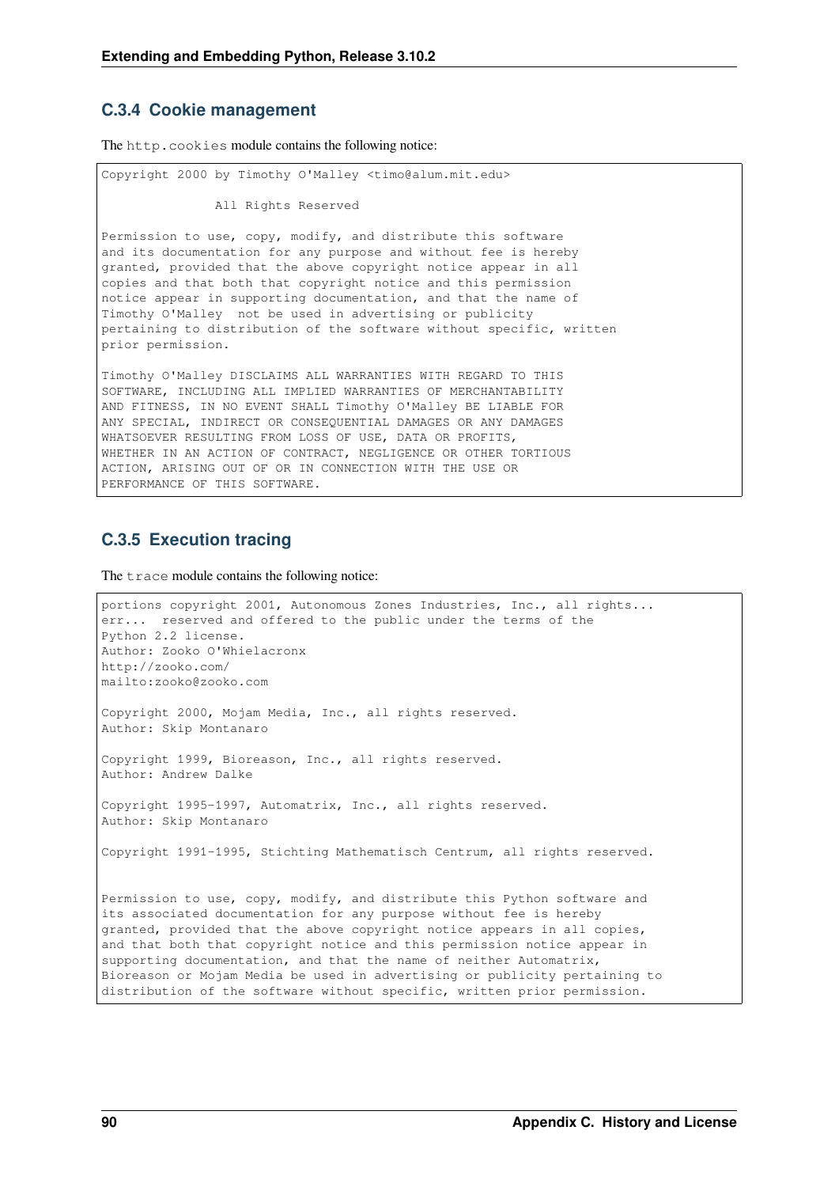### C.3.4 Cookie management

The `http.cookies` module contains the following notice:

```
Copyright 2000 by Timothy O'Malley <timo@alum.mit.edu>

               All Rights Reserved

Permission to use, copy, modify, and distribute this software
and its documentation for any purpose and without fee is hereby
granted, provided that the above copyright notice appear in all
copies and that both that copyright notice and this permission
notice appear in supporting documentation, and that the name of
Timothy O'Malley  not be used in advertising or publicity
pertaining to distribution of the software without specific, written
prior permission.

Timothy O'Malley DISCLAIMS ALL WARRANTIES WITH REGARD TO THIS
SOFTWARE, INCLUDING ALL IMPLIED WARRANTIES OF MERCHANTABILITY
AND FITNESS, IN NO EVENT SHALL Timothy O'Malley BE LIABLE FOR
ANY SPECIAL, INDIRECT OR CONSEQUENTIAL DAMAGES OR ANY DAMAGES
WHATSOEVER RESULTING FROM LOSS OF USE, DATA OR PROFITS,
WHETHER IN AN ACTION OF CONTRACT, NEGLIGENCE OR OTHER TORTIOUS
ACTION, ARISING OUT OF OR IN CONNECTION WITH THE USE OR
PERFORMANCE OF THIS SOFTWARE.
```

### C.3.5 Execution tracing

The `trace` module contains the following notice:

```
portions copyright 2001, Autonomous Zones Industries, Inc., all rights...
err...  reserved and offered to the public under the terms of the
Python 2.2 license.
Author: Zooko O'Whielacronx
http://zooko.com/
mailto:zooko@zooko.com

Copyright 2000, Mojam Media, Inc., all rights reserved.
Author: Skip Montanaro

Copyright 1999, Bioreason, Inc., all rights reserved.
Author: Andrew Dalke

Copyright 1995-1997, Automatrix, Inc., all rights reserved.
Author: Skip Montanaro

Copyright 1991-1995, Stichting Mathematisch Centrum, all rights reserved.


Permission to use, copy, modify, and distribute this Python software and
its associated documentation for any purpose without fee is hereby
granted, provided that the above copyright notice appears in all copies,
and that both that copyright notice and this permission notice appear in
supporting documentation, and that the name of neither Automatrix,
Bioreason or Mojam Media be used in advertising or publicity pertaining to
distribution of the software without specific, written prior permission.
```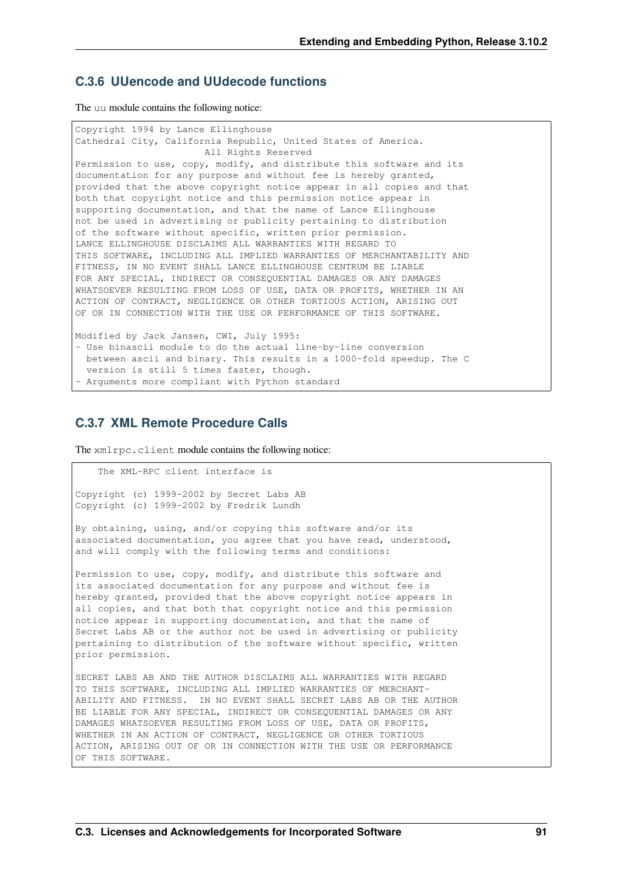### C.3.6 UUencode and UUdecode functions

The `uu` module contains the following notice:

```
Copyright 1994 by Lance Ellinghouse
Cathedral City, California Republic, United States of America.
                       All Rights Reserved
Permission to use, copy, modify, and distribute this software and its
documentation for any purpose and without fee is hereby granted,
provided that the above copyright notice appear in all copies and that
both that copyright notice and this permission notice appear in
supporting documentation, and that the name of Lance Ellinghouse
not be used in advertising or publicity pertaining to distribution
of the software without specific, written prior permission.
LANCE ELLINGHOUSE DISCLAIMS ALL WARRANTIES WITH REGARD TO
THIS SOFTWARE, INCLUDING ALL IMPLIED WARRANTIES OF MERCHANTABILITY AND
FITNESS, IN NO EVENT SHALL LANCE ELLINGHOUSE CENTRUM BE LIABLE
FOR ANY SPECIAL, INDIRECT OR CONSEQUENTIAL DAMAGES OR ANY DAMAGES
WHATSOEVER RESULTING FROM LOSS OF USE, DATA OR PROFITS, WHETHER IN AN
ACTION OF CONTRACT, NEGLIGENCE OR OTHER TORTIOUS ACTION, ARISING OUT
OF OR IN CONNECTION WITH THE USE OR PERFORMANCE OF THIS SOFTWARE.

Modified by Jack Jansen, CWI, July 1995:
- Use binascii module to do the actual line-by-line conversion
  between ascii and binary. This results in a 1000-fold speedup. The C
  version is still 5 times faster, though.
- Arguments more compliant with Python standard
```

### C.3.7 XML Remote Procedure Calls

The `xmlrpc.client` module contains the following notice:

```
    The XML-RPC client interface is

Copyright (c) 1999-2002 by Secret Labs AB
Copyright (c) 1999-2002 by Fredrik Lundh

By obtaining, using, and/or copying this software and/or its
associated documentation, you agree that you have read, understood,
and will comply with the following terms and conditions:

Permission to use, copy, modify, and distribute this software and
its associated documentation for any purpose and without fee is
hereby granted, provided that the above copyright notice appears in
all copies, and that both that copyright notice and this permission
notice appear in supporting documentation, and that the name of
Secret Labs AB or the author not be used in advertising or publicity
pertaining to distribution of the software without specific, written
prior permission.

SECRET LABS AB AND THE AUTHOR DISCLAIMS ALL WARRANTIES WITH REGARD
TO THIS SOFTWARE, INCLUDING ALL IMPLIED WARRANTIES OF MERCHANT-
ABILITY AND FITNESS.  IN NO EVENT SHALL SECRET LABS AB OR THE AUTHOR
BE LIABLE FOR ANY SPECIAL, INDIRECT OR CONSEQUENTIAL DAMAGES OR ANY
DAMAGES WHATSOEVER RESULTING FROM LOSS OF USE, DATA OR PROFITS,
WHETHER IN AN ACTION OF CONTRACT, NEGLIGENCE OR OTHER TORTIOUS
ACTION, ARISING OUT OF OR IN CONNECTION WITH THE USE OR PERFORMANCE
OF THIS SOFTWARE.
```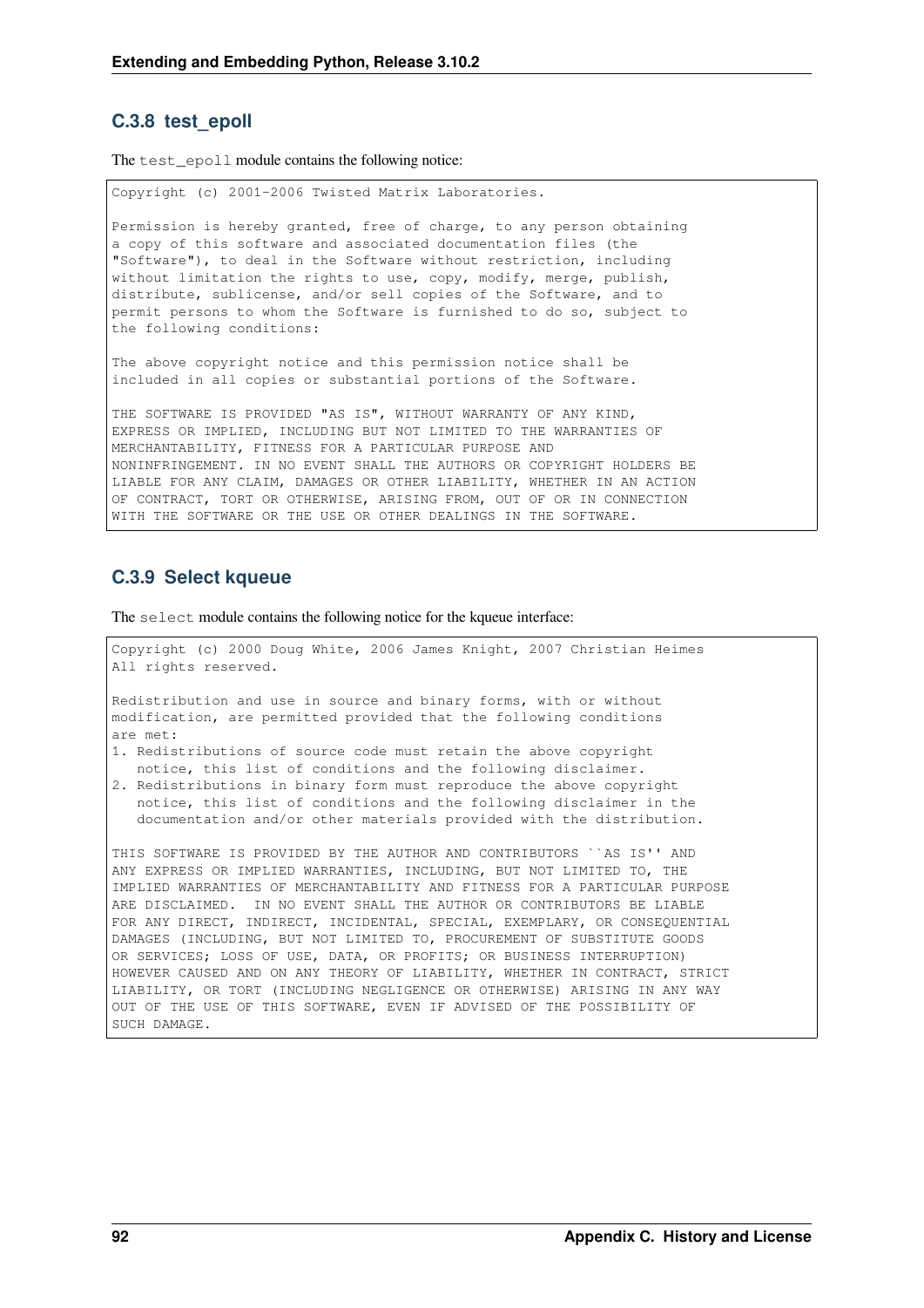### C.3.8 test_epoll

The `test_epoll` module contains the following notice:

```
Copyright (c) 2001-2006 Twisted Matrix Laboratories.

Permission is hereby granted, free of charge, to any person obtaining
a copy of this software and associated documentation files (the
"Software"), to deal in the Software without restriction, including
without limitation the rights to use, copy, modify, merge, publish,
distribute, sublicense, and/or sell copies of the Software, and to
permit persons to whom the Software is furnished to do so, subject to
the following conditions:

The above copyright notice and this permission notice shall be
included in all copies or substantial portions of the Software.

THE SOFTWARE IS PROVIDED "AS IS", WITHOUT WARRANTY OF ANY KIND,
EXPRESS OR IMPLIED, INCLUDING BUT NOT LIMITED TO THE WARRANTIES OF
MERCHANTABILITY, FITNESS FOR A PARTICULAR PURPOSE AND
NONINFRINGEMENT. IN NO EVENT SHALL THE AUTHORS OR COPYRIGHT HOLDERS BE
LIABLE FOR ANY CLAIM, DAMAGES OR OTHER LIABILITY, WHETHER IN AN ACTION
OF CONTRACT, TORT OR OTHERWISE, ARISING FROM, OUT OF OR IN CONNECTION
WITH THE SOFTWARE OR THE USE OR OTHER DEALINGS IN THE SOFTWARE.
```

### C.3.9 Select kqueue

The `select` module contains the following notice for the kqueue interface:

```
Copyright (c) 2000 Doug White, 2006 James Knight, 2007 Christian Heimes
All rights reserved.

Redistribution and use in source and binary forms, with or without
modification, are permitted provided that the following conditions
are met:
1. Redistributions of source code must retain the above copyright
   notice, this list of conditions and the following disclaimer.
2. Redistributions in binary form must reproduce the above copyright
   notice, this list of conditions and the following disclaimer in the
   documentation and/or other materials provided with the distribution.

THIS SOFTWARE IS PROVIDED BY THE AUTHOR AND CONTRIBUTORS ``AS IS'' AND
ANY EXPRESS OR IMPLIED WARRANTIES, INCLUDING, BUT NOT LIMITED TO, THE
IMPLIED WARRANTIES OF MERCHANTABILITY AND FITNESS FOR A PARTICULAR PURPOSE
ARE DISCLAIMED.  IN NO EVENT SHALL THE AUTHOR OR CONTRIBUTORS BE LIABLE
FOR ANY DIRECT, INDIRECT, INCIDENTAL, SPECIAL, EXEMPLARY, OR CONSEQUENTIAL
DAMAGES (INCLUDING, BUT NOT LIMITED TO, PROCUREMENT OF SUBSTITUTE GOODS
OR SERVICES; LOSS OF USE, DATA, OR PROFITS; OR BUSINESS INTERRUPTION)
HOWEVER CAUSED AND ON ANY THEORY OF LIABILITY, WHETHER IN CONTRACT, STRICT
LIABILITY, OR TORT (INCLUDING NEGLIGENCE OR OTHERWISE) ARISING IN ANY WAY
OUT OF THE USE OF THIS SOFTWARE, EVEN IF ADVISED OF THE POSSIBILITY OF
SUCH DAMAGE.
```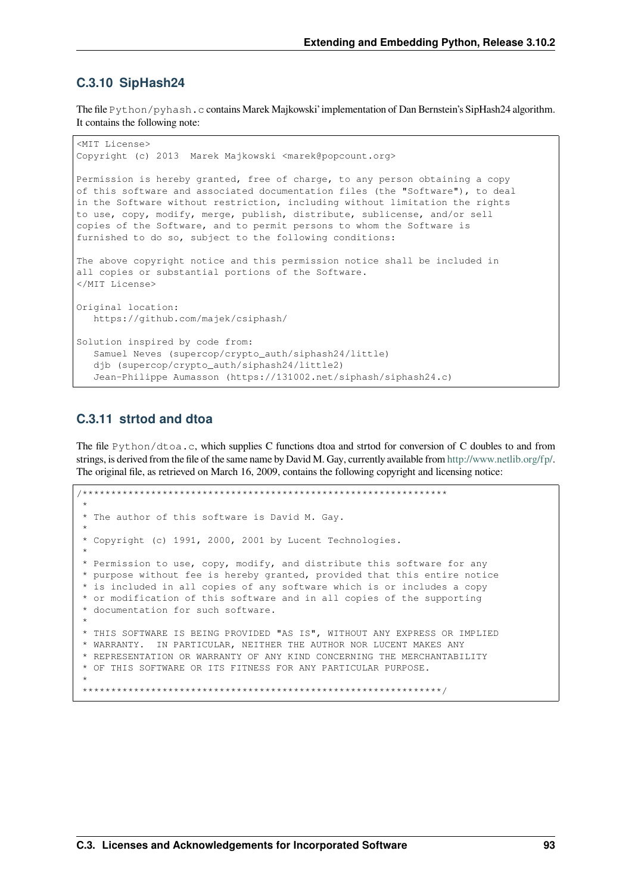### C.3.10 SipHash24

The file `Python/pyhash.c` contains Marek Majkowski' implementation of Dan Bernstein's SipHash24 algorithm. It contains the following note:

```
<MIT License>
Copyright (c) 2013  Marek Majkowski <marek@popcount.org>

Permission is hereby granted, free of charge, to any person obtaining a copy
of this software and associated documentation files (the "Software"), to deal
in the Software without restriction, including without limitation the rights
to use, copy, modify, merge, publish, distribute, sublicense, and/or sell
copies of the Software, and to permit persons to whom the Software is
furnished to do so, subject to the following conditions:

The above copyright notice and this permission notice shall be included in
all copies or substantial portions of the Software.
</MIT License>

Original location:
   https://github.com/majek/csiphash/

Solution inspired by code from:
   Samuel Neves (supercop/crypto_auth/siphash24/little)
   djb (supercop/crypto_auth/siphash24/little2)
   Jean-Philippe Aumasson (https://131002.net/siphash/siphash24.c)
```

### C.3.11 strtod and dtoa

The file `Python/dtoa.c`, which supplies C functions dtoa and strtod for conversion of C doubles to and from strings, is derived from the file of the same name by David M. Gay, currently available from http://www.netlib.org/fp/. The original file, as retrieved on March 16, 2009, contains the following copyright and licensing notice:

```
/****************************************************************
 *
 * The author of this software is David M. Gay.
 *
 * Copyright (c) 1991, 2000, 2001 by Lucent Technologies.
 *
 * Permission to use, copy, modify, and distribute this software for any
 * purpose without fee is hereby granted, provided that this entire notice
 * is included in all copies of any software which is or includes a copy
 * or modification of this software and in all copies of the supporting
 * documentation for such software.
 *
 * THIS SOFTWARE IS BEING PROVIDED "AS IS", WITHOUT ANY EXPRESS OR IMPLIED
 * WARRANTY.  IN PARTICULAR, NEITHER THE AUTHOR NOR LUCENT MAKES ANY
 * REPRESENTATION OR WARRANTY OF ANY KIND CONCERNING THE MERCHANTABILITY
 * OF THIS SOFTWARE OR ITS FITNESS FOR ANY PARTICULAR PURPOSE.
 *
 ***************************************************************/
```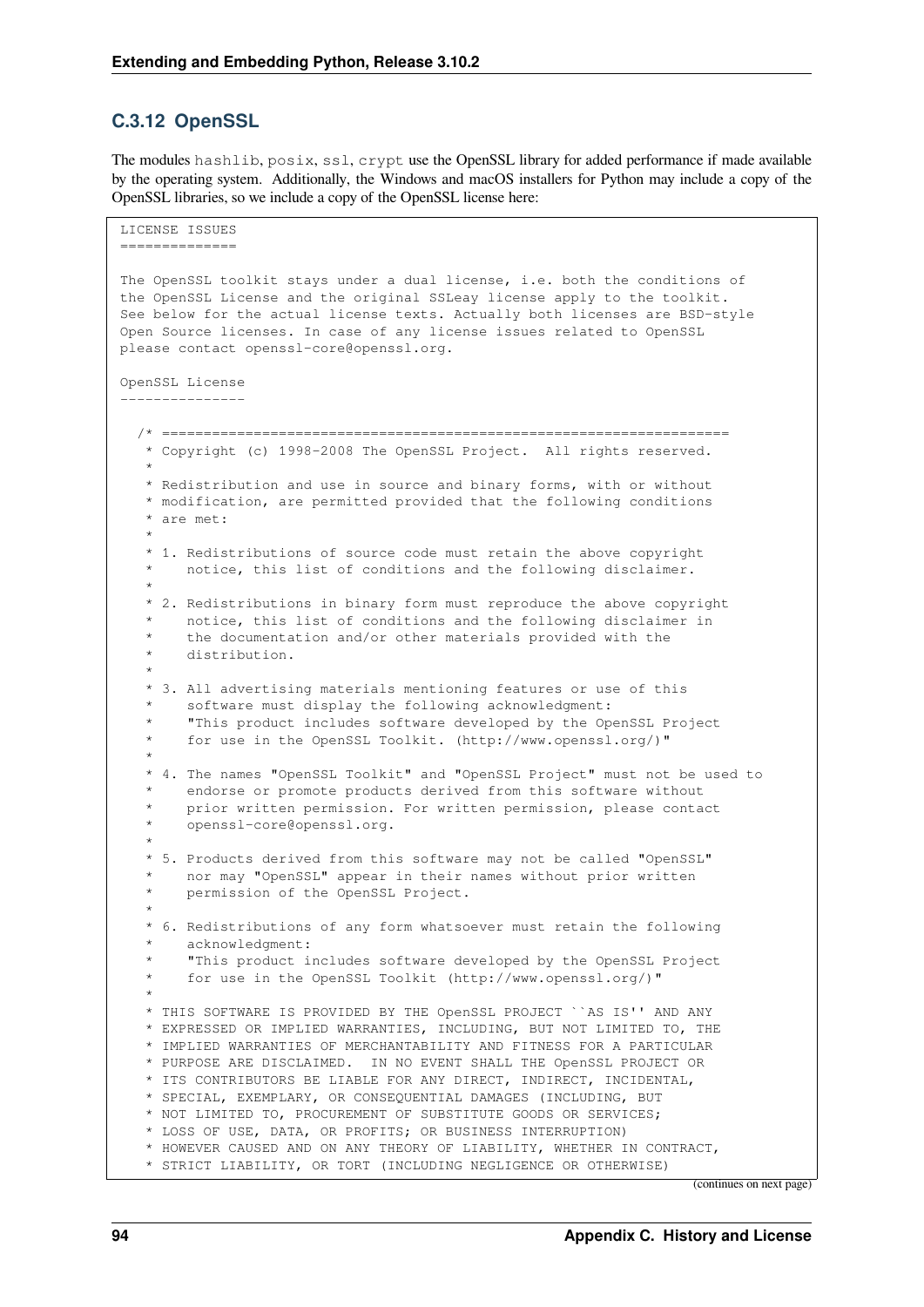### C.3.12 OpenSSL

The modules `hashlib`, `posix`, `ssl`, `crypt` use the OpenSSL library for added performance if made available by the operating system. Additionally, the Windows and macOS installers for Python may include a copy of the OpenSSL libraries, so we include a copy of the OpenSSL license here:

```
LICENSE ISSUES
==============

The OpenSSL toolkit stays under a dual license, i.e. both the conditions of
the OpenSSL License and the original SSLeay license apply to the toolkit.
See below for the actual license texts. Actually both licenses are BSD-style
Open Source licenses. In case of any license issues related to OpenSSL
please contact openssl-core@openssl.org.

OpenSSL License
---------------

  /* ====================================================================
   * Copyright (c) 1998-2008 The OpenSSL Project.  All rights reserved.
   *
   * Redistribution and use in source and binary forms, with or without
   * modification, are permitted provided that the following conditions
   * are met:
   *
   * 1. Redistributions of source code must retain the above copyright
   *    notice, this list of conditions and the following disclaimer.
   *
   * 2. Redistributions in binary form must reproduce the above copyright
   *    notice, this list of conditions and the following disclaimer in
   *    the documentation and/or other materials provided with the
   *    distribution.
   *
   * 3. All advertising materials mentioning features or use of this
   *    software must display the following acknowledgment:
   *    "This product includes software developed by the OpenSSL Project
   *    for use in the OpenSSL Toolkit. (http://www.openssl.org/)"
   *
   * 4. The names "OpenSSL Toolkit" and "OpenSSL Project" must not be used to
   *    endorse or promote products derived from this software without
   *    prior written permission. For written permission, please contact
   *    openssl-core@openssl.org.
   *
   * 5. Products derived from this software may not be called "OpenSSL"
   *    nor may "OpenSSL" appear in their names without prior written
   *    permission of the OpenSSL Project.
   *
   * 6. Redistributions of any form whatsoever must retain the following
   *    acknowledgment:
   *    "This product includes software developed by the OpenSSL Project
   *    for use in the OpenSSL Toolkit (http://www.openssl.org/)"
   *
   * THIS SOFTWARE IS PROVIDED BY THE OpenSSL PROJECT ``AS IS'' AND ANY
   * EXPRESSED OR IMPLIED WARRANTIES, INCLUDING, BUT NOT LIMITED TO, THE
   * IMPLIED WARRANTIES OF MERCHANTABILITY AND FITNESS FOR A PARTICULAR
   * PURPOSE ARE DISCLAIMED.  IN NO EVENT SHALL THE OpenSSL PROJECT OR
   * ITS CONTRIBUTORS BE LIABLE FOR ANY DIRECT, INDIRECT, INCIDENTAL,
   * SPECIAL, EXEMPLARY, OR CONSEQUENTIAL DAMAGES (INCLUDING, BUT
   * NOT LIMITED TO, PROCUREMENT OF SUBSTITUTE GOODS OR SERVICES;
   * LOSS OF USE, DATA, OR PROFITS; OR BUSINESS INTERRUPTION)
   * HOWEVER CAUSED AND ON ANY THEORY OF LIABILITY, WHETHER IN CONTRACT,
   * STRICT LIABILITY, OR TORT (INCLUDING NEGLIGENCE OR OTHERWISE)
```

(continues on next page)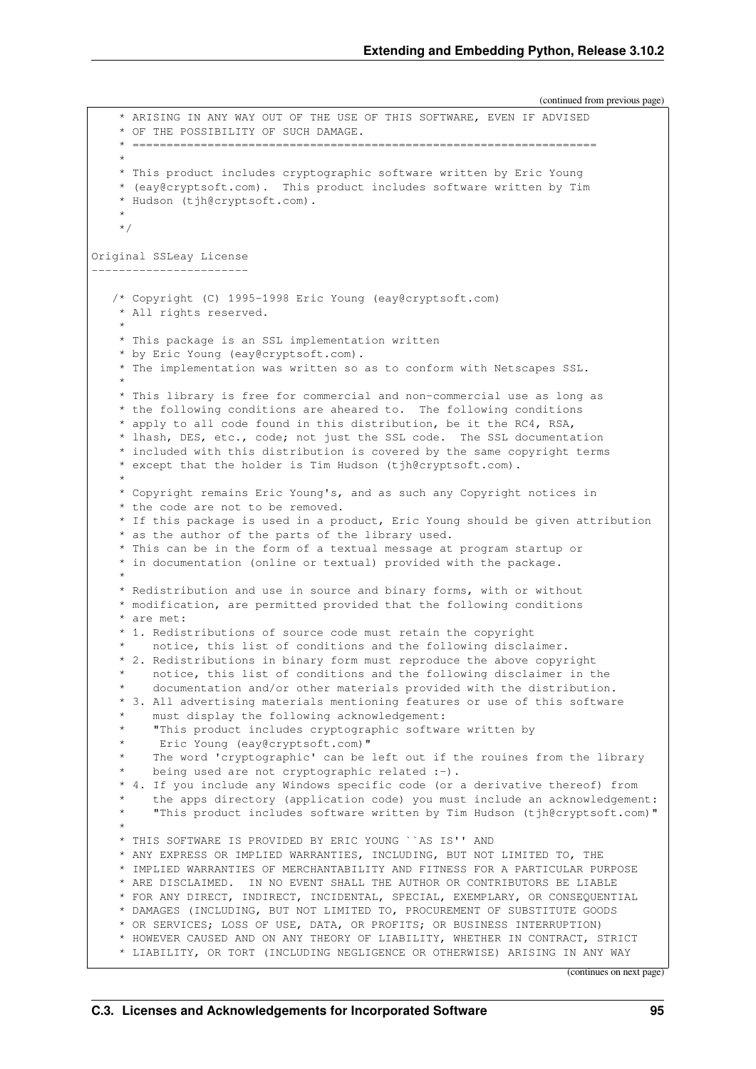(continued from previous page)

```
 * ARISING IN ANY WAY OUT OF THE USE OF THIS SOFTWARE, EVEN IF ADVISED
 * OF THE POSSIBILITY OF SUCH DAMAGE.
 * ====================================================================
 *
 * This product includes cryptographic software written by Eric Young
 * (eay@cryptsoft.com).  This product includes software written by Tim
 * Hudson (tjh@cryptsoft.com).
 *
 */

Original SSLeay License
-----------------------

/* Copyright (C) 1995-1998 Eric Young (eay@cryptsoft.com)
 * All rights reserved.
 *
 * This package is an SSL implementation written
 * by Eric Young (eay@cryptsoft.com).
 * The implementation was written so as to conform with Netscapes SSL.
 *
 * This library is free for commercial and non-commercial use as long as
 * the following conditions are aheared to.  The following conditions
 * apply to all code found in this distribution, be it the RC4, RSA,
 * lhash, DES, etc., code; not just the SSL code.  The SSL documentation
 * included with this distribution is covered by the same copyright terms
 * except that the holder is Tim Hudson (tjh@cryptsoft.com).
 *
 * Copyright remains Eric Young's, and as such any Copyright notices in
 * the code are not to be removed.
 * If this package is used in a product, Eric Young should be given attribution
 * as the author of the parts of the library used.
 * This can be in the form of a textual message at program startup or
 * in documentation (online or textual) provided with the package.
 *
 * Redistribution and use in source and binary forms, with or without
 * modification, are permitted provided that the following conditions
 * are met:
 * 1. Redistributions of source code must retain the copyright
 *    notice, this list of conditions and the following disclaimer.
 * 2. Redistributions in binary form must reproduce the above copyright
 *    notice, this list of conditions and the following disclaimer in the
 *    documentation and/or other materials provided with the distribution.
 * 3. All advertising materials mentioning features or use of this software
 *    must display the following acknowledgement:
 *    "This product includes cryptographic software written by
 *     Eric Young (eay@cryptsoft.com)"
 *    The word 'cryptographic' can be left out if the rouines from the library
 *    being used are not cryptographic related :-).
 * 4. If you include any Windows specific code (or a derivative thereof) from
 *    the apps directory (application code) you must include an acknowledgement:
 *    "This product includes software written by Tim Hudson (tjh@cryptsoft.com)"
 *
 * THIS SOFTWARE IS PROVIDED BY ERIC YOUNG ``AS IS'' AND
 * ANY EXPRESS OR IMPLIED WARRANTIES, INCLUDING, BUT NOT LIMITED TO, THE
 * IMPLIED WARRANTIES OF MERCHANTABILITY AND FITNESS FOR A PARTICULAR PURPOSE
 * ARE DISCLAIMED.  IN NO EVENT SHALL THE AUTHOR OR CONTRIBUTORS BE LIABLE
 * FOR ANY DIRECT, INDIRECT, INCIDENTAL, SPECIAL, EXEMPLARY, OR CONSEQUENTIAL
 * DAMAGES (INCLUDING, BUT NOT LIMITED TO, PROCUREMENT OF SUBSTITUTE GOODS
 * OR SERVICES; LOSS OF USE, DATA, OR PROFITS; OR BUSINESS INTERRUPTION)
 * HOWEVER CAUSED AND ON ANY THEORY OF LIABILITY, WHETHER IN CONTRACT, STRICT
 * LIABILITY, OR TORT (INCLUDING NEGLIGENCE OR OTHERWISE) ARISING IN ANY WAY
```

(continues on next page)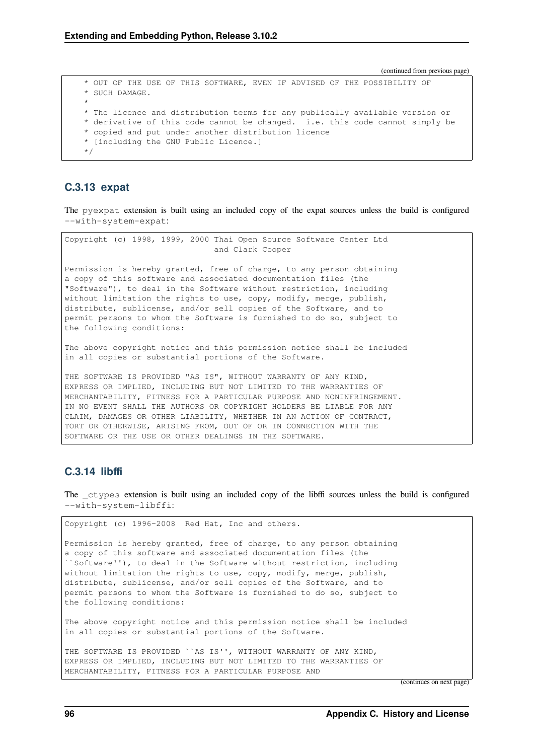(continued from previous page)

```
 * OUT OF THE USE OF THIS SOFTWARE, EVEN IF ADVISED OF THE POSSIBILITY OF
 * SUCH DAMAGE.
 *
 * The licence and distribution terms for any publically available version or
 * derivative of this code cannot be changed.  i.e. this code cannot simply be
 * copied and put under another distribution licence
 * [including the GNU Public Licence.]
 */
```

### C.3.13 expat

The `pyexpat` extension is built using an included copy of the expat sources unless the build is configured `--with-system-expat`:

```
Copyright (c) 1998, 1999, 2000 Thai Open Source Software Center Ltd
                               and Clark Cooper

Permission is hereby granted, free of charge, to any person obtaining
a copy of this software and associated documentation files (the
"Software"), to deal in the Software without restriction, including
without limitation the rights to use, copy, modify, merge, publish,
distribute, sublicense, and/or sell copies of the Software, and to
permit persons to whom the Software is furnished to do so, subject to
the following conditions:

The above copyright notice and this permission notice shall be included
in all copies or substantial portions of the Software.

THE SOFTWARE IS PROVIDED "AS IS", WITHOUT WARRANTY OF ANY KIND,
EXPRESS OR IMPLIED, INCLUDING BUT NOT LIMITED TO THE WARRANTIES OF
MERCHANTABILITY, FITNESS FOR A PARTICULAR PURPOSE AND NONINFRINGEMENT.
IN NO EVENT SHALL THE AUTHORS OR COPYRIGHT HOLDERS BE LIABLE FOR ANY
CLAIM, DAMAGES OR OTHER LIABILITY, WHETHER IN AN ACTION OF CONTRACT,
TORT OR OTHERWISE, ARISING FROM, OUT OF OR IN CONNECTION WITH THE
SOFTWARE OR THE USE OR OTHER DEALINGS IN THE SOFTWARE.
```

### C.3.14 libffi

The `_ctypes` extension is built using an included copy of the libffi sources unless the build is configured `--with-system-libffi`:

```
Copyright (c) 1996-2008  Red Hat, Inc and others.

Permission is hereby granted, free of charge, to any person obtaining
a copy of this software and associated documentation files (the
``Software''), to deal in the Software without restriction, including
without limitation the rights to use, copy, modify, merge, publish,
distribute, sublicense, and/or sell copies of the Software, and to
permit persons to whom the Software is furnished to do so, subject to
the following conditions:

The above copyright notice and this permission notice shall be included
in all copies or substantial portions of the Software.

THE SOFTWARE IS PROVIDED ``AS IS'', WITHOUT WARRANTY OF ANY KIND,
EXPRESS OR IMPLIED, INCLUDING BUT NOT LIMITED TO THE WARRANTIES OF
MERCHANTABILITY, FITNESS FOR A PARTICULAR PURPOSE AND
```

(continues on next page)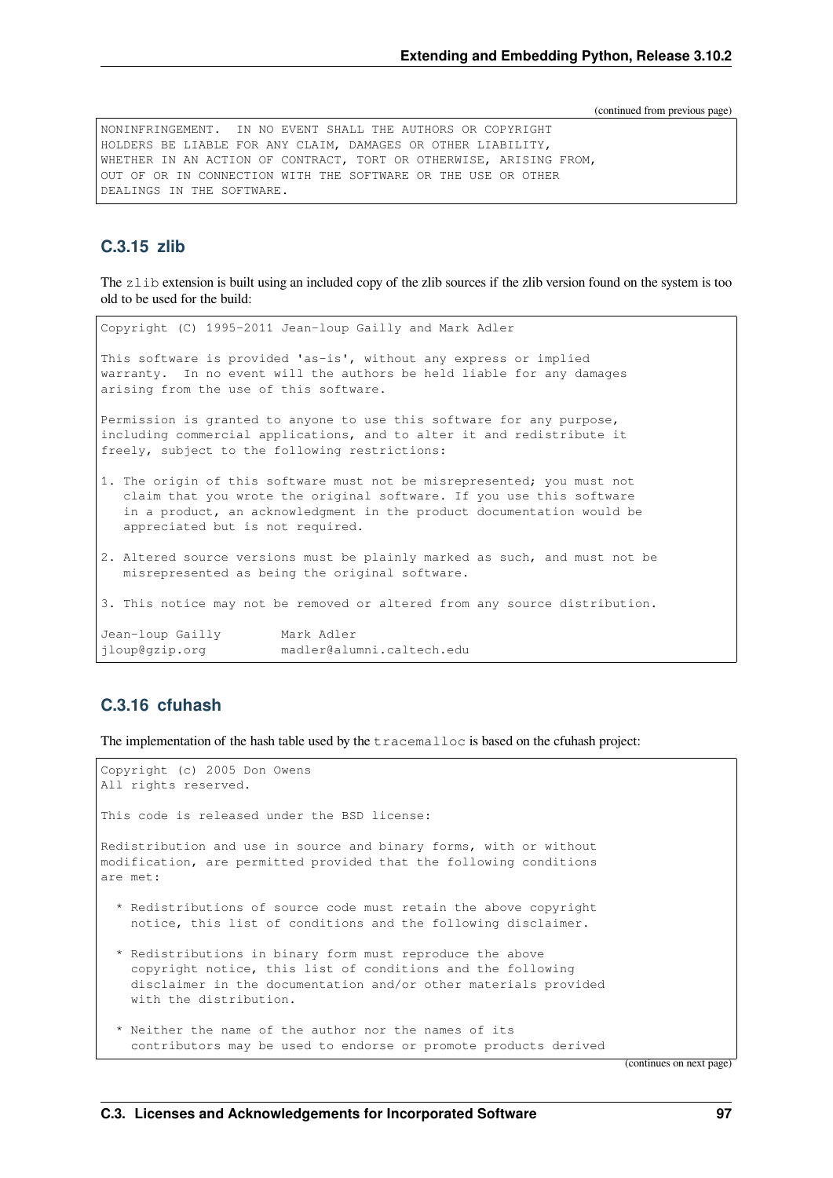(continued from previous page)

```
NONINFRINGEMENT.  IN NO EVENT SHALL THE AUTHORS OR COPYRIGHT
HOLDERS BE LIABLE FOR ANY CLAIM, DAMAGES OR OTHER LIABILITY,
WHETHER IN AN ACTION OF CONTRACT, TORT OR OTHERWISE, ARISING FROM,
OUT OF OR IN CONNECTION WITH THE SOFTWARE OR THE USE OR OTHER
DEALINGS IN THE SOFTWARE.
```

### C.3.15 zlib

The `zlib` extension is built using an included copy of the zlib sources if the zlib version found on the system is too old to be used for the build:

```
Copyright (C) 1995-2011 Jean-loup Gailly and Mark Adler

This software is provided 'as-is', without any express or implied
warranty.  In no event will the authors be held liable for any damages
arising from the use of this software.

Permission is granted to anyone to use this software for any purpose,
including commercial applications, and to alter it and redistribute it
freely, subject to the following restrictions:

1. The origin of this software must not be misrepresented; you must not
   claim that you wrote the original software. If you use this software
   in a product, an acknowledgment in the product documentation would be
   appreciated but is not required.

2. Altered source versions must be plainly marked as such, and must not be
   misrepresented as being the original software.

3. This notice may not be removed or altered from any source distribution.

Jean-loup Gailly        Mark Adler
jloup@gzip.org          madler@alumni.caltech.edu
```

### C.3.16 cfuhash

The implementation of the hash table used by the `tracemalloc` is based on the cfuhash project:

```
Copyright (c) 2005 Don Owens
All rights reserved.

This code is released under the BSD license:

Redistribution and use in source and binary forms, with or without
modification, are permitted provided that the following conditions
are met:

  * Redistributions of source code must retain the above copyright
    notice, this list of conditions and the following disclaimer.

  * Redistributions in binary form must reproduce the above
    copyright notice, this list of conditions and the following
    disclaimer in the documentation and/or other materials provided
    with the distribution.

  * Neither the name of the author nor the names of its
    contributors may be used to endorse or promote products derived
```

(continues on next page)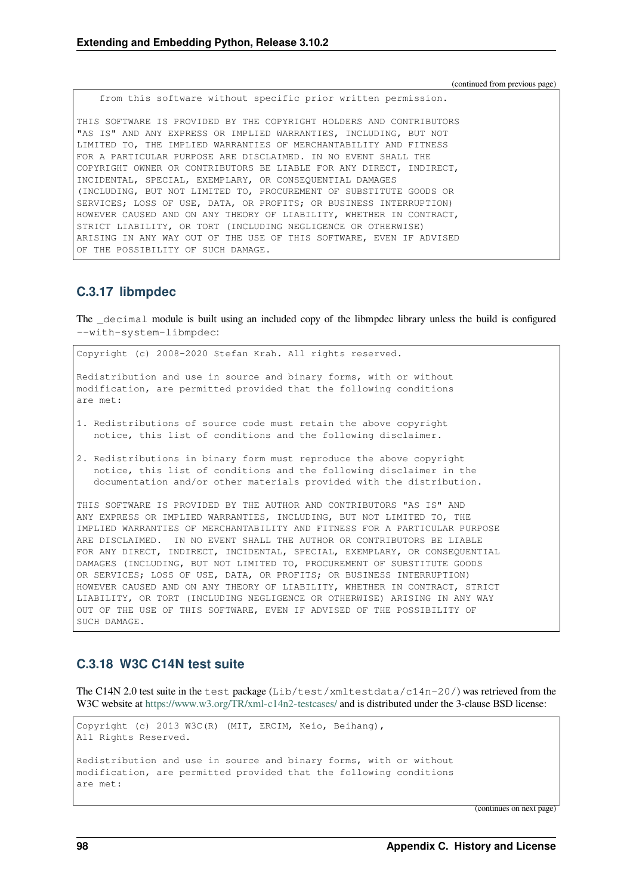(continued from previous page)

```
    from this software without specific prior written permission.

THIS SOFTWARE IS PROVIDED BY THE COPYRIGHT HOLDERS AND CONTRIBUTORS
"AS IS" AND ANY EXPRESS OR IMPLIED WARRANTIES, INCLUDING, BUT NOT
LIMITED TO, THE IMPLIED WARRANTIES OF MERCHANTABILITY AND FITNESS
FOR A PARTICULAR PURPOSE ARE DISCLAIMED. IN NO EVENT SHALL THE
COPYRIGHT OWNER OR CONTRIBUTORS BE LIABLE FOR ANY DIRECT, INDIRECT,
INCIDENTAL, SPECIAL, EXEMPLARY, OR CONSEQUENTIAL DAMAGES
(INCLUDING, BUT NOT LIMITED TO, PROCUREMENT OF SUBSTITUTE GOODS OR
SERVICES; LOSS OF USE, DATA, OR PROFITS; OR BUSINESS INTERRUPTION)
HOWEVER CAUSED AND ON ANY THEORY OF LIABILITY, WHETHER IN CONTRACT,
STRICT LIABILITY, OR TORT (INCLUDING NEGLIGENCE OR OTHERWISE)
ARISING IN ANY WAY OUT OF THE USE OF THIS SOFTWARE, EVEN IF ADVISED
OF THE POSSIBILITY OF SUCH DAMAGE.
```

### C.3.17 libmpdec

The `_decimal` module is built using an included copy of the libmpdec library unless the build is configured `--with-system-libmpdec`:

```
Copyright (c) 2008-2020 Stefan Krah. All rights reserved.

Redistribution and use in source and binary forms, with or without
modification, are permitted provided that the following conditions
are met:

1. Redistributions of source code must retain the above copyright
   notice, this list of conditions and the following disclaimer.

2. Redistributions in binary form must reproduce the above copyright
   notice, this list of conditions and the following disclaimer in the
   documentation and/or other materials provided with the distribution.

THIS SOFTWARE IS PROVIDED BY THE AUTHOR AND CONTRIBUTORS "AS IS" AND
ANY EXPRESS OR IMPLIED WARRANTIES, INCLUDING, BUT NOT LIMITED TO, THE
IMPLIED WARRANTIES OF MERCHANTABILITY AND FITNESS FOR A PARTICULAR PURPOSE
ARE DISCLAIMED.  IN NO EVENT SHALL THE AUTHOR OR CONTRIBUTORS BE LIABLE
FOR ANY DIRECT, INDIRECT, INCIDENTAL, SPECIAL, EXEMPLARY, OR CONSEQUENTIAL
DAMAGES (INCLUDING, BUT NOT LIMITED TO, PROCUREMENT OF SUBSTITUTE GOODS
OR SERVICES; LOSS OF USE, DATA, OR PROFITS; OR BUSINESS INTERRUPTION)
HOWEVER CAUSED AND ON ANY THEORY OF LIABILITY, WHETHER IN CONTRACT, STRICT
LIABILITY, OR TORT (INCLUDING NEGLIGENCE OR OTHERWISE) ARISING IN ANY WAY
OUT OF THE USE OF THIS SOFTWARE, EVEN IF ADVISED OF THE POSSIBILITY OF
SUCH DAMAGE.
```

### C.3.18 W3C C14N test suite

The C14N 2.0 test suite in the `test` package (`Lib/test/xmltestdata/c14n-20/`) was retrieved from the W3C website at https://www.w3.org/TR/xml-c14n2-testcases/ and is distributed under the 3-clause BSD license:

```
Copyright (c) 2013 W3C(R) (MIT, ERCIM, Keio, Beihang),
All Rights Reserved.

Redistribution and use in source and binary forms, with or without
modification, are permitted provided that the following conditions
are met:
```

(continues on next page)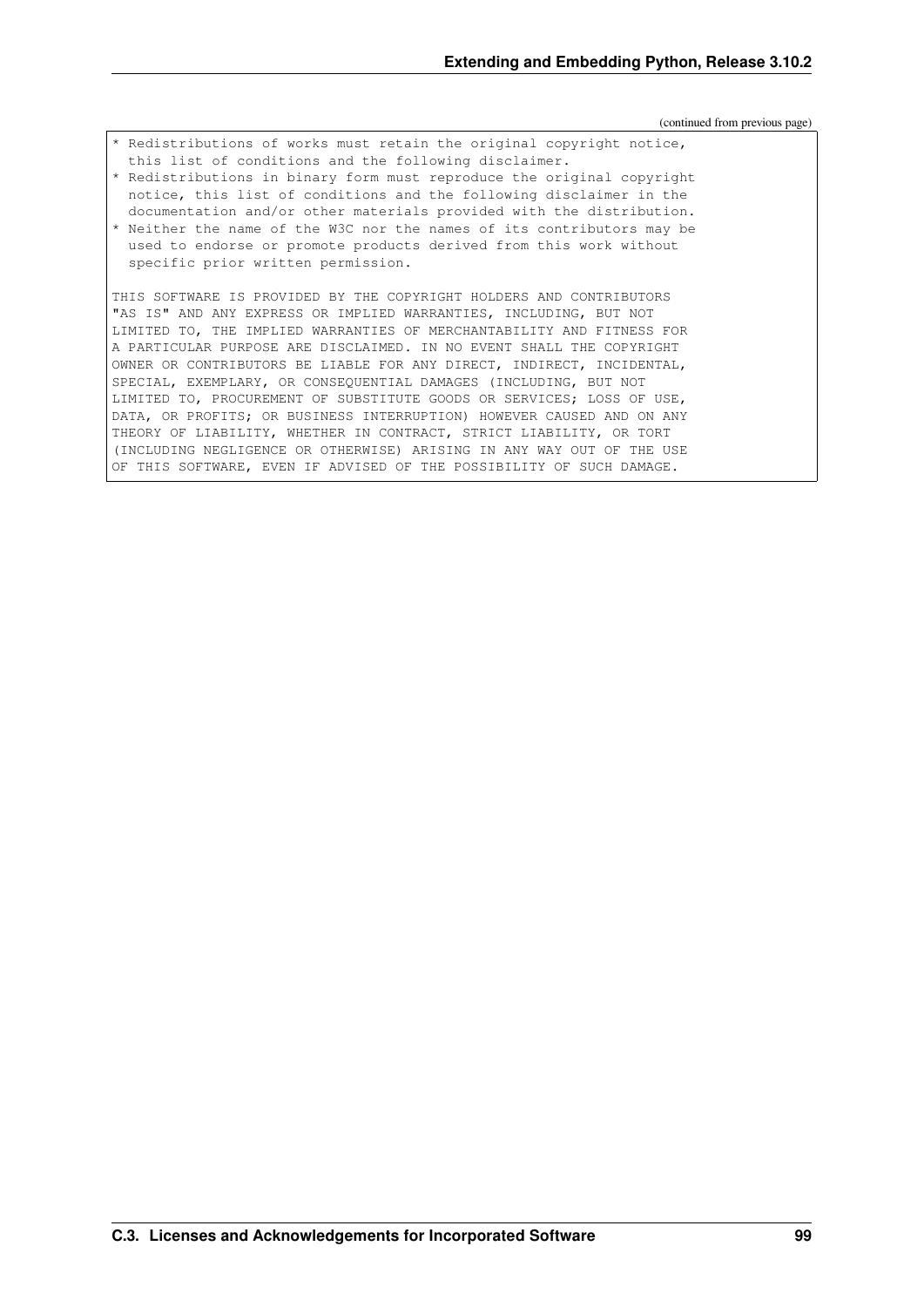(continued from previous page)

```
* Redistributions of works must retain the original copyright notice,
  this list of conditions and the following disclaimer.
* Redistributions in binary form must reproduce the original copyright
  notice, this list of conditions and the following disclaimer in the
  documentation and/or other materials provided with the distribution.
* Neither the name of the W3C nor the names of its contributors may be
  used to endorse or promote products derived from this work without
  specific prior written permission.

THIS SOFTWARE IS PROVIDED BY THE COPYRIGHT HOLDERS AND CONTRIBUTORS
"AS IS" AND ANY EXPRESS OR IMPLIED WARRANTIES, INCLUDING, BUT NOT
LIMITED TO, THE IMPLIED WARRANTIES OF MERCHANTABILITY AND FITNESS FOR
A PARTICULAR PURPOSE ARE DISCLAIMED. IN NO EVENT SHALL THE COPYRIGHT
OWNER OR CONTRIBUTORS BE LIABLE FOR ANY DIRECT, INDIRECT, INCIDENTAL,
SPECIAL, EXEMPLARY, OR CONSEQUENTIAL DAMAGES (INCLUDING, BUT NOT
LIMITED TO, PROCUREMENT OF SUBSTITUTE GOODS OR SERVICES; LOSS OF USE,
DATA, OR PROFITS; OR BUSINESS INTERRUPTION) HOWEVER CAUSED AND ON ANY
THEORY OF LIABILITY, WHETHER IN CONTRACT, STRICT LIABILITY, OR TORT
(INCLUDING NEGLIGENCE OR OTHERWISE) ARISING IN ANY WAY OUT OF THE USE
OF THIS SOFTWARE, EVEN IF ADVISED OF THE POSSIBILITY OF SUCH DAMAGE.
```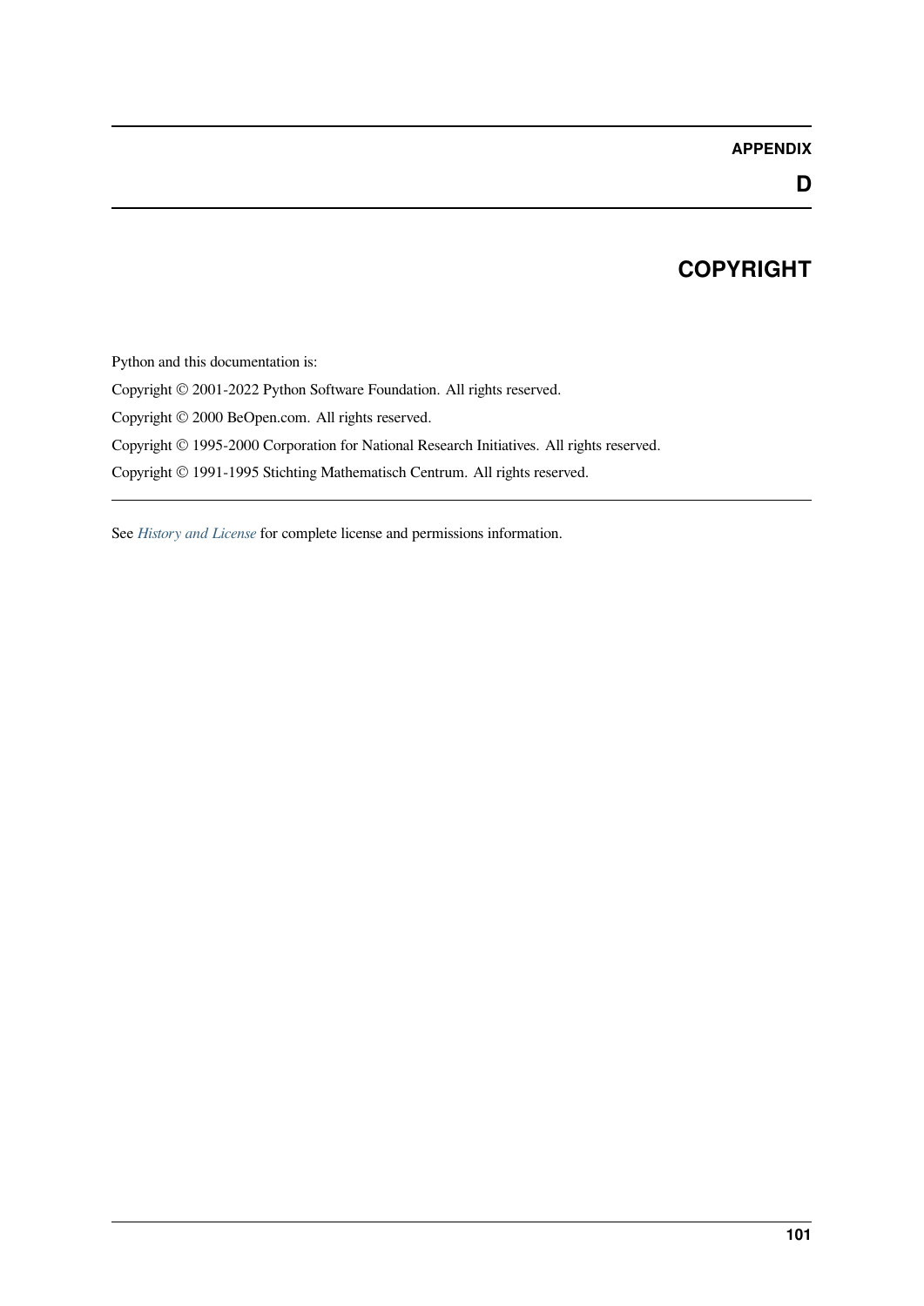# APPENDIX D

# COPYRIGHT

Python and this documentation is:

Copyright © 2001-2022 Python Software Foundation. All rights reserved.

Copyright © 2000 BeOpen.com. All rights reserved.

Copyright © 1995-2000 Corporation for National Research Initiatives. All rights reserved.

Copyright © 1991-1995 Stichting Mathematisch Centrum. All rights reserved.

---

See *History and License* for complete license and permissions information.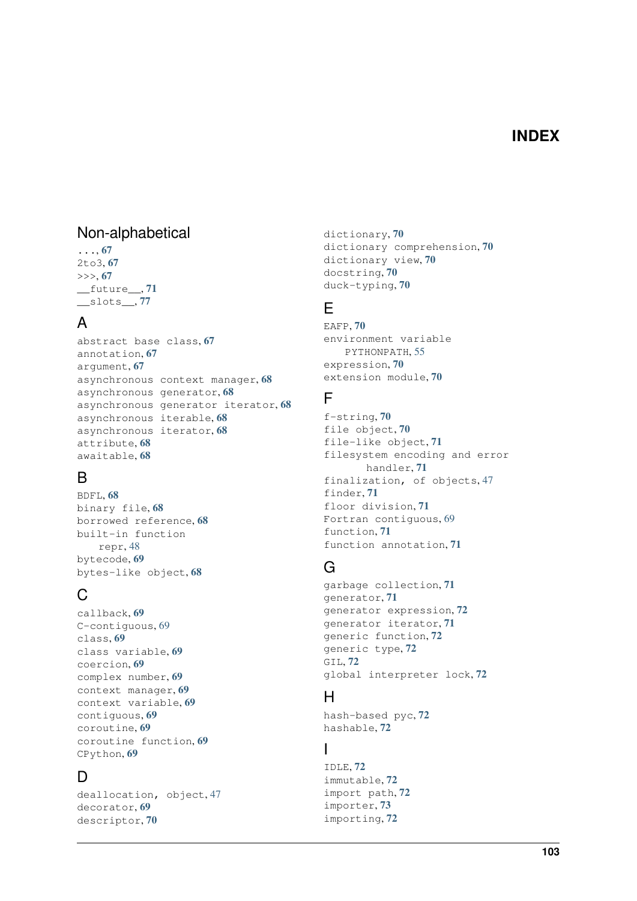# INDEX

## Non-alphabetical

..., **67**
2to3, **67**
>>>, **67**
__future__, **71**
__slots__, **77**

## A

abstract base class, **67**
annotation, **67**
argument, **67**
asynchronous context manager, **68**
asynchronous generator, **68**
asynchronous generator iterator, **68**
asynchronous iterable, **68**
asynchronous iterator, **68**
attribute, **68**
awaitable, **68**

## B

BDFL, **68**
binary file, **68**
borrowed reference, **68**
built-in function
    repr, 48
bytecode, **69**
bytes-like object, **68**

## C

callback, **69**
C-contiguous, 69
class, **69**
class variable, **69**
coercion, **69**
complex number, **69**
context manager, **69**
context variable, **69**
contiguous, **69**
coroutine, **69**
coroutine function, **69**
CPython, **69**

## D

deallocation, object, 47
decorator, **69**
descriptor, **70**
dictionary, **70**
dictionary comprehension, **70**
dictionary view, **70**
docstring, **70**
duck-typing, **70**

## E

EAFP, **70**
environment variable
    PYTHONPATH, 55
expression, **70**
extension module, **70**

## F

f-string, **70**
file object, **70**
file-like object, **71**
filesystem encoding and error handler, **71**
finalization, of objects, 47
finder, **71**
floor division, **71**
Fortran contiguous, 69
function, **71**
function annotation, **71**

## G

garbage collection, **71**
generator, **71**
generator expression, **72**
generator iterator, **71**
generic function, **72**
generic type, **72**
GIL, **72**
global interpreter lock, **72**

## H

hash-based pyc, **72**
hashable, **72**

## I

IDLE, **72**
immutable, **72**
import path, **72**
importer, **73**
importing, **72**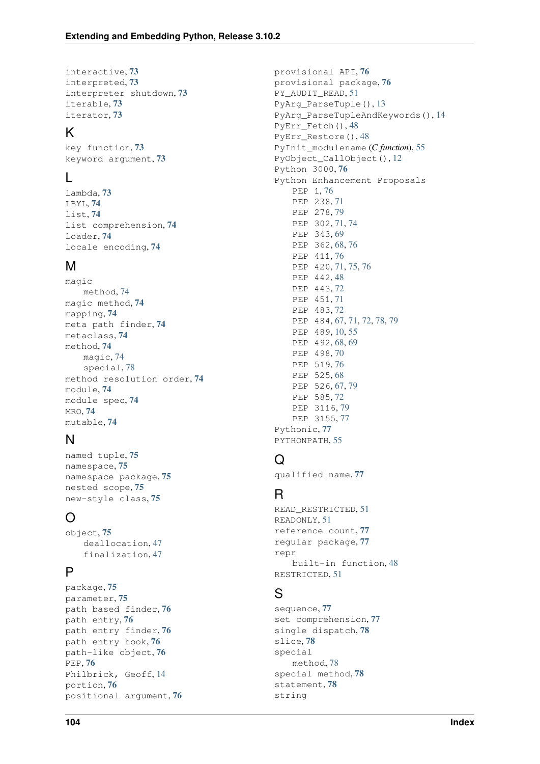interactive, **73**
interpreted, **73**
interpreter shutdown, **73**
iterable, **73**
iterator, **73**

## K

key function, **73**
keyword argument, **73**

## L

lambda, **73**
LBYL, **74**
list, **74**
list comprehension, **74**
loader, **74**
locale encoding, **74**

## M

magic
    method, 74
magic method, **74**
mapping, **74**
meta path finder, **74**
metaclass, **74**
method, **74**
    magic, 74
    special, 78
method resolution order, **74**
module, **74**
module spec, **74**
MRO, **74**
mutable, **74**

## N

named tuple, **75**
namespace, **75**
namespace package, **75**
nested scope, **75**
new-style class, **75**

## O

object, **75**
    deallocation, 47
    finalization, 47

## P

package, **75**
parameter, **75**
path based finder, **76**
path entry, **76**
path entry finder, **76**
path entry hook, **76**
path-like object, **76**
PEP, **76**
Philbrick, Geoff, 14
portion, **76**
positional argument, **76**
provisional API, **76**
provisional package, **76**
PY_AUDIT_READ, 51
PyArg_ParseTuple(), 13
PyArg_ParseTupleAndKeywords(), 14
PyErr_Fetch(), 48
PyErr_Restore(), 48
PyInit_modulename (*C function*), 55
PyObject_CallObject(), 12
Python 3000, **76**
Python Enhancement Proposals
    PEP 1, 76
    PEP 238, 71
    PEP 278, 79
    PEP 302, 71, 74
    PEP 343, 69
    PEP 362, 68, 76
    PEP 411, 76
    PEP 420, 71, 75, 76
    PEP 442, 48
    PEP 443, 72
    PEP 451, 71
    PEP 483, 72
    PEP 484, 67, 71, 72, 78, 79
    PEP 489, 10, 55
    PEP 492, 68, 69
    PEP 498, 70
    PEP 519, 76
    PEP 525, 68
    PEP 526, 67, 79
    PEP 585, 72
    PEP 3116, 79
    PEP 3155, 77
Pythonic, **77**
PYTHONPATH, 55

## Q

qualified name, **77**

## R

READ_RESTRICTED, 51
READONLY, 51
reference count, **77**
regular package, **77**
repr
    built-in function, 48
RESTRICTED, 51

## S

sequence, **77**
set comprehension, **77**
single dispatch, **78**
slice, **78**
special
    method, 78
special method, **78**
statement, **78**
string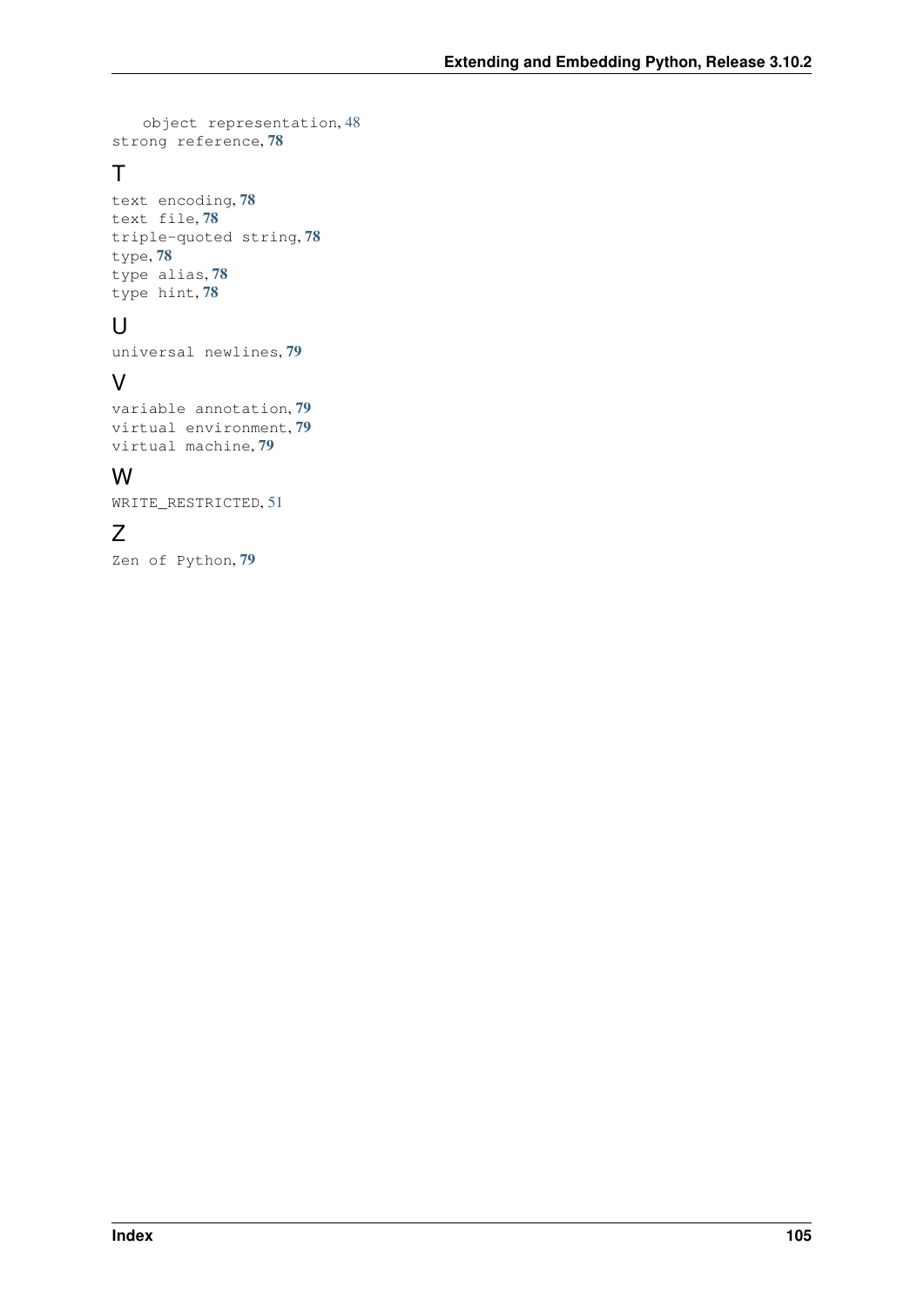object representation, 48
strong reference, **78**

## T

text encoding, **78**
text file, **78**
triple-quoted string, **78**
type, **78**
type alias, **78**
type hint, **78**

## U

universal newlines, **79**

## V

variable annotation, **79**
virtual environment, **79**
virtual machine, **79**

## W

WRITE_RESTRICTED, 51

## Z

Zen of Python, **79**